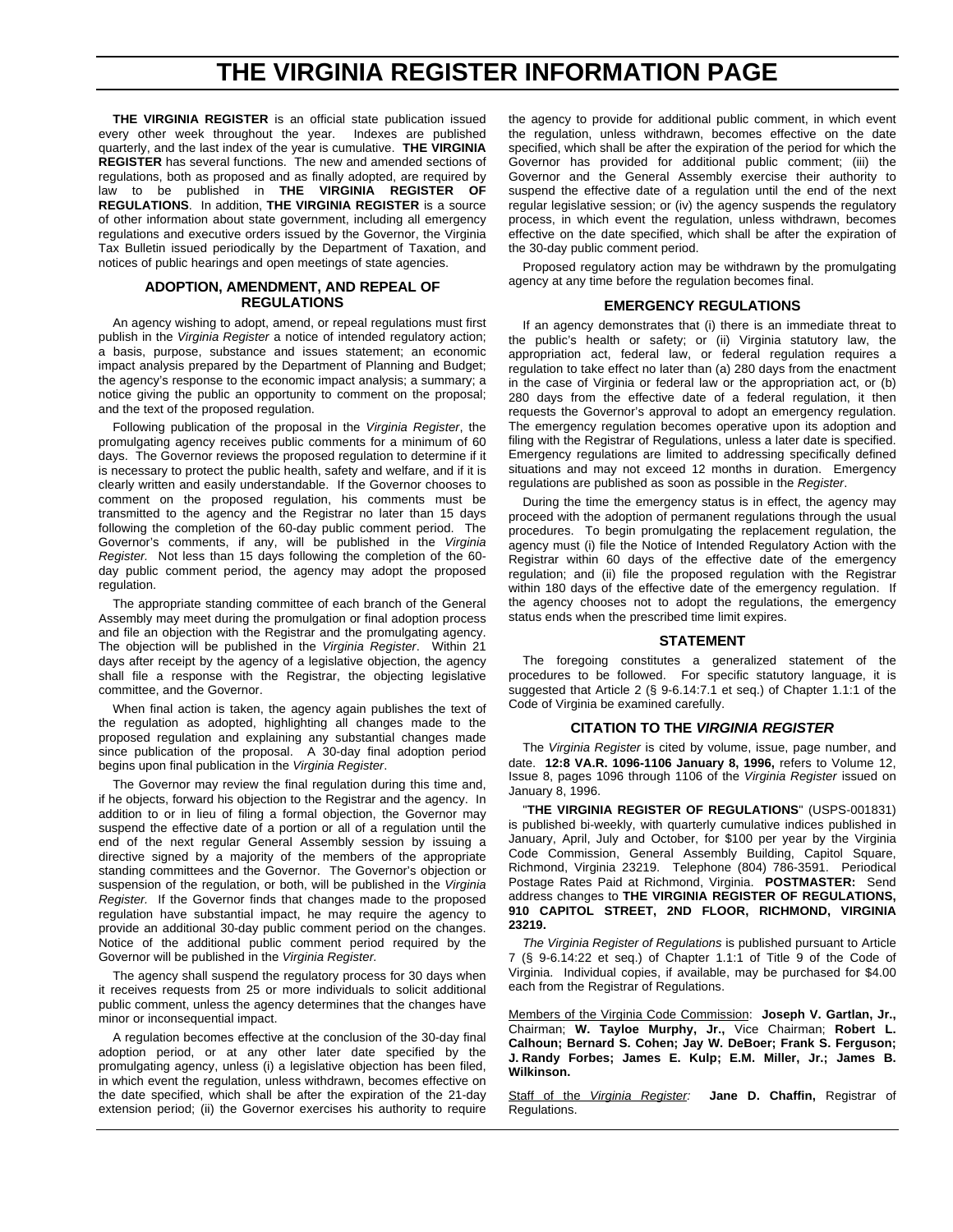# THE VIRGINIA REGISTER INFORMATION PAGE

**THE VIRGINIA REGISTER** is an official state publication issued every other week throughout the year. Indexes are published quarterly, and the last index of the year is cumulative. **THE VIRGINIA REGISTER** has several functions. The new and amended sections of regulations, both as proposed and as finally adopted, are required by law to be published in **THE VIRGINIA REGISTER OF REGULATIONS**. In addition, **THE VIRGINIA REGISTER** is a source of other information about state government, including all emergency regulations and executive orders issued by the Governor, the Virginia Tax Bulletin issued periodically by the Department of Taxation, and notices of public hearings and open meetings of state agencies.

### ADOPTION, AMENDMENT, AND REPEAL OF REGULATIONS

An agency wishing to adopt, amend, or repeal regulations must first publish in the *Virginia Register* a notice of intended regulatory action; a basis, purpose, substance and issues statement; an economic impact analysis prepared by the Department of Planning and Budget; the agency's response to the economic impact analysis; a summary; a notice giving the public an opportunity to comment on the proposal; and the text of the proposed regulation.

Following publication of the proposal in the *Virginia Register*, the promulgating agency receives public comments for a minimum of 60 days. The Governor reviews the proposed regulation to determine if it is necessary to protect the public health, safety and welfare, and if it is clearly written and easily understandable. If the Governor chooses to comment on the proposed regulation, his comments must be transmitted to the agency and the Registrar no later than 15 days following the completion of the 60-day public comment period. The Governor's comments, if any, will be published in the *Virginia Register.* Not less than 15 days following the completion of the 60-day public comment period, the agency may adopt the proposed regulation.

The appropriate standing committee of each branch of the General Assembly may meet during the promulgation or final adoption process and file an objection with the Registrar and the promulgating agency. The objection will be published in the *Virginia Register*. Within 21 days after receipt by the agency of a legislative objection, the agency shall file a response with the Registrar, the objecting legislative committee, and the Governor.

When final action is taken, the agency again publishes the text of the regulation as adopted, highlighting all changes made to the proposed regulation and explaining any substantial changes made since publication of the proposal. A 30-day final adoption period begins upon final publication in the *Virginia Register*.

The Governor may review the final regulation during this time and, if he objects, forward his objection to the Registrar and the agency. In addition to or in lieu of filing a formal objection, the Governor may suspend the effective date of a portion or all of a regulation until the end of the next regular General Assembly session by issuing a directive signed by a majority of the members of the appropriate standing committees and the Governor. The Governor's objection or suspension of the regulation, or both, will be published in the *Virginia Register.* If the Governor finds that changes made to the proposed regulation have substantial impact, he may require the agency to provide an additional 30-day public comment period on the changes. Notice of the additional public comment period required by the Governor will be published in the *Virginia Register.*

The agency shall suspend the regulatory process for 30 days when it receives requests from 25 or more individuals to solicit additional public comment, unless the agency determines that the changes have minor or inconsequential impact.

A regulation becomes effective at the conclusion of the 30-day final adoption period, or at any other later date specified by the promulgating agency, unless (i) a legislative objection has been filed, in which event the regulation, unless withdrawn, becomes effective on the date specified, which shall be after the expiration of the 21-day extension period; (ii) the Governor exercises his authority to require the agency to provide for additional public comment, in which event the regulation, unless withdrawn, becomes effective on the date specified, which shall be after the expiration of the period for which the Governor has provided for additional public comment; (iii) the Governor and the General Assembly exercise their authority to suspend the effective date of a regulation until the end of the next regular legislative session; or (iv) the agency suspends the regulatory process, in which event the regulation, unless withdrawn, becomes effective on the date specified, which shall be after the expiration of the 30-day public comment period.

Proposed regulatory action may be withdrawn by the promulgating agency at any time before the regulation becomes final.

### EMERGENCY REGULATIONS

If an agency demonstrates that (i) there is an immediate threat to the public's health or safety; or (ii) Virginia statutory law, the appropriation act, federal law, or federal regulation requires a regulation to take effect no later than (a) 280 days from the enactment in the case of Virginia or federal law or the appropriation act, or (b) 280 days from the effective date of a federal regulation, it then requests the Governor's approval to adopt an emergency regulation. The emergency regulation becomes operative upon its adoption and filing with the Registrar of Regulations, unless a later date is specified. Emergency regulations are limited to addressing specifically defined situations and may not exceed 12 months in duration. Emergency regulations are published as soon as possible in the *Register*.

During the time the emergency status is in effect, the agency may proceed with the adoption of permanent regulations through the usual procedures. To begin promulgating the replacement regulation, the agency must (i) file the Notice of Intended Regulatory Action with the Registrar within 60 days of the effective date of the emergency regulation; and (ii) file the proposed regulation with the Registrar within 180 days of the effective date of the emergency regulation. If the agency chooses not to adopt the regulations, the emergency status ends when the prescribed time limit expires.

### STATEMENT

The foregoing constitutes a generalized statement of the procedures to be followed. For specific statutory language, it is suggested that Article 2 (§ 9-6.14:7.1 et seq.) of Chapter 1.1:1 of the Code of Virginia be examined carefully.

### CITATION TO THE *VIRGINIA REGISTER*

The *Virginia Register* is cited by volume, issue, page number, and date. **12:8 VA.R. 1096-1106 January 8, 1996,** refers to Volume 12, Issue 8, pages 1096 through 1106 of the *Virginia Register* issued on January 8, 1996.

"**THE VIRGINIA REGISTER OF REGULATIONS**" (USPS-001831) is published bi-weekly, with quarterly cumulative indices published in January, April, July and October, for $100 per year by the Virginia Code Commission, General Assembly Building, Capitol Square, Richmond, Virginia 23219. Telephone (804) 786-3591. Periodical Postage Rates Paid at Richmond, Virginia. **POSTMASTER:** Send address changes to **THE VIRGINIA REGISTER OF REGULATIONS, 910 CAPITOL STREET, 2ND FLOOR, RICHMOND, VIRGINIA 23219.**

*The Virginia Register of Regulations* is published pursuant to Article 7 (§ 9-6.14:22 et seq.) of Chapter 1.1:1 of Title 9 of the Code of Virginia. Individual copies, if available, may be purchased for $4.00 each from the Registrar of Regulations.

Members of the Virginia Code Commission: **Joseph V. Gartlan, Jr.,** Chairman; **W. Tayloe Murphy, Jr.,** Vice Chairman; **Robert L. Calhoun; Bernard S. Cohen; Jay W. DeBoer; Frank S. Ferguson; J. Randy Forbes; James E. Kulp; E.M. Miller, Jr.; James B. Wilkinson.**

Staff of the *Virginia Register:* **Jane D. Chaffin,** Registrar of Regulations.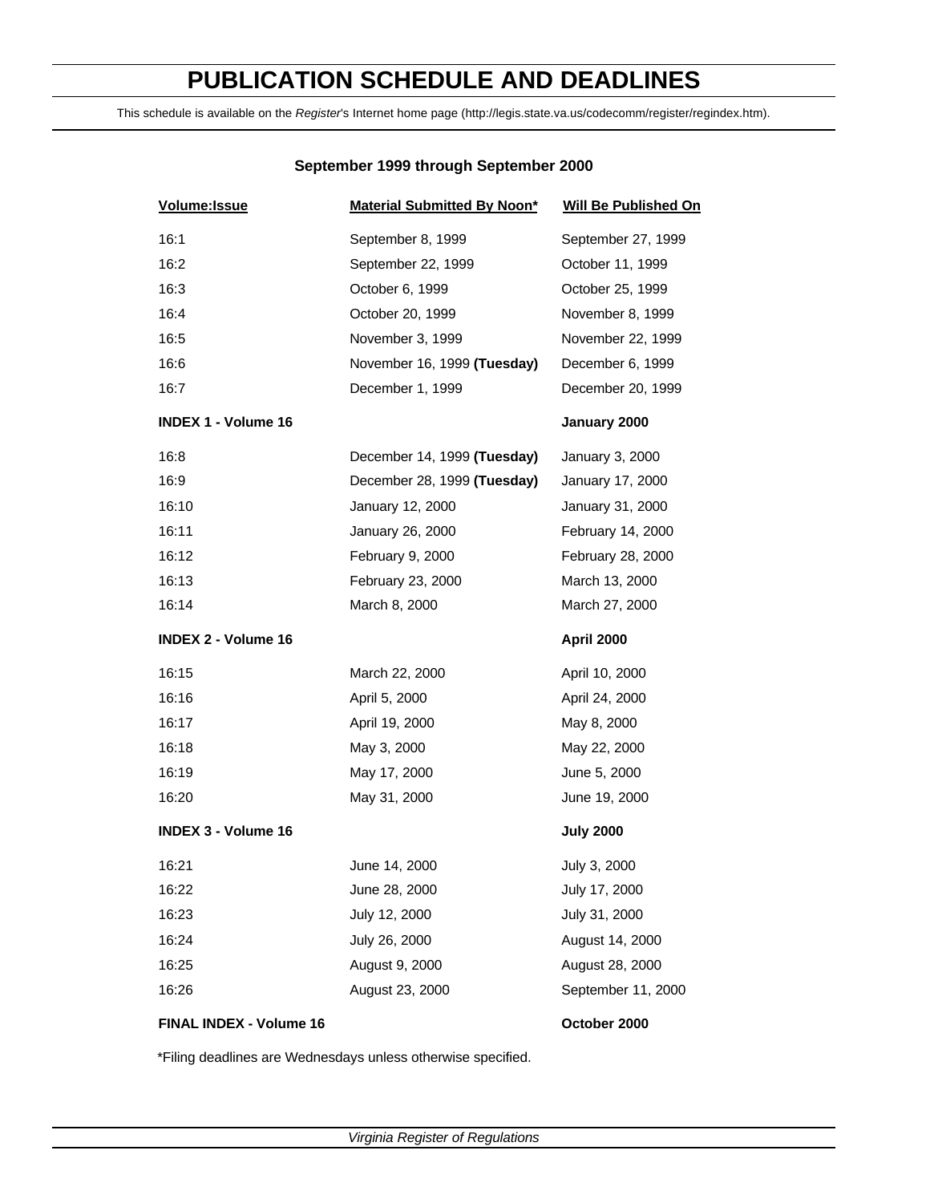# PUBLICATION SCHEDULE AND DEADLINES

This schedule is available on the *Register*'s Internet home page (http://legis.state.va.us/codecomm/register/regindex.htm).

**September 1999 through September 2000**

| Volume:Issue | Material Submitted By Noon* | Will Be Published On |
|---|---|---|
| 16:1 | September 8, 1999 | September 27, 1999 |
| 16:2 | September 22, 1999 | October 11, 1999 |
| 16:3 | October 6, 1999 | October 25, 1999 |
| 16:4 | October 20, 1999 | November 8, 1999 |
| 16:5 | November 3, 1999 | November 22, 1999 |
| 16:6 | November 16, 1999 **(Tuesday)** | December 6, 1999 |
| 16:7 | December 1, 1999 | December 20, 1999 |
| **INDEX 1 - Volume 16** | | **January 2000** |
| 16:8 | December 14, 1999 **(Tuesday)** | January 3, 2000 |
| 16:9 | December 28, 1999 **(Tuesday)** | January 17, 2000 |
| 16:10 | January 12, 2000 | January 31, 2000 |
| 16:11 | January 26, 2000 | February 14, 2000 |
| 16:12 | February 9, 2000 | February 28, 2000 |
| 16:13 | February 23, 2000 | March 13, 2000 |
| 16:14 | March 8, 2000 | March 27, 2000 |
| **INDEX 2 - Volume 16** | | **April 2000** |
| 16:15 | March 22, 2000 | April 10, 2000 |
| 16:16 | April 5, 2000 | April 24, 2000 |
| 16:17 | April 19, 2000 | May 8, 2000 |
| 16:18 | May 3, 2000 | May 22, 2000 |
| 16:19 | May 17, 2000 | June 5, 2000 |
| 16:20 | May 31, 2000 | June 19, 2000 |
| **INDEX 3 - Volume 16** | | **July 2000** |
| 16:21 | June 14, 2000 | July 3, 2000 |
| 16:22 | June 28, 2000 | July 17, 2000 |
| 16:23 | July 12, 2000 | July 31, 2000 |
| 16:24 | July 26, 2000 | August 14, 2000 |
| 16:25 | August 9, 2000 | August 28, 2000 |
| 16:26 | August 23, 2000 | September 11, 2000 |
| **FINAL INDEX - Volume 16** | | **October 2000** |

*Filing deadlines are Wednesdays unless otherwise specified.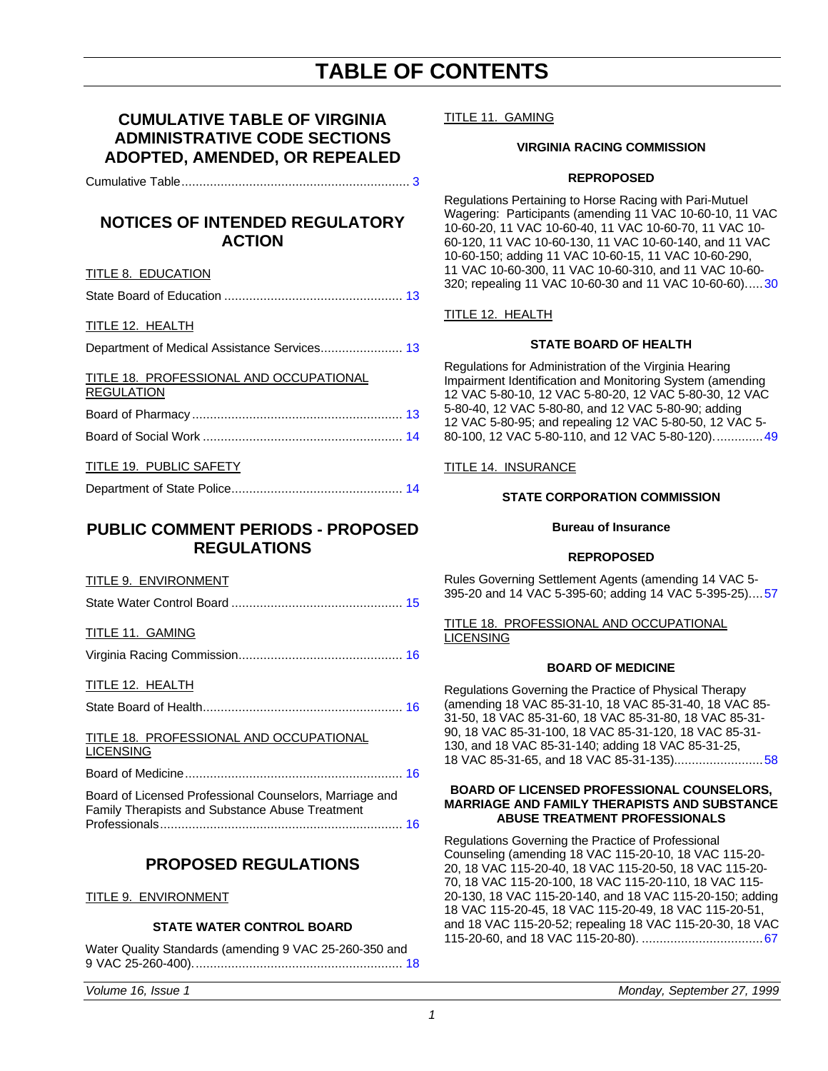# TABLE OF CONTENTS

## CUMULATIVE TABLE OF VIRGINIA ADMINISTRATIVE CODE SECTIONS ADOPTED, AMENDED, OR REPEALED

Cumulative Table................................................................ 3

## NOTICES OF INTENDED REGULATORY ACTION

TITLE 8. EDUCATION

State Board of Education .................................................. 13

TITLE 12. HEALTH

Department of Medical Assistance Services....................... 13

TITLE 18. PROFESSIONAL AND OCCUPATIONAL REGULATION

Board of Pharmacy........................................................... 13

Board of Social Work ........................................................ 14

TITLE 19. PUBLIC SAFETY

Department of State Police................................................ 14

## PUBLIC COMMENT PERIODS - PROPOSED REGULATIONS

TITLE 9. ENVIRONMENT

State Water Control Board ................................................ 15

TITLE 11. GAMING

Virginia Racing Commission.............................................. 16

TITLE 12. HEALTH

State Board of Health........................................................ 16

TITLE 18. PROFESSIONAL AND OCCUPATIONAL LICENSING

Board of Medicine............................................................. 16

Board of Licensed Professional Counselors, Marriage and Family Therapists and Substance Abuse Treatment Professionals.................................................................... 16

## PROPOSED REGULATIONS

TITLE 9. ENVIRONMENT

### STATE WATER CONTROL BOARD

Water Quality Standards (amending 9 VAC 25-260-350 and 9 VAC 25-260-400)........................................................... 18

TITLE 11. GAMING

### VIRGINIA RACING COMMISSION

#### REPROPOSED

Regulations Pertaining to Horse Racing with Pari-Mutuel Wagering: Participants (amending 11 VAC 10-60-10, 11 VAC 10-60-20, 11 VAC 10-60-40, 11 VAC 10-60-70, 11 VAC 10-60-120, 11 VAC 10-60-130, 11 VAC 10-60-140, and 11 VAC 10-60-150; adding 11 VAC 10-60-15, 11 VAC 10-60-290, 11 VAC 10-60-300, 11 VAC 10-60-310, and 11 VAC 10-60-320; repealing 11 VAC 10-60-30 and 11 VAC 10-60-60)..... 30

TITLE 12. HEALTH

### STATE BOARD OF HEALTH

Regulations for Administration of the Virginia Hearing Impairment Identification and Monitoring System (amending 12 VAC 5-80-10, 12 VAC 5-80-20, 12 VAC 5-80-30, 12 VAC 5-80-40, 12 VAC 5-80-80, and 12 VAC 5-80-90; adding 12 VAC 5-80-95; and repealing 12 VAC 5-80-50, 12 VAC 5-80-100, 12 VAC 5-80-110, and 12 VAC 5-80-120)............. 49

TITLE 14. INSURANCE

### STATE CORPORATION COMMISSION

#### Bureau of Insurance

#### REPROPOSED

Rules Governing Settlement Agents (amending 14 VAC 5-395-20 and 14 VAC 5-395-60; adding 14 VAC 5-395-25).... 57

TITLE 18. PROFESSIONAL AND OCCUPATIONAL LICENSING

### BOARD OF MEDICINE

Regulations Governing the Practice of Physical Therapy (amending 18 VAC 85-31-10, 18 VAC 85-31-40, 18 VAC 85-31-50, 18 VAC 85-31-60, 18 VAC 85-31-80, 18 VAC 85-31-90, 18 VAC 85-31-100, 18 VAC 85-31-120, 18 VAC 85-31-130, and 18 VAC 85-31-140; adding 18 VAC 85-31-25, 18 VAC 85-31-65, and 18 VAC 85-31-135)......................... 58

### BOARD OF LICENSED PROFESSIONAL COUNSELORS, MARRIAGE AND FAMILY THERAPISTS AND SUBSTANCE ABUSE TREATMENT PROFESSIONALS

Regulations Governing the Practice of Professional Counseling (amending 18 VAC 115-20-10, 18 VAC 115-20-20, 18 VAC 115-20-40, 18 VAC 115-20-50, 18 VAC 115-20-70, 18 VAC 115-20-100, 18 VAC 115-20-110, 18 VAC 115-20-130, 18 VAC 115-20-140, and 18 VAC 115-20-150; adding 18 VAC 115-20-45, 18 VAC 115-20-49, 18 VAC 115-20-51, and 18 VAC 115-20-52; repealing 18 VAC 115-20-30, 18 VAC 115-20-60, and 18 VAC 115-20-80). .................................. 67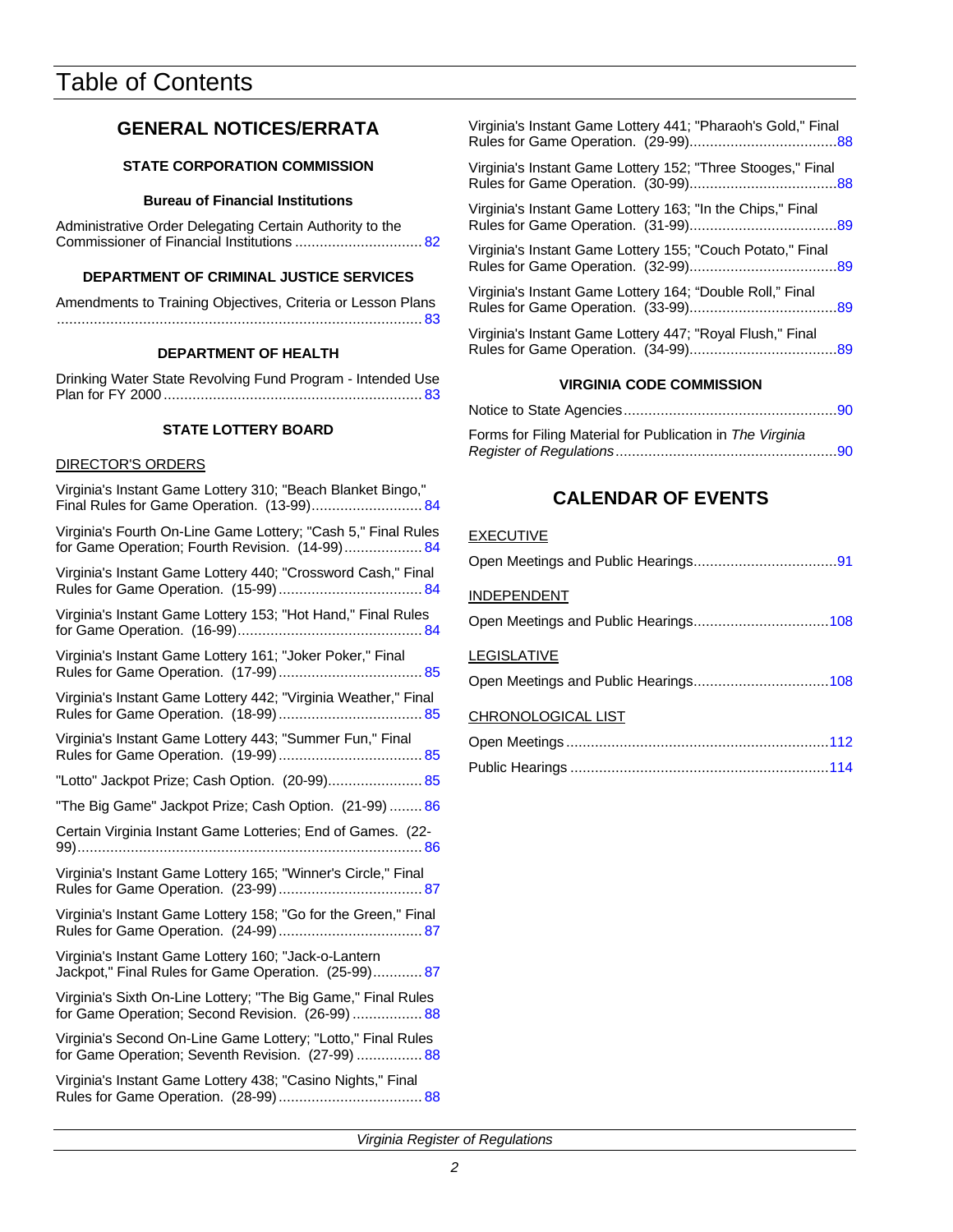# Table of Contents

## GENERAL NOTICES/ERRATA

### STATE CORPORATION COMMISSION

#### Bureau of Financial Institutions

Administrative Order Delegating Certain Authority to the Commissioner of Financial Institutions ............................... 82

### DEPARTMENT OF CRIMINAL JUSTICE SERVICES

Amendments to Training Objectives, Criteria or Lesson Plans ........................................................................................ 83

### DEPARTMENT OF HEALTH

Drinking Water State Revolving Fund Program - Intended Use Plan for FY 2000 .............................................................. 83

### STATE LOTTERY BOARD

DIRECTOR'S ORDERS

Virginia's Instant Game Lottery 310; "Beach Blanket Bingo," Final Rules for Game Operation. (13-99).......................... 84

Virginia's Fourth On-Line Game Lottery; "Cash 5," Final Rules for Game Operation; Fourth Revision. (14-99).................. 84

Virginia's Instant Game Lottery 440; "Crossword Cash," Final Rules for Game Operation. (15-99).................................. 84

Virginia's Instant Game Lottery 153; "Hot Hand," Final Rules for Game Operation. (16-99)............................................ 84

Virginia's Instant Game Lottery 161; "Joker Poker," Final Rules for Game Operation. (17-99).................................. 85

Virginia's Instant Game Lottery 442; "Virginia Weather," Final Rules for Game Operation. (18-99).................................. 85

Virginia's Instant Game Lottery 443; "Summer Fun," Final Rules for Game Operation. (19-99).................................. 85

"Lotto" Jackpot Prize; Cash Option. (20-99)....................... 85

"The Big Game" Jackpot Prize; Cash Option. (21-99) ........ 86

Certain Virginia Instant Game Lotteries; End of Games. (22-99)................................................................................... 86

Virginia's Instant Game Lottery 165; "Winner's Circle," Final Rules for Game Operation. (23-99).................................. 87

Virginia's Instant Game Lottery 158; "Go for the Green," Final Rules for Game Operation. (24-99).................................. 87

Virginia's Instant Game Lottery 160; "Jack-o-Lantern Jackpot," Final Rules for Game Operation. (25-99)............ 87

Virginia's Sixth On-Line Lottery; "The Big Game," Final Rules for Game Operation; Second Revision. (26-99) ................. 88

Virginia's Second On-Line Game Lottery; "Lotto," Final Rules for Game Operation; Seventh Revision. (27-99) ................ 88

Virginia's Instant Game Lottery 438; "Casino Nights," Final Rules for Game Operation. (28-99).................................. 88

Virginia's Instant Game Lottery 441; "Pharaoh's Gold," Final Rules for Game Operation. (29-99)...................................88

Virginia's Instant Game Lottery 152; "Three Stooges," Final Rules for Game Operation. (30-99)...................................88

Virginia's Instant Game Lottery 163; "In the Chips," Final Rules for Game Operation. (31-99)...................................89

Virginia's Instant Game Lottery 155; "Couch Potato," Final Rules for Game Operation. (32-99)...................................89

Virginia's Instant Game Lottery 164; "Double Roll," Final Rules for Game Operation. (33-99)...................................89

Virginia's Instant Game Lottery 447; "Royal Flush," Final Rules for Game Operation. (34-99)...................................89

### VIRGINIA CODE COMMISSION

Notice to State Agencies...................................................90

Forms for Filing Material for Publication in *The Virginia Register of Regulations*.....................................................90

## CALENDAR OF EVENTS

EXECUTIVE

Open Meetings and Public Hearings..................................91

INDEPENDENT

Open Meetings and Public Hearings................................108

LEGISLATIVE

Open Meetings and Public Hearings................................108

CHRONOLOGICAL LIST

Open Meetings...............................................................112

Public Hearings ..............................................................114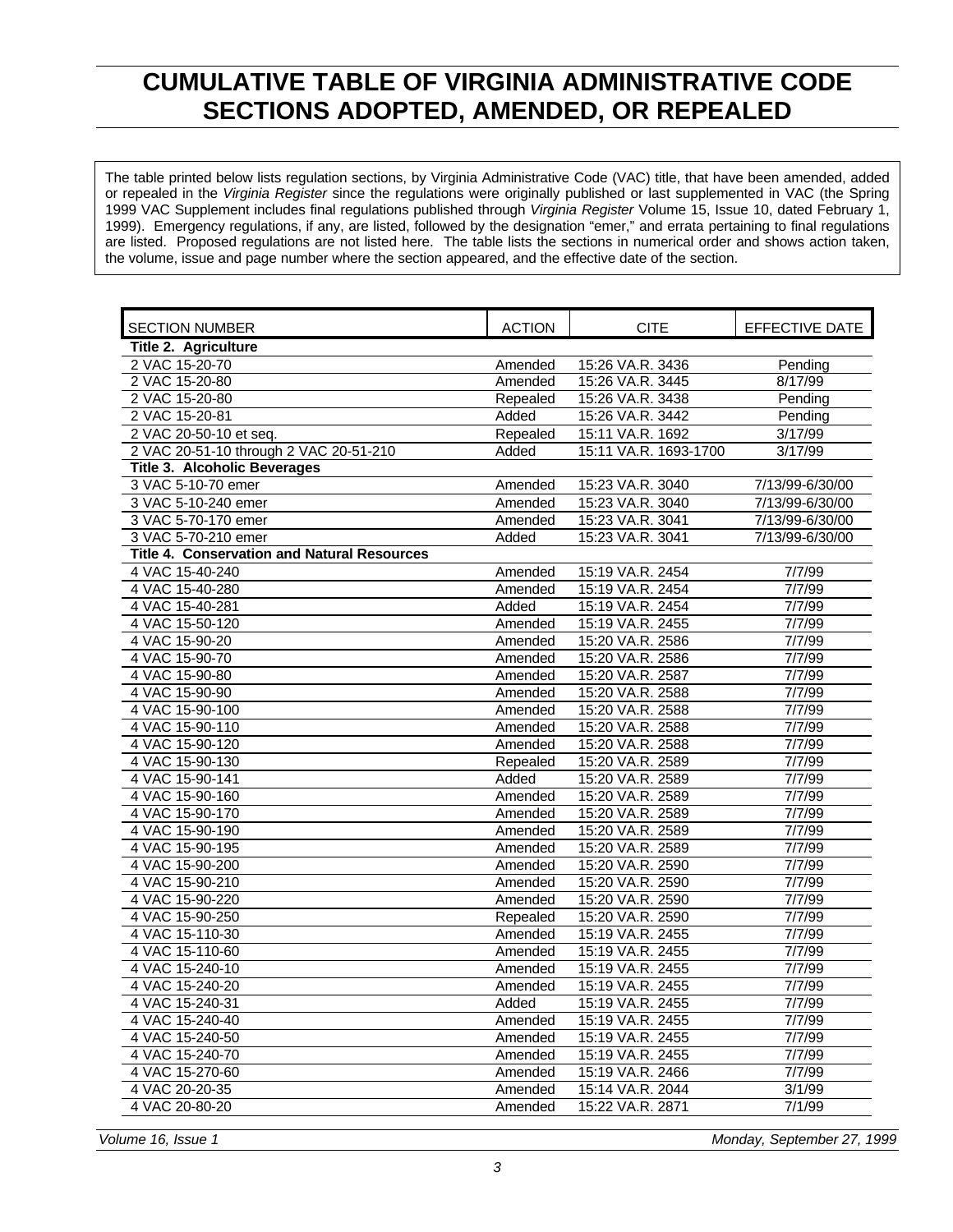# CUMULATIVE TABLE OF VIRGINIA ADMINISTRATIVE CODE SECTIONS ADOPTED, AMENDED, OR REPEALED

The table printed below lists regulation sections, by Virginia Administrative Code (VAC) title, that have been amended, added or repealed in the *Virginia Register* since the regulations were originally published or last supplemented in VAC (the Spring 1999 VAC Supplement includes final regulations published through *Virginia Register* Volume 15, Issue 10, dated February 1, 1999). Emergency regulations, if any, are listed, followed by the designation "emer," and errata pertaining to final regulations are listed. Proposed regulations are not listed here. The table lists the sections in numerical order and shows action taken, the volume, issue and page number where the section appeared, and the effective date of the section.

| SECTION NUMBER | ACTION | CITE | EFFECTIVE DATE |
|---|---|---|---|
| **Title 2. Agriculture** | | | |
| 2 VAC 15-20-70 | Amended | 15:26 VA.R. 3436 | Pending |
| 2 VAC 15-20-80 | Amended | 15:26 VA.R. 3445 | 8/17/99 |
| 2 VAC 15-20-80 | Repealed | 15:26 VA.R. 3438 | Pending |
| 2 VAC 15-20-81 | Added | 15:26 VA.R. 3442 | Pending |
| 2 VAC 20-50-10 et seq. | Repealed | 15:11 VA.R. 1692 | 3/17/99 |
| 2 VAC 20-51-10 through 2 VAC 20-51-210 | Added | 15:11 VA.R. 1693-1700 | 3/17/99 |
| **Title 3. Alcoholic Beverages** | | | |
| 3 VAC 5-10-70 emer | Amended | 15:23 VA.R. 3040 | 7/13/99-6/30/00 |
| 3 VAC 5-10-240 emer | Amended | 15:23 VA.R. 3040 | 7/13/99-6/30/00 |
| 3 VAC 5-70-170 emer | Amended | 15:23 VA.R. 3041 | 7/13/99-6/30/00 |
| 3 VAC 5-70-210 emer | Added | 15:23 VA.R. 3041 | 7/13/99-6/30/00 |
| **Title 4. Conservation and Natural Resources** | | | |
| 4 VAC 15-40-240 | Amended | 15:19 VA.R. 2454 | 7/7/99 |
| 4 VAC 15-40-280 | Amended | 15:19 VA.R. 2454 | 7/7/99 |
| 4 VAC 15-40-281 | Added | 15:19 VA.R. 2454 | 7/7/99 |
| 4 VAC 15-50-120 | Amended | 15:19 VA.R. 2455 | 7/7/99 |
| 4 VAC 15-90-20 | Amended | 15:20 VA.R. 2586 | 7/7/99 |
| 4 VAC 15-90-70 | Amended | 15:20 VA.R. 2586 | 7/7/99 |
| 4 VAC 15-90-80 | Amended | 15:20 VA.R. 2587 | 7/7/99 |
| 4 VAC 15-90-90 | Amended | 15:20 VA.R. 2588 | 7/7/99 |
| 4 VAC 15-90-100 | Amended | 15:20 VA.R. 2588 | 7/7/99 |
| 4 VAC 15-90-110 | Amended | 15:20 VA.R. 2588 | 7/7/99 |
| 4 VAC 15-90-120 | Amended | 15:20 VA.R. 2588 | 7/7/99 |
| 4 VAC 15-90-130 | Repealed | 15:20 VA.R. 2589 | 7/7/99 |
| 4 VAC 15-90-141 | Added | 15:20 VA.R. 2589 | 7/7/99 |
| 4 VAC 15-90-160 | Amended | 15:20 VA.R. 2589 | 7/7/99 |
| 4 VAC 15-90-170 | Amended | 15:20 VA.R. 2589 | 7/7/99 |
| 4 VAC 15-90-190 | Amended | 15:20 VA.R. 2589 | 7/7/99 |
| 4 VAC 15-90-195 | Amended | 15:20 VA.R. 2589 | 7/7/99 |
| 4 VAC 15-90-200 | Amended | 15:20 VA.R. 2590 | 7/7/99 |
| 4 VAC 15-90-210 | Amended | 15:20 VA.R. 2590 | 7/7/99 |
| 4 VAC 15-90-220 | Amended | 15:20 VA.R. 2590 | 7/7/99 |
| 4 VAC 15-90-250 | Repealed | 15:20 VA.R. 2590 | 7/7/99 |
| 4 VAC 15-110-30 | Amended | 15:19 VA.R. 2455 | 7/7/99 |
| 4 VAC 15-110-60 | Amended | 15:19 VA.R. 2455 | 7/7/99 |
| 4 VAC 15-240-10 | Amended | 15:19 VA.R. 2455 | 7/7/99 |
| 4 VAC 15-240-20 | Amended | 15:19 VA.R. 2455 | 7/7/99 |
| 4 VAC 15-240-31 | Added | 15:19 VA.R. 2455 | 7/7/99 |
| 4 VAC 15-240-40 | Amended | 15:19 VA.R. 2455 | 7/7/99 |
| 4 VAC 15-240-50 | Amended | 15:19 VA.R. 2455 | 7/7/99 |
| 4 VAC 15-240-70 | Amended | 15:19 VA.R. 2455 | 7/7/99 |
| 4 VAC 15-270-60 | Amended | 15:19 VA.R. 2466 | 7/7/99 |
| 4 VAC 20-20-35 | Amended | 15:14 VA.R. 2044 | 3/1/99 |
| 4 VAC 20-80-20 | Amended | 15:22 VA.R. 2871 | 7/1/99 |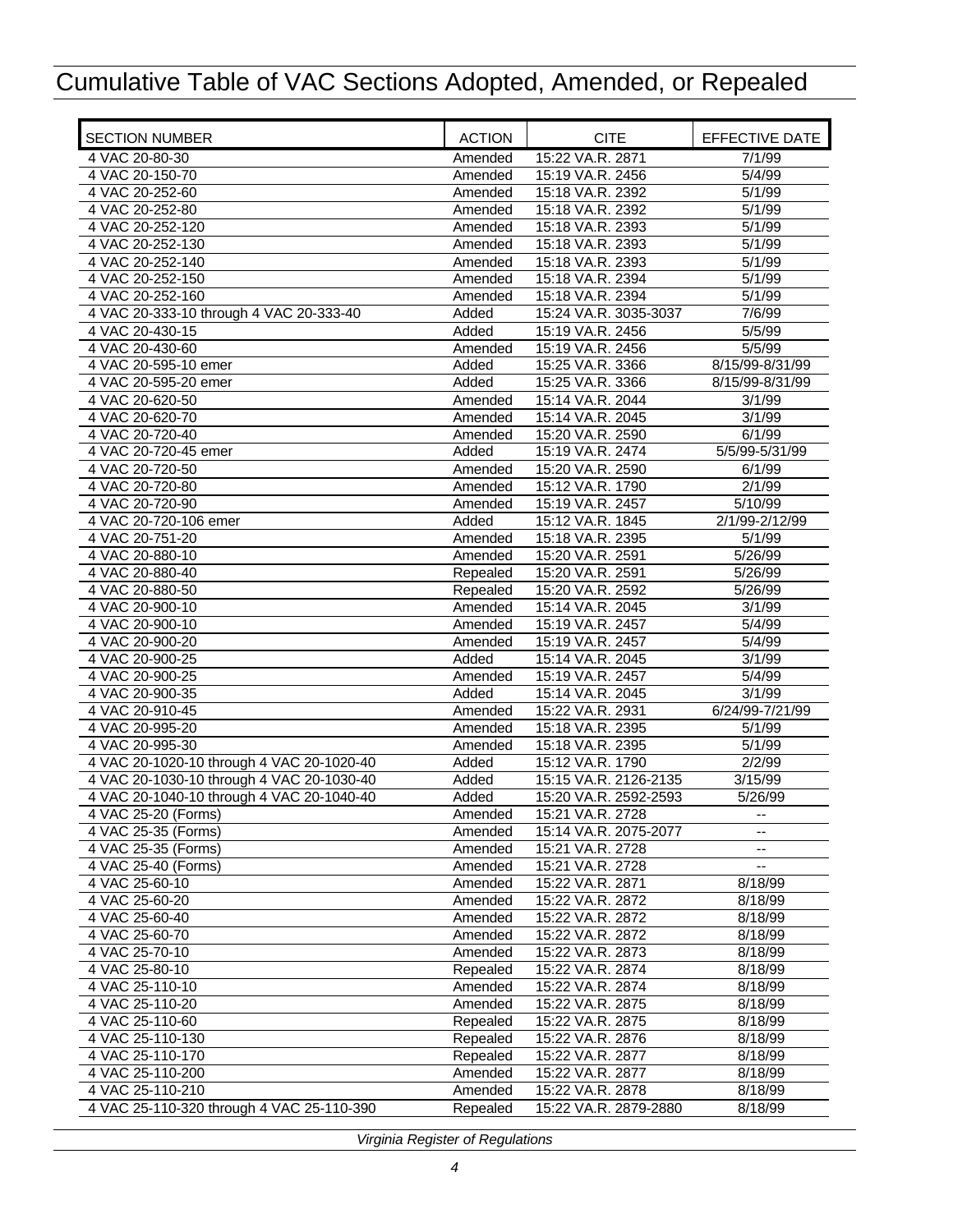# Cumulative Table of VAC Sections Adopted, Amended, or Repealed

| SECTION NUMBER | ACTION | CITE | EFFECTIVE DATE |
|---|---|---|---|
| 4 VAC 20-80-30 | Amended | 15:22 VA.R. 2871 | 7/1/99 |
| 4 VAC 20-150-70 | Amended | 15:19 VA.R. 2456 | 5/4/99 |
| 4 VAC 20-252-60 | Amended | 15:18 VA.R. 2392 | 5/1/99 |
| 4 VAC 20-252-80 | Amended | 15:18 VA.R. 2392 | 5/1/99 |
| 4 VAC 20-252-120 | Amended | 15:18 VA.R. 2393 | 5/1/99 |
| 4 VAC 20-252-130 | Amended | 15:18 VA.R. 2393 | 5/1/99 |
| 4 VAC 20-252-140 | Amended | 15:18 VA.R. 2393 | 5/1/99 |
| 4 VAC 20-252-150 | Amended | 15:18 VA.R. 2394 | 5/1/99 |
| 4 VAC 20-252-160 | Amended | 15:18 VA.R. 2394 | 5/1/99 |
| 4 VAC 20-333-10 through 4 VAC 20-333-40 | Added | 15:24 VA.R. 3035-3037 | 7/6/99 |
| 4 VAC 20-430-15 | Added | 15:19 VA.R. 2456 | 5/5/99 |
| 4 VAC 20-430-60 | Amended | 15:19 VA.R. 2456 | 5/5/99 |
| 4 VAC 20-595-10 emer | Added | 15:25 VA.R. 3366 | 8/15/99-8/31/99 |
| 4 VAC 20-595-20 emer | Added | 15:25 VA.R. 3366 | 8/15/99-8/31/99 |
| 4 VAC 20-620-50 | Amended | 15:14 VA.R. 2044 | 3/1/99 |
| 4 VAC 20-620-70 | Amended | 15:14 VA.R. 2045 | 3/1/99 |
| 4 VAC 20-720-40 | Amended | 15:20 VA.R. 2590 | 6/1/99 |
| 4 VAC 20-720-45 emer | Added | 15:19 VA.R. 2474 | 5/5/99-5/31/99 |
| 4 VAC 20-720-50 | Amended | 15:20 VA.R. 2590 | 6/1/99 |
| 4 VAC 20-720-80 | Amended | 15:12 VA.R. 1790 | 2/1/99 |
| 4 VAC 20-720-90 | Amended | 15:19 VA.R. 2457 | 5/10/99 |
| 4 VAC 20-720-106 emer | Added | 15:12 VA.R. 1845 | 2/1/99-2/12/99 |
| 4 VAC 20-751-20 | Amended | 15:18 VA.R. 2395 | 5/1/99 |
| 4 VAC 20-880-10 | Amended | 15:20 VA.R. 2591 | 5/26/99 |
| 4 VAC 20-880-40 | Repealed | 15:20 VA.R. 2591 | 5/26/99 |
| 4 VAC 20-880-50 | Repealed | 15:20 VA.R. 2592 | 5/26/99 |
| 4 VAC 20-900-10 | Amended | 15:14 VA.R. 2045 | 3/1/99 |
| 4 VAC 20-900-10 | Amended | 15:19 VA.R. 2457 | 5/4/99 |
| 4 VAC 20-900-20 | Amended | 15:19 VA.R. 2457 | 5/4/99 |
| 4 VAC 20-900-25 | Added | 15:14 VA.R. 2045 | 3/1/99 |
| 4 VAC 20-900-25 | Amended | 15:19 VA.R. 2457 | 5/4/99 |
| 4 VAC 20-900-35 | Added | 15:14 VA.R. 2045 | 3/1/99 |
| 4 VAC 20-910-45 | Amended | 15:22 VA.R. 2931 | 6/24/99-7/21/99 |
| 4 VAC 20-995-20 | Amended | 15:18 VA.R. 2395 | 5/1/99 |
| 4 VAC 20-995-30 | Amended | 15:18 VA.R. 2395 | 5/1/99 |
| 4 VAC 20-1020-10 through 4 VAC 20-1020-40 | Added | 15:12 VA.R. 1790 | 2/2/99 |
| 4 VAC 20-1030-10 through 4 VAC 20-1030-40 | Added | 15:15 VA.R. 2126-2135 | 3/15/99 |
| 4 VAC 20-1040-10 through 4 VAC 20-1040-40 | Added | 15:20 VA.R. 2592-2593 | 5/26/99 |
| 4 VAC 25-20 (Forms) | Amended | 15:21 VA.R. 2728 | -- |
| 4 VAC 25-35 (Forms) | Amended | 15:14 VA.R. 2075-2077 | -- |
| 4 VAC 25-35 (Forms) | Amended | 15:21 VA.R. 2728 | -- |
| 4 VAC 25-40 (Forms) | Amended | 15:21 VA.R. 2728 | -- |
| 4 VAC 25-60-10 | Amended | 15:22 VA.R. 2871 | 8/18/99 |
| 4 VAC 25-60-20 | Amended | 15:22 VA.R. 2872 | 8/18/99 |
| 4 VAC 25-60-40 | Amended | 15:22 VA.R. 2872 | 8/18/99 |
| 4 VAC 25-60-70 | Amended | 15:22 VA.R. 2872 | 8/18/99 |
| 4 VAC 25-70-10 | Amended | 15:22 VA.R. 2873 | 8/18/99 |
| 4 VAC 25-80-10 | Repealed | 15:22 VA.R. 2874 | 8/18/99 |
| 4 VAC 25-110-10 | Amended | 15:22 VA.R. 2874 | 8/18/99 |
| 4 VAC 25-110-20 | Amended | 15:22 VA.R. 2875 | 8/18/99 |
| 4 VAC 25-110-60 | Repealed | 15:22 VA.R. 2875 | 8/18/99 |
| 4 VAC 25-110-130 | Repealed | 15:22 VA.R. 2876 | 8/18/99 |
| 4 VAC 25-110-170 | Repealed | 15:22 VA.R. 2877 | 8/18/99 |
| 4 VAC 25-110-200 | Amended | 15:22 VA.R. 2877 | 8/18/99 |
| 4 VAC 25-110-210 | Amended | 15:22 VA.R. 2878 | 8/18/99 |
| 4 VAC 25-110-320 through 4 VAC 25-110-390 | Repealed | 15:22 VA.R. 2879-2880 | 8/18/99 |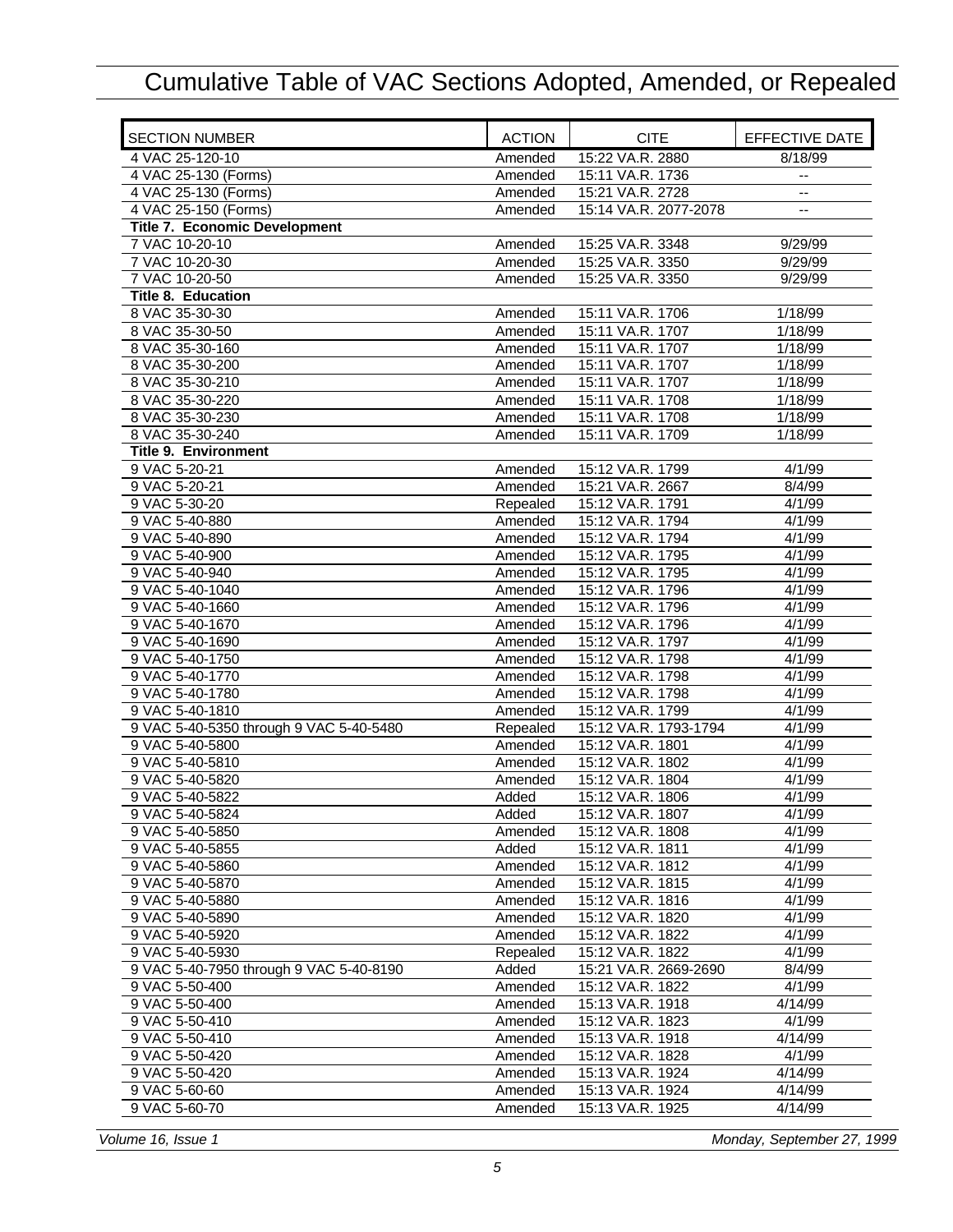# Cumulative Table of VAC Sections Adopted, Amended, or Repealed

| SECTION NUMBER | ACTION | CITE | EFFECTIVE DATE |
|---|---|---|---|
| 4 VAC 25-120-10 | Amended | 15:22 VA.R. 2880 | 8/18/99 |
| 4 VAC 25-130 (Forms) | Amended | 15:11 VA.R. 1736 | -- |
| 4 VAC 25-130 (Forms) | Amended | 15:21 VA.R. 2728 | -- |
| 4 VAC 25-150 (Forms) | Amended | 15:14 VA.R. 2077-2078 | -- |
| **Title 7. Economic Development** | | | |
| 7 VAC 10-20-10 | Amended | 15:25 VA.R. 3348 | 9/29/99 |
| 7 VAC 10-20-30 | Amended | 15:25 VA.R. 3350 | 9/29/99 |
| 7 VAC 10-20-50 | Amended | 15:25 VA.R. 3350 | 9/29/99 |
| **Title 8. Education** | | | |
| 8 VAC 35-30-30 | Amended | 15:11 VA.R. 1706 | 1/18/99 |
| 8 VAC 35-30-50 | Amended | 15:11 VA.R. 1707 | 1/18/99 |
| 8 VAC 35-30-160 | Amended | 15:11 VA.R. 1707 | 1/18/99 |
| 8 VAC 35-30-200 | Amended | 15:11 VA.R. 1707 | 1/18/99 |
| 8 VAC 35-30-210 | Amended | 15:11 VA.R. 1707 | 1/18/99 |
| 8 VAC 35-30-220 | Amended | 15:11 VA.R. 1708 | 1/18/99 |
| 8 VAC 35-30-230 | Amended | 15:11 VA.R. 1708 | 1/18/99 |
| 8 VAC 35-30-240 | Amended | 15:11 VA.R. 1709 | 1/18/99 |
| **Title 9. Environment** | | | |
| 9 VAC 5-20-21 | Amended | 15:12 VA.R. 1799 | 4/1/99 |
| 9 VAC 5-20-21 | Amended | 15:21 VA.R. 2667 | 8/4/99 |
| 9 VAC 5-30-20 | Repealed | 15:12 VA.R. 1791 | 4/1/99 |
| 9 VAC 5-40-880 | Amended | 15:12 VA.R. 1794 | 4/1/99 |
| 9 VAC 5-40-890 | Amended | 15:12 VA.R. 1794 | 4/1/99 |
| 9 VAC 5-40-900 | Amended | 15:12 VA.R. 1795 | 4/1/99 |
| 9 VAC 5-40-940 | Amended | 15:12 VA.R. 1795 | 4/1/99 |
| 9 VAC 5-40-1040 | Amended | 15:12 VA.R. 1796 | 4/1/99 |
| 9 VAC 5-40-1660 | Amended | 15:12 VA.R. 1796 | 4/1/99 |
| 9 VAC 5-40-1670 | Amended | 15:12 VA.R. 1796 | 4/1/99 |
| 9 VAC 5-40-1690 | Amended | 15:12 VA.R. 1797 | 4/1/99 |
| 9 VAC 5-40-1750 | Amended | 15:12 VA.R. 1798 | 4/1/99 |
| 9 VAC 5-40-1770 | Amended | 15:12 VA.R. 1798 | 4/1/99 |
| 9 VAC 5-40-1780 | Amended | 15:12 VA.R. 1798 | 4/1/99 |
| 9 VAC 5-40-1810 | Amended | 15:12 VA.R. 1799 | 4/1/99 |
| 9 VAC 5-40-5350 through 9 VAC 5-40-5480 | Repealed | 15:12 VA.R. 1793-1794 | 4/1/99 |
| 9 VAC 5-40-5800 | Amended | 15:12 VA.R. 1801 | 4/1/99 |
| 9 VAC 5-40-5810 | Amended | 15:12 VA.R. 1802 | 4/1/99 |
| 9 VAC 5-40-5820 | Amended | 15:12 VA.R. 1804 | 4/1/99 |
| 9 VAC 5-40-5822 | Added | 15:12 VA.R. 1806 | 4/1/99 |
| 9 VAC 5-40-5824 | Added | 15:12 VA.R. 1807 | 4/1/99 |
| 9 VAC 5-40-5850 | Amended | 15:12 VA.R. 1808 | 4/1/99 |
| 9 VAC 5-40-5855 | Added | 15:12 VA.R. 1811 | 4/1/99 |
| 9 VAC 5-40-5860 | Amended | 15:12 VA.R. 1812 | 4/1/99 |
| 9 VAC 5-40-5870 | Amended | 15:12 VA.R. 1815 | 4/1/99 |
| 9 VAC 5-40-5880 | Amended | 15:12 VA.R. 1816 | 4/1/99 |
| 9 VAC 5-40-5890 | Amended | 15:12 VA.R. 1820 | 4/1/99 |
| 9 VAC 5-40-5920 | Amended | 15:12 VA.R. 1822 | 4/1/99 |
| 9 VAC 5-40-5930 | Repealed | 15:12 VA.R. 1822 | 4/1/99 |
| 9 VAC 5-40-7950 through 9 VAC 5-40-8190 | Added | 15:21 VA.R. 2669-2690 | 8/4/99 |
| 9 VAC 5-50-400 | Amended | 15:12 VA.R. 1822 | 4/1/99 |
| 9 VAC 5-50-400 | Amended | 15:13 VA.R. 1918 | 4/14/99 |
| 9 VAC 5-50-410 | Amended | 15:12 VA.R. 1823 | 4/1/99 |
| 9 VAC 5-50-410 | Amended | 15:13 VA.R. 1918 | 4/14/99 |
| 9 VAC 5-50-420 | Amended | 15:12 VA.R. 1828 | 4/1/99 |
| 9 VAC 5-50-420 | Amended | 15:13 VA.R. 1924 | 4/14/99 |
| 9 VAC 5-60-60 | Amended | 15:13 VA.R. 1924 | 4/14/99 |
| 9 VAC 5-60-70 | Amended | 15:13 VA.R. 1925 | 4/14/99 |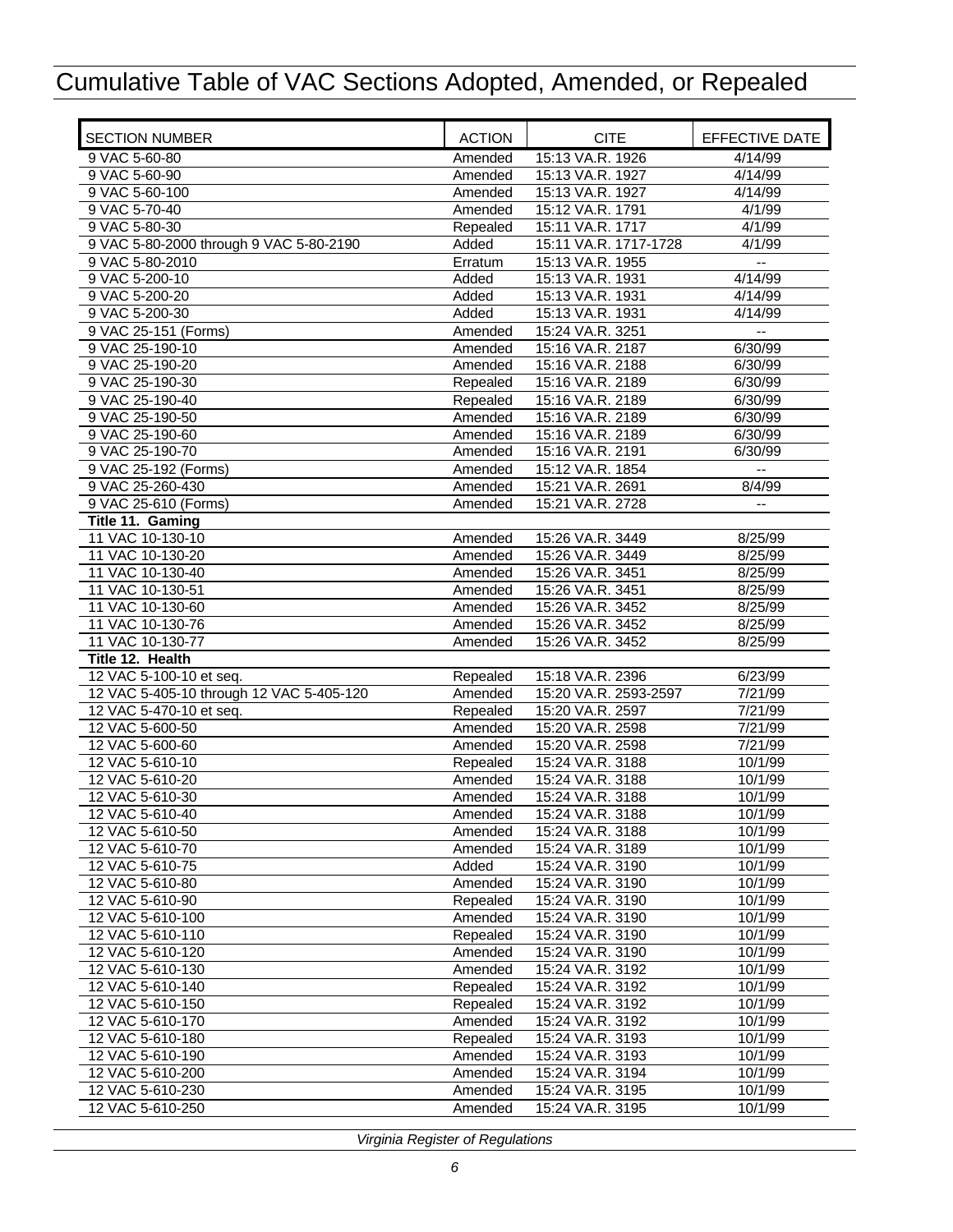# Cumulative Table of VAC Sections Adopted, Amended, or Repealed

| SECTION NUMBER | ACTION | CITE | EFFECTIVE DATE |
|---|---|---|---|
| 9 VAC 5-60-80 | Amended | 15:13 VA.R. 1926 | 4/14/99 |
| 9 VAC 5-60-90 | Amended | 15:13 VA.R. 1927 | 4/14/99 |
| 9 VAC 5-60-100 | Amended | 15:13 VA.R. 1927 | 4/14/99 |
| 9 VAC 5-70-40 | Amended | 15:12 VA.R. 1791 | 4/1/99 |
| 9 VAC 5-80-30 | Repealed | 15:11 VA.R. 1717 | 4/1/99 |
| 9 VAC 5-80-2000 through 9 VAC 5-80-2190 | Added | 15:11 VA.R. 1717-1728 | 4/1/99 |
| 9 VAC 5-80-2010 | Erratum | 15:13 VA.R. 1955 | -- |
| 9 VAC 5-200-10 | Added | 15:13 VA.R. 1931 | 4/14/99 |
| 9 VAC 5-200-20 | Added | 15:13 VA.R. 1931 | 4/14/99 |
| 9 VAC 5-200-30 | Added | 15:13 VA.R. 1931 | 4/14/99 |
| 9 VAC 25-151 (Forms) | Amended | 15:24 VA.R. 3251 | -- |
| 9 VAC 25-190-10 | Amended | 15:16 VA.R. 2187 | 6/30/99 |
| 9 VAC 25-190-20 | Amended | 15:16 VA.R. 2188 | 6/30/99 |
| 9 VAC 25-190-30 | Repealed | 15:16 VA.R. 2189 | 6/30/99 |
| 9 VAC 25-190-40 | Repealed | 15:16 VA.R. 2189 | 6/30/99 |
| 9 VAC 25-190-50 | Amended | 15:16 VA.R. 2189 | 6/30/99 |
| 9 VAC 25-190-60 | Amended | 15:16 VA.R. 2189 | 6/30/99 |
| 9 VAC 25-190-70 | Amended | 15:16 VA.R. 2191 | 6/30/99 |
| 9 VAC 25-192 (Forms) | Amended | 15:12 VA.R. 1854 | -- |
| 9 VAC 25-260-430 | Amended | 15:21 VA.R. 2691 | 8/4/99 |
| 9 VAC 25-610 (Forms) | Amended | 15:21 VA.R. 2728 | -- |
| **Title 11. Gaming** | | | |
| 11 VAC 10-130-10 | Amended | 15:26 VA.R. 3449 | 8/25/99 |
| 11 VAC 10-130-20 | Amended | 15:26 VA.R. 3449 | 8/25/99 |
| 11 VAC 10-130-40 | Amended | 15:26 VA.R. 3451 | 8/25/99 |
| 11 VAC 10-130-51 | Amended | 15:26 VA.R. 3451 | 8/25/99 |
| 11 VAC 10-130-60 | Amended | 15:26 VA.R. 3452 | 8/25/99 |
| 11 VAC 10-130-76 | Amended | 15:26 VA.R. 3452 | 8/25/99 |
| 11 VAC 10-130-77 | Amended | 15:26 VA.R. 3452 | 8/25/99 |
| **Title 12. Health** | | | |
| 12 VAC 5-100-10 et seq. | Repealed | 15:18 VA.R. 2396 | 6/23/99 |
| 12 VAC 5-405-10 through 12 VAC 5-405-120 | Amended | 15:20 VA.R. 2593-2597 | 7/21/99 |
| 12 VAC 5-470-10 et seq. | Repealed | 15:20 VA.R. 2597 | 7/21/99 |
| 12 VAC 5-600-50 | Amended | 15:20 VA.R. 2598 | 7/21/99 |
| 12 VAC 5-600-60 | Amended | 15:20 VA.R. 2598 | 7/21/99 |
| 12 VAC 5-610-10 | Repealed | 15:24 VA.R. 3188 | 10/1/99 |
| 12 VAC 5-610-20 | Amended | 15:24 VA.R. 3188 | 10/1/99 |
| 12 VAC 5-610-30 | Amended | 15:24 VA.R. 3188 | 10/1/99 |
| 12 VAC 5-610-40 | Amended | 15:24 VA.R. 3188 | 10/1/99 |
| 12 VAC 5-610-50 | Amended | 15:24 VA.R. 3188 | 10/1/99 |
| 12 VAC 5-610-70 | Amended | 15:24 VA.R. 3189 | 10/1/99 |
| 12 VAC 5-610-75 | Added | 15:24 VA.R. 3190 | 10/1/99 |
| 12 VAC 5-610-80 | Amended | 15:24 VA.R. 3190 | 10/1/99 |
| 12 VAC 5-610-90 | Repealed | 15:24 VA.R. 3190 | 10/1/99 |
| 12 VAC 5-610-100 | Amended | 15:24 VA.R. 3190 | 10/1/99 |
| 12 VAC 5-610-110 | Repealed | 15:24 VA.R. 3190 | 10/1/99 |
| 12 VAC 5-610-120 | Amended | 15:24 VA.R. 3190 | 10/1/99 |
| 12 VAC 5-610-130 | Amended | 15:24 VA.R. 3192 | 10/1/99 |
| 12 VAC 5-610-140 | Repealed | 15:24 VA.R. 3192 | 10/1/99 |
| 12 VAC 5-610-150 | Repealed | 15:24 VA.R. 3192 | 10/1/99 |
| 12 VAC 5-610-170 | Amended | 15:24 VA.R. 3192 | 10/1/99 |
| 12 VAC 5-610-180 | Repealed | 15:24 VA.R. 3193 | 10/1/99 |
| 12 VAC 5-610-190 | Amended | 15:24 VA.R. 3193 | 10/1/99 |
| 12 VAC 5-610-200 | Amended | 15:24 VA.R. 3194 | 10/1/99 |
| 12 VAC 5-610-230 | Amended | 15:24 VA.R. 3195 | 10/1/99 |
| 12 VAC 5-610-250 | Amended | 15:24 VA.R. 3195 | 10/1/99 |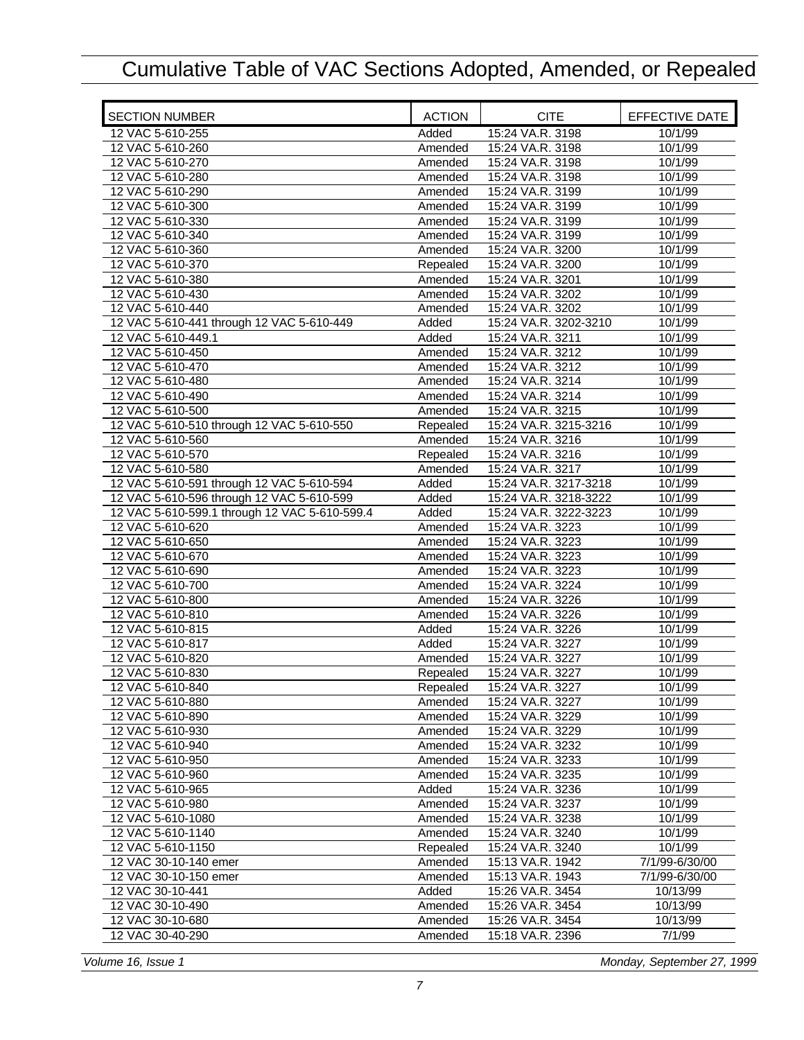# Cumulative Table of VAC Sections Adopted, Amended, or Repealed

| SECTION NUMBER | ACTION | CITE | EFFECTIVE DATE |
|---|---|---|---|
| 12 VAC 5-610-255 | Added | 15:24 VA.R. 3198 | 10/1/99 |
| 12 VAC 5-610-260 | Amended | 15:24 VA.R. 3198 | 10/1/99 |
| 12 VAC 5-610-270 | Amended | 15:24 VA.R. 3198 | 10/1/99 |
| 12 VAC 5-610-280 | Amended | 15:24 VA.R. 3198 | 10/1/99 |
| 12 VAC 5-610-290 | Amended | 15:24 VA.R. 3199 | 10/1/99 |
| 12 VAC 5-610-300 | Amended | 15:24 VA.R. 3199 | 10/1/99 |
| 12 VAC 5-610-330 | Amended | 15:24 VA.R. 3199 | 10/1/99 |
| 12 VAC 5-610-340 | Amended | 15:24 VA.R. 3199 | 10/1/99 |
| 12 VAC 5-610-360 | Amended | 15:24 VA.R. 3200 | 10/1/99 |
| 12 VAC 5-610-370 | Repealed | 15:24 VA.R. 3200 | 10/1/99 |
| 12 VAC 5-610-380 | Amended | 15:24 VA.R. 3201 | 10/1/99 |
| 12 VAC 5-610-430 | Amended | 15:24 VA.R. 3202 | 10/1/99 |
| 12 VAC 5-610-440 | Amended | 15:24 VA.R. 3202 | 10/1/99 |
| 12 VAC 5-610-441 through 12 VAC 5-610-449 | Added | 15:24 VA.R. 3202-3210 | 10/1/99 |
| 12 VAC 5-610-449.1 | Added | 15:24 VA.R. 3211 | 10/1/99 |
| 12 VAC 5-610-450 | Amended | 15:24 VA.R. 3212 | 10/1/99 |
| 12 VAC 5-610-470 | Amended | 15:24 VA.R. 3212 | 10/1/99 |
| 12 VAC 5-610-480 | Amended | 15:24 VA.R. 3214 | 10/1/99 |
| 12 VAC 5-610-490 | Amended | 15:24 VA.R. 3214 | 10/1/99 |
| 12 VAC 5-610-500 | Amended | 15:24 VA.R. 3215 | 10/1/99 |
| 12 VAC 5-610-510 through 12 VAC 5-610-550 | Repealed | 15:24 VA.R. 3215-3216 | 10/1/99 |
| 12 VAC 5-610-560 | Amended | 15:24 VA.R. 3216 | 10/1/99 |
| 12 VAC 5-610-570 | Repealed | 15:24 VA.R. 3216 | 10/1/99 |
| 12 VAC 5-610-580 | Amended | 15:24 VA.R. 3217 | 10/1/99 |
| 12 VAC 5-610-591 through 12 VAC 5-610-594 | Added | 15:24 VA.R. 3217-3218 | 10/1/99 |
| 12 VAC 5-610-596 through 12 VAC 5-610-599 | Added | 15:24 VA.R. 3218-3222 | 10/1/99 |
| 12 VAC 5-610-599.1 through 12 VAC 5-610-599.4 | Added | 15:24 VA.R. 3222-3223 | 10/1/99 |
| 12 VAC 5-610-620 | Amended | 15:24 VA.R. 3223 | 10/1/99 |
| 12 VAC 5-610-650 | Amended | 15:24 VA.R. 3223 | 10/1/99 |
| 12 VAC 5-610-670 | Amended | 15:24 VA.R. 3223 | 10/1/99 |
| 12 VAC 5-610-690 | Amended | 15:24 VA.R. 3223 | 10/1/99 |
| 12 VAC 5-610-700 | Amended | 15:24 VA.R. 3224 | 10/1/99 |
| 12 VAC 5-610-800 | Amended | 15:24 VA.R. 3226 | 10/1/99 |
| 12 VAC 5-610-810 | Amended | 15:24 VA.R. 3226 | 10/1/99 |
| 12 VAC 5-610-815 | Added | 15:24 VA.R. 3226 | 10/1/99 |
| 12 VAC 5-610-817 | Added | 15:24 VA.R. 3227 | 10/1/99 |
| 12 VAC 5-610-820 | Amended | 15:24 VA.R. 3227 | 10/1/99 |
| 12 VAC 5-610-830 | Repealed | 15:24 VA.R. 3227 | 10/1/99 |
| 12 VAC 5-610-840 | Repealed | 15:24 VA.R. 3227 | 10/1/99 |
| 12 VAC 5-610-880 | Amended | 15:24 VA.R. 3227 | 10/1/99 |
| 12 VAC 5-610-890 | Amended | 15:24 VA.R. 3229 | 10/1/99 |
| 12 VAC 5-610-930 | Amended | 15:24 VA.R. 3229 | 10/1/99 |
| 12 VAC 5-610-940 | Amended | 15:24 VA.R. 3232 | 10/1/99 |
| 12 VAC 5-610-950 | Amended | 15:24 VA.R. 3233 | 10/1/99 |
| 12 VAC 5-610-960 | Amended | 15:24 VA.R. 3235 | 10/1/99 |
| 12 VAC 5-610-965 | Added | 15:24 VA.R. 3236 | 10/1/99 |
| 12 VAC 5-610-980 | Amended | 15:24 VA.R. 3237 | 10/1/99 |
| 12 VAC 5-610-1080 | Amended | 15:24 VA.R. 3238 | 10/1/99 |
| 12 VAC 5-610-1140 | Amended | 15:24 VA.R. 3240 | 10/1/99 |
| 12 VAC 5-610-1150 | Repealed | 15:24 VA.R. 3240 | 10/1/99 |
| 12 VAC 30-10-140 emer | Amended | 15:13 VA.R. 1942 | 7/1/99-6/30/00 |
| 12 VAC 30-10-150 emer | Amended | 15:13 VA.R. 1943 | 7/1/99-6/30/00 |
| 12 VAC 30-10-441 | Added | 15:26 VA.R. 3454 | 10/13/99 |
| 12 VAC 30-10-490 | Amended | 15:26 VA.R. 3454 | 10/13/99 |
| 12 VAC 30-10-680 | Amended | 15:26 VA.R. 3454 | 10/13/99 |
| 12 VAC 30-40-290 | Amended | 15:18 VA.R. 2396 | 7/1/99 |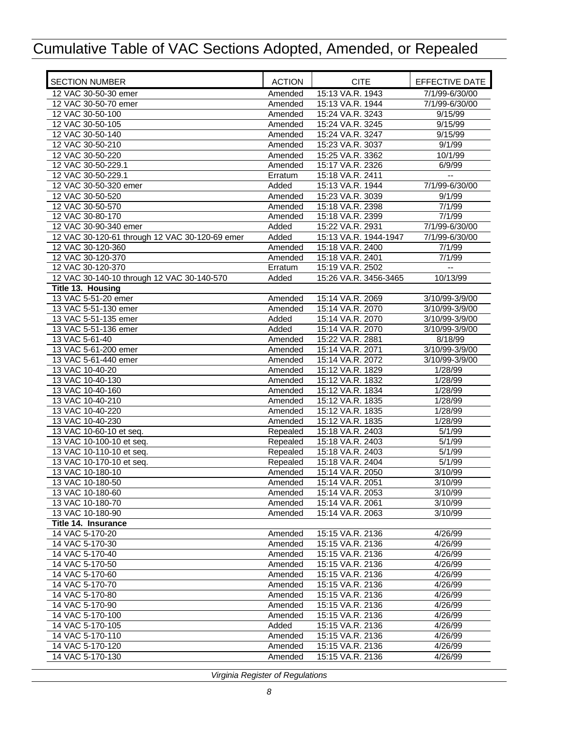# Cumulative Table of VAC Sections Adopted, Amended, or Repealed

| SECTION NUMBER | ACTION | CITE | EFFECTIVE DATE |
|---|---|---|---|
| 12 VAC 30-50-30 emer | Amended | 15:13 VA.R. 1943 | 7/1/99-6/30/00 |
| 12 VAC 30-50-70 emer | Amended | 15:13 VA.R. 1944 | 7/1/99-6/30/00 |
| 12 VAC 30-50-100 | Amended | 15:24 VA.R. 3243 | 9/15/99 |
| 12 VAC 30-50-105 | Amended | 15:24 VA.R. 3245 | 9/15/99 |
| 12 VAC 30-50-140 | Amended | 15:24 VA.R. 3247 | 9/15/99 |
| 12 VAC 30-50-210 | Amended | 15:23 VA.R. 3037 | 9/1/99 |
| 12 VAC 30-50-220 | Amended | 15:25 VA.R. 3362 | 10/1/99 |
| 12 VAC 30-50-229.1 | Amended | 15:17 VA.R. 2326 | 6/9/99 |
| 12 VAC 30-50-229.1 | Erratum | 15:18 VA.R. 2411 | -- |
| 12 VAC 30-50-320 emer | Added | 15:13 VA.R. 1944 | 7/1/99-6/30/00 |
| 12 VAC 30-50-520 | Amended | 15:23 VA.R. 3039 | 9/1/99 |
| 12 VAC 30-50-570 | Amended | 15:18 VA.R. 2398 | 7/1/99 |
| 12 VAC 30-80-170 | Amended | 15:18 VA.R. 2399 | 7/1/99 |
| 12 VAC 30-90-340 emer | Added | 15:22 VA.R. 2931 | 7/1/99-6/30/00 |
| 12 VAC 30-120-61 through 12 VAC 30-120-69 emer | Added | 15:13 VA.R. 1944-1947 | 7/1/99-6/30/00 |
| 12 VAC 30-120-360 | Amended | 15:18 VA.R. 2400 | 7/1/99 |
| 12 VAC 30-120-370 | Amended | 15:18 VA.R. 2401 | 7/1/99 |
| 12 VAC 30-120-370 | Erratum | 15:19 VA.R. 2502 | -- |
| 12 VAC 30-140-10 through 12 VAC 30-140-570 | Added | 15:26 VA.R. 3456-3465 | 10/13/99 |
| **Title 13. Housing** | | | |
| 13 VAC 5-51-20 emer | Amended | 15:14 VA.R. 2069 | 3/10/99-3/9/00 |
| 13 VAC 5-51-130 emer | Amended | 15:14 VA.R. 2070 | 3/10/99-3/9/00 |
| 13 VAC 5-51-135 emer | Added | 15:14 VA.R. 2070 | 3/10/99-3/9/00 |
| 13 VAC 5-51-136 emer | Added | 15:14 VA.R. 2070 | 3/10/99-3/9/00 |
| 13 VAC 5-61-40 | Amended | 15:22 VA.R. 2881 | 8/18/99 |
| 13 VAC 5-61-200 emer | Amended | 15:14 VA.R. 2071 | 3/10/99-3/9/00 |
| 13 VAC 5-61-440 emer | Amended | 15:14 VA.R. 2072 | 3/10/99-3/9/00 |
| 13 VAC 10-40-20 | Amended | 15:12 VA.R. 1829 | 1/28/99 |
| 13 VAC 10-40-130 | Amended | 15:12 VA.R. 1832 | 1/28/99 |
| 13 VAC 10-40-160 | Amended | 15:12 VA.R. 1834 | 1/28/99 |
| 13 VAC 10-40-210 | Amended | 15:12 VA.R. 1835 | 1/28/99 |
| 13 VAC 10-40-220 | Amended | 15:12 VA.R. 1835 | 1/28/99 |
| 13 VAC 10-40-230 | Amended | 15:12 VA.R. 1835 | 1/28/99 |
| 13 VAC 10-60-10 et seq. | Repealed | 15:18 VA.R. 2403 | 5/1/99 |
| 13 VAC 10-100-10 et seq. | Repealed | 15:18 VA.R. 2403 | 5/1/99 |
| 13 VAC 10-110-10 et seq. | Repealed | 15:18 VA.R. 2403 | 5/1/99 |
| 13 VAC 10-170-10 et seq. | Repealed | 15:18 VA.R. 2404 | 5/1/99 |
| 13 VAC 10-180-10 | Amended | 15:14 VA.R. 2050 | 3/10/99 |
| 13 VAC 10-180-50 | Amended | 15:14 VA.R. 2051 | 3/10/99 |
| 13 VAC 10-180-60 | Amended | 15:14 VA.R. 2053 | 3/10/99 |
| 13 VAC 10-180-70 | Amended | 15:14 VA.R. 2061 | 3/10/99 |
| 13 VAC 10-180-90 | Amended | 15:14 VA.R. 2063 | 3/10/99 |
| **Title 14. Insurance** | | | |
| 14 VAC 5-170-20 | Amended | 15:15 VA.R. 2136 | 4/26/99 |
| 14 VAC 5-170-30 | Amended | 15:15 VA.R. 2136 | 4/26/99 |
| 14 VAC 5-170-40 | Amended | 15:15 VA.R. 2136 | 4/26/99 |
| 14 VAC 5-170-50 | Amended | 15:15 VA.R. 2136 | 4/26/99 |
| 14 VAC 5-170-60 | Amended | 15:15 VA.R. 2136 | 4/26/99 |
| 14 VAC 5-170-70 | Amended | 15:15 VA.R. 2136 | 4/26/99 |
| 14 VAC 5-170-80 | Amended | 15:15 VA.R. 2136 | 4/26/99 |
| 14 VAC 5-170-90 | Amended | 15:15 VA.R. 2136 | 4/26/99 |
| 14 VAC 5-170-100 | Amended | 15:15 VA.R. 2136 | 4/26/99 |
| 14 VAC 5-170-105 | Added | 15:15 VA.R. 2136 | 4/26/99 |
| 14 VAC 5-170-110 | Amended | 15:15 VA.R. 2136 | 4/26/99 |
| 14 VAC 5-170-120 | Amended | 15:15 VA.R. 2136 | 4/26/99 |
| 14 VAC 5-170-130 | Amended | 15:15 VA.R. 2136 | 4/26/99 |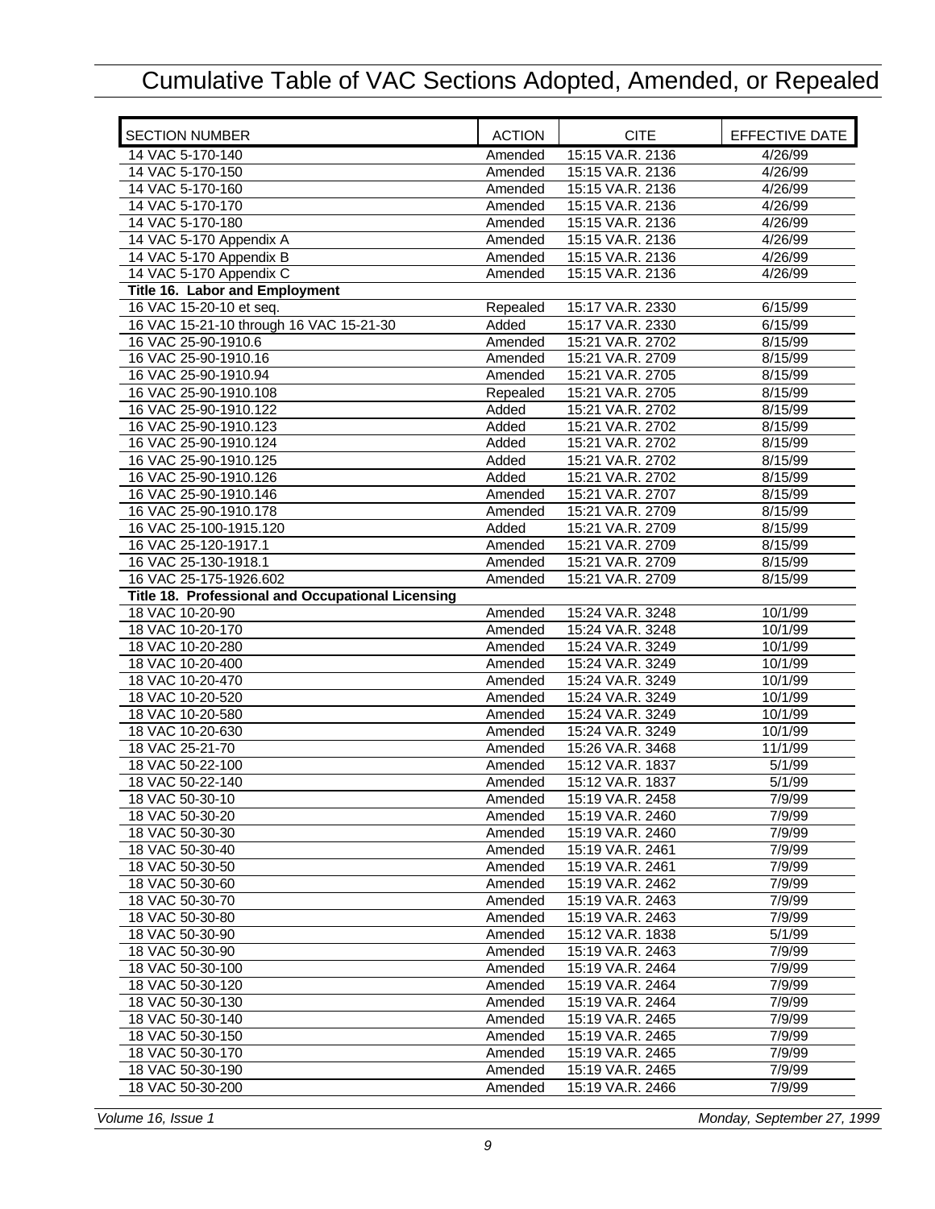# Cumulative Table of VAC Sections Adopted, Amended, or Repealed

| SECTION NUMBER | ACTION | CITE | EFFECTIVE DATE |
|---|---|---|---|
| 14 VAC 5-170-140 | Amended | 15:15 VA.R. 2136 | 4/26/99 |
| 14 VAC 5-170-150 | Amended | 15:15 VA.R. 2136 | 4/26/99 |
| 14 VAC 5-170-160 | Amended | 15:15 VA.R. 2136 | 4/26/99 |
| 14 VAC 5-170-170 | Amended | 15:15 VA.R. 2136 | 4/26/99 |
| 14 VAC 5-170-180 | Amended | 15:15 VA.R. 2136 | 4/26/99 |
| 14 VAC 5-170 Appendix A | Amended | 15:15 VA.R. 2136 | 4/26/99 |
| 14 VAC 5-170 Appendix B | Amended | 15:15 VA.R. 2136 | 4/26/99 |
| 14 VAC 5-170 Appendix C | Amended | 15:15 VA.R. 2136 | 4/26/99 |
| **Title 16. Labor and Employment** | | | |
| 16 VAC 15-20-10 et seq. | Repealed | 15:17 VA.R. 2330 | 6/15/99 |
| 16 VAC 15-21-10 through 16 VAC 15-21-30 | Added | 15:17 VA.R. 2330 | 6/15/99 |
| 16 VAC 25-90-1910.6 | Amended | 15:21 VA.R. 2702 | 8/15/99 |
| 16 VAC 25-90-1910.16 | Amended | 15:21 VA.R. 2709 | 8/15/99 |
| 16 VAC 25-90-1910.94 | Amended | 15:21 VA.R. 2705 | 8/15/99 |
| 16 VAC 25-90-1910.108 | Repealed | 15:21 VA.R. 2705 | 8/15/99 |
| 16 VAC 25-90-1910.122 | Added | 15:21 VA.R. 2702 | 8/15/99 |
| 16 VAC 25-90-1910.123 | Added | 15:21 VA.R. 2702 | 8/15/99 |
| 16 VAC 25-90-1910.124 | Added | 15:21 VA.R. 2702 | 8/15/99 |
| 16 VAC 25-90-1910.125 | Added | 15:21 VA.R. 2702 | 8/15/99 |
| 16 VAC 25-90-1910.126 | Added | 15:21 VA.R. 2702 | 8/15/99 |
| 16 VAC 25-90-1910.146 | Amended | 15:21 VA.R. 2707 | 8/15/99 |
| 16 VAC 25-90-1910.178 | Amended | 15:21 VA.R. 2709 | 8/15/99 |
| 16 VAC 25-100-1915.120 | Added | 15:21 VA.R. 2709 | 8/15/99 |
| 16 VAC 25-120-1917.1 | Amended | 15:21 VA.R. 2709 | 8/15/99 |
| 16 VAC 25-130-1918.1 | Amended | 15:21 VA.R. 2709 | 8/15/99 |
| 16 VAC 25-175-1926.602 | Amended | 15:21 VA.R. 2709 | 8/15/99 |
| **Title 18. Professional and Occupational Licensing** | | | |
| 18 VAC 10-20-90 | Amended | 15:24 VA.R. 3248 | 10/1/99 |
| 18 VAC 10-20-170 | Amended | 15:24 VA.R. 3248 | 10/1/99 |
| 18 VAC 10-20-280 | Amended | 15:24 VA.R. 3249 | 10/1/99 |
| 18 VAC 10-20-400 | Amended | 15:24 VA.R. 3249 | 10/1/99 |
| 18 VAC 10-20-470 | Amended | 15:24 VA.R. 3249 | 10/1/99 |
| 18 VAC 10-20-520 | Amended | 15:24 VA.R. 3249 | 10/1/99 |
| 18 VAC 10-20-580 | Amended | 15:24 VA.R. 3249 | 10/1/99 |
| 18 VAC 10-20-630 | Amended | 15:24 VA.R. 3249 | 10/1/99 |
| 18 VAC 25-21-70 | Amended | 15:26 VA.R. 3468 | 11/1/99 |
| 18 VAC 50-22-100 | Amended | 15:12 VA.R. 1837 | 5/1/99 |
| 18 VAC 50-22-140 | Amended | 15:12 VA.R. 1837 | 5/1/99 |
| 18 VAC 50-30-10 | Amended | 15:19 VA.R. 2458 | 7/9/99 |
| 18 VAC 50-30-20 | Amended | 15:19 VA.R. 2460 | 7/9/99 |
| 18 VAC 50-30-30 | Amended | 15:19 VA.R. 2460 | 7/9/99 |
| 18 VAC 50-30-40 | Amended | 15:19 VA.R. 2461 | 7/9/99 |
| 18 VAC 50-30-50 | Amended | 15:19 VA.R. 2461 | 7/9/99 |
| 18 VAC 50-30-60 | Amended | 15:19 VA.R. 2462 | 7/9/99 |
| 18 VAC 50-30-70 | Amended | 15:19 VA.R. 2463 | 7/9/99 |
| 18 VAC 50-30-80 | Amended | 15:19 VA.R. 2463 | 7/9/99 |
| 18 VAC 50-30-90 | Amended | 15:12 VA.R. 1838 | 5/1/99 |
| 18 VAC 50-30-90 | Amended | 15:19 VA.R. 2463 | 7/9/99 |
| 18 VAC 50-30-100 | Amended | 15:19 VA.R. 2464 | 7/9/99 |
| 18 VAC 50-30-120 | Amended | 15:19 VA.R. 2464 | 7/9/99 |
| 18 VAC 50-30-130 | Amended | 15:19 VA.R. 2464 | 7/9/99 |
| 18 VAC 50-30-140 | Amended | 15:19 VA.R. 2465 | 7/9/99 |
| 18 VAC 50-30-150 | Amended | 15:19 VA.R. 2465 | 7/9/99 |
| 18 VAC 50-30-170 | Amended | 15:19 VA.R. 2465 | 7/9/99 |
| 18 VAC 50-30-190 | Amended | 15:19 VA.R. 2465 | 7/9/99 |
| 18 VAC 50-30-200 | Amended | 15:19 VA.R. 2466 | 7/9/99 |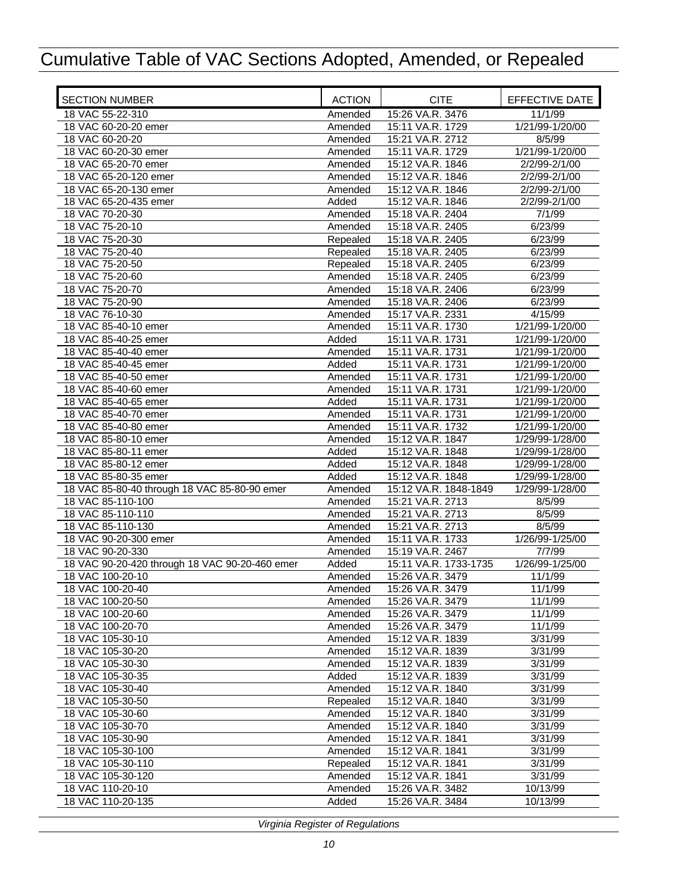# Cumulative Table of VAC Sections Adopted, Amended, or Repealed

| SECTION NUMBER | ACTION | CITE | EFFECTIVE DATE |
|---|---|---|---|
| 18 VAC 55-22-310 | Amended | 15:26 VA.R. 3476 | 11/1/99 |
| 18 VAC 60-20-20 emer | Amended | 15:11 VA.R. 1729 | 1/21/99-1/20/00 |
| 18 VAC 60-20-20 | Amended | 15:21 VA.R. 2712 | 8/5/99 |
| 18 VAC 60-20-30 emer | Amended | 15:11 VA.R. 1729 | 1/21/99-1/20/00 |
| 18 VAC 65-20-70 emer | Amended | 15:12 VA.R. 1846 | 2/2/99-2/1/00 |
| 18 VAC 65-20-120 emer | Amended | 15:12 VA.R. 1846 | 2/2/99-2/1/00 |
| 18 VAC 65-20-130 emer | Amended | 15:12 VA.R. 1846 | 2/2/99-2/1/00 |
| 18 VAC 65-20-435 emer | Added | 15:12 VA.R. 1846 | 2/2/99-2/1/00 |
| 18 VAC 70-20-30 | Amended | 15:18 VA.R. 2404 | 7/1/99 |
| 18 VAC 75-20-10 | Amended | 15:18 VA.R. 2405 | 6/23/99 |
| 18 VAC 75-20-30 | Repealed | 15:18 VA.R. 2405 | 6/23/99 |
| 18 VAC 75-20-40 | Repealed | 15:18 VA.R. 2405 | 6/23/99 |
| 18 VAC 75-20-50 | Repealed | 15:18 VA.R. 2405 | 6/23/99 |
| 18 VAC 75-20-60 | Amended | 15:18 VA.R. 2405 | 6/23/99 |
| 18 VAC 75-20-70 | Amended | 15:18 VA.R. 2406 | 6/23/99 |
| 18 VAC 75-20-90 | Amended | 15:18 VA.R. 2406 | 6/23/99 |
| 18 VAC 76-10-30 | Amended | 15:17 VA.R. 2331 | 4/15/99 |
| 18 VAC 85-40-10 emer | Amended | 15:11 VA.R. 1730 | 1/21/99-1/20/00 |
| 18 VAC 85-40-25 emer | Added | 15:11 VA.R. 1731 | 1/21/99-1/20/00 |
| 18 VAC 85-40-40 emer | Amended | 15:11 VA.R. 1731 | 1/21/99-1/20/00 |
| 18 VAC 85-40-45 emer | Added | 15:11 VA.R. 1731 | 1/21/99-1/20/00 |
| 18 VAC 85-40-50 emer | Amended | 15:11 VA.R. 1731 | 1/21/99-1/20/00 |
| 18 VAC 85-40-60 emer | Amended | 15:11 VA.R. 1731 | 1/21/99-1/20/00 |
| 18 VAC 85-40-65 emer | Added | 15:11 VA.R. 1731 | 1/21/99-1/20/00 |
| 18 VAC 85-40-70 emer | Amended | 15:11 VA.R. 1731 | 1/21/99-1/20/00 |
| 18 VAC 85-40-80 emer | Amended | 15:11 VA.R. 1732 | 1/21/99-1/20/00 |
| 18 VAC 85-80-10 emer | Amended | 15:12 VA.R. 1847 | 1/29/99-1/28/00 |
| 18 VAC 85-80-11 emer | Added | 15:12 VA.R. 1848 | 1/29/99-1/28/00 |
| 18 VAC 85-80-12 emer | Added | 15:12 VA.R. 1848 | 1/29/99-1/28/00 |
| 18 VAC 85-80-35 emer | Added | 15:12 VA.R. 1848 | 1/29/99-1/28/00 |
| 18 VAC 85-80-40 through 18 VAC 85-80-90 emer | Amended | 15:12 VA.R. 1848-1849 | 1/29/99-1/28/00 |
| 18 VAC 85-110-100 | Amended | 15:21 VA.R. 2713 | 8/5/99 |
| 18 VAC 85-110-110 | Amended | 15:21 VA.R. 2713 | 8/5/99 |
| 18 VAC 85-110-130 | Amended | 15:21 VA.R. 2713 | 8/5/99 |
| 18 VAC 90-20-300 emer | Amended | 15:11 VA.R. 1733 | 1/26/99-1/25/00 |
| 18 VAC 90-20-330 | Amended | 15:19 VA.R. 2467 | 7/7/99 |
| 18 VAC 90-20-420 through 18 VAC 90-20-460 emer | Added | 15:11 VA.R. 1733-1735 | 1/26/99-1/25/00 |
| 18 VAC 100-20-10 | Amended | 15:26 VA.R. 3479 | 11/1/99 |
| 18 VAC 100-20-40 | Amended | 15:26 VA.R. 3479 | 11/1/99 |
| 18 VAC 100-20-50 | Amended | 15:26 VA.R. 3479 | 11/1/99 |
| 18 VAC 100-20-60 | Amended | 15:26 VA.R. 3479 | 11/1/99 |
| 18 VAC 100-20-70 | Amended | 15:26 VA.R. 3479 | 11/1/99 |
| 18 VAC 105-30-10 | Amended | 15:12 VA.R. 1839 | 3/31/99 |
| 18 VAC 105-30-20 | Amended | 15:12 VA.R. 1839 | 3/31/99 |
| 18 VAC 105-30-30 | Amended | 15:12 VA.R. 1839 | 3/31/99 |
| 18 VAC 105-30-35 | Added | 15:12 VA.R. 1839 | 3/31/99 |
| 18 VAC 105-30-40 | Amended | 15:12 VA.R. 1840 | 3/31/99 |
| 18 VAC 105-30-50 | Repealed | 15:12 VA.R. 1840 | 3/31/99 |
| 18 VAC 105-30-60 | Amended | 15:12 VA.R. 1840 | 3/31/99 |
| 18 VAC 105-30-70 | Amended | 15:12 VA.R. 1840 | 3/31/99 |
| 18 VAC 105-30-90 | Amended | 15:12 VA.R. 1841 | 3/31/99 |
| 18 VAC 105-30-100 | Amended | 15:12 VA.R. 1841 | 3/31/99 |
| 18 VAC 105-30-110 | Repealed | 15:12 VA.R. 1841 | 3/31/99 |
| 18 VAC 105-30-120 | Amended | 15:12 VA.R. 1841 | 3/31/99 |
| 18 VAC 110-20-10 | Amended | 15:26 VA.R. 3482 | 10/13/99 |
| 18 VAC 110-20-135 | Added | 15:26 VA.R. 3484 | 10/13/99 |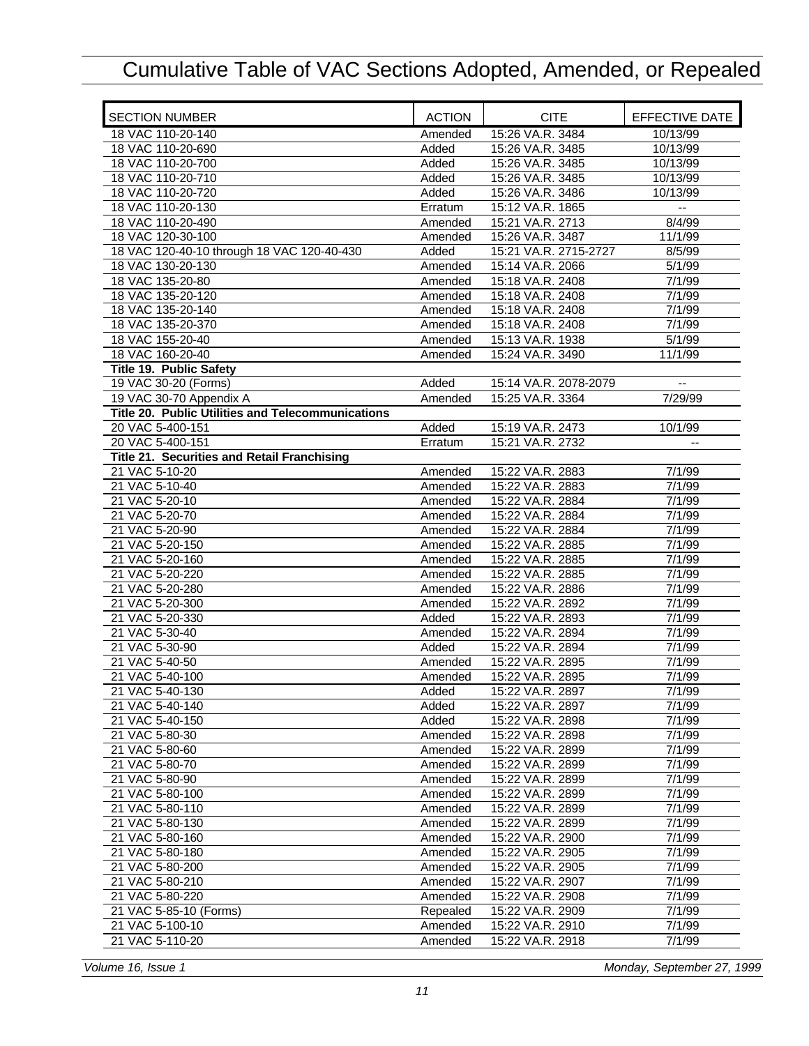# Cumulative Table of VAC Sections Adopted, Amended, or Repealed

| SECTION NUMBER | ACTION | CITE | EFFECTIVE DATE |
|---|---|---|---|
| 18 VAC 110-20-140 | Amended | 15:26 VA.R. 3484 | 10/13/99 |
| 18 VAC 110-20-690 | Added | 15:26 VA.R. 3485 | 10/13/99 |
| 18 VAC 110-20-700 | Added | 15:26 VA.R. 3485 | 10/13/99 |
| 18 VAC 110-20-710 | Added | 15:26 VA.R. 3485 | 10/13/99 |
| 18 VAC 110-20-720 | Added | 15:26 VA.R. 3486 | 10/13/99 |
| 18 VAC 110-20-130 | Erratum | 15:12 VA.R. 1865 | -- |
| 18 VAC 110-20-490 | Amended | 15:21 VA.R. 2713 | 8/4/99 |
| 18 VAC 120-30-100 | Amended | 15:26 VA.R. 3487 | 11/1/99 |
| 18 VAC 120-40-10 through 18 VAC 120-40-430 | Added | 15:21 VA.R. 2715-2727 | 8/5/99 |
| 18 VAC 130-20-130 | Amended | 15:14 VA.R. 2066 | 5/1/99 |
| 18 VAC 135-20-80 | Amended | 15:18 VA.R. 2408 | 7/1/99 |
| 18 VAC 135-20-120 | Amended | 15:18 VA.R. 2408 | 7/1/99 |
| 18 VAC 135-20-140 | Amended | 15:18 VA.R. 2408 | 7/1/99 |
| 18 VAC 135-20-370 | Amended | 15:18 VA.R. 2408 | 7/1/99 |
| 18 VAC 155-20-40 | Amended | 15:13 VA.R. 1938 | 5/1/99 |
| 18 VAC 160-20-40 | Amended | 15:24 VA.R. 3490 | 11/1/99 |
| **Title 19. Public Safety** | | | |
| 19 VAC 30-20 (Forms) | Added | 15:14 VA.R. 2078-2079 | -- |
| 19 VAC 30-70 Appendix A | Amended | 15:25 VA.R. 3364 | 7/29/99 |
| **Title 20. Public Utilities and Telecommunications** | | | |
| 20 VAC 5-400-151 | Added | 15:19 VA.R. 2473 | 10/1/99 |
| 20 VAC 5-400-151 | Erratum | 15:21 VA.R. 2732 | -- |
| **Title 21. Securities and Retail Franchising** | | | |
| 21 VAC 5-10-20 | Amended | 15:22 VA.R. 2883 | 7/1/99 |
| 21 VAC 5-10-40 | Amended | 15:22 VA.R. 2883 | 7/1/99 |
| 21 VAC 5-20-10 | Amended | 15:22 VA.R. 2884 | 7/1/99 |
| 21 VAC 5-20-70 | Amended | 15:22 VA.R. 2884 | 7/1/99 |
| 21 VAC 5-20-90 | Amended | 15:22 VA.R. 2884 | 7/1/99 |
| 21 VAC 5-20-150 | Amended | 15:22 VA.R. 2885 | 7/1/99 |
| 21 VAC 5-20-160 | Amended | 15:22 VA.R. 2885 | 7/1/99 |
| 21 VAC 5-20-220 | Amended | 15:22 VA.R. 2885 | 7/1/99 |
| 21 VAC 5-20-280 | Amended | 15:22 VA.R. 2886 | 7/1/99 |
| 21 VAC 5-20-300 | Amended | 15:22 VA.R. 2892 | 7/1/99 |
| 21 VAC 5-20-330 | Added | 15:22 VA.R. 2893 | 7/1/99 |
| 21 VAC 5-30-40 | Amended | 15:22 VA.R. 2894 | 7/1/99 |
| 21 VAC 5-30-90 | Added | 15:22 VA.R. 2894 | 7/1/99 |
| 21 VAC 5-40-50 | Amended | 15:22 VA.R. 2895 | 7/1/99 |
| 21 VAC 5-40-100 | Amended | 15:22 VA.R. 2895 | 7/1/99 |
| 21 VAC 5-40-130 | Added | 15:22 VA.R. 2897 | 7/1/99 |
| 21 VAC 5-40-140 | Added | 15:22 VA.R. 2897 | 7/1/99 |
| 21 VAC 5-40-150 | Added | 15:22 VA.R. 2898 | 7/1/99 |
| 21 VAC 5-80-30 | Amended | 15:22 VA.R. 2898 | 7/1/99 |
| 21 VAC 5-80-60 | Amended | 15:22 VA.R. 2899 | 7/1/99 |
| 21 VAC 5-80-70 | Amended | 15:22 VA.R. 2899 | 7/1/99 |
| 21 VAC 5-80-90 | Amended | 15:22 VA.R. 2899 | 7/1/99 |
| 21 VAC 5-80-100 | Amended | 15:22 VA.R. 2899 | 7/1/99 |
| 21 VAC 5-80-110 | Amended | 15:22 VA.R. 2899 | 7/1/99 |
| 21 VAC 5-80-130 | Amended | 15:22 VA.R. 2899 | 7/1/99 |
| 21 VAC 5-80-160 | Amended | 15:22 VA.R. 2900 | 7/1/99 |
| 21 VAC 5-80-180 | Amended | 15:22 VA.R. 2905 | 7/1/99 |
| 21 VAC 5-80-200 | Amended | 15:22 VA.R. 2905 | 7/1/99 |
| 21 VAC 5-80-210 | Amended | 15:22 VA.R. 2907 | 7/1/99 |
| 21 VAC 5-80-220 | Amended | 15:22 VA.R. 2908 | 7/1/99 |
| 21 VAC 5-85-10 (Forms) | Repealed | 15:22 VA.R. 2909 | 7/1/99 |
| 21 VAC 5-100-10 | Amended | 15:22 VA.R. 2910 | 7/1/99 |
| 21 VAC 5-110-20 | Amended | 15:22 VA.R. 2918 | 7/1/99 |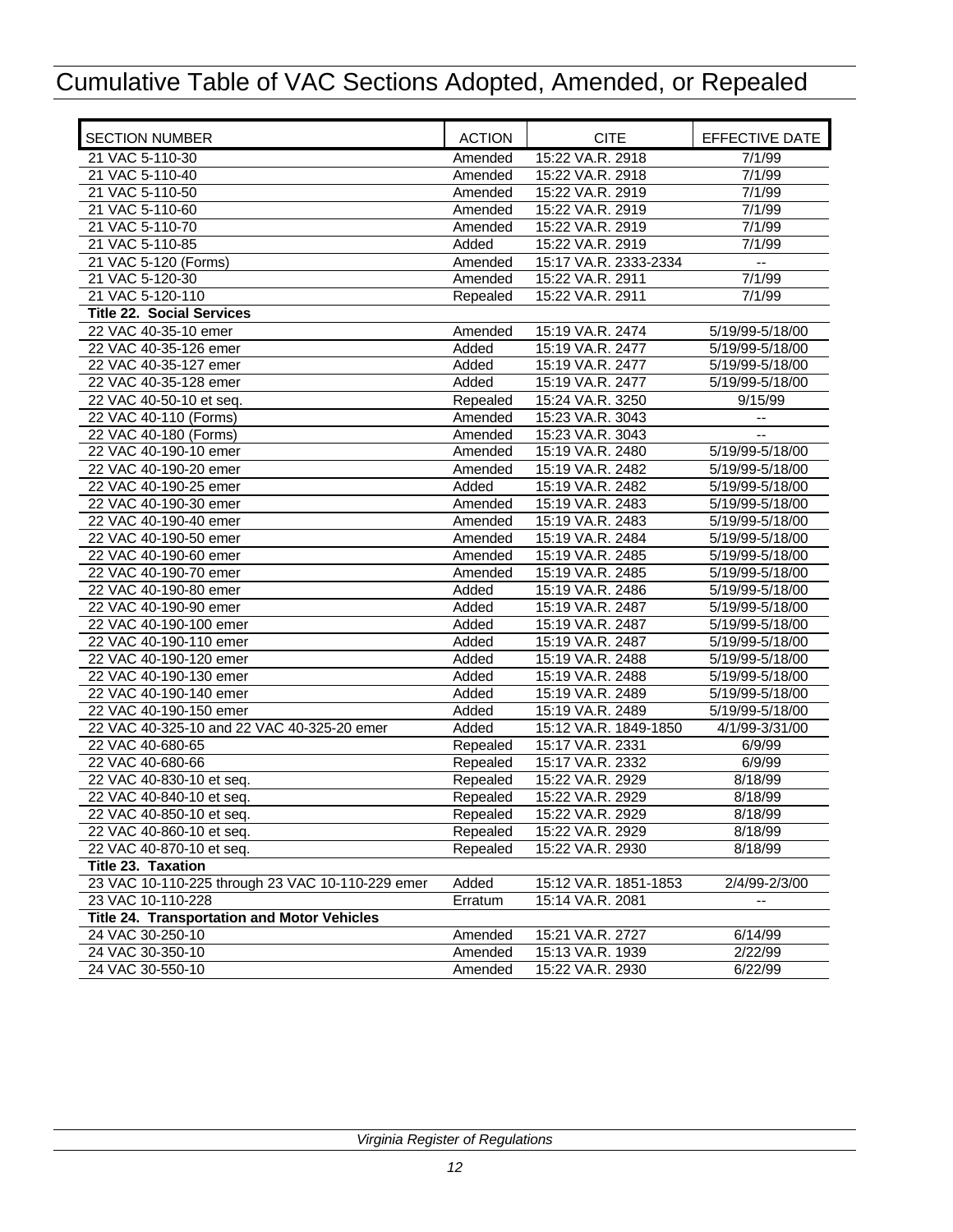# Cumulative Table of VAC Sections Adopted, Amended, or Repealed

| SECTION NUMBER | ACTION | CITE | EFFECTIVE DATE |
|---|---|---|---|
| 21 VAC 5-110-30 | Amended | 15:22 VA.R. 2918 | 7/1/99 |
| 21 VAC 5-110-40 | Amended | 15:22 VA.R. 2918 | 7/1/99 |
| 21 VAC 5-110-50 | Amended | 15:22 VA.R. 2919 | 7/1/99 |
| 21 VAC 5-110-60 | Amended | 15:22 VA.R. 2919 | 7/1/99 |
| 21 VAC 5-110-70 | Amended | 15:22 VA.R. 2919 | 7/1/99 |
| 21 VAC 5-110-85 | Added | 15:22 VA.R. 2919 | 7/1/99 |
| 21 VAC 5-120 (Forms) | Amended | 15:17 VA.R. 2333-2334 | -- |
| 21 VAC 5-120-30 | Amended | 15:22 VA.R. 2911 | 7/1/99 |
| 21 VAC 5-120-110 | Repealed | 15:22 VA.R. 2911 | 7/1/99 |
| **Title 22. Social Services** | | | |
| 22 VAC 40-35-10 emer | Amended | 15:19 VA.R. 2474 | 5/19/99-5/18/00 |
| 22 VAC 40-35-126 emer | Added | 15:19 VA.R. 2477 | 5/19/99-5/18/00 |
| 22 VAC 40-35-127 emer | Added | 15:19 VA.R. 2477 | 5/19/99-5/18/00 |
| 22 VAC 40-35-128 emer | Added | 15:19 VA.R. 2477 | 5/19/99-5/18/00 |
| 22 VAC 40-50-10 et seq. | Repealed | 15:24 VA.R. 3250 | 9/15/99 |
| 22 VAC 40-110 (Forms) | Amended | 15:23 VA.R. 3043 | -- |
| 22 VAC 40-180 (Forms) | Amended | 15:23 VA.R. 3043 | -- |
| 22 VAC 40-190-10 emer | Amended | 15:19 VA.R. 2480 | 5/19/99-5/18/00 |
| 22 VAC 40-190-20 emer | Amended | 15:19 VA.R. 2482 | 5/19/99-5/18/00 |
| 22 VAC 40-190-25 emer | Added | 15:19 VA.R. 2482 | 5/19/99-5/18/00 |
| 22 VAC 40-190-30 emer | Amended | 15:19 VA.R. 2483 | 5/19/99-5/18/00 |
| 22 VAC 40-190-40 emer | Amended | 15:19 VA.R. 2483 | 5/19/99-5/18/00 |
| 22 VAC 40-190-50 emer | Amended | 15:19 VA.R. 2484 | 5/19/99-5/18/00 |
| 22 VAC 40-190-60 emer | Amended | 15:19 VA.R. 2485 | 5/19/99-5/18/00 |
| 22 VAC 40-190-70 emer | Amended | 15:19 VA.R. 2485 | 5/19/99-5/18/00 |
| 22 VAC 40-190-80 emer | Added | 15:19 VA.R. 2486 | 5/19/99-5/18/00 |
| 22 VAC 40-190-90 emer | Added | 15:19 VA.R. 2487 | 5/19/99-5/18/00 |
| 22 VAC 40-190-100 emer | Added | 15:19 VA.R. 2487 | 5/19/99-5/18/00 |
| 22 VAC 40-190-110 emer | Added | 15:19 VA.R. 2487 | 5/19/99-5/18/00 |
| 22 VAC 40-190-120 emer | Added | 15:19 VA.R. 2488 | 5/19/99-5/18/00 |
| 22 VAC 40-190-130 emer | Added | 15:19 VA.R. 2488 | 5/19/99-5/18/00 |
| 22 VAC 40-190-140 emer | Added | 15:19 VA.R. 2489 | 5/19/99-5/18/00 |
| 22 VAC 40-190-150 emer | Added | 15:19 VA.R. 2489 | 5/19/99-5/18/00 |
| 22 VAC 40-325-10 and 22 VAC 40-325-20 emer | Added | 15:12 VA.R. 1849-1850 | 4/1/99-3/31/00 |
| 22 VAC 40-680-65 | Repealed | 15:17 VA.R. 2331 | 6/9/99 |
| 22 VAC 40-680-66 | Repealed | 15:17 VA.R. 2332 | 6/9/99 |
| 22 VAC 40-830-10 et seq. | Repealed | 15:22 VA.R. 2929 | 8/18/99 |
| 22 VAC 40-840-10 et seq. | Repealed | 15:22 VA.R. 2929 | 8/18/99 |
| 22 VAC 40-850-10 et seq. | Repealed | 15:22 VA.R. 2929 | 8/18/99 |
| 22 VAC 40-860-10 et seq. | Repealed | 15:22 VA.R. 2929 | 8/18/99 |
| 22 VAC 40-870-10 et seq. | Repealed | 15:22 VA.R. 2930 | 8/18/99 |
| **Title 23. Taxation** | | | |
| 23 VAC 10-110-225 through 23 VAC 10-110-229 emer | Added | 15:12 VA.R. 1851-1853 | 2/4/99-2/3/00 |
| 23 VAC 10-110-228 | Erratum | 15:14 VA.R. 2081 | -- |
| **Title 24. Transportation and Motor Vehicles** | | | |
| 24 VAC 30-250-10 | Amended | 15:21 VA.R. 2727 | 6/14/99 |
| 24 VAC 30-350-10 | Amended | 15:13 VA.R. 1939 | 2/22/99 |
| 24 VAC 30-550-10 | Amended | 15:22 VA.R. 2930 | 6/22/99 |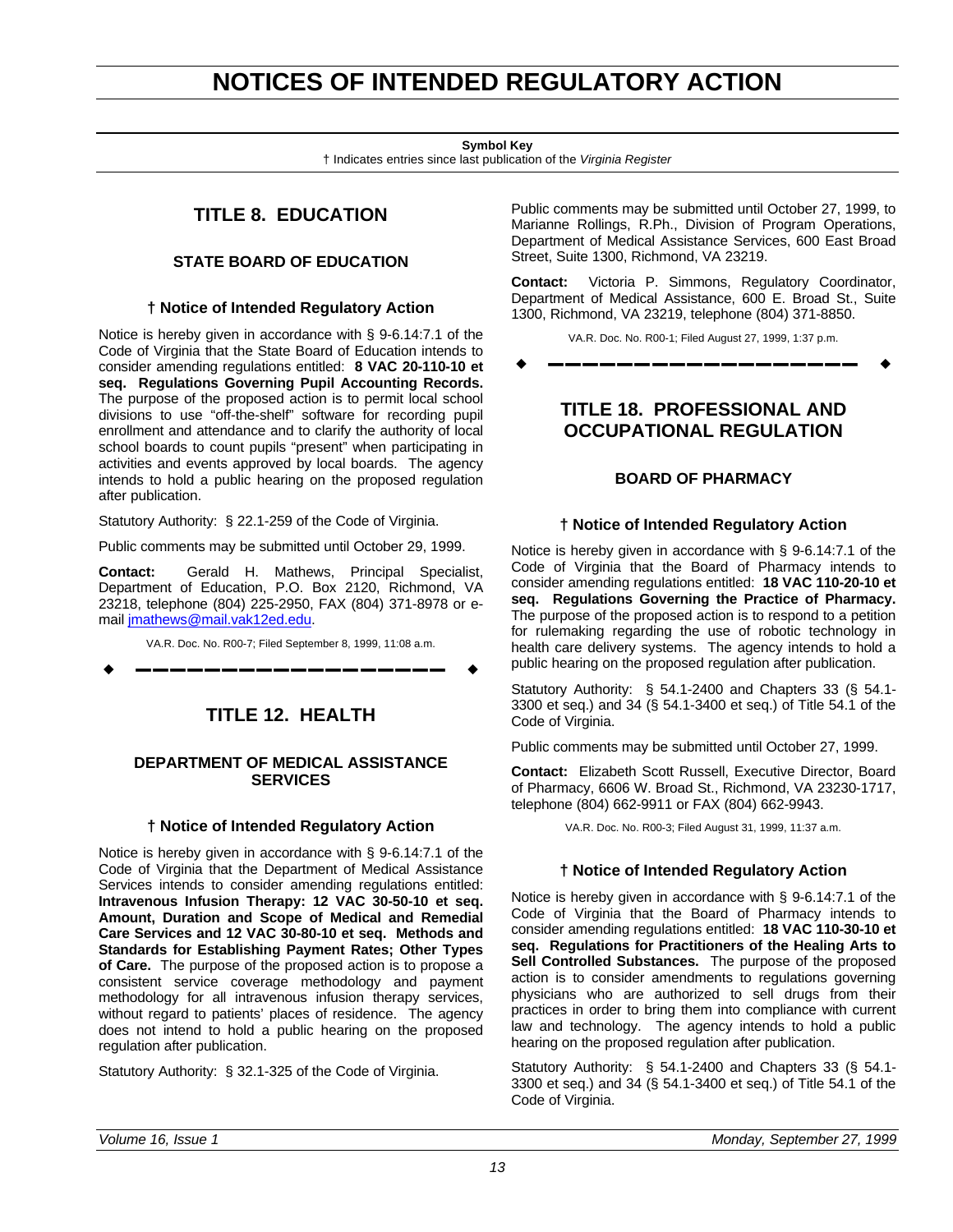# NOTICES OF INTENDED REGULATORY ACTION

**Symbol Key**
† Indicates entries since last publication of the *Virginia Register*

## TITLE 8. EDUCATION

### STATE BOARD OF EDUCATION

#### † Notice of Intended Regulatory Action

Notice is hereby given in accordance with § 9-6.14:7.1 of the Code of Virginia that the State Board of Education intends to consider amending regulations entitled: **8 VAC 20-110-10 et seq. Regulations Governing Pupil Accounting Records.** The purpose of the proposed action is to permit local school divisions to use "off-the-shelf" software for recording pupil enrollment and attendance and to clarify the authority of local school boards to count pupils "present" when participating in activities and events approved by local boards. The agency intends to hold a public hearing on the proposed regulation after publication.

Statutory Authority: § 22.1-259 of the Code of Virginia.

Public comments may be submitted until October 29, 1999.

**Contact:** Gerald H. Mathews, Principal Specialist, Department of Education, P.O. Box 2120, Richmond, VA 23218, telephone (804) 225-2950, FAX (804) 371-8978 or e-mail jmathews@mail.vak12ed.edu.

VA.R. Doc. No. R00-7; Filed September 8, 1999, 11:08 a.m.

## TITLE 12. HEALTH

### DEPARTMENT OF MEDICAL ASSISTANCE SERVICES

#### † Notice of Intended Regulatory Action

Notice is hereby given in accordance with § 9-6.14:7.1 of the Code of Virginia that the Department of Medical Assistance Services intends to consider amending regulations entitled: **Intravenous Infusion Therapy: 12 VAC 30-50-10 et seq. Amount, Duration and Scope of Medical and Remedial Care Services and 12 VAC 30-80-10 et seq. Methods and Standards for Establishing Payment Rates; Other Types of Care.** The purpose of the proposed action is to propose a consistent service coverage methodology and payment methodology for all intravenous infusion therapy services, without regard to patients' places of residence. The agency does not intend to hold a public hearing on the proposed regulation after publication.

Statutory Authority: § 32.1-325 of the Code of Virginia.

Public comments may be submitted until October 27, 1999, to Marianne Rollings, R.Ph., Division of Program Operations, Department of Medical Assistance Services, 600 East Broad Street, Suite 1300, Richmond, VA 23219.

**Contact:** Victoria P. Simmons, Regulatory Coordinator, Department of Medical Assistance, 600 E. Broad St., Suite 1300, Richmond, VA 23219, telephone (804) 371-8850.

VA.R. Doc. No. R00-1; Filed August 27, 1999, 1:37 p.m.

## TITLE 18. PROFESSIONAL AND OCCUPATIONAL REGULATION

### BOARD OF PHARMACY

#### † Notice of Intended Regulatory Action

Notice is hereby given in accordance with § 9-6.14:7.1 of the Code of Virginia that the Board of Pharmacy intends to consider amending regulations entitled: **18 VAC 110-20-10 et seq. Regulations Governing the Practice of Pharmacy.** The purpose of the proposed action is to respond to a petition for rulemaking regarding the use of robotic technology in health care delivery systems. The agency intends to hold a public hearing on the proposed regulation after publication.

Statutory Authority: § 54.1-2400 and Chapters 33 (§ 54.1-3300 et seq.) and 34 (§ 54.1-3400 et seq.) of Title 54.1 of the Code of Virginia.

Public comments may be submitted until October 27, 1999.

**Contact:** Elizabeth Scott Russell, Executive Director, Board of Pharmacy, 6606 W. Broad St., Richmond, VA 23230-1717, telephone (804) 662-9911 or FAX (804) 662-9943.

VA.R. Doc. No. R00-3; Filed August 31, 1999, 11:37 a.m.

#### † Notice of Intended Regulatory Action

Notice is hereby given in accordance with § 9-6.14:7.1 of the Code of Virginia that the Board of Pharmacy intends to consider amending regulations entitled: **18 VAC 110-30-10 et seq. Regulations for Practitioners of the Healing Arts to Sell Controlled Substances.** The purpose of the proposed action is to consider amendments to regulations governing physicians who are authorized to sell drugs from their practices in order to bring them into compliance with current law and technology. The agency intends to hold a public hearing on the proposed regulation after publication.

Statutory Authority: § 54.1-2400 and Chapters 33 (§ 54.1-3300 et seq.) and 34 (§ 54.1-3400 et seq.) of Title 54.1 of the Code of Virginia.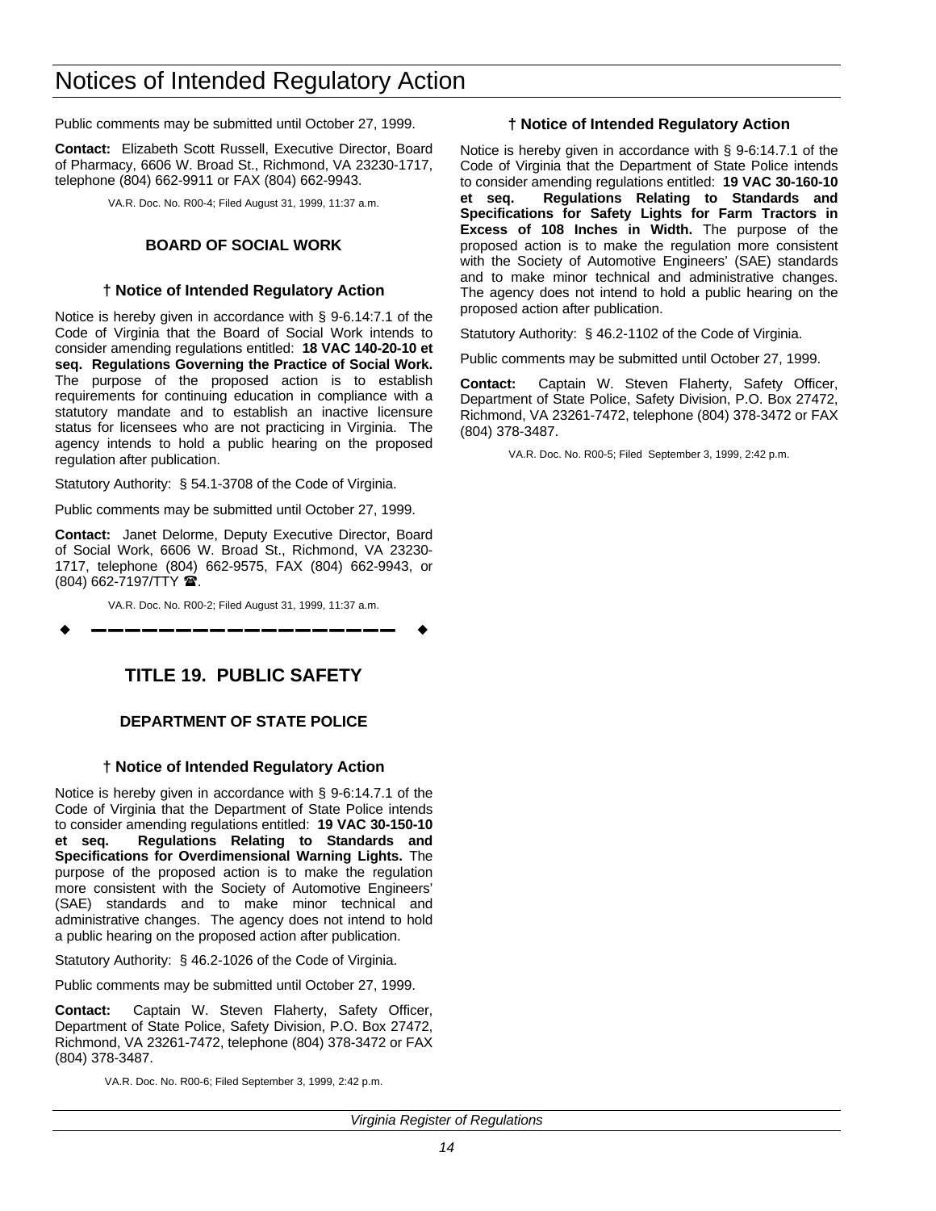Public comments may be submitted until October 27, 1999.

**Contact:** Elizabeth Scott Russell, Executive Director, Board of Pharmacy, 6606 W. Broad St., Richmond, VA 23230-1717, telephone (804) 662-9911 or FAX (804) 662-9943.

VA.R. Doc. No. R00-4; Filed August 31, 1999, 11:37 a.m.

### BOARD OF SOCIAL WORK

#### † Notice of Intended Regulatory Action

Notice is hereby given in accordance with § 9-6.14:7.1 of the Code of Virginia that the Board of Social Work intends to consider amending regulations entitled: **18 VAC 140-20-10 et seq. Regulations Governing the Practice of Social Work.** The purpose of the proposed action is to establish requirements for continuing education in compliance with a statutory mandate and to establish an inactive licensure status for licensees who are not practicing in Virginia. The agency intends to hold a public hearing on the proposed regulation after publication.

Statutory Authority: § 54.1-3708 of the Code of Virginia.

Public comments may be submitted until October 27, 1999.

**Contact:** Janet Delorme, Deputy Executive Director, Board of Social Work, 6606 W. Broad St., Richmond, VA 23230-1717, telephone (804) 662-9575, FAX (804) 662-9943, or (804) 662-7197/TTY ☎.

VA.R. Doc. No. R00-2; Filed August 31, 1999, 11:37 a.m.

---

## TITLE 19. PUBLIC SAFETY

### DEPARTMENT OF STATE POLICE

#### † Notice of Intended Regulatory Action

Notice is hereby given in accordance with § 9-6:14.7.1 of the Code of Virginia that the Department of State Police intends to consider amending regulations entitled: **19 VAC 30-150-10 et seq. Regulations Relating to Standards and Specifications for Overdimensional Warning Lights.** The purpose of the proposed action is to make the regulation more consistent with the Society of Automotive Engineers' (SAE) standards and to make minor technical and administrative changes. The agency does not intend to hold a public hearing on the proposed action after publication.

Statutory Authority: § 46.2-1026 of the Code of Virginia.

Public comments may be submitted until October 27, 1999.

**Contact:** Captain W. Steven Flaherty, Safety Officer, Department of State Police, Safety Division, P.O. Box 27472, Richmond, VA 23261-7472, telephone (804) 378-3472 or FAX (804) 378-3487.

VA.R. Doc. No. R00-6; Filed September 3, 1999, 2:42 p.m.

#### † Notice of Intended Regulatory Action

Notice is hereby given in accordance with § 9-6:14.7.1 of the Code of Virginia that the Department of State Police intends to consider amending regulations entitled: **19 VAC 30-160-10 et seq. Regulations Relating to Standards and Specifications for Safety Lights for Farm Tractors in Excess of 108 Inches in Width.** The purpose of the proposed action is to make the regulation more consistent with the Society of Automotive Engineers' (SAE) standards and to make minor technical and administrative changes. The agency does not intend to hold a public hearing on the proposed action after publication.

Statutory Authority: § 46.2-1102 of the Code of Virginia.

Public comments may be submitted until October 27, 1999.

**Contact:** Captain W. Steven Flaherty, Safety Officer, Department of State Police, Safety Division, P.O. Box 27472, Richmond, VA 23261-7472, telephone (804) 378-3472 or FAX (804) 378-3487.

VA.R. Doc. No. R00-5; Filed September 3, 1999, 2:42 p.m.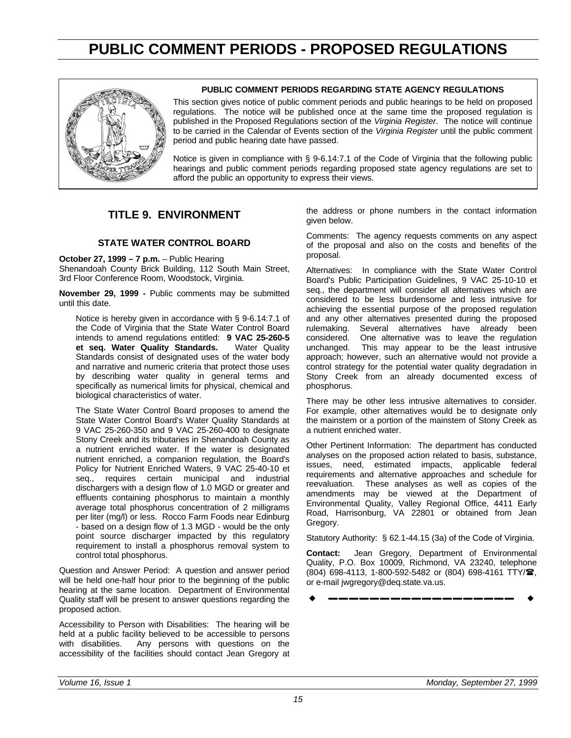# PUBLIC COMMENT PERIODS - PROPOSED REGULATIONS

**PUBLIC COMMENT PERIODS REGARDING STATE AGENCY REGULATIONS**

This section gives notice of public comment periods and public hearings to be held on proposed regulations. The notice will be published once at the same time the proposed regulation is published in the Proposed Regulations section of the *Virginia Register*. The notice will continue to be carried in the Calendar of Events section of the *Virginia Register* until the public comment period and public hearing date have passed.

Notice is given in compliance with § 9-6.14:7.1 of the Code of Virginia that the following public hearings and public comment periods regarding proposed state agency regulations are set to afford the public an opportunity to express their views.

## TITLE 9. ENVIRONMENT

### STATE WATER CONTROL BOARD

**October 27, 1999 – 7 p.m.** – Public Hearing
Shenandoah County Brick Building, 112 South Main Street, 3rd Floor Conference Room, Woodstock, Virginia.

**November 29, 1999 -** Public comments may be submitted until this date.

Notice is hereby given in accordance with § 9-6.14:7.1 of the Code of Virginia that the State Water Control Board intends to amend regulations entitled: **9 VAC 25-260-5 et seq. Water Quality Standards.** Water Quality Standards consist of designated uses of the water body and narrative and numeric criteria that protect those uses by describing water quality in general terms and specifically as numerical limits for physical, chemical and biological characteristics of water.

The State Water Control Board proposes to amend the State Water Control Board's Water Quality Standards at 9 VAC 25-260-350 and 9 VAC 25-260-400 to designate Stony Creek and its tributaries in Shenandoah County as a nutrient enriched water. If the water is designated nutrient enriched, a companion regulation, the Board's Policy for Nutrient Enriched Waters, 9 VAC 25-40-10 et seq., requires certain municipal and industrial dischargers with a design flow of 1.0 MGD or greater and effluents containing phosphorus to maintain a monthly average total phosphorus concentration of 2 milligrams per liter (mg/l) or less. Rocco Farm Foods near Edinburg - based on a design flow of 1.3 MGD - would be the only point source discharger impacted by this regulatory requirement to install a phosphorus removal system to control total phosphorus.

Question and Answer Period: A question and answer period will be held one-half hour prior to the beginning of the public hearing at the same location. Department of Environmental Quality staff will be present to answer questions regarding the proposed action.

Accessibility to Person with Disabilities: The hearing will be held at a public facility believed to be accessible to persons with disabilities. Any persons with questions on the accessibility of the facilities should contact Jean Gregory at the address or phone numbers in the contact information given below.

Comments: The agency requests comments on any aspect of the proposal and also on the costs and benefits of the proposal.

Alternatives: In compliance with the State Water Control Board's Public Participation Guidelines, 9 VAC 25-10-10 et seq., the department will consider all alternatives which are considered to be less burdensome and less intrusive for achieving the essential purpose of the proposed regulation and any other alternatives presented during the proposed rulemaking. Several alternatives have already been considered. One alternative was to leave the regulation unchanged. This may appear to be the least intrusive approach; however, such an alternative would not provide a control strategy for the potential water quality degradation in Stony Creek from an already documented excess of phosphorus.

There may be other less intrusive alternatives to consider. For example, other alternatives would be to designate only the mainstem or a portion of the mainstem of Stony Creek as a nutrient enriched water.

Other Pertinent Information: The department has conducted analyses on the proposed action related to basis, substance, issues, need, estimated impacts, applicable federal requirements and alternative approaches and schedule for reevaluation. These analyses as well as copies of the amendments may be viewed at the Department of Environmental Quality, Valley Regional Office, 4411 Early Road, Harrisonburg, VA 22801 or obtained from Jean Gregory.

Statutory Authority: § 62.1-44.15 (3a) of the Code of Virginia.

**Contact:** Jean Gregory, Department of Environmental Quality, P.O. Box 10009, Richmond, VA 23240, telephone (804) 698-4113, 1-800-592-5482 or (804) 698-4161 TTY/☎, or e-mail jwgregory@deq.state.va.us.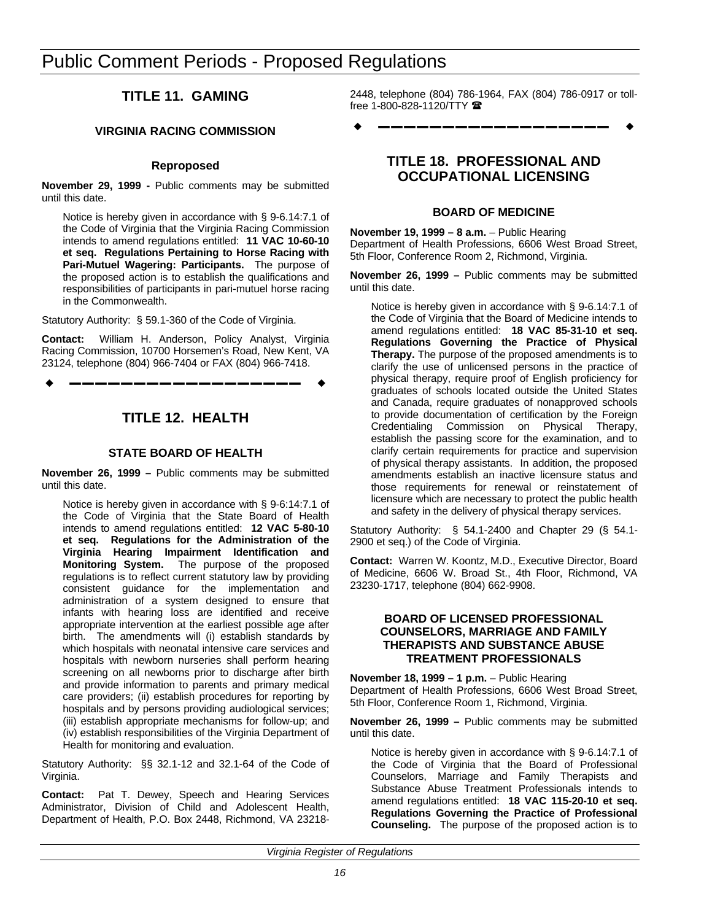# Public Comment Periods - Proposed Regulations

## TITLE 11. GAMING

### VIRGINIA RACING COMMISSION

#### Reproposed

**November 29, 1999 -** Public comments may be submitted until this date.

Notice is hereby given in accordance with § 9-6.14:7.1 of the Code of Virginia that the Virginia Racing Commission intends to amend regulations entitled: **11 VAC 10-60-10 et seq. Regulations Pertaining to Horse Racing with Pari-Mutuel Wagering: Participants.** The purpose of the proposed action is to establish the qualifications and responsibilities of participants in pari-mutuel horse racing in the Commonwealth.

Statutory Authority: § 59.1-360 of the Code of Virginia.

**Contact:** William H. Anderson, Policy Analyst, Virginia Racing Commission, 10700 Horsemen's Road, New Kent, VA 23124, telephone (804) 966-7404 or FAX (804) 966-7418.

## TITLE 12. HEALTH

### STATE BOARD OF HEALTH

**November 26, 1999 –** Public comments may be submitted until this date.

Notice is hereby given in accordance with § 9-6:14:7.1 of the Code of Virginia that the State Board of Health intends to amend regulations entitled: **12 VAC 5-80-10 et seq. Regulations for the Administration of the Virginia Hearing Impairment Identification and Monitoring System.** The purpose of the proposed regulations is to reflect current statutory law by providing consistent guidance for the implementation and administration of a system designed to ensure that infants with hearing loss are identified and receive appropriate intervention at the earliest possible age after birth. The amendments will (i) establish standards by which hospitals with neonatal intensive care services and hospitals with newborn nurseries shall perform hearing screening on all newborns prior to discharge after birth and provide information to parents and primary medical care providers; (ii) establish procedures for reporting by hospitals and by persons providing audiological services; (iii) establish appropriate mechanisms for follow-up; and (iv) establish responsibilities of the Virginia Department of Health for monitoring and evaluation.

Statutory Authority: §§ 32.1-12 and 32.1-64 of the Code of Virginia.

**Contact:** Pat T. Dewey, Speech and Hearing Services Administrator, Division of Child and Adolescent Health, Department of Health, P.O. Box 2448, Richmond, VA 23218-2448, telephone (804) 786-1964, FAX (804) 786-0917 or toll-free 1-800-828-1120/TTY ☎

## TITLE 18. PROFESSIONAL AND OCCUPATIONAL LICENSING

### BOARD OF MEDICINE

**November 19, 1999 – 8 a.m.** – Public Hearing
Department of Health Professions, 6606 West Broad Street, 5th Floor, Conference Room 2, Richmond, Virginia.

**November 26, 1999 –** Public comments may be submitted until this date.

Notice is hereby given in accordance with § 9-6.14:7.1 of the Code of Virginia that the Board of Medicine intends to amend regulations entitled: **18 VAC 85-31-10 et seq. Regulations Governing the Practice of Physical Therapy.** The purpose of the proposed amendments is to clarify the use of unlicensed persons in the practice of physical therapy, require proof of English proficiency for graduates of schools located outside the United States and Canada, require graduates of nonapproved schools to provide documentation of certification by the Foreign Credentialing Commission on Physical Therapy, establish the passing score for the examination, and to clarify certain requirements for practice and supervision of physical therapy assistants. In addition, the proposed amendments establish an inactive licensure status and those requirements for renewal or reinstatement of licensure which are necessary to protect the public health and safety in the delivery of physical therapy services.

Statutory Authority: § 54.1-2400 and Chapter 29 (§ 54.1-2900 et seq.) of the Code of Virginia.

**Contact:** Warren W. Koontz, M.D., Executive Director, Board of Medicine, 6606 W. Broad St., 4th Floor, Richmond, VA 23230-1717, telephone (804) 662-9908.

### BOARD OF LICENSED PROFESSIONAL COUNSELORS, MARRIAGE AND FAMILY THERAPISTS AND SUBSTANCE ABUSE TREATMENT PROFESSIONALS

**November 18, 1999 – 1 p.m.** – Public Hearing
Department of Health Professions, 6606 West Broad Street, 5th Floor, Conference Room 1, Richmond, Virginia.

**November 26, 1999 –** Public comments may be submitted until this date.

Notice is hereby given in accordance with § 9-6.14:7.1 of the Code of Virginia that the Board of Professional Counselors, Marriage and Family Therapists and Substance Abuse Treatment Professionals intends to amend regulations entitled: **18 VAC 115-20-10 et seq. Regulations Governing the Practice of Professional Counseling.** The purpose of the proposed action is to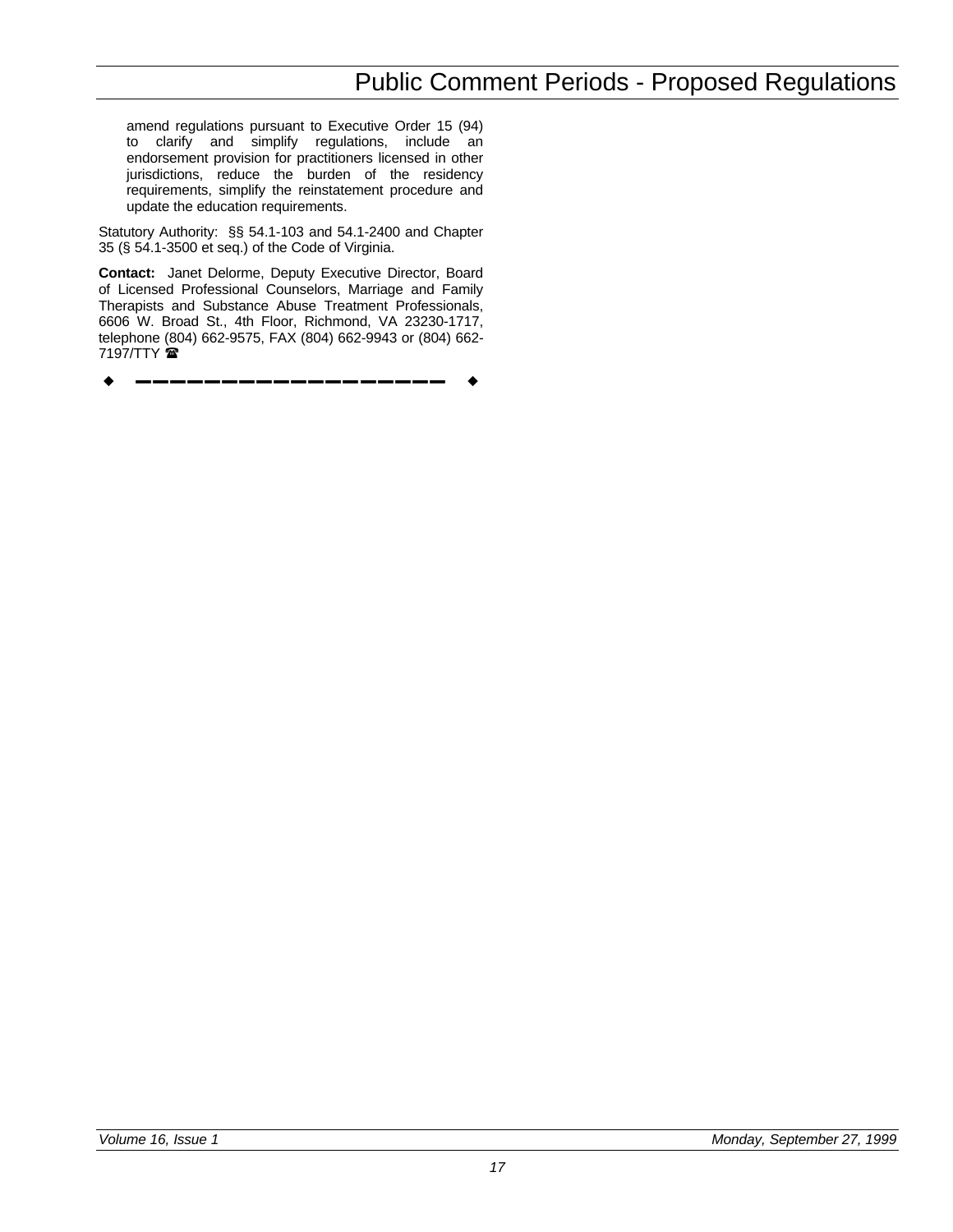amend regulations pursuant to Executive Order 15 (94) to clarify and simplify regulations, include an endorsement provision for practitioners licensed in other jurisdictions, reduce the burden of the residency requirements, simplify the reinstatement procedure and update the education requirements.

Statutory Authority: §§ 54.1-103 and 54.1-2400 and Chapter 35 (§ 54.1-3500 et seq.) of the Code of Virginia.

**Contact:** Janet Delorme, Deputy Executive Director, Board of Licensed Professional Counselors, Marriage and Family Therapists and Substance Abuse Treatment Professionals, 6606 W. Broad St., 4th Floor, Richmond, VA 23230-1717, telephone (804) 662-9575, FAX (804) 662-9943 or (804) 662-7197/TTY ☎

◆ ——————————————— ◆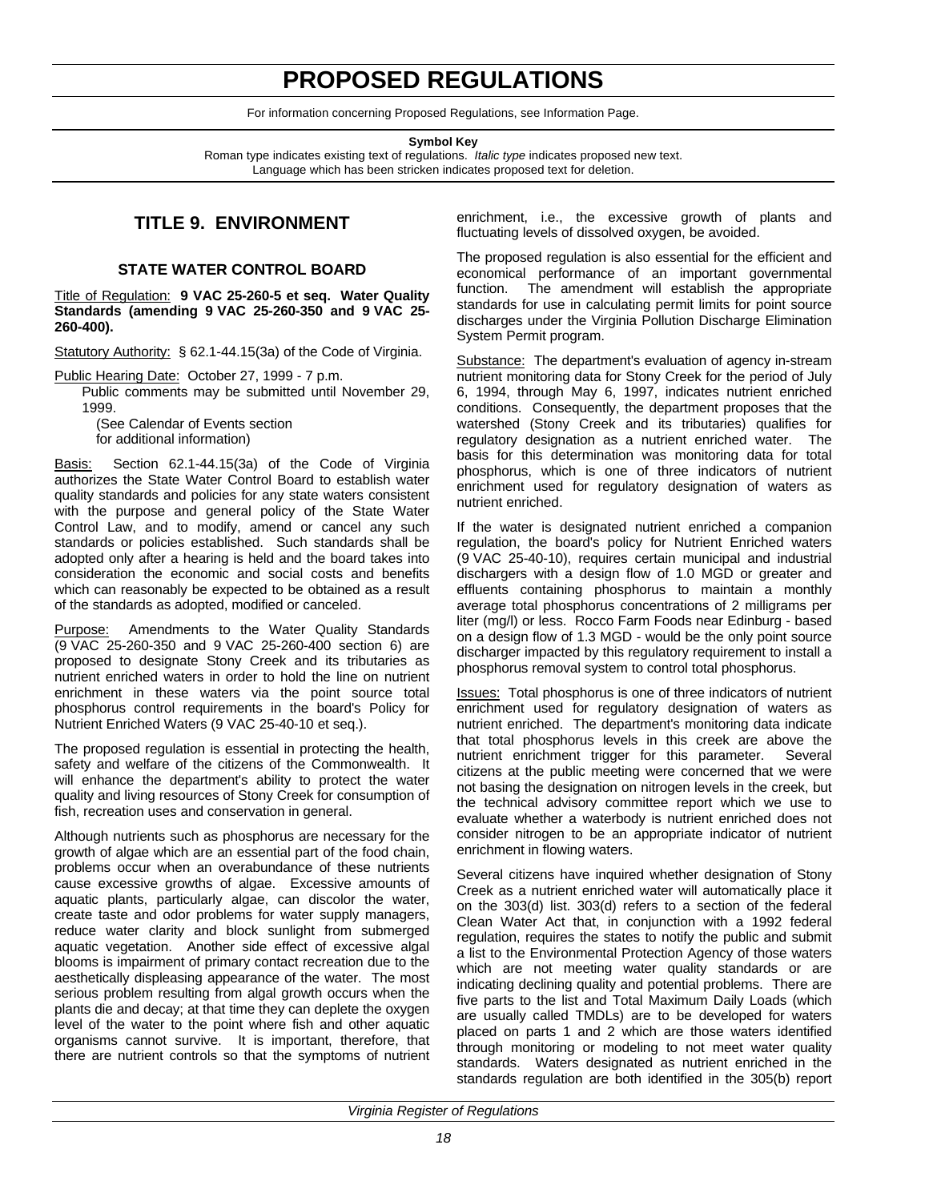# PROPOSED REGULATIONS

For information concerning Proposed Regulations, see Information Page.

**Symbol Key**

Roman type indicates existing text of regulations. *Italic type* indicates proposed new text. Language which has been stricken indicates proposed text for deletion.

## TITLE 9. ENVIRONMENT

### STATE WATER CONTROL BOARD

Title of Regulation: **9 VAC 25-260-5 et seq. Water Quality Standards (amending 9 VAC 25-260-350 and 9 VAC 25-260-400).**

Statutory Authority: § 62.1-44.15(3a) of the Code of Virginia.

Public Hearing Date: October 27, 1999 - 7 p.m.

Public comments may be submitted until November 29, 1999.

(See Calendar of Events section for additional information)

Basis: Section 62.1-44.15(3a) of the Code of Virginia authorizes the State Water Control Board to establish water quality standards and policies for any state waters consistent with the purpose and general policy of the State Water Control Law, and to modify, amend or cancel any such standards or policies established. Such standards shall be adopted only after a hearing is held and the board takes into consideration the economic and social costs and benefits which can reasonably be expected to be obtained as a result of the standards as adopted, modified or canceled.

Purpose: Amendments to the Water Quality Standards (9 VAC 25-260-350 and 9 VAC 25-260-400 section 6) are proposed to designate Stony Creek and its tributaries as nutrient enriched waters in order to hold the line on nutrient enrichment in these waters via the point source total phosphorus control requirements in the board's Policy for Nutrient Enriched Waters (9 VAC 25-40-10 et seq.).

The proposed regulation is essential in protecting the health, safety and welfare of the citizens of the Commonwealth. It will enhance the department's ability to protect the water quality and living resources of Stony Creek for consumption of fish, recreation uses and conservation in general.

Although nutrients such as phosphorus are necessary for the growth of algae which are an essential part of the food chain, problems occur when an overabundance of these nutrients cause excessive growths of algae. Excessive amounts of aquatic plants, particularly algae, can discolor the water, create taste and odor problems for water supply managers, reduce water clarity and block sunlight from submerged aquatic vegetation. Another side effect of excessive algal blooms is impairment of primary contact recreation due to the aesthetically displeasing appearance of the water. The most serious problem resulting from algal growth occurs when the plants die and decay; at that time they can deplete the oxygen level of the water to the point where fish and other aquatic organisms cannot survive. It is important, therefore, that there are nutrient controls so that the symptoms of nutrient enrichment, i.e., the excessive growth of plants and fluctuating levels of dissolved oxygen, be avoided.

The proposed regulation is also essential for the efficient and economical performance of an important governmental function. The amendment will establish the appropriate standards for use in calculating permit limits for point source discharges under the Virginia Pollution Discharge Elimination System Permit program.

Substance: The department's evaluation of agency in-stream nutrient monitoring data for Stony Creek for the period of July 6, 1994, through May 6, 1997, indicates nutrient enriched conditions. Consequently, the department proposes that the watershed (Stony Creek and its tributaries) qualifies for regulatory designation as a nutrient enriched water. The basis for this determination was monitoring data for total phosphorus, which is one of three indicators of nutrient enrichment used for regulatory designation of waters as nutrient enriched.

If the water is designated nutrient enriched a companion regulation, the board's policy for Nutrient Enriched waters (9 VAC 25-40-10), requires certain municipal and industrial dischargers with a design flow of 1.0 MGD or greater and effluents containing phosphorus to maintain a monthly average total phosphorus concentrations of 2 milligrams per liter (mg/l) or less. Rocco Farm Foods near Edinburg - based on a design flow of 1.3 MGD - would be the only point source discharger impacted by this regulatory requirement to install a phosphorus removal system to control total phosphorus.

Issues: Total phosphorus is one of three indicators of nutrient enrichment used for regulatory designation of waters as nutrient enriched. The department's monitoring data indicate that total phosphorus levels in this creek are above the nutrient enrichment trigger for this parameter. Several citizens at the public meeting were concerned that we were not basing the designation on nitrogen levels in the creek, but the technical advisory committee report which we use to evaluate whether a waterbody is nutrient enriched does not consider nitrogen to be an appropriate indicator of nutrient enrichment in flowing waters.

Several citizens have inquired whether designation of Stony Creek as a nutrient enriched water will automatically place it on the 303(d) list. 303(d) refers to a section of the federal Clean Water Act that, in conjunction with a 1992 federal regulation, requires the states to notify the public and submit a list to the Environmental Protection Agency of those waters which are not meeting water quality standards or are indicating declining quality and potential problems. There are five parts to the list and Total Maximum Daily Loads (which are usually called TMDLs) are to be developed for waters placed on parts 1 and 2 which are those waters identified through monitoring or modeling to not meet water quality standards. Waters designated as nutrient enriched in the standards regulation are both identified in the 305(b) report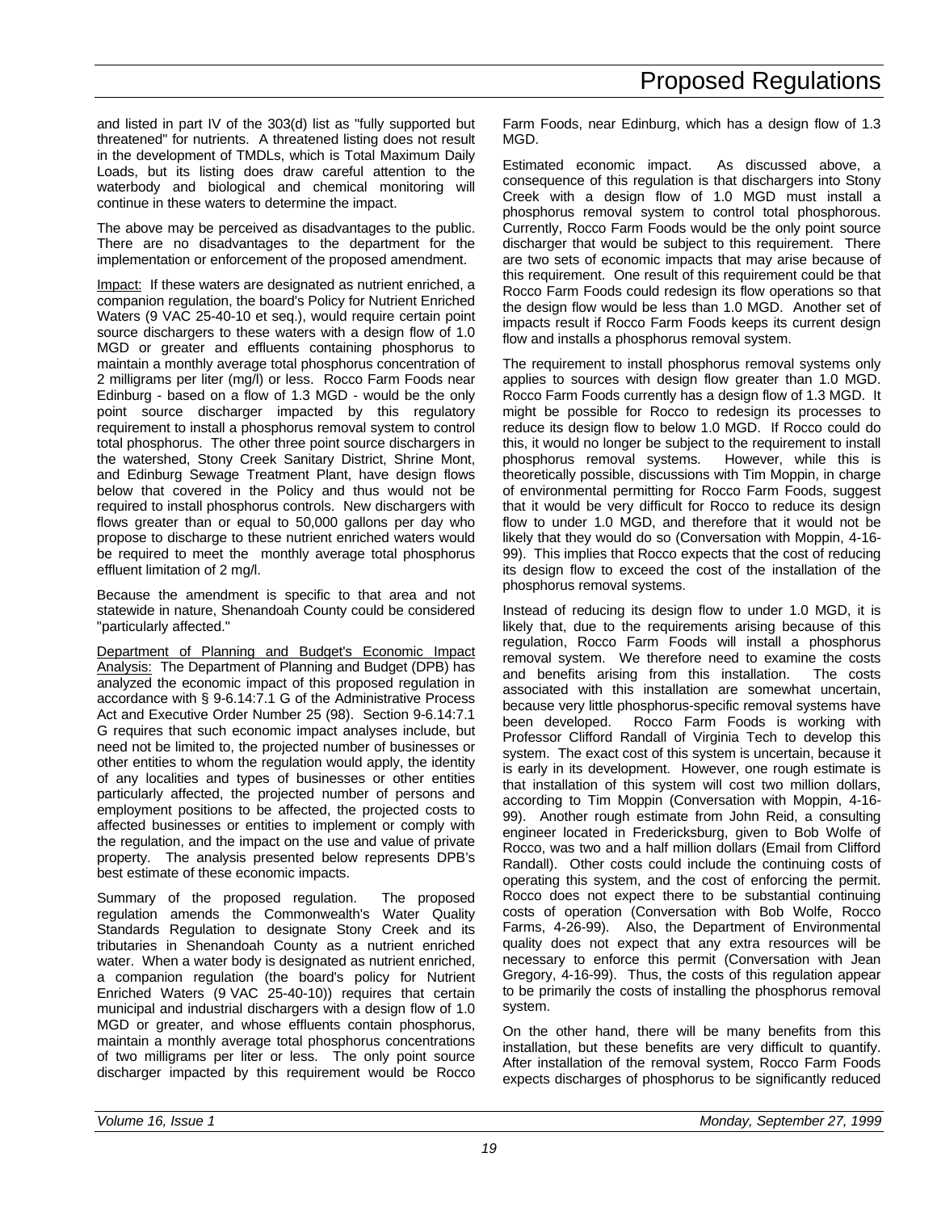and listed in part IV of the 303(d) list as "fully supported but threatened" for nutrients. A threatened listing does not result in the development of TMDLs, which is Total Maximum Daily Loads, but its listing does draw careful attention to the waterbody and biological and chemical monitoring will continue in these waters to determine the impact.

The above may be perceived as disadvantages to the public. There are no disadvantages to the department for the implementation or enforcement of the proposed amendment.

Impact: If these waters are designated as nutrient enriched, a companion regulation, the board's Policy for Nutrient Enriched Waters (9 VAC 25-40-10 et seq.), would require certain point source dischargers to these waters with a design flow of 1.0 MGD or greater and effluents containing phosphorus to maintain a monthly average total phosphorus concentration of 2 milligrams per liter (mg/l) or less. Rocco Farm Foods near Edinburg - based on a flow of 1.3 MGD - would be the only point source discharger impacted by this regulatory requirement to install a phosphorus removal system to control total phosphorus. The other three point source dischargers in the watershed, Stony Creek Sanitary District, Shrine Mont, and Edinburg Sewage Treatment Plant, have design flows below that covered in the Policy and thus would not be required to install phosphorus controls. New dischargers with flows greater than or equal to 50,000 gallons per day who propose to discharge to these nutrient enriched waters would be required to meet the monthly average total phosphorus effluent limitation of 2 mg/l.

Because the amendment is specific to that area and not statewide in nature, Shenandoah County could be considered "particularly affected."

Department of Planning and Budget's Economic Impact Analysis: The Department of Planning and Budget (DPB) has analyzed the economic impact of this proposed regulation in accordance with § 9-6.14:7.1 G of the Administrative Process Act and Executive Order Number 25 (98). Section 9-6.14:7.1 G requires that such economic impact analyses include, but need not be limited to, the projected number of businesses or other entities to whom the regulation would apply, the identity of any localities and types of businesses or other entities particularly affected, the projected number of persons and employment positions to be affected, the projected costs to affected businesses or entities to implement or comply with the regulation, and the impact on the use and value of private property. The analysis presented below represents DPB's best estimate of these economic impacts.

Summary of the proposed regulation. The proposed regulation amends the Commonwealth's Water Quality Standards Regulation to designate Stony Creek and its tributaries in Shenandoah County as a nutrient enriched water. When a water body is designated as nutrient enriched, a companion regulation (the board's policy for Nutrient Enriched Waters (9 VAC 25-40-10)) requires that certain municipal and industrial dischargers with a design flow of 1.0 MGD or greater, and whose effluents contain phosphorus, maintain a monthly average total phosphorus concentrations of two milligrams per liter or less. The only point source discharger impacted by this requirement would be Rocco Farm Foods, near Edinburg, which has a design flow of 1.3 MGD.

Estimated economic impact. As discussed above, a consequence of this regulation is that dischargers into Stony Creek with a design flow of 1.0 MGD must install a phosphorus removal system to control total phosphorous. Currently, Rocco Farm Foods would be the only point source discharger that would be subject to this requirement. There are two sets of economic impacts that may arise because of this requirement. One result of this requirement could be that Rocco Farm Foods could redesign its flow operations so that the design flow would be less than 1.0 MGD. Another set of impacts result if Rocco Farm Foods keeps its current design flow and installs a phosphorus removal system.

The requirement to install phosphorus removal systems only applies to sources with design flow greater than 1.0 MGD. Rocco Farm Foods currently has a design flow of 1.3 MGD. It might be possible for Rocco to redesign its processes to reduce its design flow to below 1.0 MGD. If Rocco could do this, it would no longer be subject to the requirement to install phosphorus removal systems. However, while this is theoretically possible, discussions with Tim Moppin, in charge of environmental permitting for Rocco Farm Foods, suggest that it would be very difficult for Rocco to reduce its design flow to under 1.0 MGD, and therefore that it would not be likely that they would do so (Conversation with Moppin, 4-16-99). This implies that Rocco expects that the cost of reducing its design flow to exceed the cost of the installation of the phosphorus removal systems.

Instead of reducing its design flow to under 1.0 MGD, it is likely that, due to the requirements arising because of this regulation, Rocco Farm Foods will install a phosphorus removal system. We therefore need to examine the costs and benefits arising from this installation. The costs associated with this installation are somewhat uncertain, because very little phosphorus-specific removal systems have been developed. Rocco Farm Foods is working with Professor Clifford Randall of Virginia Tech to develop this system. The exact cost of this system is uncertain, because it is early in its development. However, one rough estimate is that installation of this system will cost two million dollars, according to Tim Moppin (Conversation with Moppin, 4-16-99). Another rough estimate from John Reid, a consulting engineer located in Fredericksburg, given to Bob Wolfe of Rocco, was two and a half million dollars (Email from Clifford Randall). Other costs could include the continuing costs of operating this system, and the cost of enforcing the permit. Rocco does not expect there to be substantial continuing costs of operation (Conversation with Bob Wolfe, Rocco Farms, 4-26-99). Also, the Department of Environmental quality does not expect that any extra resources will be necessary to enforce this permit (Conversation with Jean Gregory, 4-16-99). Thus, the costs of this regulation appear to be primarily the costs of installing the phosphorus removal system.

On the other hand, there will be many benefits from this installation, but these benefits are very difficult to quantify. After installation of the removal system, Rocco Farm Foods expects discharges of phosphorus to be significantly reduced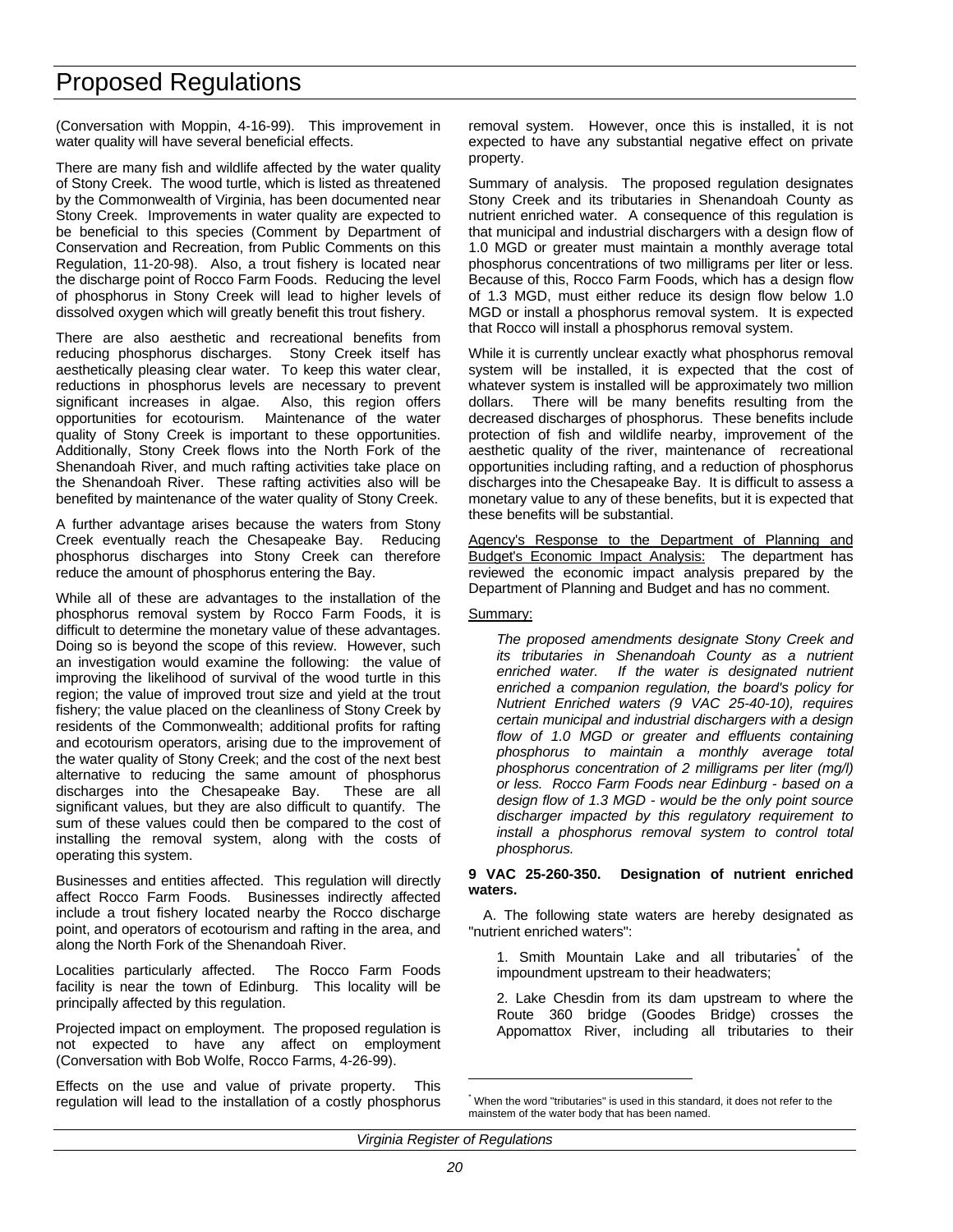(Conversation with Moppin, 4-16-99). This improvement in water quality will have several beneficial effects.

There are many fish and wildlife affected by the water quality of Stony Creek. The wood turtle, which is listed as threatened by the Commonwealth of Virginia, has been documented near Stony Creek. Improvements in water quality are expected to be beneficial to this species (Comment by Department of Conservation and Recreation, from Public Comments on this Regulation, 11-20-98). Also, a trout fishery is located near the discharge point of Rocco Farm Foods. Reducing the level of phosphorus in Stony Creek will lead to higher levels of dissolved oxygen which will greatly benefit this trout fishery.

There are also aesthetic and recreational benefits from reducing phosphorus discharges. Stony Creek itself has aesthetically pleasing clear water. To keep this water clear, reductions in phosphorus levels are necessary to prevent significant increases in algae. Also, this region offers opportunities for ecotourism. Maintenance of the water quality of Stony Creek is important to these opportunities. Additionally, Stony Creek flows into the North Fork of the Shenandoah River, and much rafting activities take place on the Shenandoah River. These rafting activities also will be benefited by maintenance of the water quality of Stony Creek.

A further advantage arises because the waters from Stony Creek eventually reach the Chesapeake Bay. Reducing phosphorus discharges into Stony Creek can therefore reduce the amount of phosphorus entering the Bay.

While all of these are advantages to the installation of the phosphorus removal system by Rocco Farm Foods, it is difficult to determine the monetary value of these advantages. Doing so is beyond the scope of this review. However, such an investigation would examine the following: the value of improving the likelihood of survival of the wood turtle in this region; the value of improved trout size and yield at the trout fishery; the value placed on the cleanliness of Stony Creek by residents of the Commonwealth; additional profits for rafting and ecotourism operators, arising due to the improvement of the water quality of Stony Creek; and the cost of the next best alternative to reducing the same amount of phosphorus discharges into the Chesapeake Bay. These are all significant values, but they are also difficult to quantify. The sum of these values could then be compared to the cost of installing the removal system, along with the costs of operating this system.

Businesses and entities affected. This regulation will directly affect Rocco Farm Foods. Businesses indirectly affected include a trout fishery located nearby the Rocco discharge point, and operators of ecotourism and rafting in the area, and along the North Fork of the Shenandoah River.

Localities particularly affected. The Rocco Farm Foods facility is near the town of Edinburg. This locality will be principally affected by this regulation.

Projected impact on employment. The proposed regulation is not expected to have any affect on employment (Conversation with Bob Wolfe, Rocco Farms, 4-26-99).

Effects on the use and value of private property. This regulation will lead to the installation of a costly phosphorus removal system. However, once this is installed, it is not expected to have any substantial negative effect on private property.

Summary of analysis. The proposed regulation designates Stony Creek and its tributaries in Shenandoah County as nutrient enriched water. A consequence of this regulation is that municipal and industrial dischargers with a design flow of 1.0 MGD or greater must maintain a monthly average total phosphorus concentrations of two milligrams per liter or less. Because of this, Rocco Farm Foods, which has a design flow of 1.3 MGD, must either reduce its design flow below 1.0 MGD or install a phosphorus removal system. It is expected that Rocco will install a phosphorus removal system.

While it is currently unclear exactly what phosphorus removal system will be installed, it is expected that the cost of whatever system is installed will be approximately two million dollars. There will be many benefits resulting from the decreased discharges of phosphorus. These benefits include protection of fish and wildlife nearby, improvement of the aesthetic quality of the river, maintenance of recreational opportunities including rafting, and a reduction of phosphorus discharges into the Chesapeake Bay. It is difficult to assess a monetary value to any of these benefits, but it is expected that these benefits will be substantial.

Agency's Response to the Department of Planning and Budget's Economic Impact Analysis: The department has reviewed the economic impact analysis prepared by the Department of Planning and Budget and has no comment.

Summary:

*The proposed amendments designate Stony Creek and its tributaries in Shenandoah County as a nutrient enriched water. If the water is designated nutrient enriched a companion regulation, the board's policy for Nutrient Enriched waters (9 VAC 25-40-10), requires certain municipal and industrial dischargers with a design flow of 1.0 MGD or greater and effluents containing phosphorus to maintain a monthly average total phosphorus concentration of 2 milligrams per liter (mg/l) or less. Rocco Farm Foods near Edinburg - based on a design flow of 1.3 MGD - would be the only point source discharger impacted by this regulatory requirement to install a phosphorus removal system to control total phosphorus.*

**9 VAC 25-260-350. Designation of nutrient enriched waters.**

A. The following state waters are hereby designated as "nutrient enriched waters":

1. Smith Mountain Lake and all tributaries* of the impoundment upstream to their headwaters;

2. Lake Chesdin from its dam upstream to where the Route 360 bridge (Goodes Bridge) crosses the Appomattox River, including all tributaries to their

* When the word "tributaries" is used in this standard, it does not refer to the mainstem of the water body that has been named.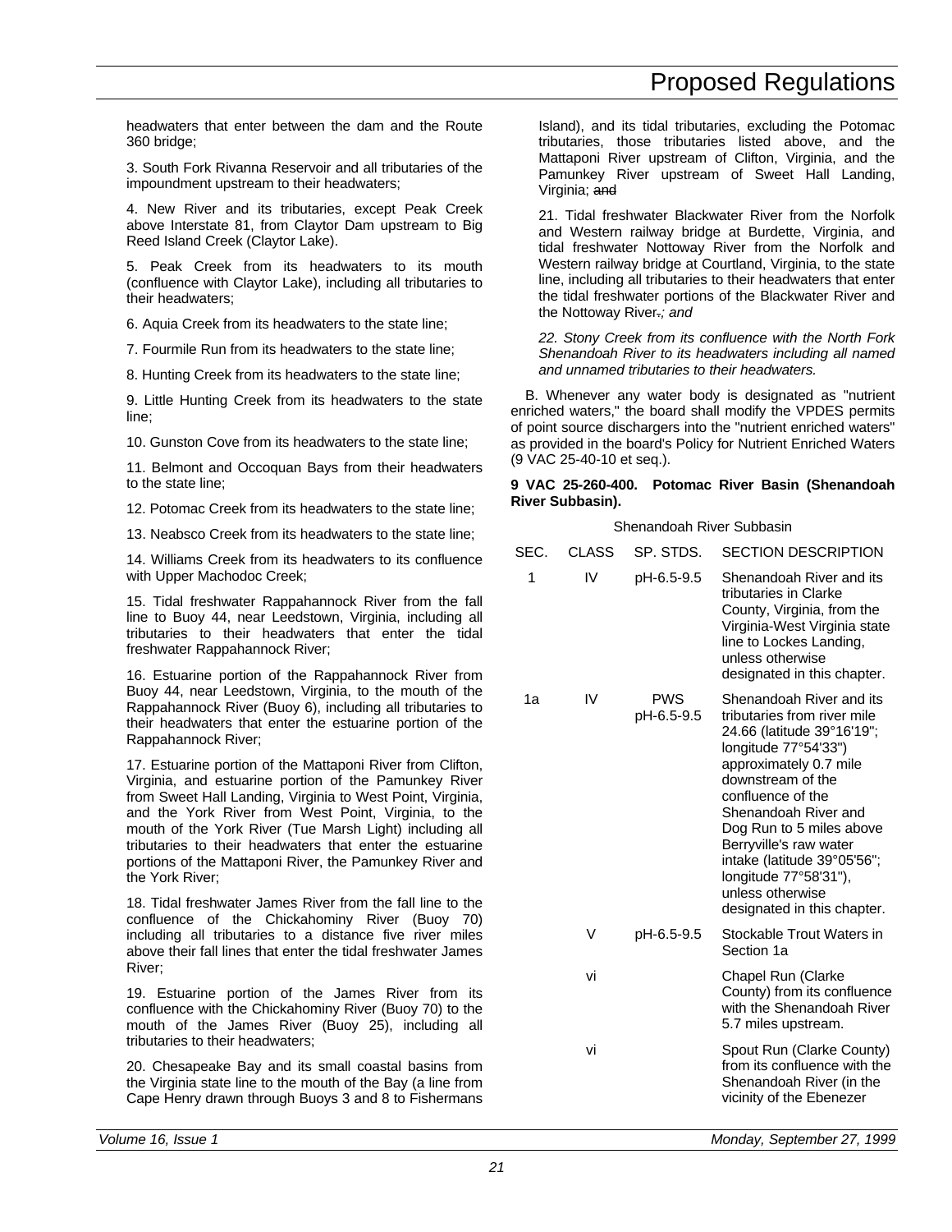headwaters that enter between the dam and the Route 360 bridge;

3. South Fork Rivanna Reservoir and all tributaries of the impoundment upstream to their headwaters;

4. New River and its tributaries, except Peak Creek above Interstate 81, from Claytor Dam upstream to Big Reed Island Creek (Claytor Lake).

5. Peak Creek from its headwaters to its mouth (confluence with Claytor Lake), including all tributaries to their headwaters;

6. Aquia Creek from its headwaters to the state line;

7. Fourmile Run from its headwaters to the state line;

8. Hunting Creek from its headwaters to the state line;

9. Little Hunting Creek from its headwaters to the state line;

10. Gunston Cove from its headwaters to the state line;

11. Belmont and Occoquan Bays from their headwaters to the state line;

12. Potomac Creek from its headwaters to the state line;

13. Neabsco Creek from its headwaters to the state line;

14. Williams Creek from its headwaters to its confluence with Upper Machodoc Creek;

15. Tidal freshwater Rappahannock River from the fall line to Buoy 44, near Leedstown, Virginia, including all tributaries to their headwaters that enter the tidal freshwater Rappahannock River;

16. Estuarine portion of the Rappahannock River from Buoy 44, near Leedstown, Virginia, to the mouth of the Rappahannock River (Buoy 6), including all tributaries to their headwaters that enter the estuarine portion of the Rappahannock River;

17. Estuarine portion of the Mattaponi River from Clifton, Virginia, and estuarine portion of the Pamunkey River from Sweet Hall Landing, Virginia to West Point, Virginia, and the York River from West Point, Virginia, to the mouth of the York River (Tue Marsh Light) including all tributaries to their headwaters that enter the estuarine portions of the Mattaponi River, the Pamunkey River and the York River;

18. Tidal freshwater James River from the fall line to the confluence of the Chickahominy River (Buoy 70) including all tributaries to a distance five river miles above their fall lines that enter the tidal freshwater James River;

19. Estuarine portion of the James River from its confluence with the Chickahominy River (Buoy 70) to the mouth of the James River (Buoy 25), including all tributaries to their headwaters;

20. Chesapeake Bay and its small coastal basins from the Virginia state line to the mouth of the Bay (a line from Cape Henry drawn through Buoys 3 and 8 to Fishermans Island), and its tidal tributaries, excluding the Potomac tributaries, those tributaries listed above, and the Mattaponi River upstream of Clifton, Virginia, and the Pamunkey River upstream of Sweet Hall Landing, Virginia; ~~and~~

21. Tidal freshwater Blackwater River from the Norfolk and Western railway bridge at Burdette, Virginia, and tidal freshwater Nottoway River from the Norfolk and Western railway bridge at Courtland, Virginia, to the state line, including all tributaries to their headwaters that enter the tidal freshwater portions of the Blackwater River and the Nottoway River~~.~~*; and*

*22. Stony Creek from its confluence with the North Fork Shenandoah River to its headwaters including all named and unnamed tributaries to their headwaters.*

B. Whenever any water body is designated as "nutrient enriched waters," the board shall modify the VPDES permits of point source dischargers into the "nutrient enriched waters" as provided in the board's Policy for Nutrient Enriched Waters (9 VAC 25-40-10 et seq.).

**9 VAC 25-260-400. Potomac River Basin (Shenandoah River Subbasin).**

Shenandoah River Subbasin

| SEC. | CLASS | SP. STDS. | SECTION DESCRIPTION |
|---|---|---|---|
| 1 | IV | pH-6.5-9.5 | Shenandoah River and its tributaries in Clarke County, Virginia, from the Virginia-West Virginia state line to Lockes Landing, unless otherwise designated in this chapter. |
| 1a | IV | PWS pH-6.5-9.5 | Shenandoah River and its tributaries from river mile 24.66 (latitude 39°16'19"; longitude 77°54'33") approximately 0.7 mile downstream of the confluence of the Shenandoah River and Dog Run to 5 miles above Berryville's raw water intake (latitude 39°05'56"; longitude 77°58'31"), unless otherwise designated in this chapter. |
| | V | pH-6.5-9.5 | Stockable Trout Waters in Section 1a |
| | vi | | Chapel Run (Clarke County) from its confluence with the Shenandoah River 5.7 miles upstream. |
| | vi | | Spout Run (Clarke County) from its confluence with the Shenandoah River (in the vicinity of the Ebenezer |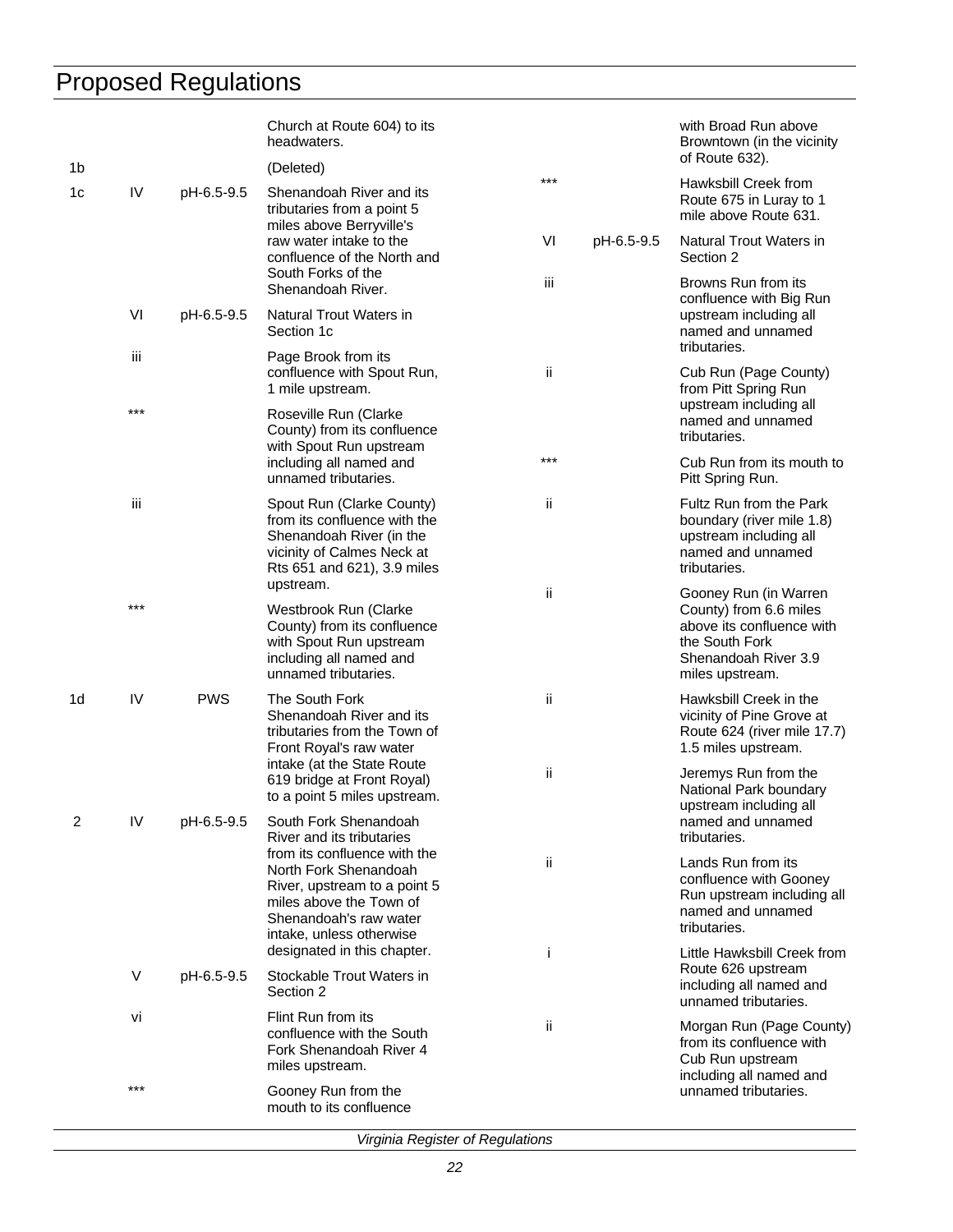# Proposed Regulations

| | | | |
|---|---|---|---|
| | | | Church at Route 604) to its headwaters. |
| 1b | | | (Deleted) |
| 1c | IV | pH-6.5-9.5 | Shenandoah River and its tributaries from a point 5 miles above Berryville's raw water intake to the confluence of the North and South Forks of the Shenandoah River. |
| | VI | pH-6.5-9.5 | Natural Trout Waters in Section 1c |
| | iii | | Page Brook from its confluence with Spout Run, 1 mile upstream. |
| | *** | | Roseville Run (Clarke County) from its confluence with Spout Run upstream including all named and unnamed tributaries. |
| | iii | | Spout Run (Clarke County) from its confluence with the Shenandoah River (in the vicinity of Calmes Neck at Rts 651 and 621), 3.9 miles upstream. |
| | *** | | Westbrook Run (Clarke County) from its confluence with Spout Run upstream including all named and unnamed tributaries. |
| 1d | IV | PWS | The South Fork Shenandoah River and its tributaries from the Town of Front Royal's raw water intake (at the State Route 619 bridge at Front Royal) to a point 5 miles upstream. |
| 2 | IV | pH-6.5-9.5 | South Fork Shenandoah River and its tributaries from its confluence with the North Fork Shenandoah River, upstream to a point 5 miles above the Town of Shenandoah's raw water intake, unless otherwise designated in this chapter. |
| | V | pH-6.5-9.5 | Stockable Trout Waters in Section 2 |
| | vi | | Flint Run from its confluence with the South Fork Shenandoah River 4 miles upstream. |
| | *** | | Gooney Run from the mouth to its confluence with Broad Run above Browntown (in the vicinity of Route 632). |
| | *** | | Hawksbill Creek from Route 675 in Luray to 1 mile above Route 631. |
| | VI | pH-6.5-9.5 | Natural Trout Waters in Section 2 |
| | iii | | Browns Run from its confluence with Big Run upstream including all named and unnamed tributaries. |
| | ii | | Cub Run (Page County) from Pitt Spring Run upstream including all named and unnamed tributaries. |
| | *** | | Cub Run from its mouth to Pitt Spring Run. |
| | ii | | Fultz Run from the Park boundary (river mile 1.8) upstream including all named and unnamed tributaries. |
| | ii | | Gooney Run (in Warren County) from 6.6 miles above its confluence with the South Fork Shenandoah River 3.9 miles upstream. |
| | ii | | Hawksbill Creek in the vicinity of Pine Grove at Route 624 (river mile 17.7) 1.5 miles upstream. |
| | ii | | Jeremys Run from the National Park boundary upstream including all named and unnamed tributaries. |
| | ii | | Lands Run from its confluence with Gooney Run upstream including all named and unnamed tributaries. |
| | i | | Little Hawksbill Creek from Route 626 upstream including all named and unnamed tributaries. |
| | ii | | Morgan Run (Page County) from its confluence with Cub Run upstream including all named and unnamed tributaries. |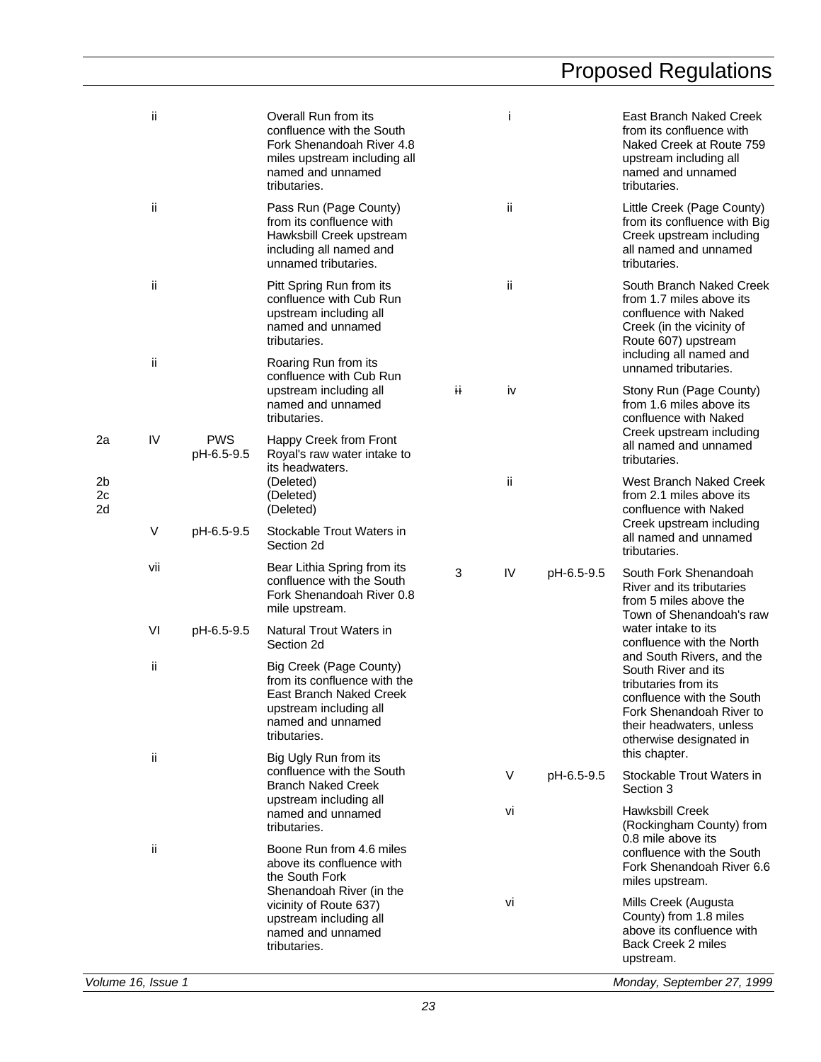| | | | |
|---|---|---|---|
| | ii | | Overall Run from its confluence with the South Fork Shenandoah River 4.8 miles upstream including all named and unnamed tributaries. |
| | ii | | Pass Run (Page County) from its confluence with Hawksbill Creek upstream including all named and unnamed tributaries. |
| | ii | | Pitt Spring Run from its confluence with Cub Run upstream including all named and unnamed tributaries. |
| | ii | | Roaring Run from its confluence with Cub Run upstream including all named and unnamed tributaries. |
| 2a | IV | PWS pH-6.5-9.5 | Happy Creek from Front Royal's raw water intake to its headwaters. |
| 2b | | | (Deleted) |
| 2c | | | (Deleted) |
| 2d | | | (Deleted) |
| | V | pH-6.5-9.5 | Stockable Trout Waters in Section 2d |
| | vii | | Bear Lithia Spring from its confluence with the South Fork Shenandoah River 0.8 mile upstream. |
| | VI | pH-6.5-9.5 | Natural Trout Waters in Section 2d |
| | ii | | Big Creek (Page County) from its confluence with the East Branch Naked Creek upstream including all named and unnamed tributaries. |
| | ii | | Big Ugly Run from its confluence with the South Branch Naked Creek upstream including all named and unnamed tributaries. |
| | ii | | Boone Run from 4.6 miles above its confluence with the South Fork Shenandoah River (in the vicinity of Route 637) upstream including all named and unnamed tributaries. |
| | i | | East Branch Naked Creek from its confluence with Naked Creek at Route 759 upstream including all named and unnamed tributaries. |
| | ii | | Little Creek (Page County) from its confluence with Big Creek upstream including all named and unnamed tributaries. |
| | ii | | South Branch Naked Creek from 1.7 miles above its confluence with Naked Creek (in the vicinity of Route 607) upstream including all named and unnamed tributaries. |
| | ~~ii~~ iv | | Stony Run (Page County) from 1.6 miles above its confluence with Naked Creek upstream including all named and unnamed tributaries. |
| | ii | | West Branch Naked Creek from 2.1 miles above its confluence with Naked Creek upstream including all named and unnamed tributaries. |
| 3 | IV | pH-6.5-9.5 | South Fork Shenandoah River and its tributaries from 5 miles above the Town of Shenandoah's raw water intake to its confluence with the North and South Rivers, and the South River and its tributaries from its confluence with the South Fork Shenandoah River to their headwaters, unless otherwise designated in this chapter. |
| | V | pH-6.5-9.5 | Stockable Trout Waters in Section 3 |
| | vi | | Hawksbill Creek (Rockingham County) from 0.8 mile above its confluence with the South Fork Shenandoah River 6.6 miles upstream. |
| | vi | | Mills Creek (Augusta County) from 1.8 miles above its confluence with Back Creek 2 miles upstream. |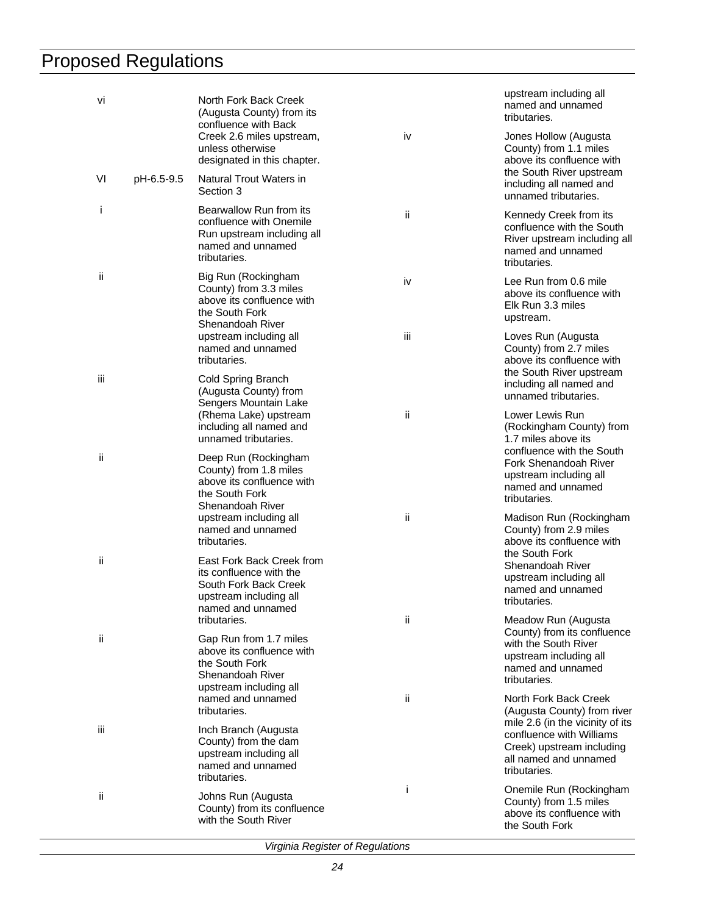| | | |
|---|---|---|
| vi | | North Fork Back Creek (Augusta County) from its confluence with Back Creek 2.6 miles upstream, unless otherwise designated in this chapter. |
| VI | pH-6.5-9.5 | Natural Trout Waters in Section 3 |
| i | | Bearwallow Run from its confluence with Onemile Run upstream including all named and unnamed tributaries. |
| ii | | Big Run (Rockingham County) from 3.3 miles above its confluence with the South Fork Shenandoah River upstream including all named and unnamed tributaries. |
| iii | | Cold Spring Branch (Augusta County) from Sengers Mountain Lake (Rhema Lake) upstream including all named and unnamed tributaries. |
| ii | | Deep Run (Rockingham County) from 1.8 miles above its confluence with the South Fork Shenandoah River upstream including all named and unnamed tributaries. |
| ii | | East Fork Back Creek from its confluence with the South Fork Back Creek upstream including all named and unnamed tributaries. |
| ii | | Gap Run from 1.7 miles above its confluence with the South Fork Shenandoah River upstream including all named and unnamed tributaries. |
| iii | | Inch Branch (Augusta County) from the dam upstream including all named and unnamed tributaries. |
| ii | | Johns Run (Augusta County) from its confluence with the South River upstream including all named and unnamed tributaries. |
| iv | | Jones Hollow (Augusta County) from 1.1 miles above its confluence with the South River upstream including all named and unnamed tributaries. |
| ii | | Kennedy Creek from its confluence with the South River upstream including all named and unnamed tributaries. |
| iv | | Lee Run from 0.6 mile above its confluence with Elk Run 3.3 miles upstream. |
| iii | | Loves Run (Augusta County) from 2.7 miles above its confluence with the South River upstream including all named and unnamed tributaries. |
| ii | | Lower Lewis Run (Rockingham County) from 1.7 miles above its confluence with the South Fork Shenandoah River upstream including all named and unnamed tributaries. |
| ii | | Madison Run (Rockingham County) from 2.9 miles above its confluence with the South Fork Shenandoah River upstream including all named and unnamed tributaries. |
| ii | | Meadow Run (Augusta County) from its confluence with the South River upstream including all named and unnamed tributaries. |
| ii | | North Fork Back Creek (Augusta County) from river mile 2.6 (in the vicinity of its confluence with Williams Creek) upstream including all named and unnamed tributaries. |
| i | | Onemile Run (Rockingham County) from 1.5 miles above its confluence with the South Fork |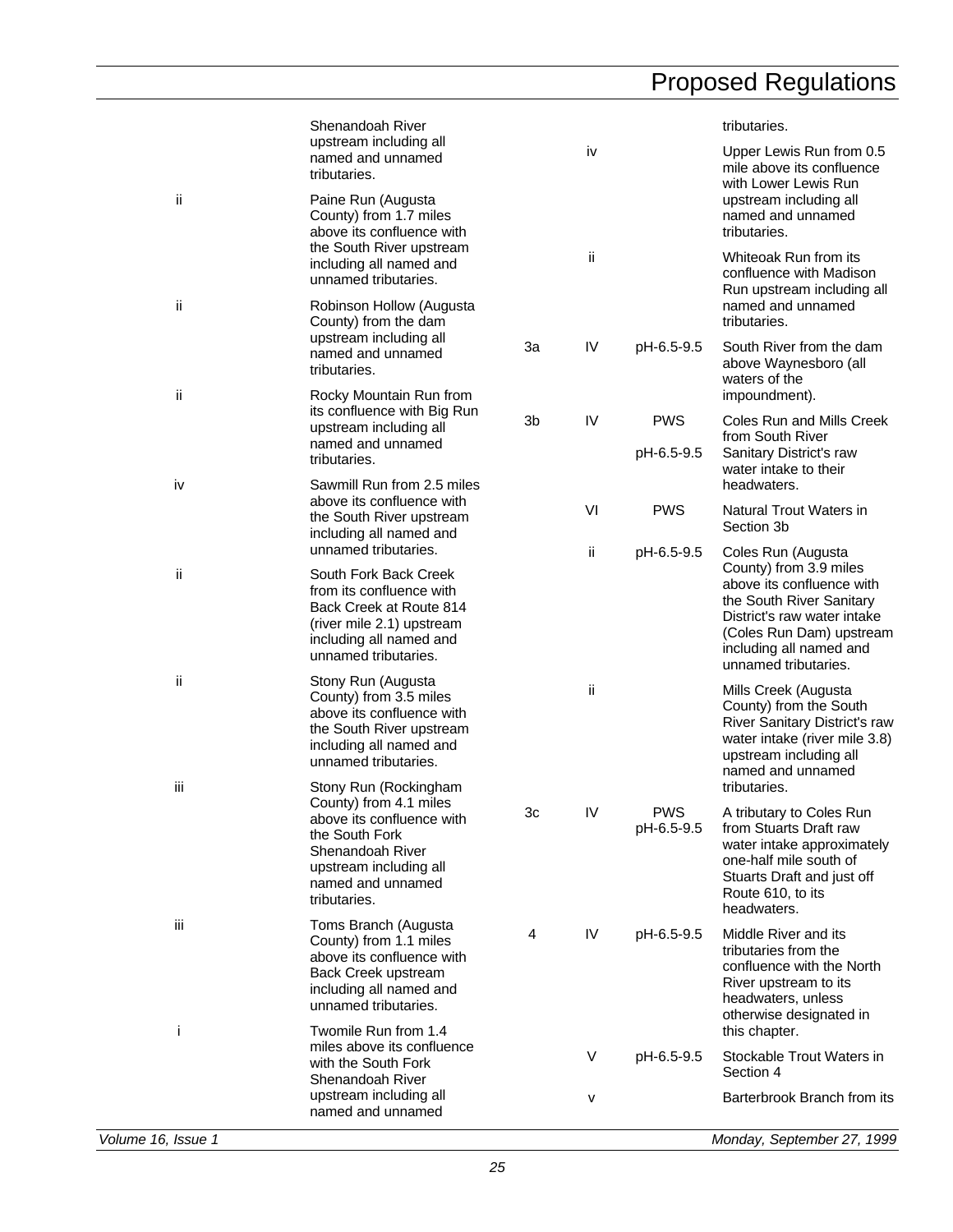| | | | | | |
|---|---|---|---|---|---|
| | | | | Shenandoah River upstream including all named and unnamed tributaries. | |
| | | | ii | Paine Run (Augusta County) from 1.7 miles above its confluence with the South River upstream including all named and unnamed tributaries. | |
| | | | ii | Robinson Hollow (Augusta County) from the dam upstream including all named and unnamed tributaries. | |
| | | | ii | Rocky Mountain Run from its confluence with Big Run upstream including all named and unnamed tributaries. | |
| | | | iv | Sawmill Run from 2.5 miles above its confluence with the South River upstream including all named and unnamed tributaries. | |
| | | | ii | South Fork Back Creek from its confluence with Back Creek at Route 814 (river mile 2.1) upstream including all named and unnamed tributaries. | |
| | | | ii | Stony Run (Augusta County) from 3.5 miles above its confluence with the South River upstream including all named and unnamed tributaries. | |
| | | | iii | Stony Run (Rockingham County) from 4.1 miles above its confluence with the South Fork Shenandoah River upstream including all named and unnamed tributaries. | |
| | | | iii | Toms Branch (Augusta County) from 1.1 miles above its confluence with Back Creek upstream including all named and unnamed tributaries. | |
| | | | i | Twomile Run from 1.4 miles above its confluence with the South Fork Shenandoah River upstream including all named and unnamed tributaries. | |
| | iv | | | Upper Lewis Run from 0.5 mile above its confluence with Lower Lewis Run upstream including all named and unnamed tributaries. | |
| | ii | | | Whiteoak Run from its confluence with Madison Run upstream including all named and unnamed tributaries. | |
| 3a | IV | pH-6.5-9.5 | | South River from the dam above Waynesboro (all waters of the impoundment). | |
| 3b | IV | PWS pH-6.5-9.5 | | Coles Run and Mills Creek from South River Sanitary District's raw water intake to their headwaters. | |
| | VI | PWS | | Natural Trout Waters in Section 3b | |
| | ii | pH-6.5-9.5 | | Coles Run (Augusta County) from 3.9 miles above its confluence with the South River Sanitary District's raw water intake (Coles Run Dam) upstream including all named and unnamed tributaries. | |
| | ii | | | Mills Creek (Augusta County) from the South River Sanitary District's raw water intake (river mile 3.8) upstream including all named and unnamed tributaries. | |
| 3c | IV | PWS pH-6.5-9.5 | | A tributary to Coles Run from Stuarts Draft raw water intake approximately one-half mile south of Stuarts Draft and just off Route 610, to its headwaters. | |
| 4 | IV | pH-6.5-9.5 | | Middle River and its tributaries from the confluence with the North River upstream to its headwaters, unless otherwise designated in this chapter. | |
| | V | pH-6.5-9.5 | | Stockable Trout Waters in Section 4 | |
| | v | | | Barterbrook Branch from its | |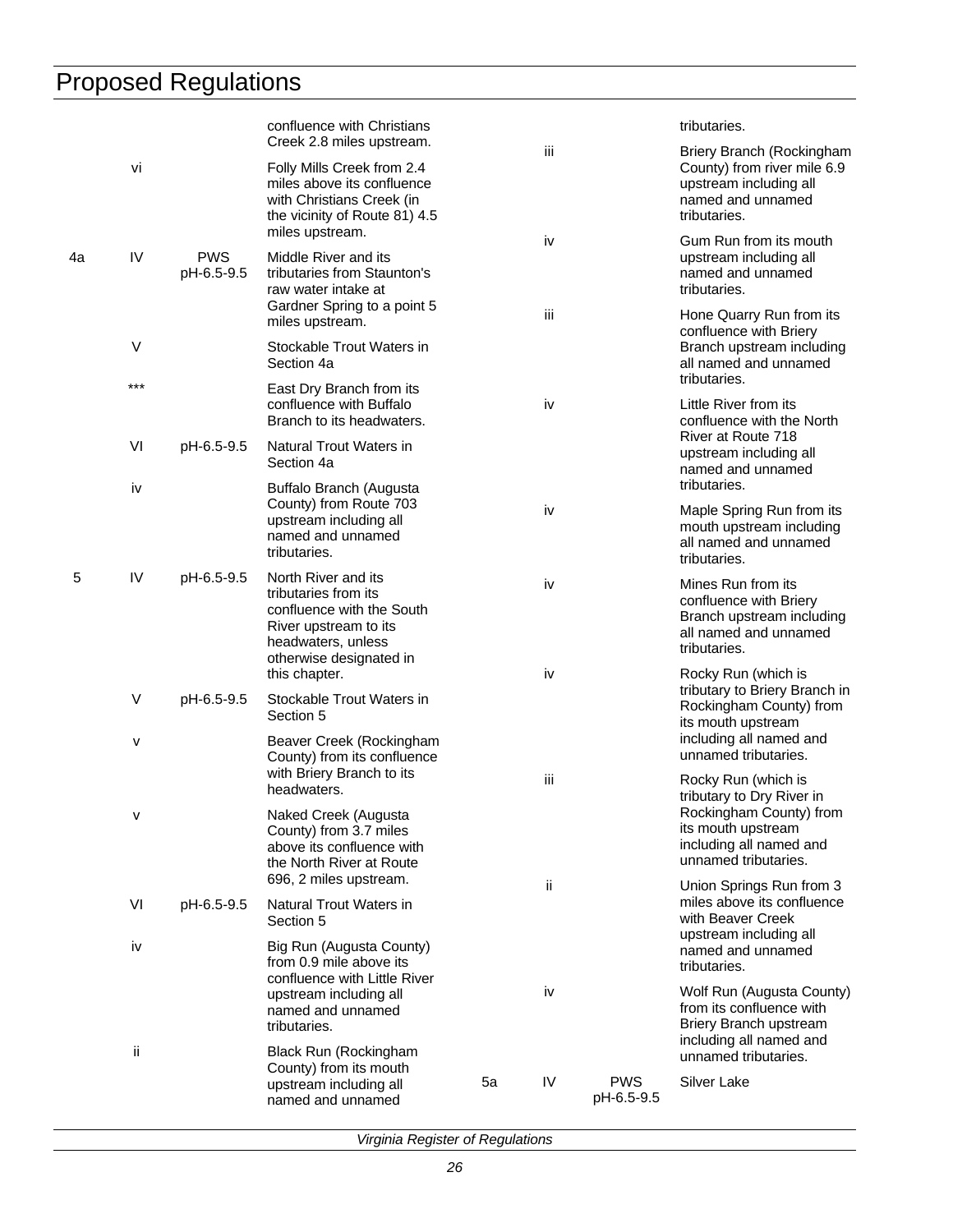# Proposed Regulations

| | | | |
|---|---|---|---|
| | | | confluence with Christians Creek 2.8 miles upstream. |
| | vi | | Folly Mills Creek from 2.4 miles above its confluence with Christians Creek (in the vicinity of Route 81) 4.5 miles upstream. |
| 4a | IV | PWS pH-6.5-9.5 | Middle River and its tributaries from Staunton's raw water intake at Gardner Spring to a point 5 miles upstream. |
| | V | | Stockable Trout Waters in Section 4a |
| | *** | | East Dry Branch from its confluence with Buffalo Branch to its headwaters. |
| | VI | pH-6.5-9.5 | Natural Trout Waters in Section 4a |
| | iv | | Buffalo Branch (Augusta County) from Route 703 upstream including all named and unnamed tributaries. |
| 5 | IV | pH-6.5-9.5 | North River and its tributaries from its confluence with the South River upstream to its headwaters, unless otherwise designated in this chapter. |
| | V | pH-6.5-9.5 | Stockable Trout Waters in Section 5 |
| | v | | Beaver Creek (Rockingham County) from its confluence with Briery Branch to its headwaters. |
| | v | | Naked Creek (Augusta County) from 3.7 miles above its confluence with the North River at Route 696, 2 miles upstream. |
| | VI | pH-6.5-9.5 | Natural Trout Waters in Section 5 |
| | iv | | Big Run (Augusta County) from 0.9 mile above its confluence with Little River upstream including all named and unnamed tributaries. |
| | ii | | Black Run (Rockingham County) from its mouth upstream including all named and unnamed tributaries. |
| | iii | | Briery Branch (Rockingham County) from river mile 6.9 upstream including all named and unnamed tributaries. |
| | iv | | Gum Run from its mouth upstream including all named and unnamed tributaries. |
| | iii | | Hone Quarry Run from its confluence with Briery Branch upstream including all named and unnamed tributaries. |
| | iv | | Little River from its confluence with the North River at Route 718 upstream including all named and unnamed tributaries. |
| | iv | | Maple Spring Run from its mouth upstream including all named and unnamed tributaries. |
| | iv | | Mines Run from its confluence with Briery Branch upstream including all named and unnamed tributaries. |
| | iv | | Rocky Run (which is tributary to Briery Branch in Rockingham County) from its mouth upstream including all named and unnamed tributaries. |
| | iii | | Rocky Run (which is tributary to Dry River in Rockingham County) from its mouth upstream including all named and unnamed tributaries. |
| | ii | | Union Springs Run from 3 miles above its confluence with Beaver Creek upstream including all named and unnamed tributaries. |
| | iv | | Wolf Run (Augusta County) from its confluence with Briery Branch upstream including all named and unnamed tributaries. |
| 5a | IV | PWS pH-6.5-9.5 | Silver Lake |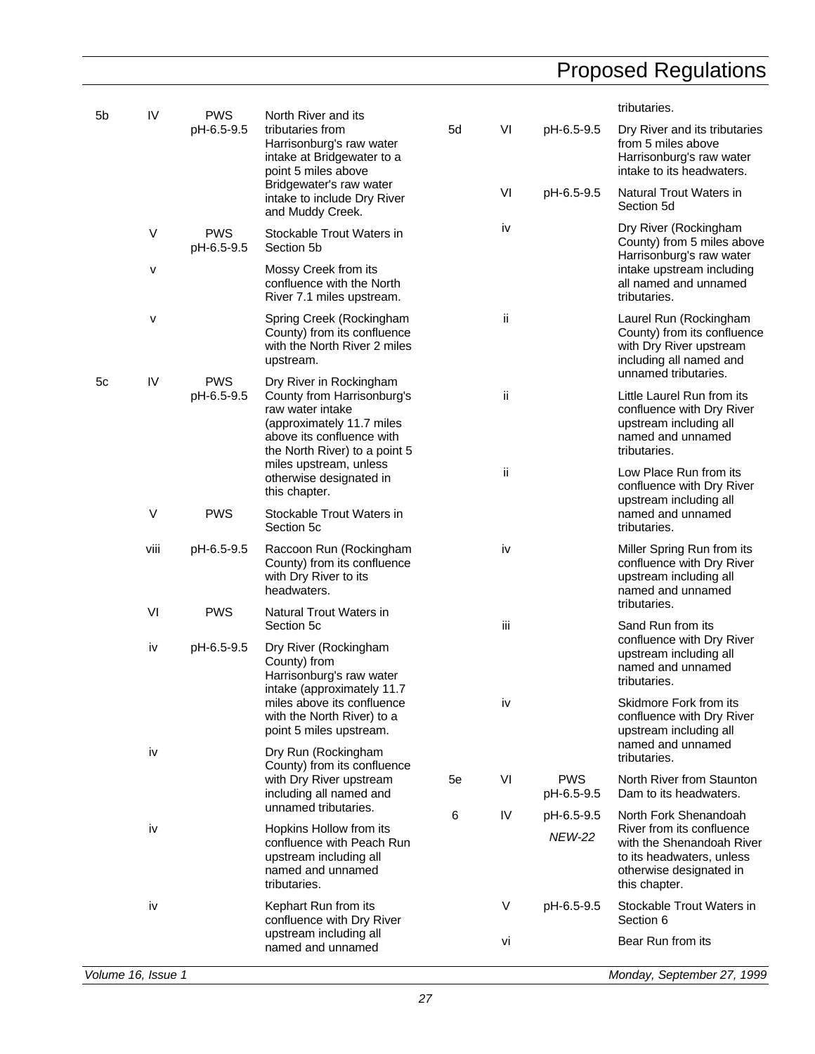| | | | |
|---|---|---|---|
| 5b | IV | PWS pH-6.5-9.5 | North River and its tributaries from Harrisonburg's raw water intake at Bridgewater to a point 5 miles above Bridgewater's raw water intake to include Dry River and Muddy Creek. |
| | V | PWS pH-6.5-9.5 | Stockable Trout Waters in Section 5b |
| | v | | Mossy Creek from its confluence with the North River 7.1 miles upstream. |
| | v | | Spring Creek (Rockingham County) from its confluence with the North River 2 miles upstream. |
| 5c | IV | PWS pH-6.5-9.5 | Dry River in Rockingham County from Harrisonburg's raw water intake (approximately 11.7 miles above its confluence with the North River) to a point 5 miles upstream, unless otherwise designated in this chapter. |
| | V | PWS | Stockable Trout Waters in Section 5c |
| | viii | pH-6.5-9.5 | Raccoon Run (Rockingham County) from its confluence with Dry River to its headwaters. |
| | VI | PWS | Natural Trout Waters in Section 5c |
| | iv | pH-6.5-9.5 | Dry River (Rockingham County) from Harrisonburg's raw water intake (approximately 11.7 miles above its confluence with the North River) to a point 5 miles upstream. |
| | iv | | Dry Run (Rockingham County) from its confluence with Dry River upstream including all named and unnamed tributaries. |
| | iv | | Hopkins Hollow from its confluence with Peach Run upstream including all named and unnamed tributaries. |
| | iv | | Kephart Run from its confluence with Dry River upstream including all named and unnamed tributaries. |
| 5d | VI | pH-6.5-9.5 | Dry River and its tributaries from 5 miles above Harrisonburg's raw water intake to its headwaters. |
| | VI | pH-6.5-9.5 | Natural Trout Waters in Section 5d |
| | iv | | Dry River (Rockingham County) from 5 miles above Harrisonburg's raw water intake upstream including all named and unnamed tributaries. |
| | ii | | Laurel Run (Rockingham County) from its confluence with Dry River upstream including all named and unnamed tributaries. |
| | ii | | Little Laurel Run from its confluence with Dry River upstream including all named and unnamed tributaries. |
| | ii | | Low Place Run from its confluence with Dry River upstream including all named and unnamed tributaries. |
| | iv | | Miller Spring Run from its confluence with Dry River upstream including all named and unnamed tributaries. |
| | iii | | Sand Run from its confluence with Dry River upstream including all named and unnamed tributaries. |
| | iv | | Skidmore Fork from its confluence with Dry River upstream including all named and unnamed tributaries. |
| 5e | VI | PWS pH-6.5-9.5 | North River from Staunton Dam to its headwaters. |
| 6 | IV | pH-6.5-9.5 *NEW-22* | North Fork Shenandoah River from its confluence with the Shenandoah River to its headwaters, unless otherwise designated in this chapter. |
| | V | pH-6.5-9.5 | Stockable Trout Waters in Section 6 |
| | vi | | Bear Run from its |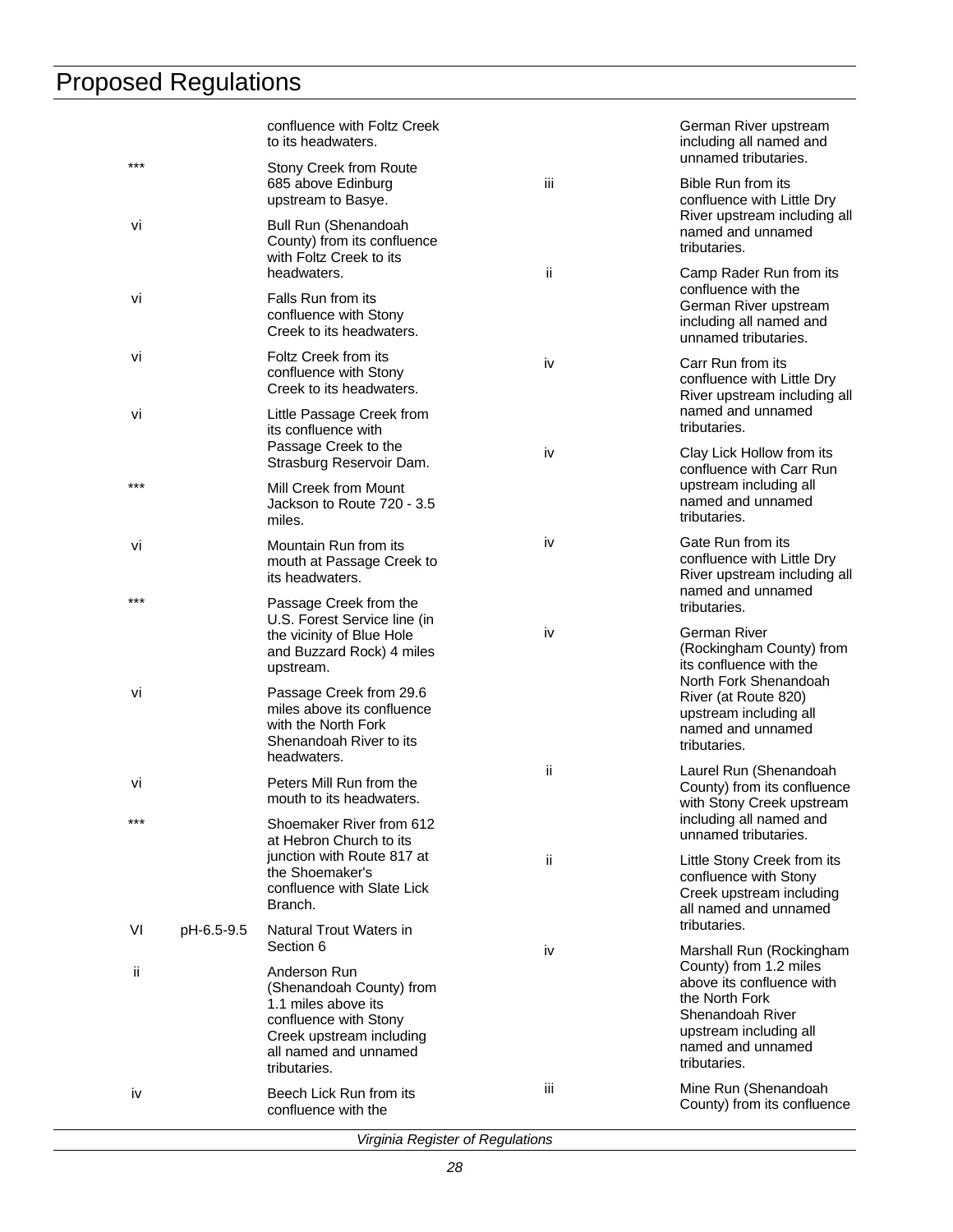| | | |
|---|---|---|
| | | confluence with Foltz Creek to its headwaters. |
| *** | | Stony Creek from Route 685 above Edinburg upstream to Basye. |
| vi | | Bull Run (Shenandoah County) from its confluence with Foltz Creek to its headwaters. |
| vi | | Falls Run from its confluence with Stony Creek to its headwaters. |
| vi | | Foltz Creek from its confluence with Stony Creek to its headwaters. |
| vi | | Little Passage Creek from its confluence with Passage Creek to the Strasburg Reservoir Dam. |
| *** | | Mill Creek from Mount Jackson to Route 720 - 3.5 miles. |
| vi | | Mountain Run from its mouth at Passage Creek to its headwaters. |
| *** | | Passage Creek from the U.S. Forest Service line (in the vicinity of Blue Hole and Buzzard Rock) 4 miles upstream. |
| vi | | Passage Creek from 29.6 miles above its confluence with the North Fork Shenandoah River to its headwaters. |
| vi | | Peters Mill Run from the mouth to its headwaters. |
| *** | | Shoemaker River from 612 at Hebron Church to its junction with Route 817 at the Shoemaker's confluence with Slate Lick Branch. |
| VI | pH-6.5-9.5 | Natural Trout Waters in Section 6 |
| ii | | Anderson Run (Shenandoah County) from 1.1 miles above its confluence with Stony Creek upstream including all named and unnamed tributaries. |
| iv | | Beech Lick Run from its confluence with the German River upstream including all named and unnamed tributaries. |
| iii | | Bible Run from its confluence with Little Dry River upstream including all named and unnamed tributaries. |
| ii | | Camp Rader Run from its confluence with the German River upstream including all named and unnamed tributaries. |
| iv | | Carr Run from its confluence with Little Dry River upstream including all named and unnamed tributaries. |
| iv | | Clay Lick Hollow from its confluence with Carr Run upstream including all named and unnamed tributaries. |
| iv | | Gate Run from its confluence with Little Dry River upstream including all named and unnamed tributaries. |
| iv | | German River (Rockingham County) from its confluence with the North Fork Shenandoah River (at Route 820) upstream including all named and unnamed tributaries. |
| ii | | Laurel Run (Shenandoah County) from its confluence with Stony Creek upstream including all named and unnamed tributaries. |
| ii | | Little Stony Creek from its confluence with Stony Creek upstream including all named and unnamed tributaries. |
| iv | | Marshall Run (Rockingham County) from 1.2 miles above its confluence with the North Fork Shenandoah River upstream including all named and unnamed tributaries. |
| iii | | Mine Run (Shenandoah County) from its confluence |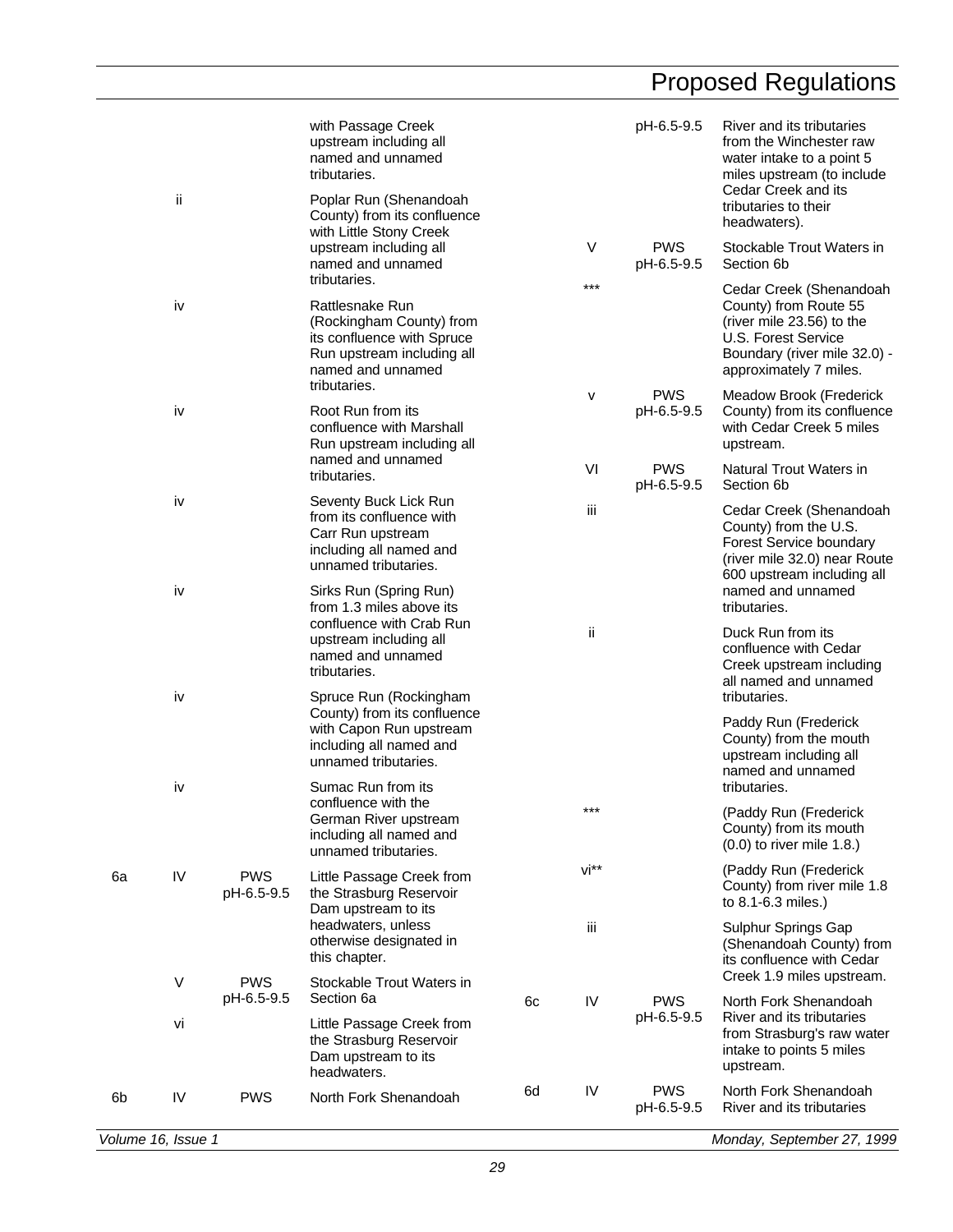| Section | Class | Special Standards | Section Description |
|---|---|---|---|
| | | | with Passage Creek upstream including all named and unnamed tributaries. |
| | ii | | Poplar Run (Shenandoah County) from its confluence with Little Stony Creek upstream including all named and unnamed tributaries. |
| | iv | | Rattlesnake Run (Rockingham County) from its confluence with Spruce Run upstream including all named and unnamed tributaries. |
| | iv | | Root Run from its confluence with Marshall Run upstream including all named and unnamed tributaries. |
| | iv | | Seventy Buck Lick Run from its confluence with Carr Run upstream including all named and unnamed tributaries. |
| | iv | | Sirks Run (Spring Run) from 1.3 miles above its confluence with Crab Run upstream including all named and unnamed tributaries. |
| | iv | | Spruce Run (Rockingham County) from its confluence with Capon Run upstream including all named and unnamed tributaries. |
| | iv | | Sumac Run from its confluence with the German River upstream including all named and unnamed tributaries. |
| 6a | IV | PWS pH-6.5-9.5 | Little Passage Creek from the Strasburg Reservoir Dam upstream to its headwaters, unless otherwise designated in this chapter. |
| | V | PWS pH-6.5-9.5 | Stockable Trout Waters in Section 6a |
| | vi | | Little Passage Creek from the Strasburg Reservoir Dam upstream to its headwaters. |
| 6b | IV | PWS pH-6.5-9.5 | North Fork Shenandoah River and its tributaries from the Winchester raw water intake to a point 5 miles upstream (to include Cedar Creek and its tributaries to their headwaters). |
| | V | PWS pH-6.5-9.5 | Stockable Trout Waters in Section 6b |
| | *** | | Cedar Creek (Shenandoah County) from Route 55 (river mile 23.56) to the U.S. Forest Service Boundary (river mile 32.0) - approximately 7 miles. |
| | v | PWS pH-6.5-9.5 | Meadow Brook (Frederick County) from its confluence with Cedar Creek 5 miles upstream. |
| | VI | PWS pH-6.5-9.5 | Natural Trout Waters in Section 6b |
| | iii | | Cedar Creek (Shenandoah County) from the U.S. Forest Service boundary (river mile 32.0) near Route 600 upstream including all named and unnamed tributaries. |
| | ii | | Duck Run from its confluence with Cedar Creek upstream including all named and unnamed tributaries. |
| | | | Paddy Run (Frederick County) from the mouth upstream including all named and unnamed tributaries. |
| | *** | | (Paddy Run (Frederick County) from its mouth (0.0) to river mile 1.8.) |
| | vi** | | (Paddy Run (Frederick County) from river mile 1.8 to 8.1-6.3 miles.) |
| | iii | | Sulphur Springs Gap (Shenandoah County) from its confluence with Cedar Creek 1.9 miles upstream. |
| 6c | IV | PWS pH-6.5-9.5 | North Fork Shenandoah River and its tributaries from Strasburg's raw water intake to points 5 miles upstream. |
| 6d | IV | PWS pH-6.5-9.5 | North Fork Shenandoah River and its tributaries |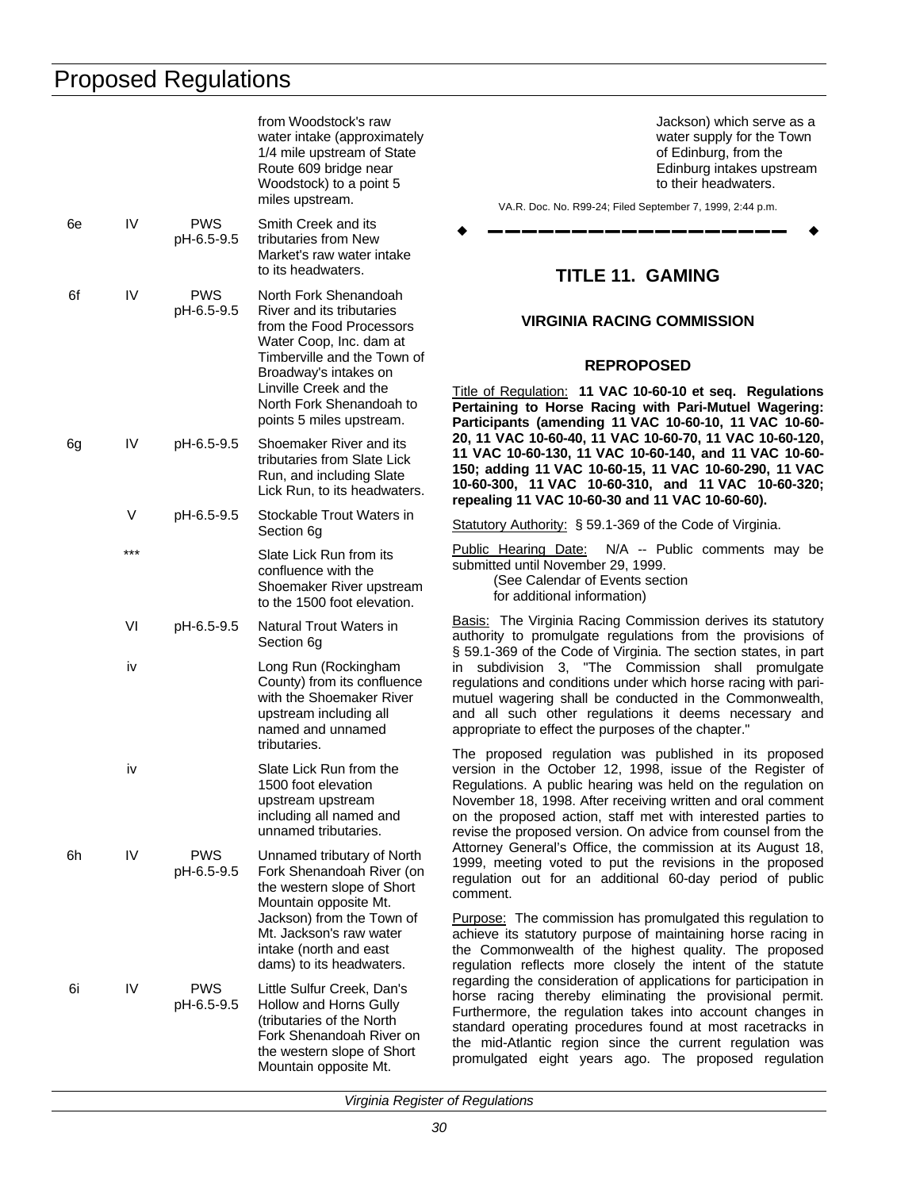| | | | from Woodstock's raw water intake (approximately 1/4 mile upstream of State Route 609 bridge near Woodstock) to a point 5 miles upstream. |
|---|---|---|---|
| 6e | IV | PWS pH-6.5-9.5 | Smith Creek and its tributaries from New Market's raw water intake to its headwaters. |
| 6f | IV | PWS pH-6.5-9.5 | North Fork Shenandoah River and its tributaries from the Food Processors Water Coop, Inc. dam at Timberville and the Town of Broadway's intakes on Linville Creek and the North Fork Shenandoah to points 5 miles upstream. |
| 6g | IV | pH-6.5-9.5 | Shoemaker River and its tributaries from Slate Lick Run, and including Slate Lick Run, to its headwaters. |
| | V | pH-6.5-9.5 | Stockable Trout Waters in Section 6g |
| | *** | | Slate Lick Run from its confluence with the Shoemaker River upstream to the 1500 foot elevation. |
| | VI | pH-6.5-9.5 | Natural Trout Waters in Section 6g |
| | iv | | Long Run (Rockingham County) from its confluence with the Shoemaker River upstream including all named and unnamed tributaries. |
| | iv | | Slate Lick Run from the 1500 foot elevation upstream upstream including all named and unnamed tributaries. |
| 6h | IV | PWS pH-6.5-9.5 | Unnamed tributary of North Fork Shenandoah River (on the western slope of Short Mountain opposite Mt. Jackson) from the Town of Mt. Jackson's raw water intake (north and east dams) to its headwaters. |
| 6i | IV | PWS pH-6.5-9.5 | Little Sulfur Creek, Dan's Hollow and Horns Gully (tributaries of the North Fork Shenandoah River on the western slope of Short Mountain opposite Mt. Jackson) which serve as a water supply for the Town of Edinburg, from the Edinburg intakes upstream to their headwaters. |

VA.R. Doc. No. R99-24; Filed September 7, 1999, 2:44 p.m.

# TITLE 11. GAMING

## VIRGINIA RACING COMMISSION

### REPROPOSED

Title of Regulation: **11 VAC 10-60-10 et seq. Regulations Pertaining to Horse Racing with Pari-Mutuel Wagering: Participants (amending 11 VAC 10-60-10, 11 VAC 10-60-20, 11 VAC 10-60-40, 11 VAC 10-60-70, 11 VAC 10-60-120, 11 VAC 10-60-130, 11 VAC 10-60-140, and 11 VAC 10-60-150; adding 11 VAC 10-60-15, 11 VAC 10-60-290, 11 VAC 10-60-300, 11 VAC 10-60-310, and 11 VAC 10-60-320; repealing 11 VAC 10-60-30 and 11 VAC 10-60-60).**

Statutory Authority: § 59.1-369 of the Code of Virginia.

Public Hearing Date: N/A -- Public comments may be submitted until November 29, 1999.
(See Calendar of Events section for additional information)

Basis: The Virginia Racing Commission derives its statutory authority to promulgate regulations from the provisions of § 59.1-369 of the Code of Virginia. The section states, in part in subdivision 3, "The Commission shall promulgate regulations and conditions under which horse racing with pari-mutuel wagering shall be conducted in the Commonwealth, and all such other regulations it deems necessary and appropriate to effect the purposes of the chapter."

The proposed regulation was published in its proposed version in the October 12, 1998, issue of the Register of Regulations. A public hearing was held on the regulation on November 18, 1998. After receiving written and oral comment on the proposed action, staff met with interested parties to revise the proposed version. On advice from counsel from the Attorney General's Office, the commission at its August 18, 1999, meeting voted to put the revisions in the proposed regulation out for an additional 60-day period of public comment.

Purpose: The commission has promulgated this regulation to achieve its statutory purpose of maintaining horse racing in the Commonwealth of the highest quality. The proposed regulation reflects more closely the intent of the statute regarding the consideration of applications for participation in horse racing thereby eliminating the provisional permit. Furthermore, the regulation takes into account changes in standard operating procedures found at most racetracks in the mid-Atlantic region since the current regulation was promulgated eight years ago. The proposed regulation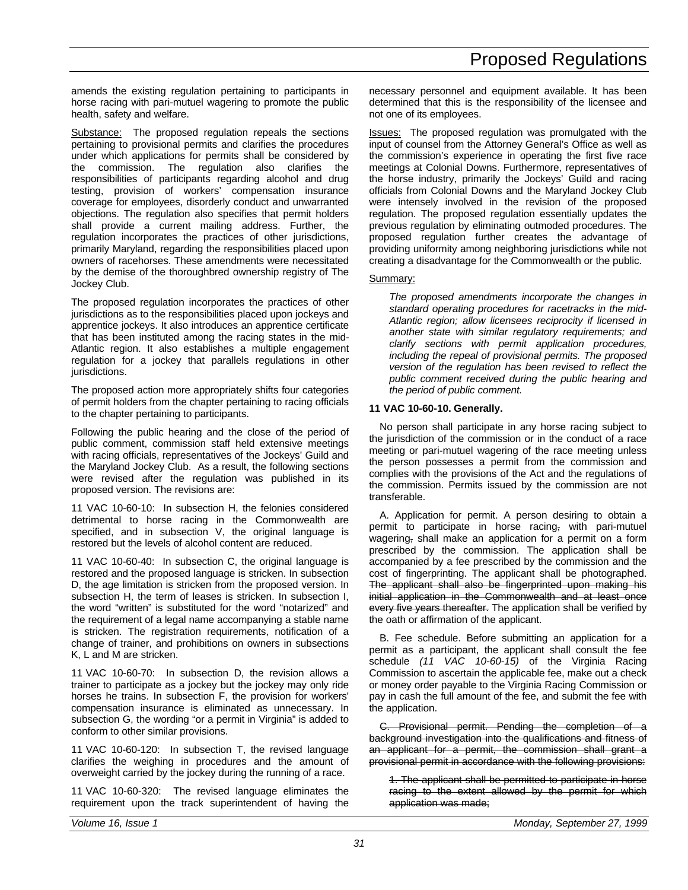amends the existing regulation pertaining to participants in horse racing with pari-mutuel wagering to promote the public health, safety and welfare.

Substance: The proposed regulation repeals the sections pertaining to provisional permits and clarifies the procedures under which applications for permits shall be considered by the commission. The regulation also clarifies the responsibilities of participants regarding alcohol and drug testing, provision of workers' compensation insurance coverage for employees, disorderly conduct and unwarranted objections. The regulation also specifies that permit holders shall provide a current mailing address. Further, the regulation incorporates the practices of other jurisdictions, primarily Maryland, regarding the responsibilities placed upon owners of racehorses. These amendments were necessitated by the demise of the thoroughbred ownership registry of The Jockey Club.

The proposed regulation incorporates the practices of other jurisdictions as to the responsibilities placed upon jockeys and apprentice jockeys. It also introduces an apprentice certificate that has been instituted among the racing states in the mid-Atlantic region. It also establishes a multiple engagement regulation for a jockey that parallels regulations in other jurisdictions.

The proposed action more appropriately shifts four categories of permit holders from the chapter pertaining to racing officials to the chapter pertaining to participants.

Following the public hearing and the close of the period of public comment, commission staff held extensive meetings with racing officials, representatives of the Jockeys' Guild and the Maryland Jockey Club. As a result, the following sections were revised after the regulation was published in its proposed version. The revisions are:

11 VAC 10-60-10: In subsection H, the felonies considered detrimental to horse racing in the Commonwealth are specified, and in subsection V, the original language is restored but the levels of alcohol content are reduced.

11 VAC 10-60-40: In subsection C, the original language is restored and the proposed language is stricken. In subsection D, the age limitation is stricken from the proposed version. In subsection H, the term of leases is stricken. In subsection I, the word "written" is substituted for the word "notarized" and the requirement of a legal name accompanying a stable name is stricken. The registration requirements, notification of a change of trainer, and prohibitions on owners in subsections K, L and M are stricken.

11 VAC 10-60-70: In subsection D, the revision allows a trainer to participate as a jockey but the jockey may only ride horses he trains. In subsection F, the provision for workers' compensation insurance is eliminated as unnecessary. In subsection G, the wording "or a permit in Virginia" is added to conform to other similar provisions.

11 VAC 10-60-120: In subsection T, the revised language clarifies the weighing in procedures and the amount of overweight carried by the jockey during the running of a race.

11 VAC 10-60-320: The revised language eliminates the requirement upon the track superintendent of having the necessary personnel and equipment available. It has been determined that this is the responsibility of the licensee and not one of its employees.

Issues: The proposed regulation was promulgated with the input of counsel from the Attorney General's Office as well as the commission's experience in operating the first five race meetings at Colonial Downs. Furthermore, representatives of the horse industry, primarily the Jockeys' Guild and racing officials from Colonial Downs and the Maryland Jockey Club were intensely involved in the revision of the proposed regulation. The proposed regulation essentially updates the previous regulation by eliminating outmoded procedures. The proposed regulation further creates the advantage of providing uniformity among neighboring jurisdictions while not creating a disadvantage for the Commonwealth or the public.

Summary:

*The proposed amendments incorporate the changes in standard operating procedures for racetracks in the mid-Atlantic region; allow licensees reciprocity if licensed in another state with similar regulatory requirements; and clarify sections with permit application procedures, including the repeal of provisional permits. The proposed version of the regulation has been revised to reflect the public comment received during the public hearing and the period of public comment.*

**11 VAC 10-60-10. Generally.**

No person shall participate in any horse racing subject to the jurisdiction of the commission or in the conduct of a race meeting or pari-mutuel wagering of the race meeting unless the person possesses a permit from the commission and complies with the provisions of the Act and the regulations of the commission. Permits issued by the commission are not transferable.

A. Application for permit. A person desiring to obtain a permit to participate in horse racing~~,~~ with pari-mutuel wagering~~,~~ shall make an application for a permit on a form prescribed by the commission. The application shall be accompanied by a fee prescribed by the commission and the cost of fingerprinting. The applicant shall be photographed. ~~The applicant shall also be fingerprinted upon making his initial application in the Commonwealth and at least once every five years thereafter.~~ The application shall be verified by the oath or affirmation of the applicant.

B. Fee schedule. Before submitting an application for a permit as a participant, the applicant shall consult the fee schedule *(11 VAC 10-60-15)* of the Virginia Racing Commission to ascertain the applicable fee, make out a check or money order payable to the Virginia Racing Commission or pay in cash the full amount of the fee, and submit the fee with the application.

~~C. Provisional permit. Pending the completion of a background investigation into the qualifications and fitness of an applicant for a permit, the commission shall grant a provisional permit in accordance with the following provisions:~~

~~1. The applicant shall be permitted to participate in horse racing to the extent allowed by the permit for which application was made;~~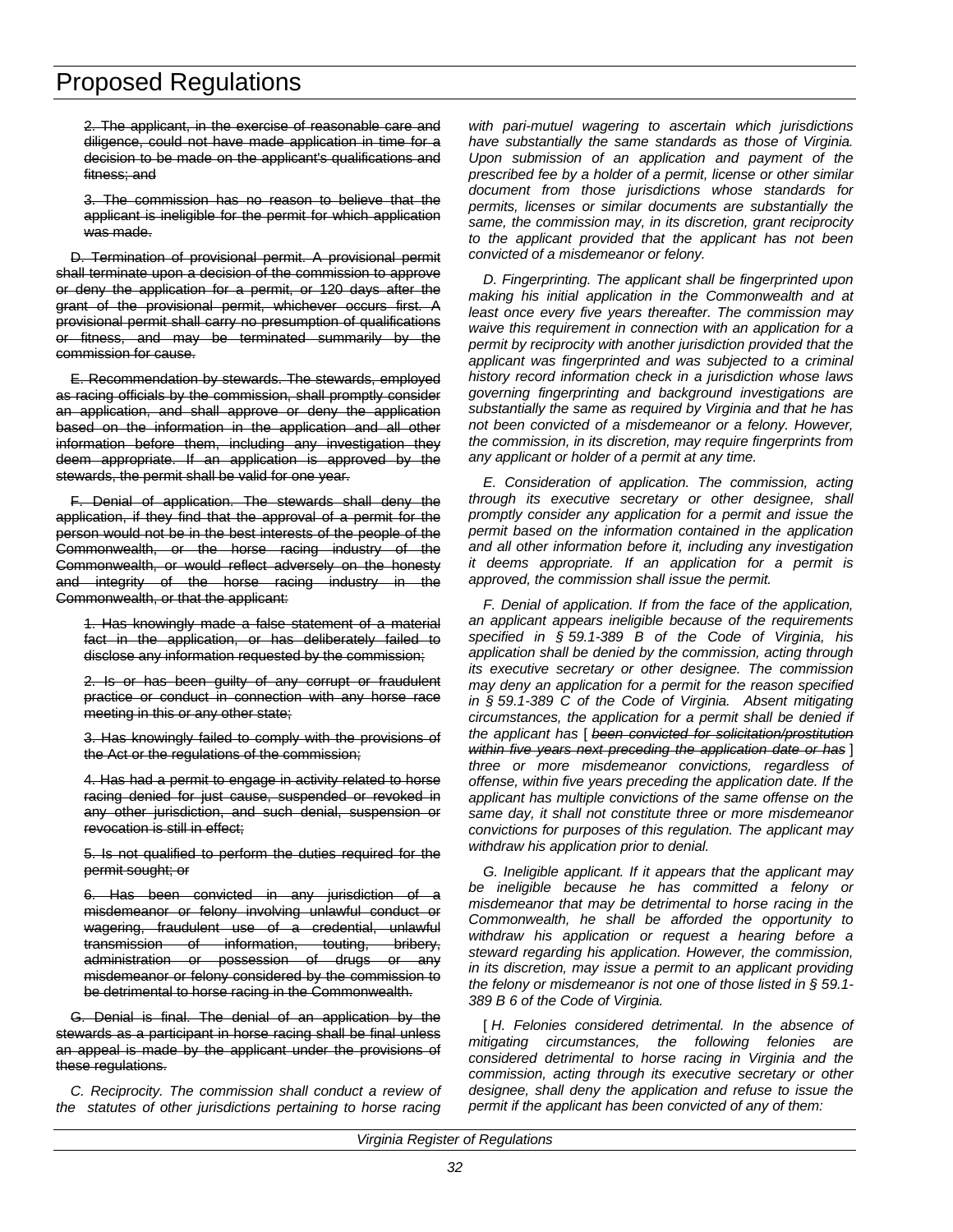~~2. The applicant, in the exercise of reasonable care and diligence, could not have made application in time for a decision to be made on the applicant's qualifications and fitness; and~~

~~3. The commission has no reason to believe that the applicant is ineligible for the permit for which application was made.~~

~~D. Termination of provisional permit. A provisional permit shall terminate upon a decision of the commission to approve or deny the application for a permit, or 120 days after the grant of the provisional permit, whichever occurs first. A provisional permit shall carry no presumption of qualifications or fitness, and may be terminated summarily by the commission for cause.~~

~~E. Recommendation by stewards. The stewards, employed as racing officials by the commission, shall promptly consider an application, and shall approve or deny the application based on the information in the application and all other information before them, including any investigation they deem appropriate. If an application is approved by the stewards, the permit shall be valid for one year.~~

~~F. Denial of application. The stewards shall deny the application, if they find that the approval of a permit for the person would not be in the best interests of the people of the Commonwealth, or the horse racing industry of the Commonwealth, or would reflect adversely on the honesty and integrity of the horse racing industry in the Commonwealth, or that the applicant:~~

~~1. Has knowingly made a false statement of a material fact in the application, or has deliberately failed to disclose any information requested by the commission;~~

~~2. Is or has been guilty of any corrupt or fraudulent practice or conduct in connection with any horse race meeting in this or any other state;~~

~~3. Has knowingly failed to comply with the provisions of the Act or the regulations of the commission;~~

~~4. Has had a permit to engage in activity related to horse racing denied for just cause, suspended or revoked in any other jurisdiction, and such denial, suspension or revocation is still in effect;~~

~~5. Is not qualified to perform the duties required for the permit sought; or~~

~~6. Has been convicted in any jurisdiction of a misdemeanor or felony involving unlawful conduct or wagering, fraudulent use of a credential, unlawful transmission of information, touting, bribery, administration or possession of drugs or any misdemeanor or felony considered by the commission to be detrimental to horse racing in the Commonwealth.~~

~~G. Denial is final. The denial of an application by the stewards as a participant in horse racing shall be final unless an appeal is made by the applicant under the provisions of these regulations.~~

*C. Reciprocity. The commission shall conduct a review of the statutes of other jurisdictions pertaining to horse racing with pari-mutuel wagering to ascertain which jurisdictions have substantially the same standards as those of Virginia. Upon submission of an application and payment of the prescribed fee by a holder of a permit, license or other similar document from those jurisdictions whose standards for permits, licenses or similar documents are substantially the same, the commission may, in its discretion, grant reciprocity to the applicant provided that the applicant has not been convicted of a misdemeanor or felony.*

*D. Fingerprinting. The applicant shall be fingerprinted upon making his initial application in the Commonwealth and at least once every five years thereafter. The commission may waive this requirement in connection with an application for a permit by reciprocity with another jurisdiction provided that the applicant was fingerprinted and was subjected to a criminal history record information check in a jurisdiction whose laws governing fingerprinting and background investigations are substantially the same as required by Virginia and that he has not been convicted of a misdemeanor or a felony. However, the commission, in its discretion, may require fingerprints from any applicant or holder of a permit at any time.*

*E. Consideration of application. The commission, acting through its executive secretary or other designee, shall promptly consider any application for a permit and issue the permit based on the information contained in the application and all other information before it, including any investigation it deems appropriate. If an application for a permit is approved, the commission shall issue the permit.*

*F. Denial of application. If from the face of the application, an applicant appears ineligible because of the requirements specified in § 59.1-389 B of the Code of Virginia, his application shall be denied by the commission, acting through its executive secretary or other designee. The commission may deny an application for a permit for the reason specified in § 59.1-389 C of the Code of Virginia. Absent mitigating circumstances, the application for a permit shall be denied if the applicant has [ ~~been convicted for solicitation/prostitution within five years next preceding the application date or has~~ ] three or more misdemeanor convictions, regardless of offense, within five years preceding the application date. If the applicant has multiple convictions of the same offense on the same day, it shall not constitute three or more misdemeanor convictions for purposes of this regulation. The applicant may withdraw his application prior to denial.*

*G. Ineligible applicant. If it appears that the applicant may be ineligible because he has committed a felony or misdemeanor that may be detrimental to horse racing in the Commonwealth, he shall be afforded the opportunity to withdraw his application or request a hearing before a steward regarding his application. However, the commission, in its discretion, may issue a permit to an applicant providing the felony or misdemeanor is not one of those listed in § 59.1-389 B 6 of the Code of Virginia.*

[ *H. Felonies considered detrimental. In the absence of mitigating circumstances, the following felonies are considered detrimental to horse racing in Virginia and the commission, acting through its executive secretary or other designee, shall deny the application and refuse to issue the permit if the applicant has been convicted of any of them:*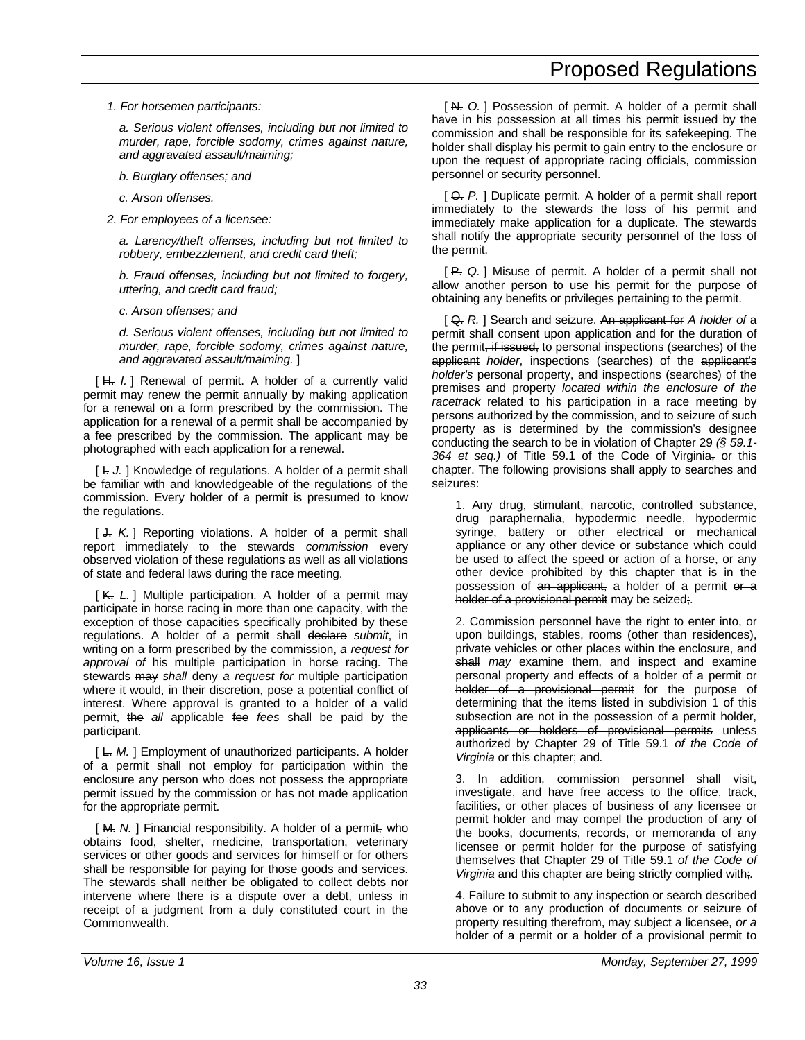*1. For horsemen participants:*

*a. Serious violent offenses, including but not limited to murder, rape, forcible sodomy, crimes against nature, and aggravated assault/maiming;*

*b. Burglary offenses; and*

*c. Arson offenses.*

*2. For employees of a licensee:*

*a. Larency/theft offenses, including but not limited to robbery, embezzlement, and credit card theft;*

*b. Fraud offenses, including but not limited to forgery, uttering, and credit card fraud;*

*c. Arson offenses; and*

*d. Serious violent offenses, including but not limited to murder, rape, forcible sodomy, crimes against nature, and aggravated assault/maiming.* ]

[ ~~H.~~ *I.* ] Renewal of permit. A holder of a currently valid permit may renew the permit annually by making application for a renewal on a form prescribed by the commission. The application for a renewal of a permit shall be accompanied by a fee prescribed by the commission. The applicant may be photographed with each application for a renewal.

[ ~~I.~~ *J.* ] Knowledge of regulations. A holder of a permit shall be familiar with and knowledgeable of the regulations of the commission. Every holder of a permit is presumed to know the regulations.

[ ~~J.~~ *K.* ] Reporting violations. A holder of a permit shall report immediately to the ~~stewards~~ *commission* every observed violation of these regulations as well as all violations of state and federal laws during the race meeting.

[ ~~K.~~ *L.* ] Multiple participation. A holder of a permit may participate in horse racing in more than one capacity, with the exception of those capacities specifically prohibited by these regulations. A holder of a permit shall ~~declare~~ *submit*, in writing on a form prescribed by the commission, *a request for approval of* his multiple participation in horse racing. The stewards ~~may~~ *shall* deny *a request for* multiple participation where it would, in their discretion, pose a potential conflict of interest. Where approval is granted to a holder of a valid permit, ~~the~~ *all* applicable ~~fee~~ *fees* shall be paid by the participant.

[ ~~L.~~ *M.* ] Employment of unauthorized participants. A holder of a permit shall not employ for participation within the enclosure any person who does not possess the appropriate permit issued by the commission or has not made application for the appropriate permit.

[ ~~M.~~ *N.* ] Financial responsibility. A holder of a permit~~,~~ who obtains food, shelter, medicine, transportation, veterinary services or other goods and services for himself or for others shall be responsible for paying for those goods and services. The stewards shall neither be obligated to collect debts nor intervene where there is a dispute over a debt, unless in receipt of a judgment from a duly constituted court in the Commonwealth.

[ ~~N.~~ *O.* ] Possession of permit. A holder of a permit shall have in his possession at all times his permit issued by the commission and shall be responsible for its safekeeping. The holder shall display his permit to gain entry to the enclosure or upon the request of appropriate racing officials, commission personnel or security personnel.

[ ~~O.~~ *P.* ] Duplicate permit. A holder of a permit shall report immediately to the stewards the loss of his permit and immediately make application for a duplicate. The stewards shall notify the appropriate security personnel of the loss of the permit.

[ ~~P.~~ *Q.* ] Misuse of permit. A holder of a permit shall not allow another person to use his permit for the purpose of obtaining any benefits or privileges pertaining to the permit.

[ ~~Q.~~ *R.* ] Search and seizure. ~~An applicant for~~ *A holder of* a permit shall consent upon application and for the duration of the permit~~, if issued,~~ to personal inspections (searches) of the ~~applicant~~ *holder*, inspections (searches) of the ~~applicant's~~ *holder's* personal property, and inspections (searches) of the premises and property *located within the enclosure of the racetrack* related to his participation in a race meeting by persons authorized by the commission, and to seizure of such property as is determined by the commission's designee conducting the search to be in violation of Chapter 29 *(§ 59.1-364 et seq.)* of Title 59.1 of the Code of Virginia~~,~~ or this chapter. The following provisions shall apply to searches and seizures:

1. Any drug, stimulant, narcotic, controlled substance, drug paraphernalia, hypodermic needle, hypodermic syringe, battery or other electrical or mechanical appliance or any other device or substance which could be used to affect the speed or action of a horse, or any other device prohibited by this chapter that is in the possession of ~~an applicant,~~ a holder of a permit ~~or a holder of a provisional permit~~ may be seized~~;~~.

2. Commission personnel have the right to enter into~~,~~ or upon buildings, stables, rooms (other than residences), private vehicles or other places within the enclosure, and ~~shall~~ *may* examine them, and inspect and examine personal property and effects of a holder of a permit ~~or holder of a provisional permit~~ for the purpose of determining that the items listed in subdivision 1 of this subsection are not in the possession of a permit holder~~, applicants or holders of provisional permits~~ unless authorized by Chapter 29 of Title 59.1 *of the Code of Virginia* or this chapter~~; and~~.

3. In addition, commission personnel shall visit, investigate, and have free access to the office, track, facilities, or other places of business of any licensee or permit holder and may compel the production of any of the books, documents, records, or memoranda of any licensee or permit holder for the purpose of satisfying themselves that Chapter 29 of Title 59.1 *of the Code of Virginia* and this chapter are being strictly complied with~~;~~.

4. Failure to submit to any inspection or search described above or to any production of documents or seizure of property resulting therefrom~~,~~ may subject a licensee~~,~~ *or a* holder of a permit ~~or a holder of a provisional permit~~ to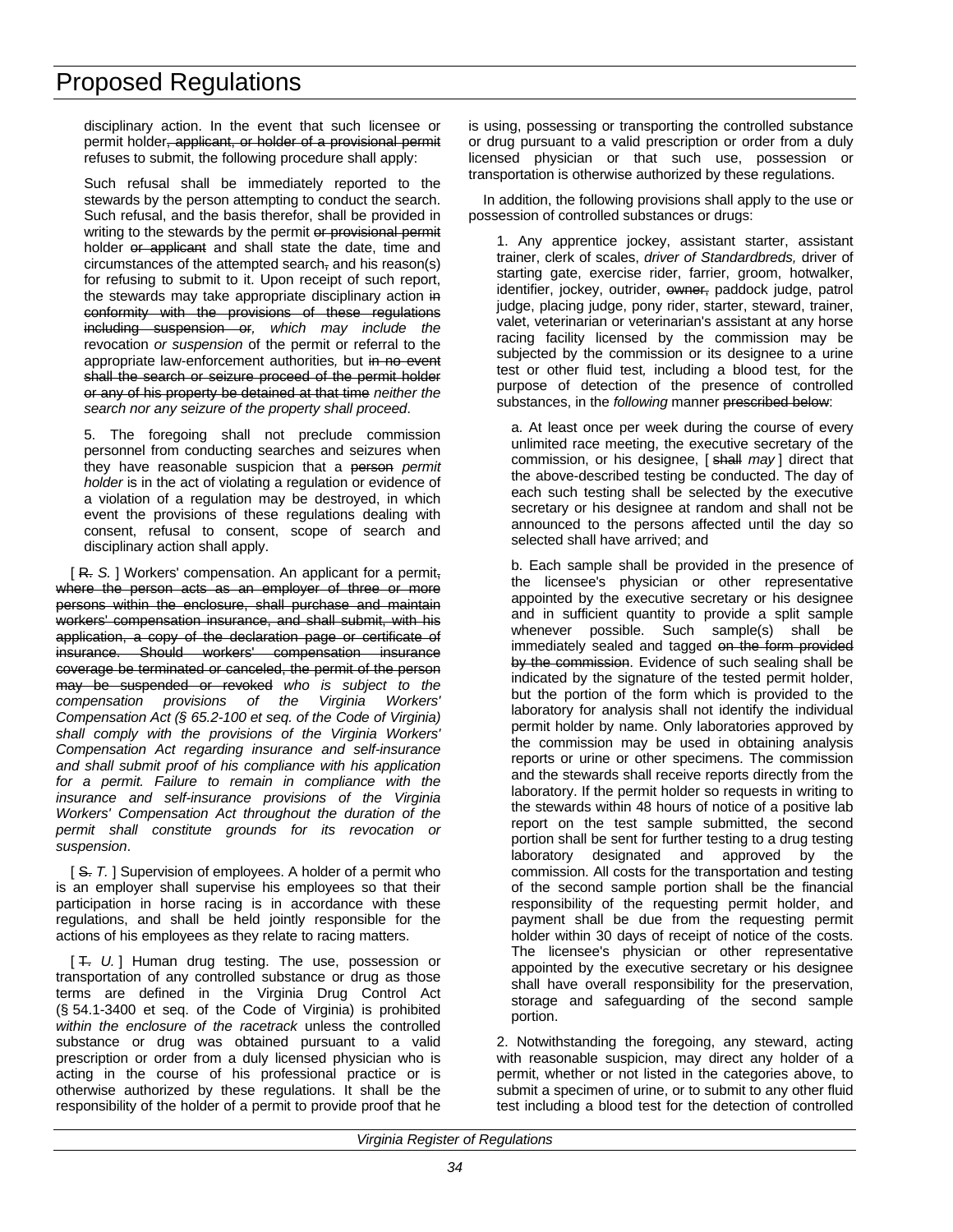disciplinary action. In the event that such licensee or permit holder~~, applicant, or holder of a provisional permit~~ refuses to submit, the following procedure shall apply:

Such refusal shall be immediately reported to the stewards by the person attempting to conduct the search. Such refusal, and the basis therefor, shall be provided in writing to the stewards by the permit ~~or provisional permit~~ holder ~~or applicant~~ and shall state the date, time and circumstances of the attempted search~~,~~ and his reason(s) for refusing to submit to it. Upon receipt of such report, the stewards may take appropriate disciplinary action ~~in conformity with the provisions of these regulations including suspension or~~*, which may include the* revocation *or suspension* of the permit or referral to the appropriate law-enforcement authorities*,* but ~~in no event shall the search or seizure proceed of the permit holder or any of his property be detained at that time~~ *neither the search nor any seizure of the property shall proceed*.

5. The foregoing shall not preclude commission personnel from conducting searches and seizures when they have reasonable suspicion that a ~~person~~ *permit holder* is in the act of violating a regulation or evidence of a violation of a regulation may be destroyed, in which event the provisions of these regulations dealing with consent, refusal to consent, scope of search and disciplinary action shall apply.

[ ~~R.~~ *S.* ] Workers' compensation. An applicant for a permit~~, where the person acts as an employer of three or more persons within the enclosure, shall purchase and maintain workers' compensation insurance, and shall submit, with his application, a copy of the declaration page or certificate of insurance. Should workers' compensation insurance coverage be terminated or canceled, the permit of the person may be suspended or revoked~~ *who is subject to the compensation provisions of the Virginia Workers' Compensation Act (§ 65.2-100 et seq. of the Code of Virginia) shall comply with the provisions of the Virginia Workers' Compensation Act regarding insurance and self-insurance and shall submit proof of his compliance with his application for a permit. Failure to remain in compliance with the insurance and self-insurance provisions of the Virginia Workers' Compensation Act throughout the duration of the permit shall constitute grounds for its revocation or suspension*.

[ ~~S.~~ *T.* ] Supervision of employees. A holder of a permit who is an employer shall supervise his employees so that their participation in horse racing is in accordance with these regulations, and shall be held jointly responsible for the actions of his employees as they relate to racing matters.

[ ~~T.~~ *U.* ] Human drug testing. The use, possession or transportation of any controlled substance or drug as those terms are defined in the Virginia Drug Control Act (§ 54.1-3400 et seq. of the Code of Virginia) is prohibited *within the enclosure of the racetrack* unless the controlled substance or drug was obtained pursuant to a valid prescription or order from a duly licensed physician who is acting in the course of his professional practice or is otherwise authorized by these regulations. It shall be the responsibility of the holder of a permit to provide proof that he is using, possessing or transporting the controlled substance or drug pursuant to a valid prescription or order from a duly licensed physician or that such use, possession or transportation is otherwise authorized by these regulations.

In addition, the following provisions shall apply to the use or possession of controlled substances or drugs:

1. Any apprentice jockey, assistant starter, assistant trainer, clerk of scales, *driver of Standardbreds,* driver of starting gate, exercise rider, farrier, groom, hotwalker, identifier, jockey, outrider, ~~owner,~~ paddock judge, patrol judge, placing judge, pony rider, starter, steward, trainer, valet, veterinarian or veterinarian's assistant at any horse racing facility licensed by the commission may be subjected by the commission or its designee to a urine test or other fluid test*,* including a blood test*,* for the purpose of detection of the presence of controlled substances, in the *following* manner ~~prescribed below~~:

a. At least once per week during the course of every unlimited race meeting, the executive secretary of the commission, or his designee, [ ~~shall~~ *may* ] direct that the above-described testing be conducted. The day of each such testing shall be selected by the executive secretary or his designee at random and shall not be announced to the persons affected until the day so selected shall have arrived; and

b. Each sample shall be provided in the presence of the licensee's physician or other representative appointed by the executive secretary or his designee and in sufficient quantity to provide a split sample whenever possible. Such sample(s) shall be immediately sealed and tagged ~~on the form provided by the commission~~. Evidence of such sealing shall be indicated by the signature of the tested permit holder, but the portion of the form which is provided to the laboratory for analysis shall not identify the individual permit holder by name. Only laboratories approved by the commission may be used in obtaining analysis reports or urine or other specimens. The commission and the stewards shall receive reports directly from the laboratory. If the permit holder so requests in writing to the stewards within 48 hours of notice of a positive lab report on the test sample submitted, the second portion shall be sent for further testing to a drug testing laboratory designated and approved by the commission. All costs for the transportation and testing of the second sample portion shall be the financial responsibility of the requesting permit holder, and payment shall be due from the requesting permit holder within 30 days of receipt of notice of the costs. The licensee's physician or other representative appointed by the executive secretary or his designee shall have overall responsibility for the preservation, storage and safeguarding of the second sample portion.

2. Notwithstanding the foregoing, any steward, acting with reasonable suspicion, may direct any holder of a permit, whether or not listed in the categories above, to submit a specimen of urine, or to submit to any other fluid test including a blood test for the detection of controlled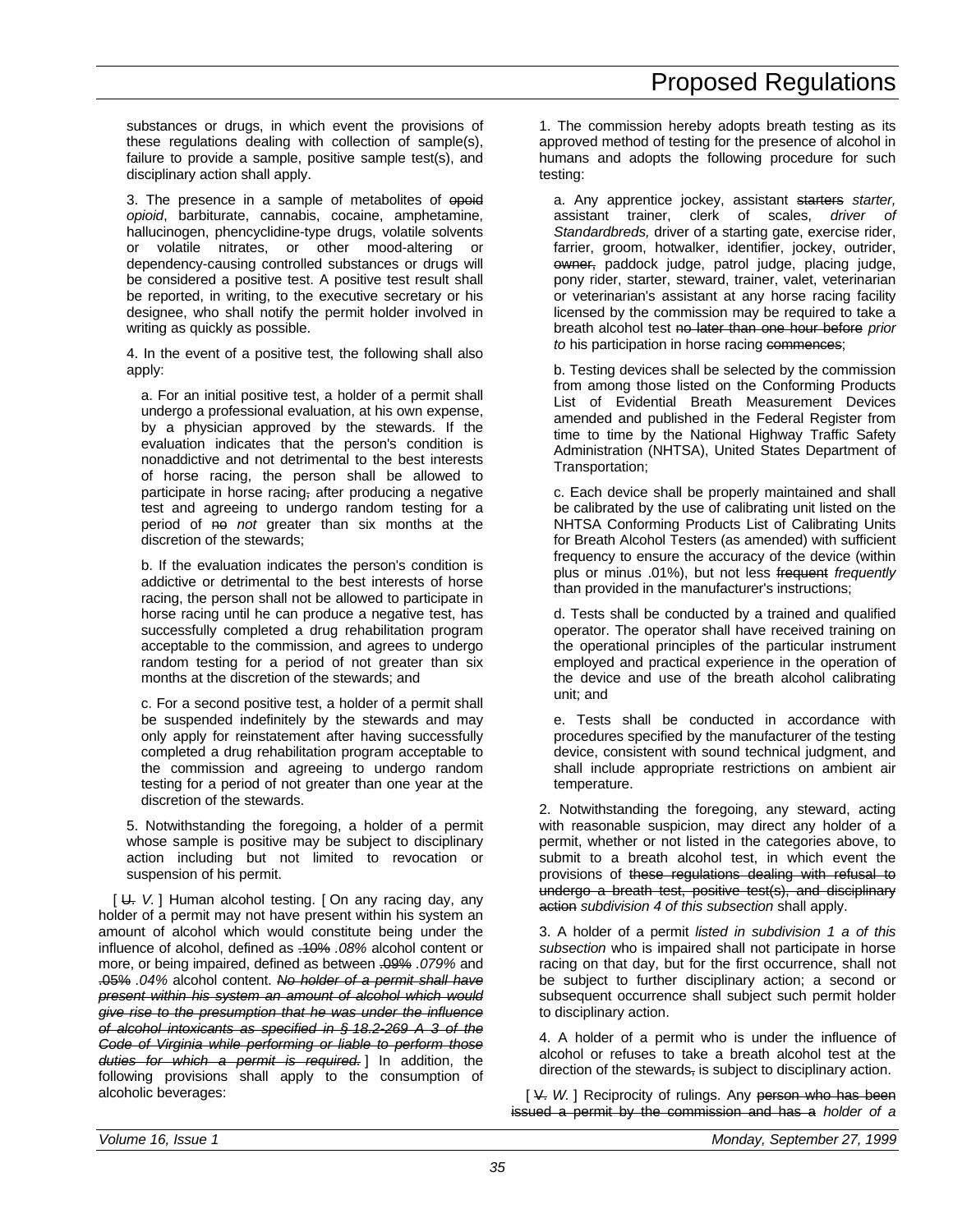substances or drugs, in which event the provisions of these regulations dealing with collection of sample(s), failure to provide a sample, positive sample test(s), and disciplinary action shall apply.

3. The presence in a sample of metabolites of ~~opoid~~ *opioid*, barbiturate, cannabis, cocaine, amphetamine, hallucinogen, phencyclidine-type drugs, volatile solvents or volatile nitrates, or other mood-altering or dependency-causing controlled substances or drugs will be considered a positive test. A positive test result shall be reported, in writing, to the executive secretary or his designee, who shall notify the permit holder involved in writing as quickly as possible.

4. In the event of a positive test, the following shall also apply:

a. For an initial positive test, a holder of a permit shall undergo a professional evaluation, at his own expense, by a physician approved by the stewards. If the evaluation indicates that the person's condition is nonaddictive and not detrimental to the best interests of horse racing, the person shall be allowed to participate in horse racing~~,~~ after producing a negative test and agreeing to undergo random testing for a period of ~~no~~ *not* greater than six months at the discretion of the stewards;

b. If the evaluation indicates the person's condition is addictive or detrimental to the best interests of horse racing, the person shall not be allowed to participate in horse racing until he can produce a negative test, has successfully completed a drug rehabilitation program acceptable to the commission, and agrees to undergo random testing for a period of not greater than six months at the discretion of the stewards; and

c. For a second positive test, a holder of a permit shall be suspended indefinitely by the stewards and may only apply for reinstatement after having successfully completed a drug rehabilitation program acceptable to the commission and agreeing to undergo random testing for a period of not greater than one year at the discretion of the stewards.

5. Notwithstanding the foregoing, a holder of a permit whose sample is positive may be subject to disciplinary action including but not limited to revocation or suspension of his permit.

[ ~~U.~~ *V.* ] Human alcohol testing. [ On any racing day, any holder of a permit may not have present within his system an amount of alcohol which would constitute being under the influence of alcohol, defined as ~~.10%~~ *.08%* alcohol content or more, or being impaired, defined as between ~~.09%~~ *.079%* and ~~.05%~~ *.04%* alcohol content. ***~~No holder of a permit shall have present within his system an amount of alcohol which would give rise to the presumption that he was under the influence of alcohol intoxicants as specified in § 18.2-269 A 3 of the Code of Virginia while performing or liable to perform those duties for which a permit is required.~~*** ] In addition, the following provisions shall apply to the consumption of alcoholic beverages:

1. The commission hereby adopts breath testing as its approved method of testing for the presence of alcohol in humans and adopts the following procedure for such testing:

a. Any apprentice jockey, assistant ~~starters~~ *starter,* assistant trainer, clerk of scales, *driver of Standardbreds,* driver of a starting gate, exercise rider, farrier, groom, hotwalker, identifier, jockey, outrider, ~~owner,~~ paddock judge, patrol judge, placing judge, pony rider, starter, steward, trainer, valet, veterinarian or veterinarian's assistant at any horse racing facility licensed by the commission may be required to take a breath alcohol test ~~no later than one hour before~~ *prior to* his participation in horse racing ~~commences~~;

b. Testing devices shall be selected by the commission from among those listed on the Conforming Products List of Evidential Breath Measurement Devices amended and published in the Federal Register from time to time by the National Highway Traffic Safety Administration (NHTSA), United States Department of Transportation;

c. Each device shall be properly maintained and shall be calibrated by the use of calibrating unit listed on the NHTSA Conforming Products List of Calibrating Units for Breath Alcohol Testers (as amended) with sufficient frequency to ensure the accuracy of the device (within plus or minus .01%), but not less ~~frequent~~ *frequently* than provided in the manufacturer's instructions;

d. Tests shall be conducted by a trained and qualified operator. The operator shall have received training on the operational principles of the particular instrument employed and practical experience in the operation of the device and use of the breath alcohol calibrating unit; and

e. Tests shall be conducted in accordance with procedures specified by the manufacturer of the testing device, consistent with sound technical judgment, and shall include appropriate restrictions on ambient air temperature.

2. Notwithstanding the foregoing, any steward, acting with reasonable suspicion, may direct any holder of a permit, whether or not listed in the categories above, to submit to a breath alcohol test, in which event the provisions of ~~these regulations dealing with refusal to undergo a breath test, positive test(s), and disciplinary action~~ *subdivision 4 of this subsection* shall apply.

3. A holder of a permit *listed in subdivision 1 a of this subsection* who is impaired shall not participate in horse racing on that day, but for the first occurrence, shall not be subject to further disciplinary action; a second or subsequent occurrence shall subject such permit holder to disciplinary action.

4. A holder of a permit who is under the influence of alcohol or refuses to take a breath alcohol test at the direction of the stewards~~,~~ is subject to disciplinary action.

[ ~~V.~~ *W.* ] Reciprocity of rulings. Any ~~person who has been issued a permit by the commission and has a~~ *holder of a*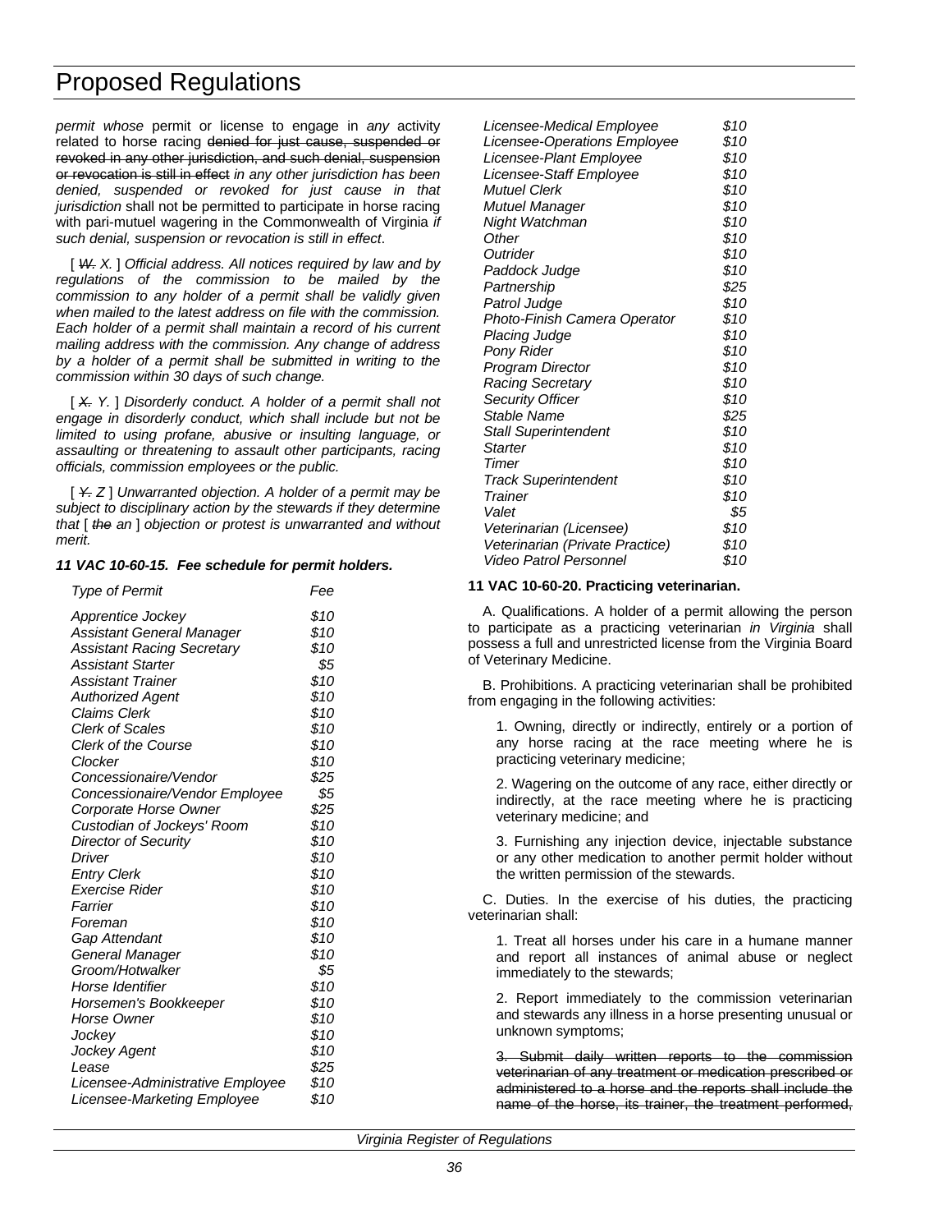*permit whose* permit or license to engage in *any* activity related to horse racing ~~denied for just cause, suspended or revoked in any other jurisdiction, and such denial, suspension or revocation is still in effect~~ *in any other jurisdiction has been denied, suspended or revoked for just cause in that jurisdiction* shall not be permitted to participate in horse racing with pari-mutuel wagering in the Commonwealth of Virginia *if such denial, suspension or revocation is still in effect*.

[ ~~*W.*~~ *X.* ] *Official address. All notices required by law and by regulations of the commission to any holder of a permit shall be validly given when mailed to the latest address on file with the commission. Each holder of a permit shall maintain a record of his current mailing address with the commission. Any change of address by a holder of a permit shall be submitted in writing to the commission within 30 days of such change.*

[ ~~*X.*~~ *Y.* ] *Disorderly conduct. A holder of a permit shall not engage in disorderly conduct, which shall include but not be limited to using profane, abusive or insulting language, or assaulting or threatening to assault other participants, racing officials, commission employees or the public.*

[ ~~*Y.*~~ *Z* ] *Unwarranted objection. A holder of a permit may be subject to disciplinary action by the stewards if they determine that* [ ~~*the*~~ *an* ] *objection or protest is unwarranted and without merit.*

***11 VAC 10-60-15. Fee schedule for permit holders.***

| *Type of Permit* | *Fee* |
|---|---|
| *Apprentice Jockey* | *$10* |
| *Assistant General Manager* | *$10* |
| *Assistant Racing Secretary* | *$10* |
| *Assistant Starter* | *$5* |
| *Assistant Trainer* | *$10* |
| *Authorized Agent* | *$10* |
| *Claims Clerk* | *$10* |
| *Clerk of Scales* | *$10* |
| *Clerk of the Course* | *$10* |
| *Clocker* | *$10* |
| *Concessionaire/Vendor* | *$25* |
| *Concessionaire/Vendor Employee* | *$5* |
| *Corporate Horse Owner* | *$25* |
| *Custodian of Jockeys' Room* | *$10* |
| *Director of Security* | *$10* |
| *Driver* | *$10* |
| *Entry Clerk* | *$10* |
| *Exercise Rider* | *$10* |
| *Farrier* | *$10* |
| *Foreman* | *$10* |
| *Gap Attendant* | *$10* |
| *General Manager* | *$10* |
| *Groom/Hotwalker* | *$5* |
| *Horse Identifier* | *$10* |
| *Horsemen's Bookkeeper* | *$10* |
| *Horse Owner* | *$10* |
| *Jockey* | *$10* |
| *Jockey Agent* | *$10* |
| *Lease* | *$25* |
| *Licensee-Administrative Employee* | *$10* |
| *Licensee-Marketing Employee* | *$10* |
| *Licensee-Medical Employee* | *$10* |
| *Licensee-Operations Employee* | *$10* |
| *Licensee-Plant Employee* | *$10* |
| *Licensee-Staff Employee* | *$10* |
| *Mutuel Clerk* | *$10* |
| *Mutuel Manager* | *$10* |
| *Night Watchman* | *$10* |
| *Other* | *$10* |
| *Outrider* | *$10* |
| *Paddock Judge* | *$10* |
| *Partnership* | *$25* |
| *Patrol Judge* | *$10* |
| *Photo-Finish Camera Operator* | *$10* |
| *Placing Judge* | *$10* |
| *Pony Rider* | *$10* |
| *Program Director* | *$10* |
| *Racing Secretary* | *$10* |
| *Security Officer* | *$10* |
| *Stable Name* | *$25* |
| *Stall Superintendent* | *$10* |
| *Starter* | *$10* |
| *Timer* | *$10* |
| *Track Superintendent* | *$10* |
| *Trainer* | *$10* |
| *Valet* | *$5* |
| *Veterinarian (Licensee)* | *$10* |
| *Veterinarian (Private Practice)* | *$10* |
| *Video Patrol Personnel* | *$10* |

**11 VAC 10-60-20. Practicing veterinarian.**

A. Qualifications. A holder of a permit allowing the person to participate as a practicing veterinarian *in Virginia* shall possess a full and unrestricted license from the Virginia Board of Veterinary Medicine.

B. Prohibitions. A practicing veterinarian shall be prohibited from engaging in the following activities:

1. Owning, directly or indirectly, entirely or a portion of any horse racing at the race meeting where he is practicing veterinary medicine;

2. Wagering on the outcome of any race, either directly or indirectly, at the race meeting where he is practicing veterinary medicine; and

3. Furnishing any injection device, injectable substance or any other medication to another permit holder without the written permission of the stewards.

C. Duties. In the exercise of his duties, the practicing veterinarian shall:

1. Treat all horses under his care in a humane manner and report all instances of animal abuse or neglect immediately to the stewards;

2. Report immediately to the commission veterinarian and stewards any illness in a horse presenting unusual or unknown symptoms;

~~3. Submit daily written reports to the commission veterinarian of any treatment or medication prescribed or administered to a horse and the reports shall include the name of the horse, its trainer, the treatment performed,~~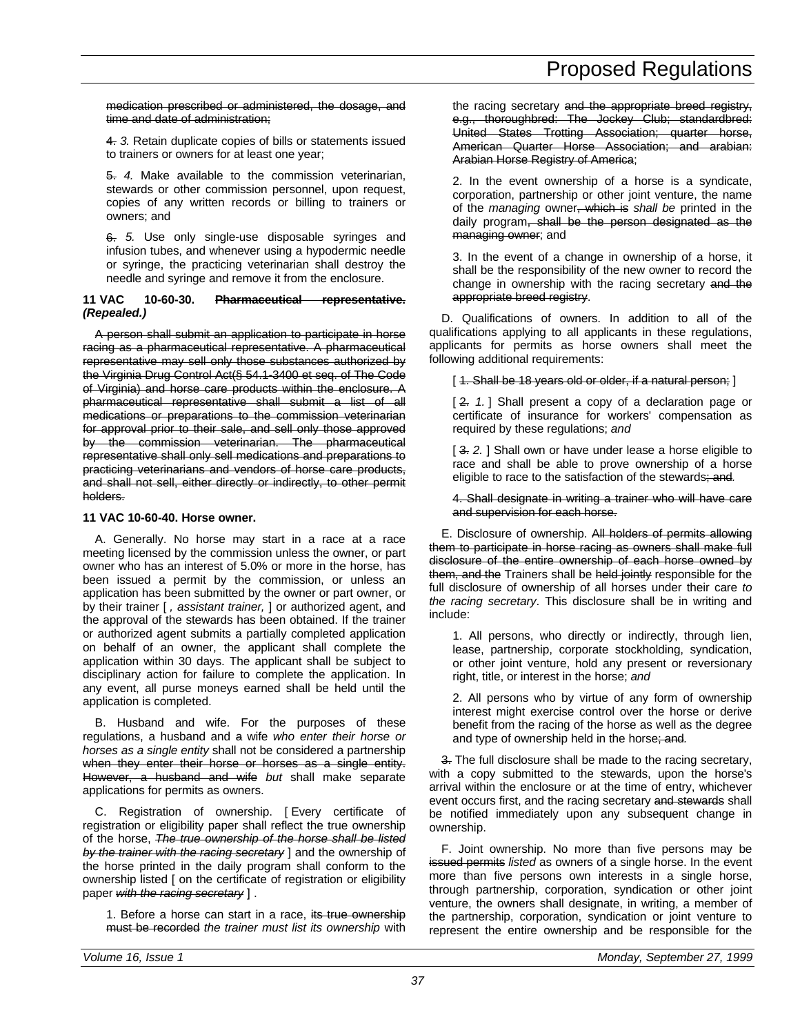medication prescribed or administered, the dosage, and time and date of administration;

~~4.~~ *3.* Retain duplicate copies of bills or statements issued to trainers or owners for at least one year;

~~5.~~ *4.* Make available to the commission veterinarian, stewards or other commission personnel, upon request, copies of any written records or billing to trainers or owners; and

~~6.~~ *5.* Use only single-use disposable syringes and infusion tubes, and whenever using a hypodermic needle or syringe, the practicing veterinarian shall destroy the needle and syringe and remove it from the enclosure.

**11 VAC 10-60-30. ~~Pharmaceutical representative.~~ *(Repealed.)***

~~A person shall submit an application to participate in horse racing as a pharmaceutical representative. A pharmaceutical representative may sell only those substances authorized by the Virginia Drug Control Act(§ 54.1-3400 et seq. of The Code of Virginia) and horse care products within the enclosure. A pharmaceutical representative shall submit a list of all medications or preparations to the commission veterinarian for approval prior to their sale, and sell only those approved by the commission veterinarian. The pharmaceutical representative shall only sell medications and preparations to practicing veterinarians and vendors of horse care products, and shall not sell, either directly or indirectly, to other permit holders.~~

**11 VAC 10-60-40. Horse owner.**

A. Generally. No horse may start in a race at a race meeting licensed by the commission unless the owner, or part owner who has an interest of 5.0% or more in the horse, has been issued a permit by the commission, or unless an application has been submitted by the owner or part owner, or by their trainer [ *, assistant trainer,* ] or authorized agent, and the approval of the stewards has been obtained. If the trainer or authorized agent submits a partially completed application on behalf of an owner, the applicant shall complete the application within 30 days. The applicant shall be subject to disciplinary action for failure to complete the application. In any event, all purse moneys earned shall be held until the application is completed.

B. Husband and wife. For the purposes of these regulations, a husband and ~~a~~ wife *who enter their horse or horses as a single entity* shall not be considered a partnership ~~when they enter their horse or horses as a single entity. However, a husband and wife~~ *but* shall make separate applications for permits as owners.

C. Registration of ownership. [ Every certificate of registration or eligibility paper shall reflect the true ownership of the horse, ~~*The true ownership of the horse shall be listed by the trainer with the racing secretary*~~ ] and the ownership of the horse printed in the daily program shall conform to the ownership listed [ on the certificate of registration or eligibility paper ~~*with the racing secretary*~~ ] .

1. Before a horse can start in a race, ~~its true ownership must be recorded~~ *the trainer must list its ownership* with the racing secretary ~~and the appropriate breed registry, e.g., thoroughbred: The Jockey Club; standardbred: United States Trotting Association; quarter horse, American Quarter Horse Association; and arabian: Arabian Horse Registry of America~~;

2. In the event ownership of a horse is a syndicate, corporation, partnership or other joint venture, the name of the *managing* owner~~, which is~~ *shall be* printed in the daily program~~, shall be the person designated as the managing owner~~; and

3. In the event of a change in ownership of a horse, it shall be the responsibility of the new owner to record the change in ownership with the racing secretary ~~and the appropriate breed registry~~.

D. Qualifications of owners. In addition to all of the qualifications applying to all applicants in these regulations, applicants for permits as horse owners shall meet the following additional requirements:

[ ~~1. Shall be 18 years old or older, if a natural person;~~ ]

[ ~~2.~~ *1.* ] Shall present a copy of a declaration page or certificate of insurance for workers' compensation as required by these regulations; *and*

[ ~~3.~~ *2.* ] Shall own or have under lease a horse eligible to race and shall be able to prove ownership of a horse eligible to race to the satisfaction of the stewards~~; and~~*.*

~~4. Shall designate in writing a trainer who will have care and supervision for each horse.~~

E. Disclosure of ownership. ~~All holders of permits allowing them to participate in horse racing as owners shall make full disclosure of the entire ownership of each horse owned by them, and the~~ Trainers shall be ~~held jointly~~ responsible for the full disclosure of ownership of all horses under their care *to the racing secretary*. This disclosure shall be in writing and include:

1. All persons, who directly or indirectly, through lien, lease, partnership, corporate stockholding, syndication, or other joint venture, hold any present or reversionary right, title, or interest in the horse; *and*

2. All persons who by virtue of any form of ownership interest might exercise control over the horse or derive benefit from the racing of the horse as well as the degree and type of ownership held in the horse~~; and~~*.*

~~3.~~ The full disclosure shall be made to the racing secretary, with a copy submitted to the stewards, upon the horse's arrival within the enclosure or at the time of entry, whichever event occurs first, and the racing secretary ~~and stewards~~ shall be notified immediately upon any subsequent change in ownership.

F. Joint ownership. No more than five persons may be ~~issued permits~~ *listed* as owners of a single horse. In the event more than five persons own interests in a single horse, through partnership, corporation, syndication or other joint venture, the owners shall designate, in writing, a member of the partnership, corporation, syndication or joint venture to represent the entire ownership and be responsible for the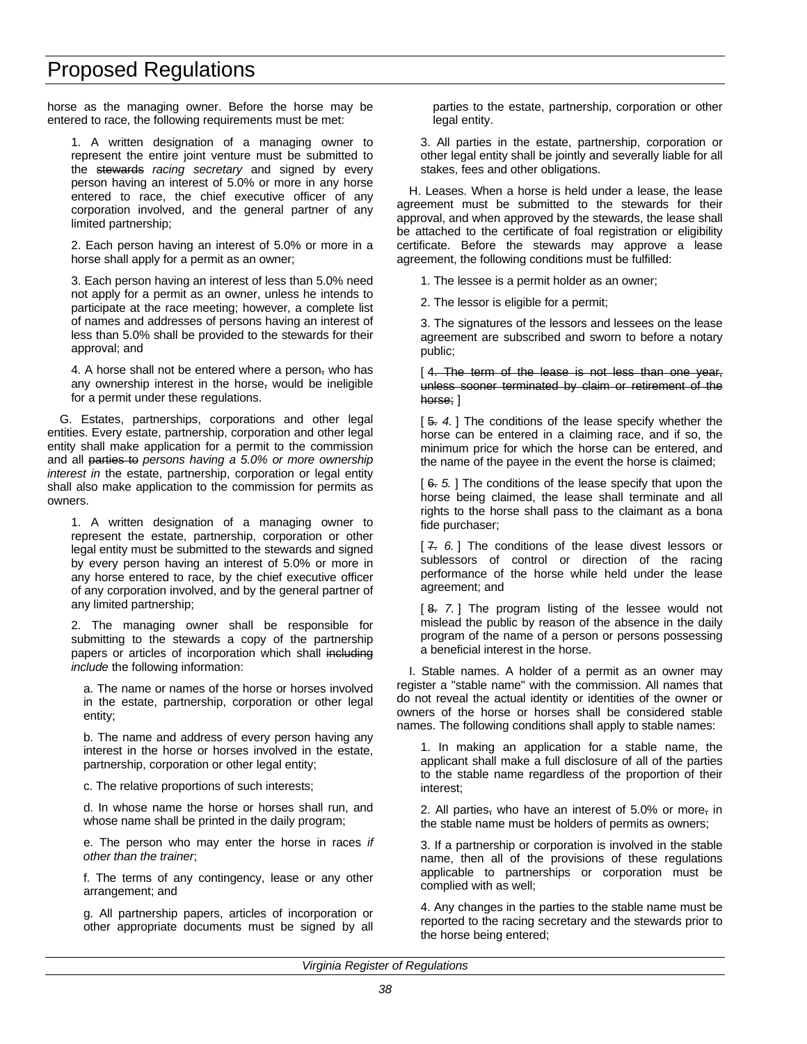horse as the managing owner. Before the horse may be entered to race, the following requirements must be met:

1. A written designation of a managing owner to represent the entire joint venture must be submitted to the ~~stewards~~ *racing secretary* and signed by every person having an interest of 5.0% or more in any horse entered to race, the chief executive officer of any corporation involved, and the general partner of any limited partnership;

2. Each person having an interest of 5.0% or more in a horse shall apply for a permit as an owner;

3. Each person having an interest of less than 5.0% need not apply for a permit as an owner, unless he intends to participate at the race meeting; however, a complete list of names and addresses of persons having an interest of less than 5.0% shall be provided to the stewards for their approval; and

4. A horse shall not be entered where a person~~,~~ who has any ownership interest in the horse~~,~~ would be ineligible for a permit under these regulations.

G. Estates, partnerships, corporations and other legal entities. Every estate, partnership, corporation and other legal entity shall make application for a permit to the commission and all ~~parties to~~ *persons having a 5.0% or more ownership interest in* the estate, partnership, corporation or legal entity shall also make application to the commission for permits as owners.

1. A written designation of a managing owner to represent the estate, partnership, corporation or other legal entity must be submitted to the stewards and signed by every person having an interest of 5.0% or more in any horse entered to race, by the chief executive officer of any corporation involved, and by the general partner of any limited partnership;

2. The managing owner shall be responsible for submitting to the stewards a copy of the partnership papers or articles of incorporation which shall ~~including~~ *include* the following information:

a. The name or names of the horse or horses involved in the estate, partnership, corporation or other legal entity;

b. The name and address of every person having any interest in the horse or horses involved in the estate, partnership, corporation or other legal entity;

c. The relative proportions of such interests;

d. In whose name the horse or horses shall run, and whose name shall be printed in the daily program;

e. The person who may enter the horse in races *if other than the trainer*;

f. The terms of any contingency, lease or any other arrangement; and

g. All partnership papers, articles of incorporation or other appropriate documents must be signed by all parties to the estate, partnership, corporation or other legal entity.

3. All parties in the estate, partnership, corporation or other legal entity shall be jointly and severally liable for all stakes, fees and other obligations.

H. Leases. When a horse is held under a lease, the lease agreement must be submitted to the stewards for their approval, and when approved by the stewards, the lease shall be attached to the certificate of foal registration or eligibility certificate. Before the stewards may approve a lease agreement, the following conditions must be fulfilled:

1. The lessee is a permit holder as an owner;

2. The lessor is eligible for a permit;

3. The signatures of the lessors and lessees on the lease agreement are subscribed and sworn to before a notary public;

[ ~~4. The term of the lease is not less than one year, unless sooner terminated by claim or retirement of the horse;~~ ]

[ ~~5.~~ *4.* ] The conditions of the lease specify whether the horse can be entered in a claiming race, and if so, the minimum price for which the horse can be entered, and the name of the payee in the event the horse is claimed;

[ ~~6.~~ *5.* ] The conditions of the lease specify that upon the horse being claimed, the lease shall terminate and all rights to the horse shall pass to the claimant as a bona fide purchaser;

[ ~~7.~~ *6.* ] The conditions of the lease divest lessors or sublessors of control or direction of the racing performance of the horse while held under the lease agreement; and

[ ~~8.~~ *7.* ] The program listing of the lessee would not mislead the public by reason of the absence in the daily program of the name of a person or persons possessing a beneficial interest in the horse.

I. Stable names. A holder of a permit as an owner may register a "stable name" with the commission. All names that do not reveal the actual identity or identities of the owner or owners of the horse or horses shall be considered stable names. The following conditions shall apply to stable names:

1. In making an application for a stable name, the applicant shall make a full disclosure of all of the parties to the stable name regardless of the proportion of their interest;

2. All parties~~,~~ who have an interest of 5.0% or more~~,~~ in the stable name must be holders of permits as owners;

3. If a partnership or corporation is involved in the stable name, then all of the provisions of these regulations applicable to partnerships or corporation must be complied with as well;

4. Any changes in the parties to the stable name must be reported to the racing secretary and the stewards prior to the horse being entered;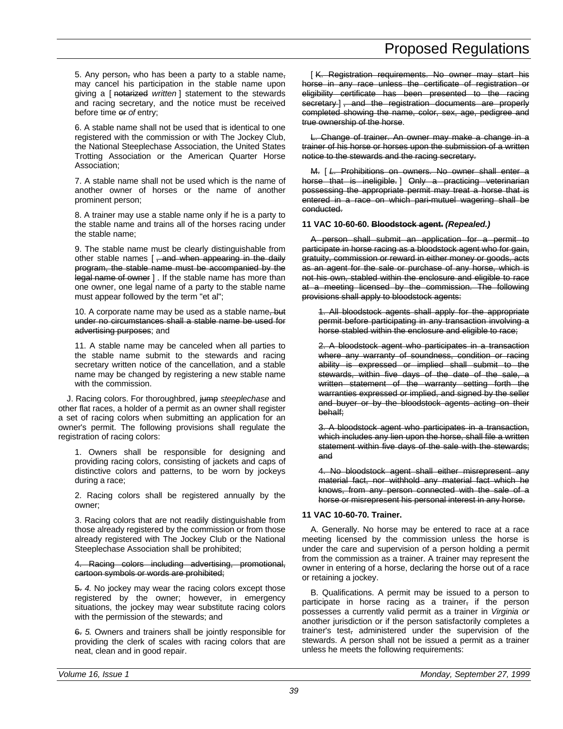5. Any person~~,~~ who has been a party to a stable name~~,~~ may cancel his participation in the stable name upon giving a [ ~~notarized~~ *written* ] statement to the stewards and racing secretary, and the notice must be received before time ~~or~~ *of* entry;

6. A stable name shall not be used that is identical to one registered with the commission or with The Jockey Club, the National Steeplechase Association, the United States Trotting Association or the American Quarter Horse Association;

7. A stable name shall not be used which is the name of another owner of horses or the name of another prominent person;

8. A trainer may use a stable name only if he is a party to the stable name and trains all of the horses racing under the stable name;

9. The stable name must be clearly distinguishable from other stable names [ ~~, and when appearing in the daily program, the stable name must be accompanied by the legal name of owner~~ ] . If the stable name has more than one owner, one legal name of a party to the stable name must appear followed by the term "et al";

10. A corporate name may be used as a stable name~~, but under no circumstances shall a stable name be used for advertising purposes~~; and

11. A stable name may be canceled when all parties to the stable name submit to the stewards and racing secretary written notice of the cancellation, and a stable name may be changed by registering a new stable name with the commission.

J. Racing colors. For thoroughbred, ~~jump~~ *steeplechase* and other flat races, a holder of a permit as an owner shall register a set of racing colors when submitting an application for an owner's permit. The following provisions shall regulate the registration of racing colors:

1. Owners shall be responsible for designing and providing racing colors, consisting of jackets and caps of distinctive colors and patterns, to be worn by jockeys during a race;

2. Racing colors shall be registered annually by the owner;

3. Racing colors that are not readily distinguishable from those already registered by the commission or from those already registered with The Jockey Club or the National Steeplechase Association shall be prohibited;

~~4. Racing colors including advertising, promotional, cartoon symbols or words are prohibited;~~

~~5.~~ *4.* No jockey may wear the racing colors except those registered by the owner; however, in emergency situations, the jockey may wear substitute racing colors with the permission of the stewards; and

~~6.~~ *5.* Owners and trainers shall be jointly responsible for providing the clerk of scales with racing colors that are neat, clean and in good repair.

[ ~~K. Registration requirements. No owner may start his horse in any race unless the certificate of registration or eligibility certificate has been presented to the racing secretary~~ ] ~~, and the registration documents are properly completed showing the name, color, sex, age, pedigree and true ownership of the horse~~.

~~L. Change of trainer. An owner may make a change in a trainer of his horse or horses upon the submission of a written notice to the stewards and the racing secretary.~~

~~M.~~ [ *~~L.~~* ~~Prohibitions on owners. No owner shall enter a horse that is ineligible.~~ ] ~~Only a practicing veterinarian possessing the appropriate permit may treat a horse that is entered in a race on which pari-mutuel wagering shall be conducted.~~

**11 VAC 10-60-60. ~~Bloodstock agent.~~ *(Repealed.)***

~~A person shall submit an application for a permit to participate in horse racing as a bloodstock agent who for gain, gratuity, commission or reward in either money or goods, acts as an agent for the sale or purchase of any horse, which is not his own, stabled within the enclosure and eligible to race at a meeting licensed by the commission. The following provisions shall apply to bloodstock agents:~~

~~1. All bloodstock agents shall apply for the appropriate permit before participating in any transaction involving a horse stabled within the enclosure and eligible to race;~~

~~2. A bloodstock agent who participates in a transaction where any warranty of soundness, condition or racing ability is expressed or implied shall submit to the stewards, within five days of the date of the sale, a written statement of the warranty setting forth the warranties expressed or implied, and signed by the seller and buyer or by the bloodstock agents acting on their behalf;~~

~~3. A bloodstock agent who participates in a transaction, which includes any lien upon the horse, shall file a written statement within five days of the sale with the stewards; and~~

~~4. No bloodstock agent shall either misrepresent any material fact, nor withhold any material fact which he knows, from any person connected with the sale of a horse or misrepresent his personal interest in any horse.~~

**11 VAC 10-60-70. Trainer.**

A. Generally. No horse may be entered to race at a race meeting licensed by the commission unless the horse is under the care and supervision of a person holding a permit from the commission as a trainer. A trainer may represent the owner in entering of a horse, declaring the horse out of a race or retaining a jockey.

B. Qualifications. A permit may be issued to a person to participate in horse racing as a trainer~~,~~ if the person possesses a currently valid permit as a trainer in *Virginia or* another jurisdiction or if the person satisfactorily completes a trainer's test~~,~~ administered under the supervision of the stewards. A person shall not be issued a permit as a trainer unless he meets the following requirements: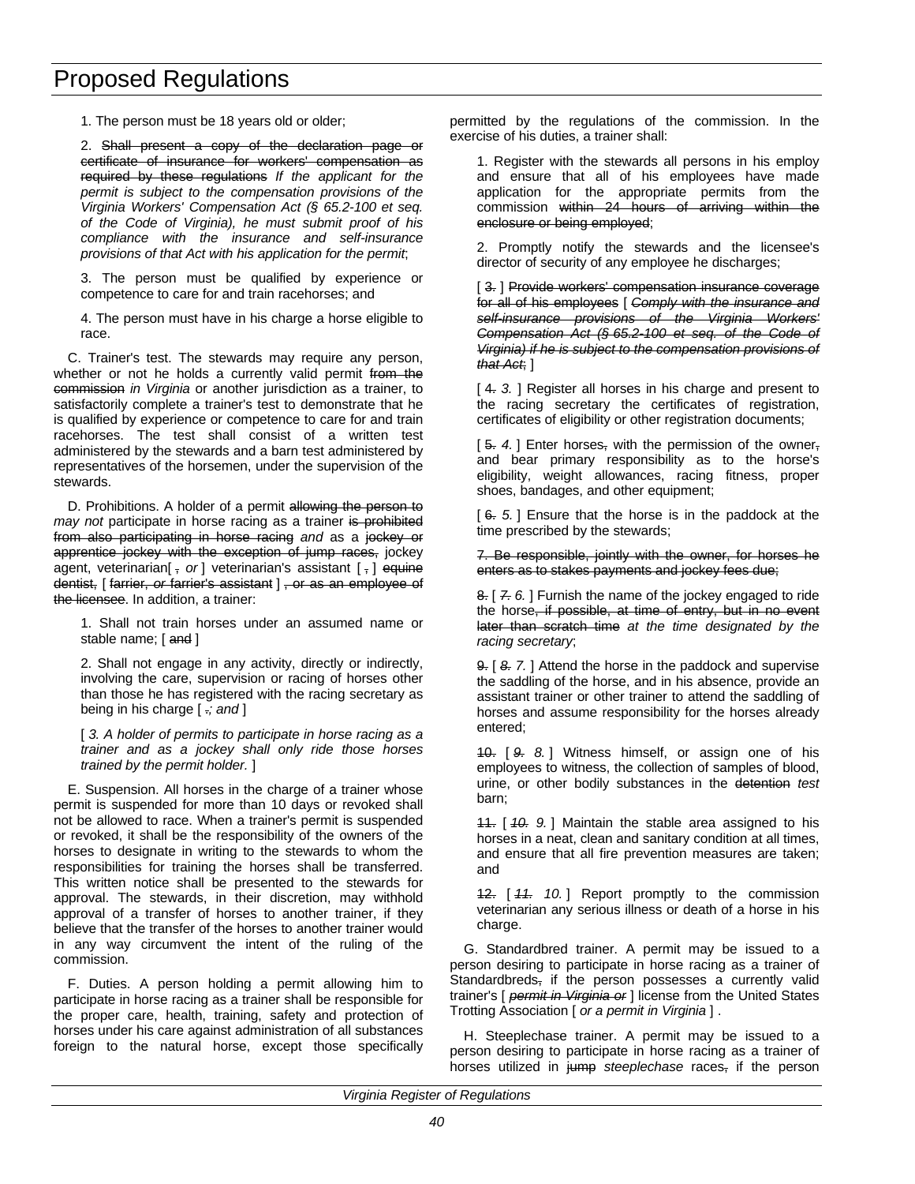1. The person must be 18 years old or older;

2. ~~Shall present a copy of the declaration page or certificate of insurance for workers' compensation as required by these regulations~~ *If the applicant for the permit is subject to the compensation provisions of the Virginia Workers' Compensation Act (§ 65.2-100 et seq. of the Code of Virginia), he must submit proof of his compliance with the insurance and self-insurance provisions of that Act with his application for the permit*;

3. The person must be qualified by experience or competence to care for and train racehorses; and

4. The person must have in his charge a horse eligible to race.

C. Trainer's test. The stewards may require any person, whether or not he holds a currently valid permit ~~from the commission~~ *in Virginia* or another jurisdiction as a trainer, to satisfactorily complete a trainer's test to demonstrate that he is qualified by experience or competence to care for and train racehorses. The test shall consist of a written test administered by the stewards and a barn test administered by representatives of the horsemen, under the supervision of the stewards.

D. Prohibitions. A holder of a permit ~~allowing the person to~~ *may not* participate in horse racing as a trainer ~~is prohibited from also participating in horse racing~~ *and* as a ~~jockey or apprentice jockey with the exception of jump races,~~ jockey agent, veterinarian[ ~~,~~ *or* ] veterinarian's assistant [ ~~,~~ ] ~~equine dentist,~~ [ ~~farrier,~~ *or* ~~farrier's assistant~~ ] ~~, or as an employee of the licensee~~. In addition, a trainer:

1. Shall not train horses under an assumed name or stable name; [ ~~and~~ ]

2. Shall not engage in any activity, directly or indirectly, involving the care, supervision or racing of horses other than those he has registered with the racing secretary as being in his charge [ ~~.~~*; and* ]

[ *3. A holder of permits to participate in horse racing as a trainer and as a jockey shall only ride those horses trained by the permit holder.* ]

E. Suspension. All horses in the charge of a trainer whose permit is suspended for more than 10 days or revoked shall not be allowed to race. When a trainer's permit is suspended or revoked, it shall be the responsibility of the owners of the horses to designate in writing to the stewards to whom the responsibilities for training the horses shall be transferred. This written notice shall be presented to the stewards for approval. The stewards, in their discretion, may withhold approval of a transfer of horses to another trainer, if they believe that the transfer of the horses to another trainer would in any way circumvent the intent of the ruling of the commission.

F. Duties. A person holding a permit allowing him to participate in horse racing as a trainer shall be responsible for the proper care, health, training, safety and protection of horses under his care against administration of all substances foreign to the natural horse, except those specifically permitted by the regulations of the commission. In the exercise of his duties, a trainer shall:

1. Register with the stewards all persons in his employ and ensure that all of his employees have made application for the appropriate permits from the commission ~~within 24 hours of arriving within the enclosure or being employed~~;

2. Promptly notify the stewards and the licensee's director of security of any employee he discharges;

[ ~~3.~~ ] ~~Provide workers' compensation insurance coverage for all of his employees~~ [ ~~*Comply with the insurance and self-insurance provisions of the Virginia Workers' Compensation Act (§ 65.2-100 et seq. of the Code of Virginia) if he is subject to the compensation provisions of that Act*~~; ]

[ ~~4.~~ *3.* ] Register all horses in his charge and present to the racing secretary the certificates of registration, certificates of eligibility or other registration documents;

[ ~~5.~~ *4.* ] Enter horses~~,~~ with the permission of the owner~~,~~ and bear primary responsibility as to the horse's eligibility, weight allowances, racing fitness, proper shoes, bandages, and other equipment;

[ ~~6.~~ *5.* ] Ensure that the horse is in the paddock at the time prescribed by the stewards;

~~7. Be responsible, jointly with the owner, for horses he enters as to stakes payments and jockey fees due;~~

~~8.~~ [ ~~*7.*~~ *6.* ] Furnish the name of the jockey engaged to ride the horse~~, if possible, at time of entry, but in no event later than scratch time~~ *at the time designated by the racing secretary*;

~~9.~~ [ ~~*8.*~~ *7.* ] Attend the horse in the paddock and supervise the saddling of the horse, and in his absence, provide an assistant trainer or other trainer to attend the saddling of horses and assume responsibility for the horses already entered;

~~10.~~ [ ~~*9.*~~ *8.* ] Witness himself, or assign one of his employees to witness, the collection of samples of blood, urine, or other bodily substances in the ~~detention~~ *test* barn;

~~11.~~ [ ~~*10.*~~ *9.* ] Maintain the stable area assigned to his horses in a neat, clean and sanitary condition at all times, and ensure that all fire prevention measures are taken; and

~~12.~~ [ ~~*11.*~~ *10.* ] Report promptly to the commission veterinarian any serious illness or death of a horse in his charge.

G. Standardbred trainer. A permit may be issued to a person desiring to participate in horse racing as a trainer of Standardbreds~~,~~ if the person possesses a currently valid trainer's [ ~~*permit in Virginia or*~~ ] license from the United States Trotting Association [ *or a permit in Virginia* ] .

H. Steeplechase trainer. A permit may be issued to a person desiring to participate in horse racing as a trainer of horses utilized in ~~jump~~ *steeplechase* races~~,~~ if the person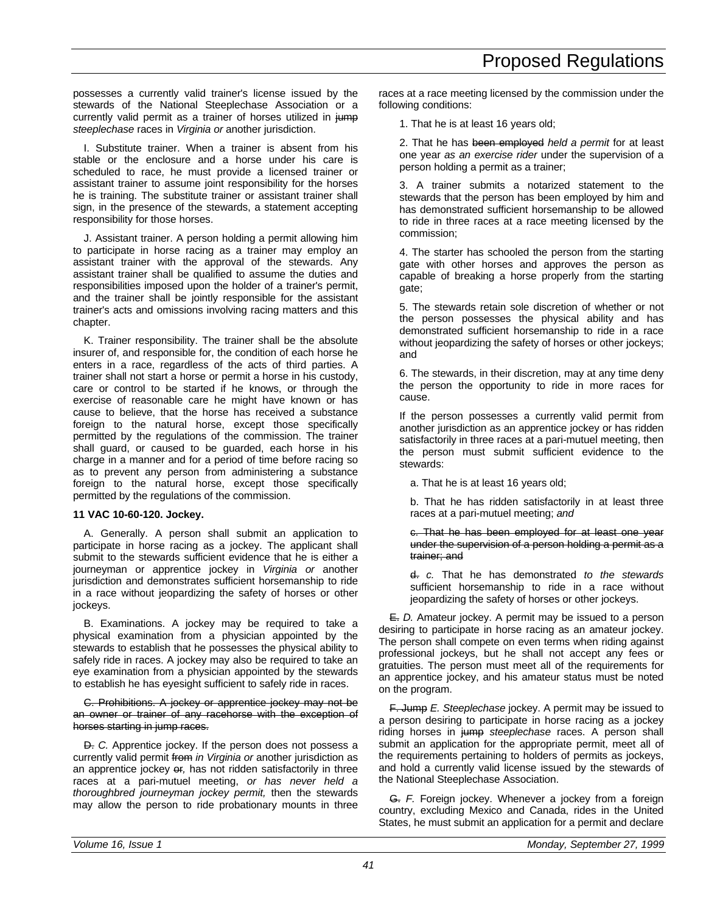possesses a currently valid trainer's license issued by the stewards of the National Steeplechase Association or a currently valid permit as a trainer of horses utilized in ~~jump~~ *steeplechase* races in *Virginia or* another jurisdiction.

I. Substitute trainer. When a trainer is absent from his stable or the enclosure and a horse under his care is scheduled to race, he must provide a licensed trainer or assistant trainer to assume joint responsibility for the horses he is training. The substitute trainer or assistant trainer shall sign, in the presence of the stewards, a statement accepting responsibility for those horses.

J. Assistant trainer. A person holding a permit allowing him to participate in horse racing as a trainer may employ an assistant trainer with the approval of the stewards. Any assistant trainer shall be qualified to assume the duties and responsibilities imposed upon the holder of a trainer's permit, and the trainer shall be jointly responsible for the assistant trainer's acts and omissions involving racing matters and this chapter.

K. Trainer responsibility. The trainer shall be the absolute insurer of, and responsible for, the condition of each horse he enters in a race, regardless of the acts of third parties. A trainer shall not start a horse or permit a horse in his custody, care or control to be started if he knows, or through the exercise of reasonable care he might have known or has cause to believe, that the horse has received a substance foreign to the natural horse, except those specifically permitted by the regulations of the commission. The trainer shall guard, or caused to be guarded, each horse in his charge in a manner and for a period of time before racing so as to prevent any person from administering a substance foreign to the natural horse, except those specifically permitted by the regulations of the commission.

**11 VAC 10-60-120. Jockey.**

A. Generally. A person shall submit an application to participate in horse racing as a jockey. The applicant shall submit to the stewards sufficient evidence that he is either a journeyman or apprentice jockey in *Virginia or* another jurisdiction and demonstrates sufficient horsemanship to ride in a race without jeopardizing the safety of horses or other jockeys.

B. Examinations. A jockey may be required to take a physical examination from a physician appointed by the stewards to establish that he possesses the physical ability to safely ride in races. A jockey may also be required to take an eye examination from a physician appointed by the stewards to establish he has eyesight sufficient to safely ride in races.

~~C. Prohibitions. A jockey or apprentice jockey may not be an owner or trainer of any racehorse with the exception of horses starting in jump races.~~

~~D.~~ *C.* Apprentice jockey. If the person does not possess a currently valid permit ~~from~~ *in Virginia or* another jurisdiction as an apprentice jockey ~~or~~*,* has not ridden satisfactorily in three races at a pari-mutuel meeting, *or has never held a thoroughbred journeyman jockey permit,* then the stewards may allow the person to ride probationary mounts in three races at a race meeting licensed by the commission under the following conditions:

1. That he is at least 16 years old;

2. That he has ~~been employed~~ *held a permit* for at least one year *as an exercise rider* under the supervision of a person holding a permit as a trainer;

3. A trainer submits a notarized statement to the stewards that the person has been employed by him and has demonstrated sufficient horsemanship to be allowed to ride in three races at a race meeting licensed by the commission;

4. The starter has schooled the person from the starting gate with other horses and approves the person as capable of breaking a horse properly from the starting gate;

5. The stewards retain sole discretion of whether or not the person possesses the physical ability and has demonstrated sufficient horsemanship to ride in a race without jeopardizing the safety of horses or other jockeys; and

6. The stewards, in their discretion, may at any time deny the person the opportunity to ride in more races for cause.

If the person possesses a currently valid permit from another jurisdiction as an apprentice jockey or has ridden satisfactorily in three races at a pari-mutuel meeting, then the person must submit sufficient evidence to the stewards:

a. That he is at least 16 years old;

b. That he has ridden satisfactorily in at least three races at a pari-mutuel meeting; *and*

~~c. That he has been employed for at least one year under the supervision of a person holding a permit as a trainer; and~~

~~d.~~ *c.* That he has demonstrated *to the stewards* sufficient horsemanship to ride in a race without jeopardizing the safety of horses or other jockeys.

~~E.~~ *D.* Amateur jockey. A permit may be issued to a person desiring to participate in horse racing as an amateur jockey. The person shall compete on even terms when riding against professional jockeys, but he shall not accept any fees or gratuities. The person must meet all of the requirements for an apprentice jockey, and his amateur status must be noted on the program.

~~F. Jump~~ *E. Steeplechase* jockey. A permit may be issued to a person desiring to participate in horse racing as a jockey riding horses in ~~jump~~ *steeplechase* races. A person shall submit an application for the appropriate permit, meet all of the requirements pertaining to holders of permits as jockeys, and hold a currently valid license issued by the stewards of the National Steeplechase Association.

~~G.~~ *F.* Foreign jockey. Whenever a jockey from a foreign country, excluding Mexico and Canada, rides in the United States, he must submit an application for a permit and declare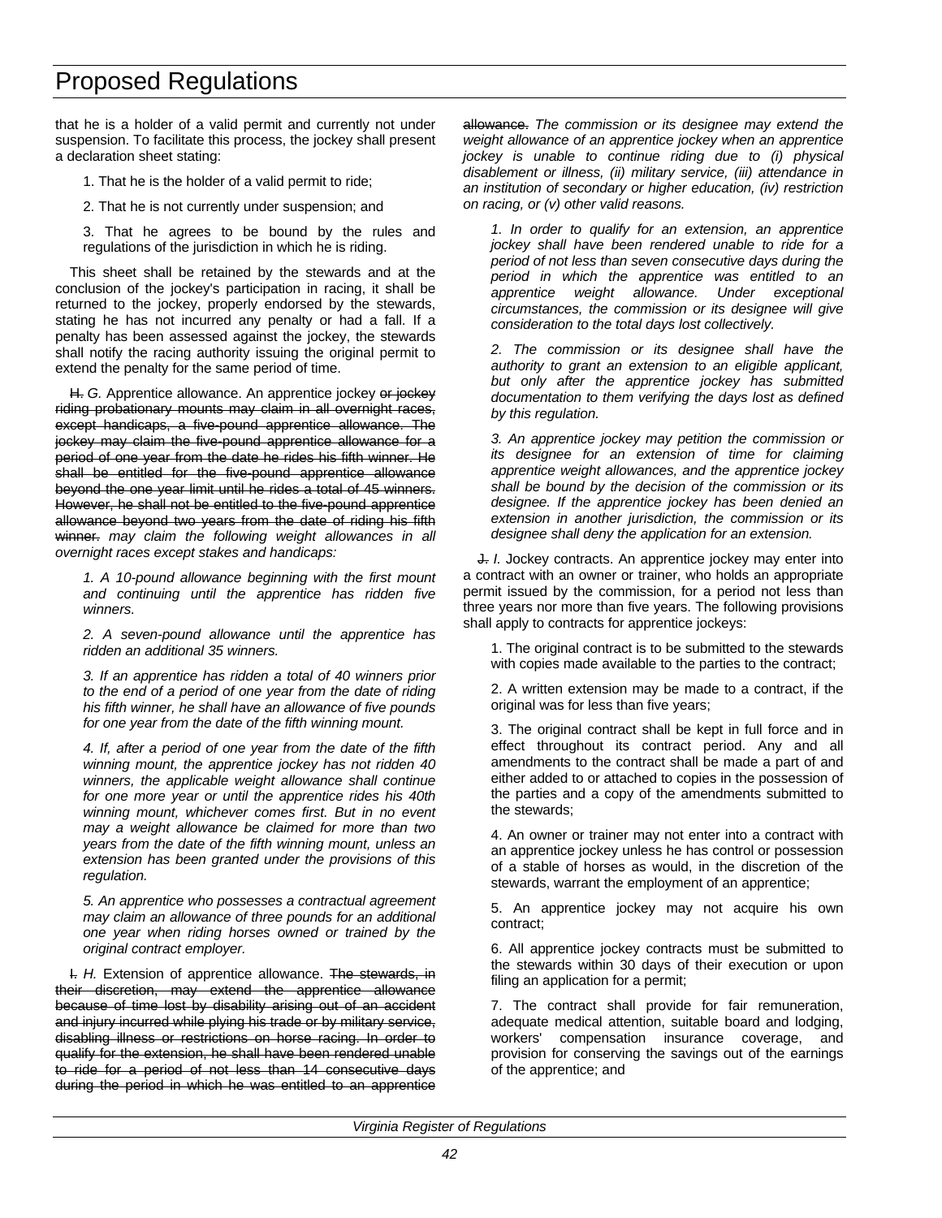that he is a holder of a valid permit and currently not under suspension. To facilitate this process, the jockey shall present a declaration sheet stating:

1. That he is the holder of a valid permit to ride;

2. That he is not currently under suspension; and

3. That he agrees to be bound by the rules and regulations of the jurisdiction in which he is riding.

This sheet shall be retained by the stewards and at the conclusion of the jockey's participation in racing, it shall be returned to the jockey, properly endorsed by the stewards, stating he has not incurred any penalty or had a fall. If a penalty has been assessed against the jockey, the stewards shall notify the racing authority issuing the original permit to extend the penalty for the same period of time.

~~H.~~ *G.* Apprentice allowance. An apprentice jockey ~~or jockey riding probationary mounts may claim in all overnight races, except handicaps, a five-pound apprentice allowance. The jockey may claim the five-pound apprentice allowance for a period of one year from the date he rides his fifth winner. He shall be entitled for the five-pound apprentice allowance beyond the one year limit until he rides a total of 45 winners. However, he shall not be entitled to the five-pound apprentice allowance beyond two years from the date of riding his fifth winner.~~ *may claim the following weight allowances in all overnight races except stakes and handicaps:*

*1. A 10-pound allowance beginning with the first mount and continuing until the apprentice has ridden five winners.*

*2. A seven-pound allowance until the apprentice has ridden an additional 35 winners.*

*3. If an apprentice has ridden a total of 40 winners prior to the end of a period of one year from the date of riding his fifth winner, he shall have an allowance of five pounds for one year from the date of the fifth winning mount.*

*4. If, after a period of one year from the date of the fifth winning mount, the apprentice jockey has not ridden 40 winners, the applicable weight allowance shall continue for one more year or until the apprentice rides his 40th winning mount, whichever comes first. But in no event may a weight allowance be claimed for more than two years from the date of the fifth winning mount, unless an extension has been granted under the provisions of this regulation.*

*5. An apprentice who possesses a contractual agreement may claim an allowance of three pounds for an additional one year when riding horses owned or trained by the original contract employer.*

~~I.~~ *H.* Extension of apprentice allowance. ~~The stewards, in their discretion, may extend the apprentice allowance because of time lost by disability arising out of an accident and injury incurred while plying his trade or by military service, disabling illness or restrictions on horse racing. In order to qualify for the extension, he shall have been rendered unable to ride for a period of not less than 14 consecutive days during the period in which he was entitled to an apprentice allowance.~~ *The commission or its designee may extend the weight allowance of an apprentice jockey when an apprentice jockey is unable to continue riding due to (i) physical disablement or illness, (ii) military service, (iii) attendance in an institution of secondary or higher education, (iv) restriction on racing, or (v) other valid reasons.*

*1. In order to qualify for an extension, an apprentice jockey shall have been rendered unable to ride for a period of not less than seven consecutive days during the period in which the apprentice was entitled to an apprentice weight allowance. Under exceptional circumstances, the commission or its designee will give consideration to the total days lost collectively.*

*2. The commission or its designee shall have the authority to grant an extension to an eligible applicant, but only after the apprentice jockey has submitted documentation to them verifying the days lost as defined by this regulation.*

*3. An apprentice jockey may petition the commission or its designee for an extension of time for claiming apprentice weight allowances, and the apprentice jockey shall be bound by the decision of the commission or its designee. If the apprentice jockey has been denied an extension in another jurisdiction, the commission or its designee shall deny the application for an extension.*

~~J.~~ *I.* Jockey contracts. An apprentice jockey may enter into a contract with an owner or trainer, who holds an appropriate permit issued by the commission, for a period not less than three years nor more than five years. The following provisions shall apply to contracts for apprentice jockeys:

1. The original contract is to be submitted to the stewards with copies made available to the parties to the contract;

2. A written extension may be made to a contract, if the original was for less than five years;

3. The original contract shall be kept in full force and in effect throughout its contract period. Any and all amendments to the contract shall be made a part of and either added to or attached to copies in the possession of the parties and a copy of the amendments submitted to the stewards;

4. An owner or trainer may not enter into a contract with an apprentice jockey unless he has control or possession of a stable of horses as would, in the discretion of the stewards, warrant the employment of an apprentice;

5. An apprentice jockey may not acquire his own contract;

6. All apprentice jockey contracts must be submitted to the stewards within 30 days of their execution or upon filing an application for a permit;

7. The contract shall provide for fair remuneration, adequate medical attention, suitable board and lodging, workers' compensation insurance coverage, and provision for conserving the savings out of the earnings of the apprentice; and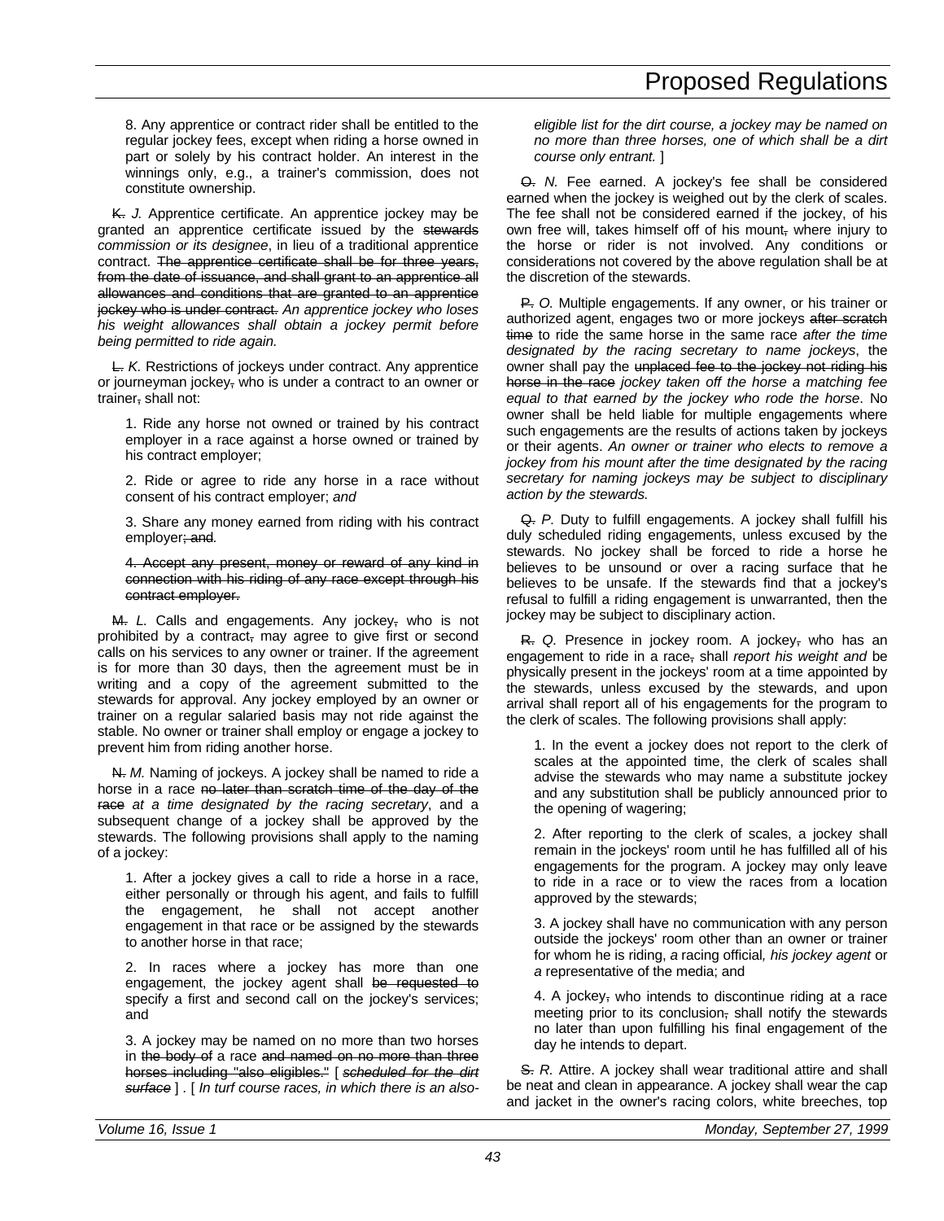8. Any apprentice or contract rider shall be entitled to the regular jockey fees, except when riding a horse owned in part or solely by his contract holder. An interest in the winnings only, e.g., a trainer's commission, does not constitute ownership.

~~K.~~ *J.* Apprentice certificate. An apprentice jockey may be granted an apprentice certificate issued by the ~~stewards~~ *commission or its designee*, in lieu of a traditional apprentice contract. ~~The apprentice certificate shall be for three years, from the date of issuance, and shall grant to an apprentice all allowances and conditions that are granted to an apprentice jockey who is under contract.~~ *An apprentice jockey who loses his weight allowances shall obtain a jockey permit before being permitted to ride again.*

~~L.~~ *K.* Restrictions of jockeys under contract. Any apprentice or journeyman jockey~~,~~ who is under a contract to an owner or trainer~~,~~ shall not:

1. Ride any horse not owned or trained by his contract employer in a race against a horse owned or trained by his contract employer;

2. Ride or agree to ride any horse in a race without consent of his contract employer; *and*

3. Share any money earned from riding with his contract employer~~; and~~.

~~4. Accept any present, money or reward of any kind in connection with his riding of any race except through his contract employer.~~

~~M.~~ *L.* Calls and engagements. Any jockey~~,~~ who is not prohibited by a contract~~,~~ may agree to give first or second calls on his services to any owner or trainer. If the agreement is for more than 30 days, then the agreement must be in writing and a copy of the agreement submitted to the stewards for approval. Any jockey employed by an owner or trainer on a regular salaried basis may not ride against the stable. No owner or trainer shall employ or engage a jockey to prevent him from riding another horse.

~~N.~~ *M.* Naming of jockeys. A jockey shall be named to ride a horse in a race ~~no later than scratch time of the day of the race~~ *at a time designated by the racing secretary*, and a subsequent change of a jockey shall be approved by the stewards. The following provisions shall apply to the naming of a jockey:

1. After a jockey gives a call to ride a horse in a race, either personally or through his agent, and fails to fulfill the engagement, he shall not accept another engagement in that race or be assigned by the stewards to another horse in that race;

2. In races where a jockey has more than one engagement, the jockey agent shall ~~be requested to~~ specify a first and second call on the jockey's services; and

3. A jockey may be named on no more than two horses in ~~the body of~~ a race ~~and named on no more than three horses including "also eligibles."~~ [ ~~*scheduled for the dirt surface*~~ ] . [ *In turf course races, in which there is an also-eligible list for the dirt course, a jockey may be named on no more than three horses, one of which shall be a dirt course only entrant.* ]

~~O.~~ *N.* Fee earned. A jockey's fee shall be considered earned when the jockey is weighed out by the clerk of scales. The fee shall not be considered earned if the jockey, of his own free will, takes himself off of his mount~~,~~ where injury to the horse or rider is not involved. Any conditions or considerations not covered by the above regulation shall be at the discretion of the stewards.

~~P.~~ *O.* Multiple engagements. If any owner, or his trainer or authorized agent, engages two or more jockeys ~~after scratch time~~ to ride the same horse in the same race *after the time designated by the racing secretary to name jockeys*, the owner shall pay the ~~unplaced fee to the jockey not riding his horse in the race~~ *jockey taken off the horse a matching fee equal to that earned by the jockey who rode the horse*. No owner shall be held liable for multiple engagements where such engagements are the results of actions taken by jockeys or their agents. *An owner or trainer who elects to remove a jockey from his mount after the time designated by the racing secretary for naming jockeys may be subject to disciplinary action by the stewards.*

~~Q.~~ *P.* Duty to fulfill engagements. A jockey shall fulfill his duly scheduled riding engagements, unless excused by the stewards. No jockey shall be forced to ride a horse he believes to be unsound or over a racing surface that he believes to be unsafe. If the stewards find that a jockey's refusal to fulfill a riding engagement is unwarranted, then the jockey may be subject to disciplinary action.

~~R.~~ *Q.* Presence in jockey room. A jockey~~,~~ who has an engagement to ride in a race~~,~~ shall *report his weight and* be physically present in the jockeys' room at a time appointed by the stewards, unless excused by the stewards, and upon arrival shall report all of his engagements for the program to the clerk of scales. The following provisions shall apply:

1. In the event a jockey does not report to the clerk of scales at the appointed time, the clerk of scales shall advise the stewards who may name a substitute jockey and any substitution shall be publicly announced prior to the opening of wagering;

2. After reporting to the clerk of scales, a jockey shall remain in the jockeys' room until he has fulfilled all of his engagements for the program. A jockey may only leave to ride in a race or to view the races from a location approved by the stewards;

3. A jockey shall have no communication with any person outside the jockeys' room other than an owner or trainer for whom he is riding, *a* racing official*, his jockey agent* or *a* representative of the media; and

4. A jockey~~,~~ who intends to discontinue riding at a race meeting prior to its conclusion~~,~~ shall notify the stewards no later than upon fulfilling his final engagement of the day he intends to depart.

~~S.~~ *R.* Attire. A jockey shall wear traditional attire and shall be neat and clean in appearance. A jockey shall wear the cap and jacket in the owner's racing colors, white breeches, top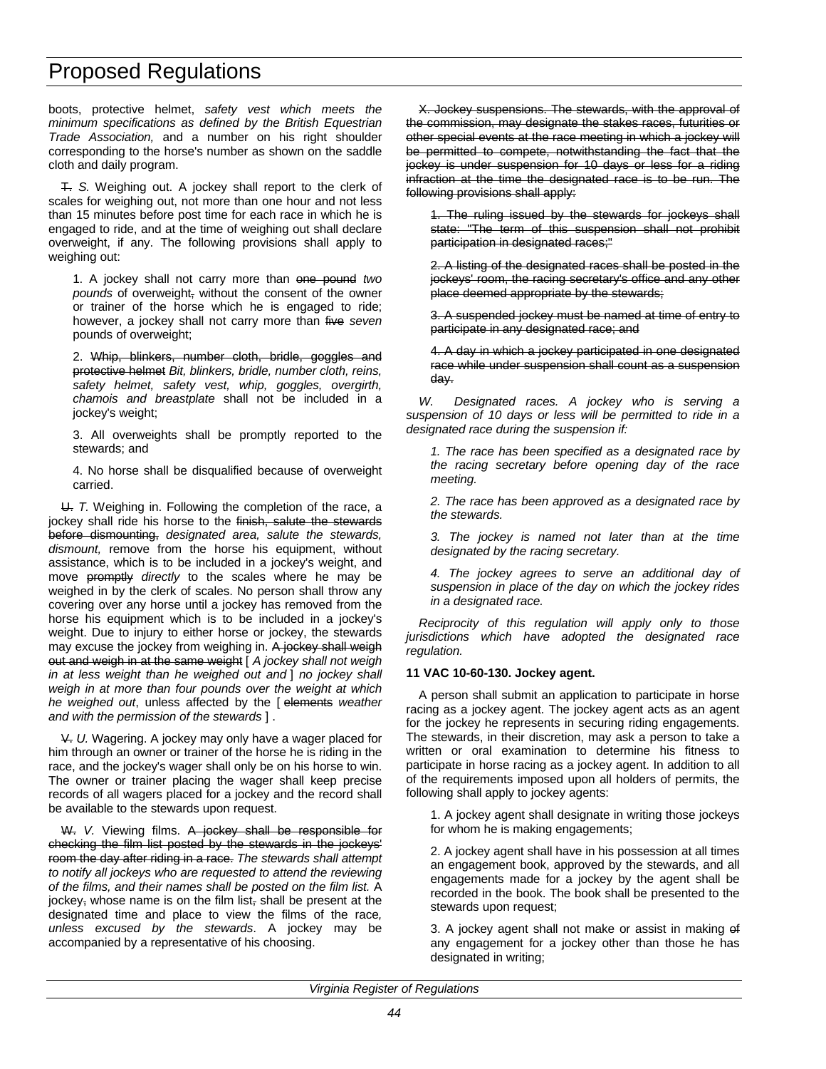boots, protective helmet, *safety vest which meets the minimum specifications as defined by the British Equestrian Trade Association,* and a number on his right shoulder corresponding to the horse's number as shown on the saddle cloth and daily program.

~~T.~~ *S.* Weighing out. A jockey shall report to the clerk of scales for weighing out, not more than one hour and not less than 15 minutes before post time for each race in which he is engaged to ride, and at the time of weighing out shall declare overweight, if any. The following provisions shall apply to weighing out:

1. A jockey shall not carry more than ~~one pound~~ *two pounds* of overweight~~,~~ without the consent of the owner or trainer of the horse which he is engaged to ride; however, a jockey shall not carry more than ~~five~~ *seven* pounds of overweight;

2. ~~Whip, blinkers, number cloth, bridle, goggles and protective helmet~~ *Bit, blinkers, bridle, number cloth, reins, safety helmet, safety vest, whip, goggles, overgirth, chamois and breastplate* shall not be included in a jockey's weight;

3. All overweights shall be promptly reported to the stewards; and

4. No horse shall be disqualified because of overweight carried.

~~U.~~ *T.* Weighing in. Following the completion of the race, a jockey shall ride his horse to the ~~finish, salute the stewards before dismounting,~~ *designated area, salute the stewards, dismount,* remove from the horse his equipment, without assistance, which is to be included in a jockey's weight, and move ~~promptly~~ *directly* to the scales where he may be weighed in by the clerk of scales. No person shall throw any covering over any horse until a jockey has removed from the horse his equipment which is to be included in a jockey's weight. Due to injury to either horse or jockey, the stewards may excuse the jockey from weighing in. ~~A jockey shall weigh out and weigh in at the same weight~~ [ *A jockey shall not weigh in at less weight than he weighed out and* ] *no jockey shall weigh in at more than four pounds over the weight at which he weighed out*, unless affected by the [ ~~elements~~ *weather and with the permission of the stewards* ] .

~~V.~~ *U.* Wagering. A jockey may only have a wager placed for him through an owner or trainer of the horse he is riding in the race, and the jockey's wager shall only be on his horse to win. The owner or trainer placing the wager shall keep precise records of all wagers placed for a jockey and the record shall be available to the stewards upon request.

~~W.~~ *V.* Viewing films. ~~A jockey shall be responsible for checking the film list posted by the stewards in the jockeys' room the day after riding in a race.~~ *The stewards shall attempt to notify all jockeys who are requested to attend the reviewing of the films, and their names shall be posted on the film list.* A jockey~~,~~ whose name is on the film list~~,~~ shall be present at the designated time and place to view the films of the race*, unless excused by the stewards*. A jockey may be accompanied by a representative of his choosing.

~~X. Jockey suspensions. The stewards, with the approval of the commission, may designate the stakes races, futurities or other special events at the race meeting in which a jockey will be permitted to compete, notwithstanding the fact that the jockey is under suspension for 10 days or less for a riding infraction at the time the designated race is to be run. The following provisions shall apply:~~

~~1. The ruling issued by the stewards for jockeys shall state: "The term of this suspension shall not prohibit participation in designated races;"~~

~~2. A listing of the designated races shall be posted in the jockeys' room, the racing secretary's office and any other place deemed appropriate by the stewards;~~

~~3. A suspended jockey must be named at time of entry to participate in any designated race; and~~

~~4. A day in which a jockey participated in one designated race while under suspension shall count as a suspension day.~~

*W. Designated races. A jockey who is serving a suspension of 10 days or less will be permitted to ride in a designated race during the suspension if:*

*1. The race has been specified as a designated race by the racing secretary before opening day of the race meeting.*

*2. The race has been approved as a designated race by the stewards.*

*3. The jockey is named not later than at the time designated by the racing secretary.*

*4. The jockey agrees to serve an additional day of suspension in place of the day on which the jockey rides in a designated race.*

*Reciprocity of this regulation will apply only to those jurisdictions which have adopted the designated race regulation.*

**11 VAC 10-60-130. Jockey agent.**

A person shall submit an application to participate in horse racing as a jockey agent. The jockey agent acts as an agent for the jockey he represents in securing riding engagements. The stewards, in their discretion, may ask a person to take a written or oral examination to determine his fitness to participate in horse racing as a jockey agent. In addition to all of the requirements imposed upon all holders of permits, the following shall apply to jockey agents:

1. A jockey agent shall designate in writing those jockeys for whom he is making engagements;

2. A jockey agent shall have in his possession at all times an engagement book, approved by the stewards, and all engagements made for a jockey by the agent shall be recorded in the book. The book shall be presented to the stewards upon request;

3. A jockey agent shall not make or assist in making ~~of~~ any engagement for a jockey other than those he has designated in writing;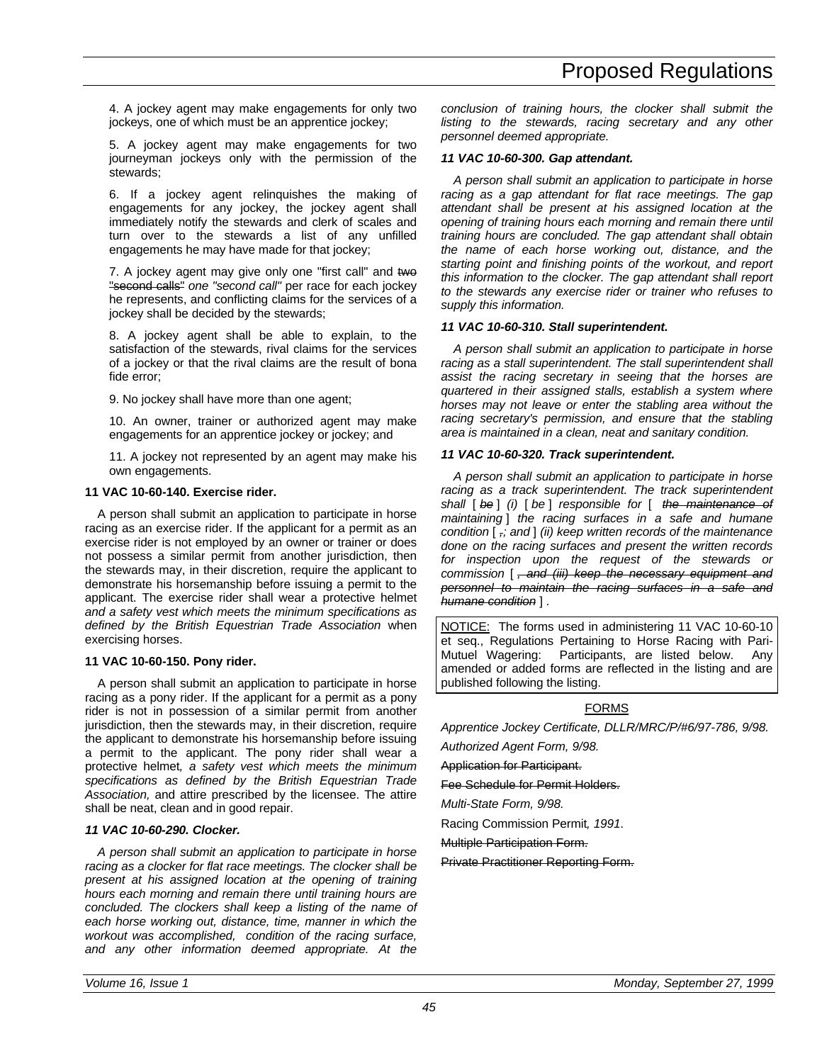4. A jockey agent may make engagements for only two jockeys, one of which must be an apprentice jockey;

5. A jockey agent may make engagements for two journeyman jockeys only with the permission of the stewards;

6. If a jockey agent relinquishes the making of engagements for any jockey, the jockey agent shall immediately notify the stewards and clerk of scales and turn over to the stewards a list of any unfilled engagements he may have made for that jockey;

7. A jockey agent may give only one "first call" and ~~two "second calls"~~ *one "second call"* per race for each jockey he represents, and conflicting claims for the services of a jockey shall be decided by the stewards;

8. A jockey agent shall be able to explain, to the satisfaction of the stewards, rival claims for the services of a jockey or that the rival claims are the result of bona fide error;

9. No jockey shall have more than one agent;

10. An owner, trainer or authorized agent may make engagements for an apprentice jockey or jockey; and

11. A jockey not represented by an agent may make his own engagements.

**11 VAC 10-60-140. Exercise rider.**

A person shall submit an application to participate in horse racing as an exercise rider. If the applicant for a permit as an exercise rider is not employed by an owner or trainer or does not possess a similar permit from another jurisdiction, then the stewards may, in their discretion, require the applicant to demonstrate his horsemanship before issuing a permit to the applicant. The exercise rider shall wear a protective helmet *and a safety vest which meets the minimum specifications as defined by the British Equestrian Trade Association* when exercising horses.

**11 VAC 10-60-150. Pony rider.**

A person shall submit an application to participate in horse racing as a pony rider. If the applicant for a permit as a pony rider is not in possession of a similar permit from another jurisdiction, then the stewards may, in their discretion, require the applicant to demonstrate his horsemanship before issuing a permit to the applicant. The pony rider shall wear a protective helmet*, a safety vest which meets the minimum specifications as defined by the British Equestrian Trade Association,* and attire prescribed by the licensee. The attire shall be neat, clean and in good repair.

***11 VAC 10-60-290. Clocker.***

*A person shall submit an application to participate in horse racing as a clocker for flat race meetings. The clocker shall be present at his assigned location at the opening of training hours each morning and remain there until training hours are concluded. The clockers shall keep a listing of the name of each horse working out, distance, time, manner in which the workout was accomplished, condition of the racing surface, and any other information deemed appropriate. At the conclusion of training hours, the clocker shall submit the listing to the stewards, racing secretary and any other personnel deemed appropriate.*

***11 VAC 10-60-300. Gap attendant.***

*A person shall submit an application to participate in horse racing as a gap attendant for flat race meetings. The gap attendant shall be present at his assigned location at the opening of training hours each morning and remain there until training hours are concluded. The gap attendant shall obtain the name of each horse working out, distance, and the starting point and finishing points of the workout, and report this information to the clocker. The gap attendant shall report to the stewards any exercise rider or trainer who refuses to supply this information.*

***11 VAC 10-60-310. Stall superintendent.***

*A person shall submit an application to participate in horse racing as a stall superintendent. The stall superintendent shall assist the racing secretary in seeing that the horses are quartered in their assigned stalls, establish a system where horses may not leave or enter the stabling area without the racing secretary's permission, and ensure that the stabling area is maintained in a clean, neat and sanitary condition.*

***11 VAC 10-60-320. Track superintendent.***

*A person shall submit an application to participate in horse racing as a track superintendent. The track superintendent shall* [ ~~*be*~~ ] *(i)* [ *be* ] *responsible for* [ ~~*the maintenance of*~~ *maintaining* ] *the racing surfaces in a safe and humane condition* [ ~~*,*~~*; and* ] *(ii) keep written records of the maintenance done on the racing surfaces and present the written records for inspection upon the request of the stewards or commission* [ ~~*, and (iii) keep the necessary equipment and personnel to maintain the racing surfaces in a safe and humane condition*~~ ] .

NOTICE: The forms used in administering 11 VAC 10-60-10 et seq., Regulations Pertaining to Horse Racing with Pari-Mutuel Wagering: Participants, are listed below. Any amended or added forms are reflected in the listing and are published following the listing.

FORMS

*Apprentice Jockey Certificate, DLLR/MRC/P/#6/97-786, 9/98.*

*Authorized Agent Form, 9/98.*

~~Application for Participant.~~

~~Fee Schedule for Permit Holders.~~

*Multi-State Form, 9/98.*

Racing Commission Permit*, 1991*.

~~Multiple Participation Form.~~

~~Private Practitioner Reporting Form.~~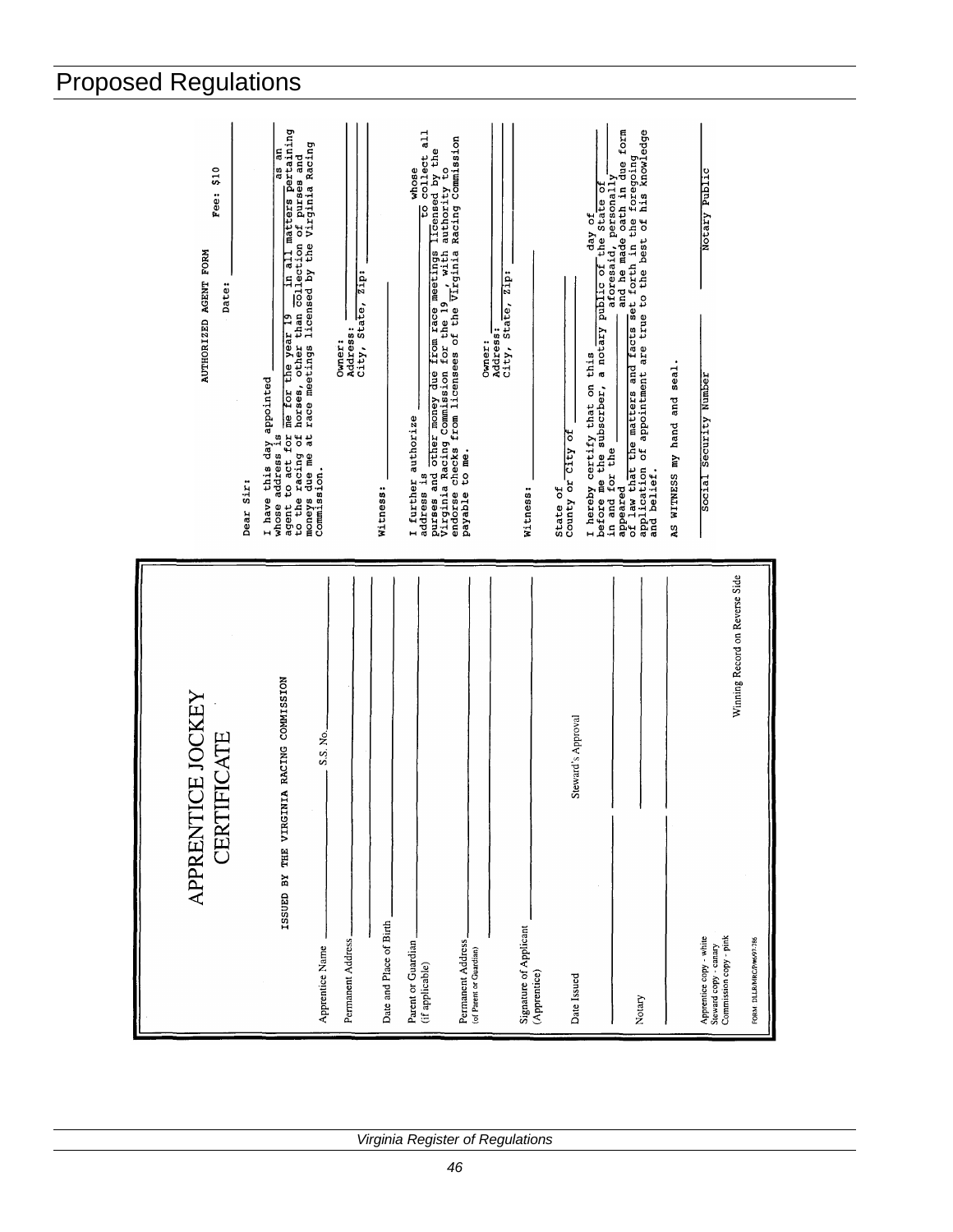## APPRENTICE JOCKEY CERTIFICATE

ISSUED BY THE VIRGINIA RACING COMMISSION

Apprentice Name ____________ S.S. No.____________

Permanent Address ____________

____________

Date and Place of Birth ____________

Parent or Guardian (if applicable) ____________

Permanent Address (of Parent or Guardian) ____________

____________

Signature of Applicant (Apprentice) ____________

Date Issued ____________ Steward's Approval ____________

____________

Notary ____________

____________

Apprentice copy - white
Steward copy - canary
Commission copy - pink

Winning Record on Reverse Side

FORM DLLR/MRC/P/96/97-786

---

AUTHORIZED AGENT FORM Fee: $10

Date: ____________

Dear Sir:

I have this day appointed ____________ whose address is ____________ as an agent to act for me for the year 19__ in all matters pertaining to the racing of horses, other than collection of purses and moneys due me at race meetings licensed by the Virginia Racing Commission.

Owner: ____________
Address: ____________
City, State, Zip: ____________

Witness: ____________

I further authorize ____________ whose address is ____________ to collect all purses and other money due from race meetings licensed by the Virginia Racing Commission for the 19__, with authority to endorse checks from licensees of the Virginia Racing Commission payable to me.

Owner: ____________
Address: ____________
City, State, Zip: ____________

Witness: ____________

State of ____________
County or City of ____________

I hereby certify that on this ____ day of ____________ before me the subscriber, a notary public of the State of ____________ in and for the ____________ aforesaid, personally appeared ____________ and he made oath in due form of law that the matters and facts set forth in the foregoing application of appointment are true to the best of his knowledge and belief.

AS WITNESS my hand and seal.

____________ Social Security Number ____________ Notary Public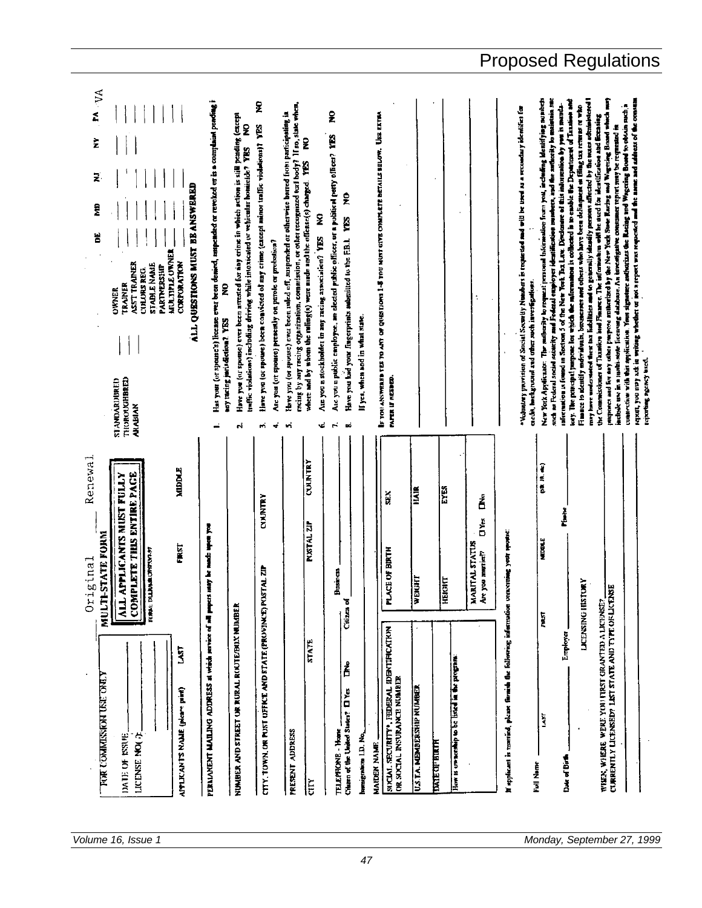Original ______ Renewal ______

MULTI-STATE FORM

**ALL APPLICANTS MUST FULLY COMPLETE THIS ENTIRE PAGE**

FORM: DELMAR OPRF 5/1-97

FOR COMMISSION USE ONLY

DATE OF ISSUE ______

LICENSE NO(S): ______

| STANDARDBRED | OWNER | DE | MD | NJ | NY | PA | VA |
|---|---|---|---|---|---|---|---|
| THOROUGHBRED | TRAINER | | | | | | |
| ARABIAN | ASS'T TRAINER | | | | | | |
| | COLORS REG. | | | | | | |
| | STABLE NAME | | | | | | |
| | PARTNERSHIP | | | | | | |
| | MULTIPLE OWNER | | | | | | |
| | CORPORATION | | | | | | |

APPLICANT'S NAME (please print) LAST ______ FIRST ______ MIDDLE ______

PERMANENT MAILING ADDRESS at which service of all papers may be made upon you

NUMBER AND STREET OR RURAL ROUTE/BOX NUMBER

CITY, TOWN, OR POST OFFICE AND STATE (PROVINCE) POSTAL ZIP ______ COUNTRY ______

PRESENT ADDRESS

CITY ______ STATE ______ POSTAL ZIP ______ COUNTRY ______

TELEPHONE - Home ______ Business ______

Citizen of the United States? ☐ Yes ☐ No Citizen of ______

Immigration I.D. No. ______

MAIDEN NAME ______

| SOCIAL SECURITY*, FEDERAL IDENTIFICATION OR SOCIAL INSURANCE NUMBER | PLACE OF BIRTH | SEX |
|---|---|---|
| U.S.T.A. MEMBERSHIP NUMBER | WEIGHT | HAIR |
| DATE OF BIRTH | HEIGHT | EYES |
| How is ownership to be listed in the program: | MARITAL STATUS Are you married? ☐ Yes ☐ No | |

If applicant is married, please furnish the following information concerning your spouse:

Full Name ______ LAST ______ FIRST ______ MIDDLE ______ (SR. JR. etc.)

Date of Birth ______ Employer ______ Phone ______

LICENSING HISTORY

WHEN, WHERE WERE YOU FIRST GRANTED A LICENSE? CURRENTLY LICENSED? LIST STATE AND TYPE OF LICENSE

______

**ALL QUESTIONS MUST BE ANSWERED**

1. Has your (or spouse's) license ever been denied, suspended or revoked or is a complaint pending in any racing jurisdiction? YES NO
2. Have you (or spouse) ever been arrested for any crime in which action is still pending (except traffic violations) including driving while intoxicated or vehicular homicide? YES NO
3. Have you (or spouse) been convicted of any crime (except minor traffic violations)? YES NO
4. Are you (or spouse) presently on parole or probation?
5. Have you (or spouse) ever been ruled off, suspended or otherwise barred from participating in racing by any racing organization, commission, or other recognized turf body? If so, state when, where and by whom the ruling(s) were made and the offense(s) charged. YES NO
6. Are you a stockholder in any racing association? YES NO
7. Are you a public employee, an elected public officer, or a political party officer? YES NO
8. Have you had your fingerprints submitted to the F.B.I. YES NO

If yes, when and in what state.

IF YOU ANSWERED YES TO ANY OF QUESTIONS 1-8 YOU MUST GIVE COMPLETE DETAILS BELOW. USE EXTRA PAPER IF NEEDED.

______

*Voluntary provision of Social Security Numbers is requested and will be used as a secondary identifier for credit, background and other such investigations.

New York Applicants: The authority to request personal information from you, including identifying numbers such as Federal social security and Federal employer identification numbers, and the authority to maintain such information is found in Section 5 of the New York Tax Law. Disclosure of this information by you is mandatory. The principal purpose for which the information is collected is to enable the Department of Taxation and Finance to identify individuals, businesses and others who have been delinquent in filing tax returns or who may have understated their tax liabilities and to generally identify persons affected by the taxes administered by the Commissioner of Taxation and Finance. The information will be used for identification and licensing purposes and for any other purpose authorized by the New York State Racing and Wagering Board which may include use in a multi-state licensing database. An investigative consumer report may be requested in connection with this application. Your signature authorizes the Racing and Wagering Board to obtain such a report, you may ask in writing whether or not a report was requested and the name and address of the consumer reporting agency used.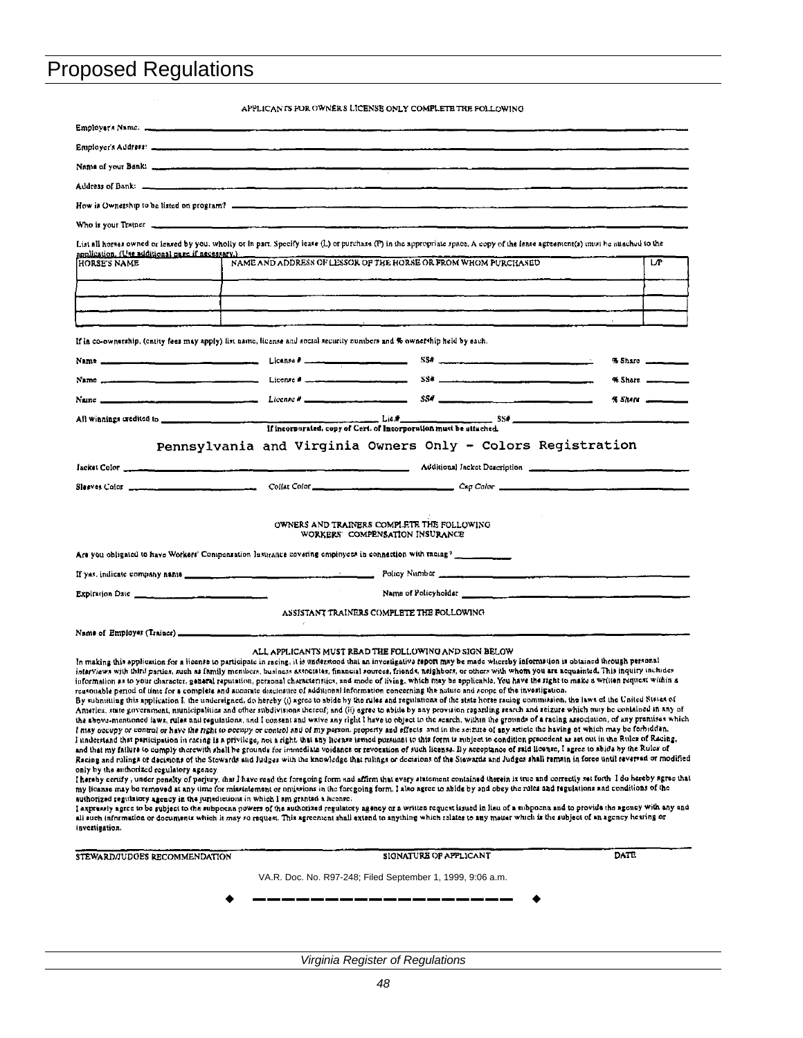APPLICANTS FOR OWNERS LICENSE ONLY COMPLETE THE FOLLOWING

Employer's Name: ____________________

Employer's Address: ____________________

Name of your Bank: ____________________

Address of Bank: ____________________

How is Ownership to be listed on program? ____________________

Who is your Trainer ____________________

List all horses owned or leased by you, wholly or in part. Specify lease (L) or purchase (P) in the appropriate space. A copy of the lease agreement(s) must be attached to the application. (Use additional page if necessary.)

| HORSE'S NAME | NAME AND ADDRESS OF LESSOR OF THE HORSE OR FROM WHOM PURCHASED | L/P |
|---|---|---|
| | | |
| | | |
| | | |

If in co-ownership, (entity fees may apply) list name, license and social security numbers and % ownership held by each.

Name ____________ License # ____________ SS# ____________ % Share ______

Name ____________ License # ____________ SS# ____________ % Share ______

Name ____________ License # ____________ SS# ____________ % Share ______

All winnings credited to ____________ Lic.# ____________ SS# ____________

If incorporated, copy of Cert. of Incorporation must be attached.

## Pennsylvania and Virginia Owners Only - Colors Registration

Jacket Color ____________ Additional Jacket Description ____________

Sleeves Color ____________ Collar Color ____________ Cap Color ____________

OWNERS AND TRAINERS COMPLETE THE FOLLOWING
WORKERS' COMPENSATION INSURANCE

Are you obligated to have Workers' Compensation Insurance covering employees in connection with racing? ______

If yes, indicate company name ____________ Policy Number ____________

Expiration Date ____________ Name of Policyholder ____________

ASSISTANT TRAINERS COMPLETE THE FOLLOWING

Name of Employer (Trainer) ____________________

ALL APPLICANTS MUST READ THE FOLLOWING AND SIGN BELOW

In making this application for a license to participate in racing, it is understood that an investigative report may be made whereby information is obtained through personal interviews with third parties, such as family members, business associates, financial sources, friends, neighbors, or others with whom you are acquainted. This inquiry includes information as to your character, general reputation, personal characteristics, and mode of living, which may be applicable. You have the right to make a written request within a reasonable period of time for a complete and accurate disclosure of additional information concerning the nature and scope of the investigation.

By submitting this application I, the undersigned, do hereby (i) agree to abide by the rules and regulations of the state horse racing commission, the laws of the United States of America, state government, municipalities and other subdivisions thereof; and (ii) agree to abide by any provision regarding search and seizure which may be contained in any of the above-mentioned laws, rules and regulations, and I consent and waive any right I have to object to the search, within the grounds of a racing association, of any premises which I may occupy or control or have the right to occupy or control and of my person, property and effects and in the seizure of any article the having of which may be forbidden.

I understand that participation in racing is a privilege, not a right, that any license issued pursuant to this form is subject to condition precedent as set out in the Rules of Racing, and that my failure to comply therewith shall be grounds for immediate voidance or revocation of such license. By acceptance of said license, I agree to abide by the Rules of Racing and rulings or decisions of the Stewards and Judges with the knowledge that rulings or decisions of the Stewards and Judges shall remain in force until reversed or modified only by the authorized regulatory agency.

I hereby certify, under penalty of perjury, that I have read the foregoing form and affirm that every statement contained therein is true and correctly set forth. I do hereby agree that my license may be removed at any time for misstatement or omissions in the foregoing form. I also agree to abide by and obey the rules and regulations and conditions of the authorized regulatory agency in the jurisdictions in which I am granted a license.

I expressly agree to be subject to the subpoena powers of the authorized regulatory agency or a written request issued in lieu of a subpoena and to provide the agency with any and all such information or documents which it may so request. This agreement shall extend to anything which relates to any matter which is the subject of an agency hearing or investigation.

STEWARD/JUDGES RECOMMENDATION ____________ SIGNATURE OF APPLICANT ____________ DATE ______

VA.R. Doc. No. R97-248; Filed September 1, 1999, 9:06 a.m.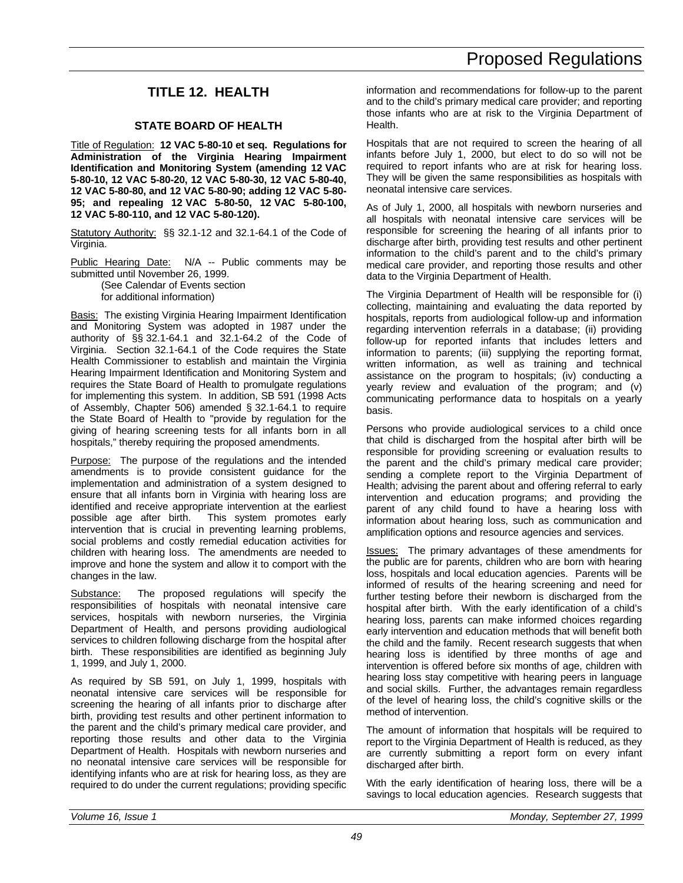# Proposed Regulations

## TITLE 12. HEALTH

### STATE BOARD OF HEALTH

Title of Regulation: **12 VAC 5-80-10 et seq. Regulations for Administration of the Virginia Hearing Impairment Identification and Monitoring System (amending 12 VAC 5-80-10, 12 VAC 5-80-20, 12 VAC 5-80-30, 12 VAC 5-80-40, 12 VAC 5-80-80, and 12 VAC 5-80-90; adding 12 VAC 5-80-95; and repealing 12 VAC 5-80-50, 12 VAC 5-80-100, 12 VAC 5-80-110, and 12 VAC 5-80-120).**

Statutory Authority: §§ 32.1-12 and 32.1-64.1 of the Code of Virginia.

Public Hearing Date: N/A -- Public comments may be submitted until November 26, 1999.

(See Calendar of Events section for additional information)

Basis: The existing Virginia Hearing Impairment Identification and Monitoring System was adopted in 1987 under the authority of §§ 32.1-64.1 and 32.1-64.2 of the Code of Virginia. Section 32.1-64.1 of the Code requires the State Health Commissioner to establish and maintain the Virginia Hearing Impairment Identification and Monitoring System and requires the State Board of Health to promulgate regulations for implementing this system. In addition, SB 591 (1998 Acts of Assembly, Chapter 506) amended § 32.1-64.1 to require the State Board of Health to "provide by regulation for the giving of hearing screening tests for all infants born in all hospitals," thereby requiring the proposed amendments.

Purpose: The purpose of the regulations and the intended amendments is to provide consistent guidance for the implementation and administration of a system designed to ensure that all infants born in Virginia with hearing loss are identified and receive appropriate intervention at the earliest possible age after birth. This system promotes early intervention that is crucial in preventing learning problems, social problems and costly remedial education activities for children with hearing loss. The amendments are needed to improve and hone the system and allow it to comport with the changes in the law.

Substance: The proposed regulations will specify the responsibilities of hospitals with neonatal intensive care services, hospitals with newborn nurseries, the Virginia Department of Health, and persons providing audiological services to children following discharge from the hospital after birth. These responsibilities are identified as beginning July 1, 1999, and July 1, 2000.

As required by SB 591, on July 1, 1999, hospitals with neonatal intensive care services will be responsible for screening the hearing of all infants prior to discharge after birth, providing test results and other pertinent information to the parent and the child's primary medical care provider, and reporting those results and other data to the Virginia Department of Health. Hospitals with newborn nurseries and no neonatal intensive care services will be responsible for identifying infants who are at risk for hearing loss, as they are required to do under the current regulations; providing specific information and recommendations for follow-up to the parent and to the child's primary medical care provider; and reporting those infants who are at risk to the Virginia Department of Health.

Hospitals that are not required to screen the hearing of all infants before July 1, 2000, but elect to do so will not be required to report infants who are at risk for hearing loss. They will be given the same responsibilities as hospitals with neonatal intensive care services.

As of July 1, 2000, all hospitals with newborn nurseries and all hospitals with neonatal intensive care services will be responsible for screening the hearing of all infants prior to discharge after birth, providing test results and other pertinent information to the child's parent and to the child's primary medical care provider, and reporting those results and other data to the Virginia Department of Health.

The Virginia Department of Health will be responsible for (i) collecting, maintaining and evaluating the data reported by hospitals, reports from audiological follow-up and information regarding intervention referrals in a database; (ii) providing follow-up for reported infants that includes letters and information to parents; (iii) supplying the reporting format, written information, as well as training and technical assistance on the program to hospitals; (iv) conducting a yearly review and evaluation of the program; and (v) communicating performance data to hospitals on a yearly basis.

Persons who provide audiological services to a child once that child is discharged from the hospital after birth will be responsible for providing screening or evaluation results to the parent and the child's primary medical care provider; sending a complete report to the Virginia Department of Health; advising the parent about and offering referral to early intervention and education programs; and providing the parent of any child found to have a hearing loss with information about hearing loss, such as communication and amplification options and resource agencies and services.

Issues: The primary advantages of these amendments for the public are for parents, children who are born with hearing loss, hospitals and local education agencies. Parents will be informed of results of the hearing screening and need for further testing before their newborn is discharged from the hospital after birth. With the early identification of a child's hearing loss, parents can make informed choices regarding early intervention and education methods that will benefit both the child and the family. Recent research suggests that when hearing loss is identified by three months of age and intervention is offered before six months of age, children with hearing loss stay competitive with hearing peers in language and social skills. Further, the advantages remain regardless of the level of hearing loss, the child's cognitive skills or the method of intervention.

The amount of information that hospitals will be required to report to the Virginia Department of Health is reduced, as they are currently submitting a report form on every infant discharged after birth.

With the early identification of hearing loss, there will be a savings to local education agencies. Research suggests that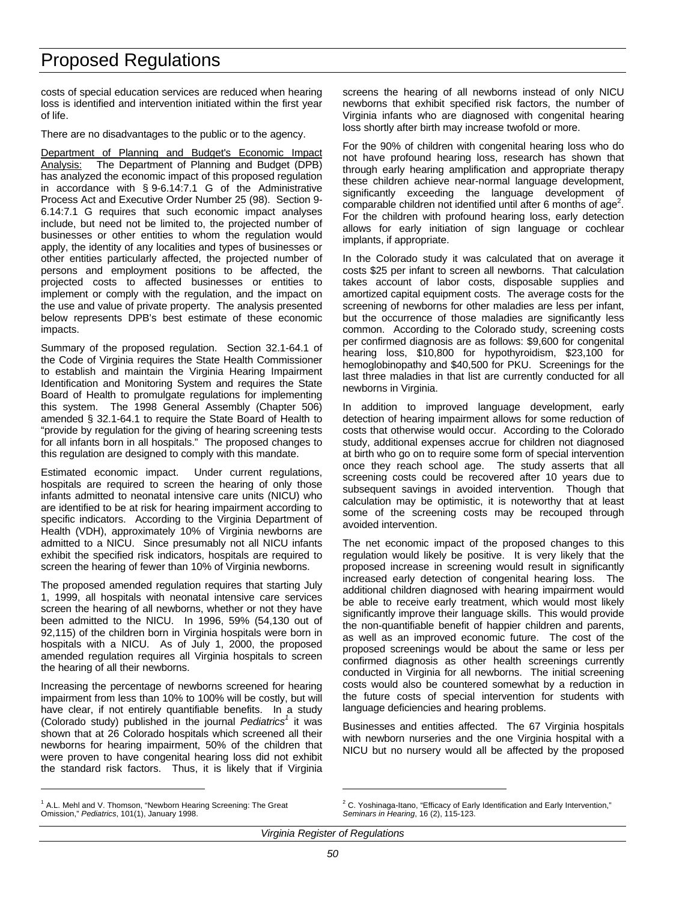costs of special education services are reduced when hearing loss is identified and intervention initiated within the first year of life.

There are no disadvantages to the public or to the agency.

Department of Planning and Budget's Economic Impact Analysis: The Department of Planning and Budget (DPB) has analyzed the economic impact of this proposed regulation in accordance with § 9-6.14:7.1 G of the Administrative Process Act and Executive Order Number 25 (98). Section 9-6.14:7.1 G requires that such economic impact analyses include, but need not be limited to, the projected number of businesses or other entities to whom the regulation would apply, the identity of any localities and types of businesses or other entities particularly affected, the projected number of persons and employment positions to be affected, the projected costs to affected businesses or entities to implement or comply with the regulation, and the impact on the use and value of private property. The analysis presented below represents DPB's best estimate of these economic impacts.

Summary of the proposed regulation. Section 32.1-64.1 of the Code of Virginia requires the State Health Commissioner to establish and maintain the Virginia Hearing Impairment Identification and Monitoring System and requires the State Board of Health to promulgate regulations for implementing this system. The 1998 General Assembly (Chapter 506) amended § 32.1-64.1 to require the State Board of Health to "provide by regulation for the giving of hearing screening tests for all infants born in all hospitals." The proposed changes to this regulation are designed to comply with this mandate.

Estimated economic impact. Under current regulations, hospitals are required to screen the hearing of only those infants admitted to neonatal intensive care units (NICU) who are identified to be at risk for hearing impairment according to specific indicators. According to the Virginia Department of Health (VDH), approximately 10% of Virginia newborns are admitted to a NICU. Since presumably not all NICU infants exhibit the specified risk indicators, hospitals are required to screen the hearing of fewer than 10% of Virginia newborns.

The proposed amended regulation requires that starting July 1, 1999, all hospitals with neonatal intensive care services screen the hearing of all newborns, whether or not they have been admitted to the NICU. In 1996, 59% (54,130 out of 92,115) of the children born in Virginia hospitals were born in hospitals with a NICU. As of July 1, 2000, the proposed amended regulation requires all Virginia hospitals to screen the hearing of all their newborns.

Increasing the percentage of newborns screened for hearing impairment from less than 10% to 100% will be costly, but will have clear, if not entirely quantifiable benefits. In a study (Colorado study) published in the journal *Pediatrics*[1] it was shown that at 26 Colorado hospitals which screened all their newborns for hearing impairment, 50% of the children that were proven to have congenital hearing loss did not exhibit the standard risk factors. Thus, it is likely that if Virginia screens the hearing of all newborns instead of only NICU newborns that exhibit specified risk factors, the number of Virginia infants who are diagnosed with congenital hearing loss shortly after birth may increase twofold or more.

For the 90% of children with congenital hearing loss who do not have profound hearing loss, research has shown that through early hearing amplification and appropriate therapy these children achieve near-normal language development, significantly exceeding the language development of comparable children not identified until after 6 months of age[2]. For the children with profound hearing loss, early detection allows for early initiation of sign language or cochlear implants, if appropriate.

In the Colorado study it was calculated that on average it costs $25 per infant to screen all newborns. That calculation takes account of labor costs, disposable supplies and amortized capital equipment costs. The average costs for the screening of newborns for other maladies are less per infant, but the occurrence of those maladies are significantly less common. According to the Colorado study, screening costs per confirmed diagnosis are as follows: $9,600 for congenital hearing loss, $10,800 for hypothyroidism, $23,100 for hemoglobinopathy and $40,500 for PKU. Screenings for the last three maladies in that list are currently conducted for all newborns in Virginia.

In addition to improved language development, early detection of hearing impairment allows for some reduction of costs that otherwise would occur. According to the Colorado study, additional expenses accrue for children not diagnosed at birth who go on to require some form of special intervention once they reach school age. The study asserts that all screening costs could be recovered after 10 years due to subsequent savings in avoided intervention. Though that calculation may be optimistic, it is noteworthy that at least some of the screening costs may be recouped through avoided intervention.

The net economic impact of the proposed changes to this regulation would likely be positive. It is very likely that the proposed increase in screening would result in significantly increased early detection of congenital hearing loss. The additional children diagnosed with hearing impairment would be able to receive early treatment, which would most likely significantly improve their language skills. This would provide the non-quantifiable benefit of happier children and parents, as well as an improved economic future. The cost of the proposed screenings would be about the same or less per confirmed diagnosis as other health screenings currently conducted in Virginia for all newborns. The initial screening costs would also be countered somewhat by a reduction in the future costs of special intervention for students with language deficiencies and hearing problems.

Businesses and entities affected. The 67 Virginia hospitals with newborn nurseries and the one Virginia hospital with a NICU but no nursery would all be affected by the proposed

---

[1] A.L. Mehl and V. Thomson, "Newborn Hearing Screening: The Great Omission," *Pediatrics*, 101(1), January 1998.

[2] C. Yoshinaga-Itano, "Efficacy of Early Identification and Early Intervention," *Seminars in Hearing*, 16 (2), 115-123.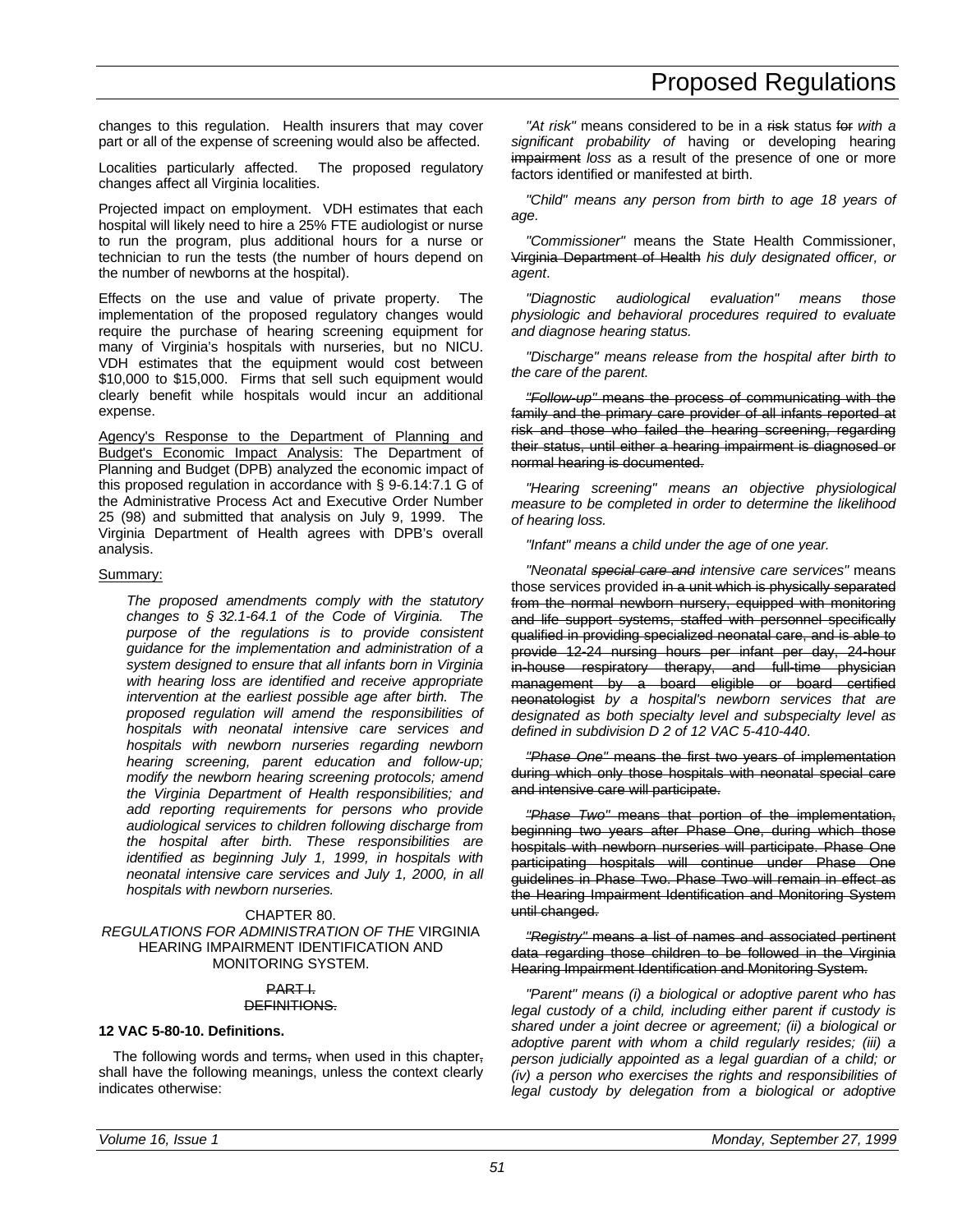changes to this regulation. Health insurers that may cover part or all of the expense of screening would also be affected.

Localities particularly affected. The proposed regulatory changes affect all Virginia localities.

Projected impact on employment. VDH estimates that each hospital will likely need to hire a 25% FTE audiologist or nurse to run the program, plus additional hours for a nurse or technician to run the tests (the number of hours depend on the number of newborns at the hospital).

Effects on the use and value of private property. The implementation of the proposed regulatory changes would require the purchase of hearing screening equipment for many of Virginia's hospitals with nurseries, but no NICU. VDH estimates that the equipment would cost between $10,000 to $15,000. Firms that sell such equipment would clearly benefit while hospitals would incur an additional expense.

Agency's Response to the Department of Planning and Budget's Economic Impact Analysis: The Department of Planning and Budget (DPB) analyzed the economic impact of this proposed regulation in accordance with § 9-6.14:7.1 G of the Administrative Process Act and Executive Order Number 25 (98) and submitted that analysis on July 9, 1999. The Virginia Department of Health agrees with DPB's overall analysis.

Summary:

*The proposed amendments comply with the statutory changes to § 32.1-64.1 of the Code of Virginia. The purpose of the regulations is to provide consistent guidance for the implementation and administration of a system designed to ensure that all infants born in Virginia with hearing loss are identified and receive appropriate intervention at the earliest possible age after birth. The proposed regulation will amend the responsibilities of hospitals with neonatal intensive care services and hospitals with newborn nurseries regarding newborn hearing screening, parent education and follow-up; modify the newborn hearing screening protocols; amend the Virginia Department of Health responsibilities; and add reporting requirements for persons who provide audiological services to children following discharge from the hospital after birth. These responsibilities are identified as beginning July 1, 1999, in hospitals with neonatal intensive care services and July 1, 2000, in all hospitals with newborn nurseries.*

CHAPTER 80.
*REGULATIONS FOR ADMINISTRATION OF THE* VIRGINIA HEARING IMPAIRMENT IDENTIFICATION AND MONITORING SYSTEM.

~~PART I.~~
~~DEFINITIONS.~~

**12 VAC 5-80-10. Definitions.**

The following words and terms~~,~~ when used in this chapter~~,~~ shall have the following meanings, unless the context clearly indicates otherwise:

"At risk" means considered to be in a ~~risk~~ status ~~for~~ *with a significant probability of* having or developing hearing ~~impairment~~ *loss* as a result of the presence of one or more factors identified or manifested at birth.

*"Child" means any person from birth to age 18 years of age.*

"Commissioner" means the State Health Commissioner, ~~Virginia Department of Health~~ *his duly designated officer, or agent*.

*"Diagnostic audiological evaluation" means those physiologic and behavioral procedures required to evaluate and diagnose hearing status.*

*"Discharge" means release from the hospital after birth to the care of the parent.*

~~"Follow-up" means the process of communicating with the family and the primary care provider of all infants reported at risk and those who failed the hearing screening, regarding their status, until either a hearing impairment is diagnosed or normal hearing is documented.~~

*"Hearing screening" means an objective physiological measure to be completed in order to determine the likelihood of hearing loss.*

*"Infant" means a child under the age of one year.*

"Neonatal ~~*special care and*~~ *intensive care services*" means those services provided ~~in a unit which is physically separated from the normal newborn nursery, equipped with monitoring and life support systems, staffed with personnel specifically qualified in providing specialized neonatal care, and is able to provide 12-24 nursing hours per infant per day, 24-hour in-house respiratory therapy, and full-time physician management by a board eligible or board certified neonatologist~~ *by a hospital's newborn services that are designated as both specialty level and subspecialty level as defined in subdivision D 2 of 12 VAC 5-410-440*.

~~"Phase One" means the first two years of implementation during which only those hospitals with neonatal special care and intensive care will participate.~~

~~"Phase Two" means that portion of the implementation, beginning two years after Phase One, during which those hospitals with newborn nurseries will participate. Phase One participating hospitals will continue under Phase One guidelines in Phase Two. Phase Two will remain in effect as the Hearing Impairment Identification and Monitoring System until changed.~~

~~"Registry" means a list of names and associated pertinent data regarding those children to be followed in the Virginia Hearing Impairment Identification and Monitoring System.~~

*"Parent" means (i) a biological or adoptive parent who has legal custody of a child, including either parent if custody is shared under a joint decree or agreement; (ii) a biological or adoptive parent with whom a child regularly resides; (iii) a person judicially appointed as a legal guardian of a child; or (iv) a person who exercises the rights and responsibilities of legal custody by delegation from a biological or adoptive*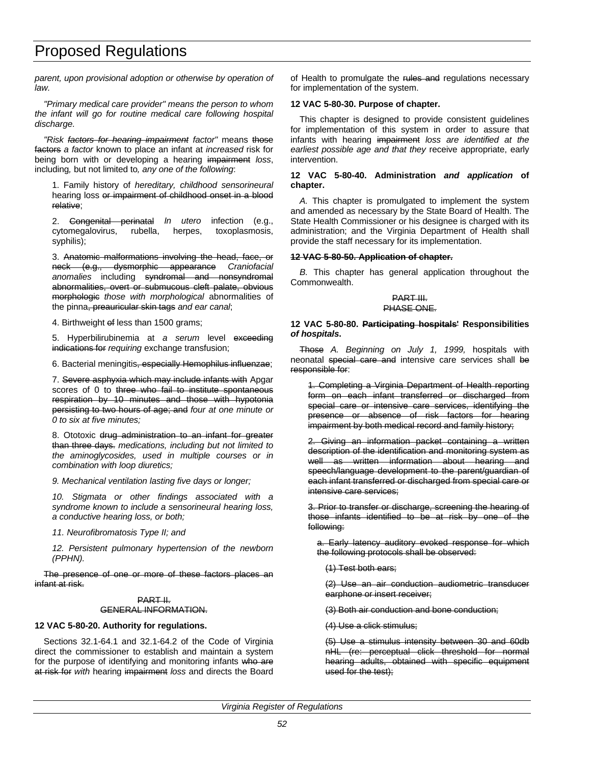*parent, upon provisional adoption or otherwise by operation of law.*

*"Primary medical care provider" means the person to whom the infant will go for routine medical care following hospital discharge.*

*"Risk ~~factors for hearing impairment~~ factor"* means ~~those factors~~ *a factor* known to place an infant at *increased* risk for being born with or developing a hearing ~~impairment~~ *loss*, including*,* but not limited to*, any one of the following*:

1. Family history of *hereditary, childhood sensorineural* hearing loss ~~or impairment of childhood onset in a blood relative~~;

2. ~~Congenital perinatal~~ *In utero* infection (e.g., cytomegalovirus, rubella, herpes, toxoplasmosis, syphilis);

3. ~~Anatomic malformations involving the head, face, or neck (e.g., dysmorphic appearance~~ *Craniofacial anomalies* including ~~syndromal and nonsyndromal abnormalities, overt or submucous cleft palate, obvious morphologic~~ *those with morphological* abnormalities of the pinna~~, preauricular skin tags~~ *and ear canal*;

4. Birthweight ~~of~~ less than 1500 grams;

5. Hyperbilirubinemia at *a serum* level ~~exceeding indications for~~ *requiring* exchange transfusion;

6. Bacterial meningitis~~, especially Hemophilus influenzae~~;

7. ~~Severe asphyxia which may include infants with~~ Apgar scores of 0 to ~~three who fail to institute spontaneous respiration by 10 minutes and those with hypotonia persisting to two hours of age; and~~ *four at one minute or 0 to six at five minutes;*

8. Ototoxic ~~drug administration to an infant for greater than three days.~~ *medications, including but not limited to the aminoglycosides, used in multiple courses or in combination with loop diuretics;*

*9. Mechanical ventilation lasting five days or longer;*

*10. Stigmata or other findings associated with a syndrome known to include a sensorineural hearing loss, a conductive hearing loss, or both;*

*11. Neurofibromatosis Type II; and*

*12. Persistent pulmonary hypertension of the newborn (PPHN).*

~~The presence of one or more of these factors places an infant at risk.~~

~~PART II.~~
~~GENERAL INFORMATION.~~

**12 VAC 5-80-20. Authority for regulations.**

Sections 32.1-64.1 and 32.1-64.2 of the Code of Virginia direct the commissioner to establish and maintain a system for the purpose of identifying and monitoring infants ~~who are at risk for~~ *with* hearing ~~impairment~~ *loss* and directs the Board of Health to promulgate the ~~rules and~~ regulations necessary for implementation of the system.

**12 VAC 5-80-30. Purpose of chapter.**

This chapter is designed to provide consistent guidelines for implementation of this system in order to assure that infants with hearing ~~impairment~~ *loss are identified at the earliest possible age and that they* receive appropriate, early intervention.

**12 VAC 5-80-40. Administration *and application* of chapter.**

*A.* This chapter is promulgated to implement the system and amended as necessary by the State Board of Health. The State Health Commissioner or his designee is charged with its administration; and the Virginia Department of Health shall provide the staff necessary for its implementation.

~~**12 VAC 5-80-50. Application of chapter.**~~

*B.* This chapter has general application throughout the Commonwealth.

~~PART III.~~
~~PHASE ONE.~~

**12 VAC 5-80-80. ~~Participating hospitals'~~ Responsibilities *of hospitals*.**

~~Those~~ *A. Beginning on July 1, 1999,* hospitals with neonatal ~~special care and~~ intensive care services shall ~~be responsible for~~:

~~1. Completing a Virginia Department of Health reporting form on each infant transferred or discharged from special care or intensive care services, identifying the presence or absence of risk factors for hearing impairment by both medical record and family history;~~

~~2. Giving an information packet containing a written description of the identification and monitoring system as well as written information about hearing and speech/language development to the parent/guardian of each infant transferred or discharged from special care or intensive care services;~~

~~3. Prior to transfer or discharge, screening the hearing of those infants identified to be at risk by one of the following:~~

~~a. Early latency auditory evoked response for which the following protocols shall be observed:~~

~~(1) Test both ears;~~

~~(2) Use an air conduction audiometric transducer earphone or insert receiver;~~

~~(3) Both air conduction and bone conduction;~~

~~(4) Use a click stimulus;~~

~~(5) Use a stimulus intensity between 30 and 60db nHL (re: perceptual click threshold for normal hearing adults, obtained with specific equipment used for the test);~~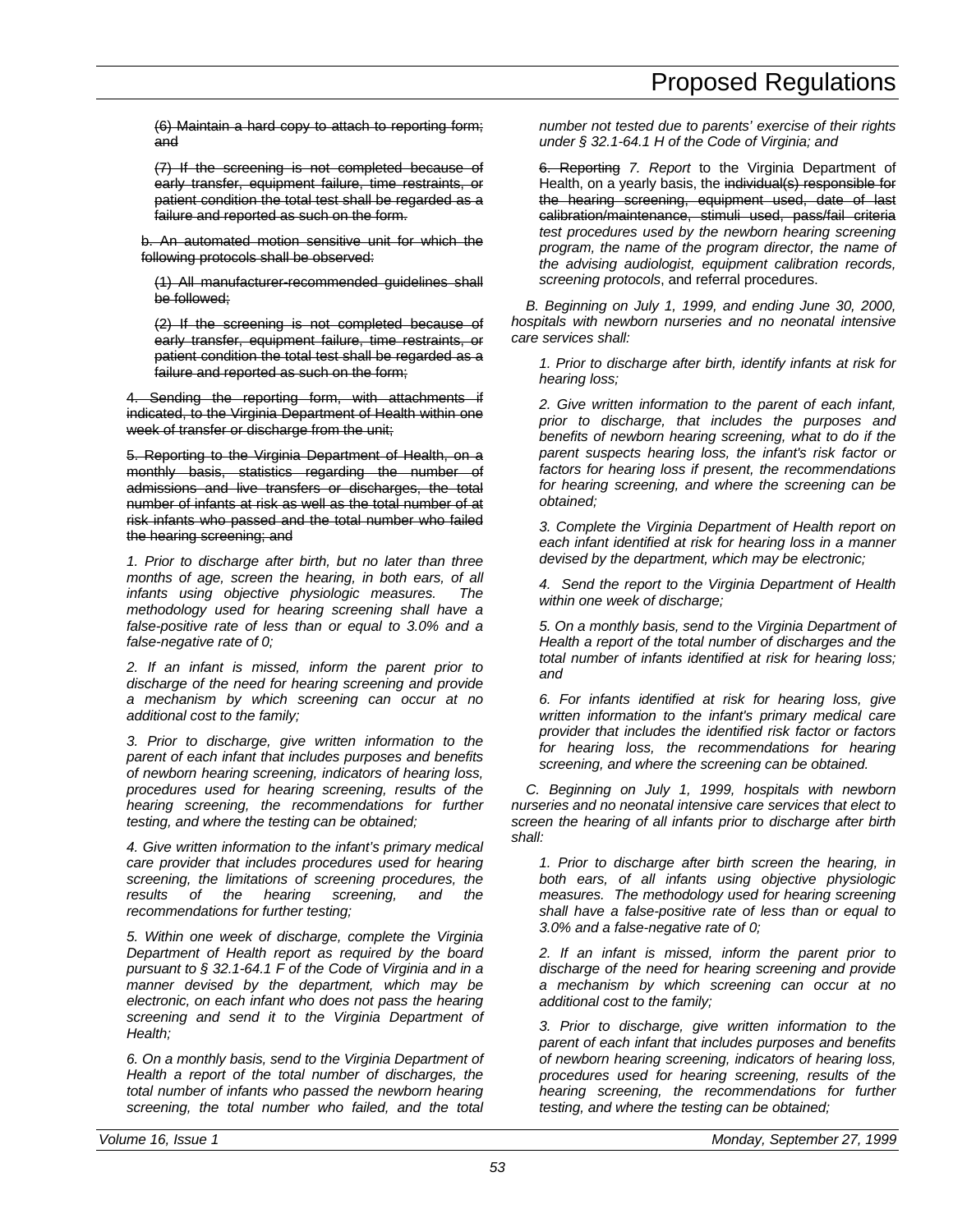~~(6) Maintain a hard copy to attach to reporting form; and~~

~~(7) If the screening is not completed because of early transfer, equipment failure, time restraints, or patient condition the total test shall be regarded as a failure and reported as such on the form.~~

~~b. An automated motion sensitive unit for which the following protocols shall be observed:~~

~~(1) All manufacturer-recommended guidelines shall be followed;~~

~~(2) If the screening is not completed because of early transfer, equipment failure, time restraints, or patient condition the total test shall be regarded as a failure and reported as such on the form;~~

~~4. Sending the reporting form, with attachments if indicated, to the Virginia Department of Health within one week of transfer or discharge from the unit;~~

~~5. Reporting to the Virginia Department of Health, on a monthly basis, statistics regarding the number of admissions and live transfers or discharges, the total number of infants at risk as well as the total number of at risk infants who passed and the total number who failed the hearing screening; and~~

*1. Prior to discharge after birth, but no later than three months of age, screen the hearing, in both ears, of all infants using objective physiologic measures. The methodology used for hearing screening shall have a false-positive rate of less than or equal to 3.0% and a false-negative rate of 0;*

*2. If an infant is missed, inform the parent prior to discharge of the need for hearing screening and provide a mechanism by which screening can occur at no additional cost to the family;*

*3. Prior to discharge, give written information to the parent of each infant that includes purposes and benefits of newborn hearing screening, indicators of hearing loss, procedures used for hearing screening, results of the hearing screening, the recommendations for further testing, and where the testing can be obtained;*

*4. Give written information to the infant's primary medical care provider that includes procedures used for hearing screening, the limitations of screening procedures, the results of the hearing screening, and the recommendations for further testing;*

*5. Within one week of discharge, complete the Virginia Department of Health report as required by the board pursuant to § 32.1-64.1 F of the Code of Virginia and in a manner devised by the department, which may be electronic, on each infant who does not pass the hearing screening and send it to the Virginia Department of Health;*

*6. On a monthly basis, send to the Virginia Department of Health a report of the total number of discharges, the total number of infants who passed the newborn hearing screening, the total number who failed, and the total number not tested due to parents' exercise of their rights under § 32.1-64.1 H of the Code of Virginia; and*

~~6. Reporting~~ *7. Report* to the Virginia Department of Health, on a yearly basis, the ~~individual(s) responsible for the hearing screening, equipment used, date of last calibration/maintenance, stimuli used, pass/fail criteria~~ *test procedures used by the newborn hearing screening program, the name of the program director, the name of the advising audiologist, equipment calibration records, screening protocols*, and referral procedures.

*B. Beginning on July 1, 1999, and ending June 30, 2000, hospitals with newborn nurseries and no neonatal intensive care services shall:*

*1. Prior to discharge after birth, identify infants at risk for hearing loss;*

*2. Give written information to the parent of each infant, prior to discharge, that includes the purposes and benefits of newborn hearing screening, what to do if the parent suspects hearing loss, the infant's risk factor or factors for hearing loss if present, the recommendations for hearing screening, and where the screening can be obtained;*

*3. Complete the Virginia Department of Health report on each infant identified at risk for hearing loss in a manner devised by the department, which may be electronic;*

*4. Send the report to the Virginia Department of Health within one week of discharge;*

*5. On a monthly basis, send to the Virginia Department of Health a report of the total number of discharges and the total number of infants identified at risk for hearing loss; and*

*6. For infants identified at risk for hearing loss, give written information to the infant's primary medical care provider that includes the identified risk factor or factors for hearing loss, the recommendations for hearing screening, and where the screening can be obtained.*

*C. Beginning on July 1, 1999, hospitals with newborn nurseries and no neonatal intensive care services that elect to screen the hearing of all infants prior to discharge after birth shall:*

*1. Prior to discharge after birth screen the hearing, in both ears, of all infants using objective physiologic measures. The methodology used for hearing screening shall have a false-positive rate of less than or equal to 3.0% and a false-negative rate of 0;*

*2. If an infant is missed, inform the parent prior to discharge of the need for hearing screening and provide a mechanism by which screening can occur at no additional cost to the family;*

*3. Prior to discharge, give written information to the parent of each infant that includes purposes and benefits of newborn hearing screening, indicators of hearing loss, procedures used for hearing screening, results of the hearing screening, the recommendations for further testing, and where the testing can be obtained;*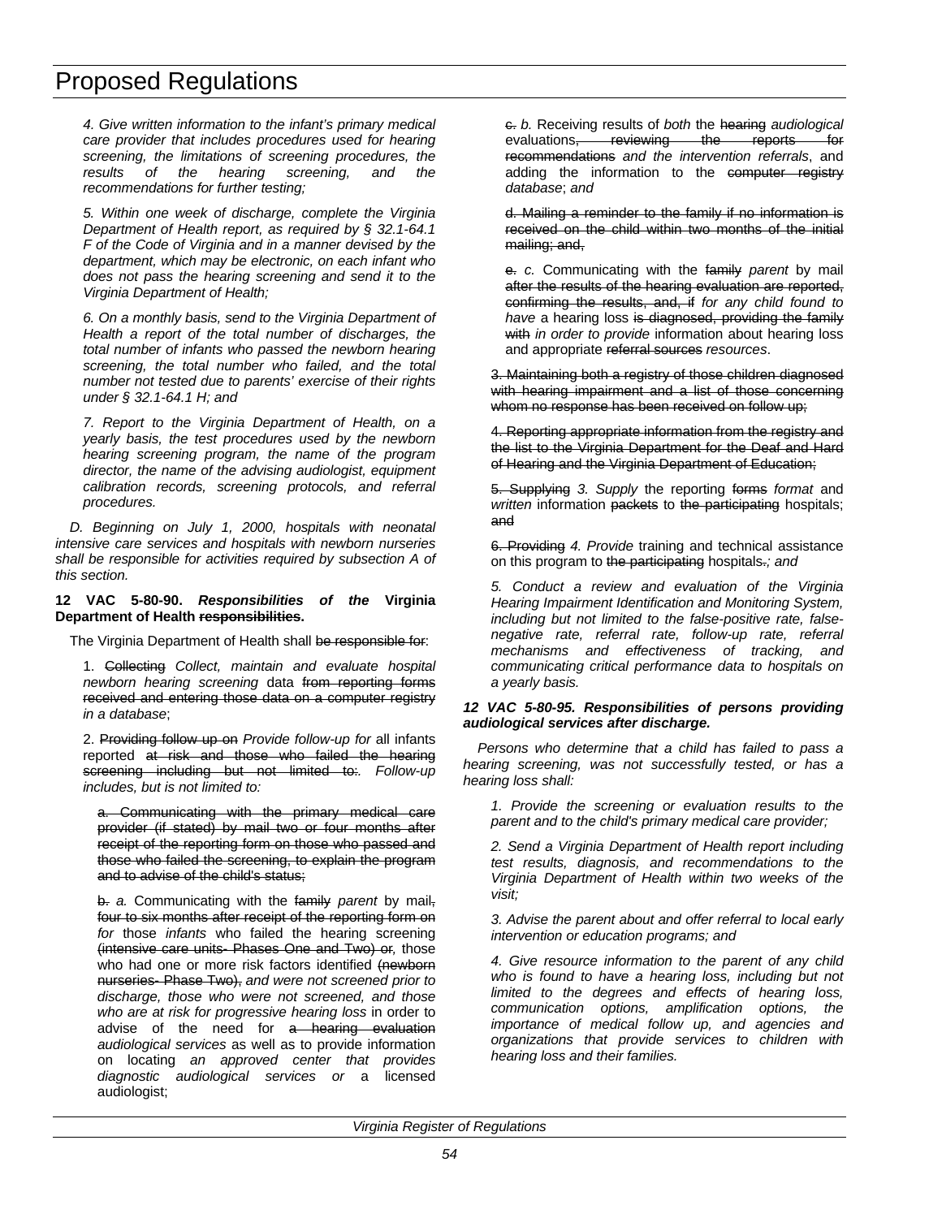*4. Give written information to the infant's primary medical care provider that includes procedures used for hearing screening, the limitations of screening procedures, the results of the hearing screening, and the recommendations for further testing;*

*5. Within one week of discharge, complete the Virginia Department of Health report, as required by § 32.1-64.1 F of the Code of Virginia and in a manner devised by the department, which may be electronic, on each infant who does not pass the hearing screening and send it to the Virginia Department of Health;*

*6. On a monthly basis, send to the Virginia Department of Health a report of the total number of discharges, the total number of infants who passed the newborn hearing screening, the total number who failed, and the total number not tested due to parents' exercise of their rights under § 32.1-64.1 H; and*

*7. Report to the Virginia Department of Health, on a yearly basis, the test procedures used by the newborn hearing screening program, the name of the program director, the name of the advising audiologist, equipment calibration records, screening protocols, and referral procedures.*

*D. Beginning on July 1, 2000, hospitals with neonatal intensive care services and hospitals with newborn nurseries shall be responsible for activities required by subsection A of this section.*

**12 VAC 5-80-90.** ***Responsibilities of the*** **Virginia Department of Health ~~responsibilities~~.**

The Virginia Department of Health shall ~~be responsible for~~:

1. ~~Collecting~~ *Collect, maintain and evaluate hospital newborn hearing screening* data ~~from reporting forms received and entering those data on a computer registry~~ *in a database*;

2. ~~Providing follow up on~~ *Provide follow-up for* all infants reported ~~at risk and those who failed the hearing screening including but not limited to:~~. *Follow-up includes, but is not limited to:*

~~a. Communicating with the primary medical care provider (if stated) by mail two or four months after receipt of the reporting form on those who passed and those who failed the screening, to explain the program and to advise of the child's status;~~

~~b.~~ *a.* Communicating with the ~~family~~ *parent* by mail~~, four to six months after receipt of the reporting form on~~ *for* those *infants* who failed the hearing screening ~~(intensive care units- Phases One and Two) or~~*,* those who had one or more risk factors identified ~~(newborn nurseries- Phase Two),~~ *and were not screened prior to discharge, those who were not screened, and those who are at risk for progressive hearing loss* in order to advise of the need for ~~a hearing evaluation~~ *audiological services* as well as to provide information on locating *an approved center that provides diagnostic audiological services or* a licensed audiologist;

~~c.~~ *b.* Receiving results of *both* the ~~hearing~~ *audiological* evaluations~~, reviewing the reports for recommendations~~ *and the intervention referrals*, and adding the information to the ~~computer registry~~ *database*; *and*

~~d. Mailing a reminder to the family if no information is received on the child within two months of the initial mailing; and,~~

~~e.~~ *c.* Communicating with the ~~family~~ *parent* by mail ~~after the results of the hearing evaluation are reported, confirming the results, and, if~~ *for any child found to have* a hearing loss ~~is diagnosed, providing the family with~~ *in order to provide* information about hearing loss and appropriate ~~referral sources~~ *resources*.

~~3. Maintaining both a registry of those children diagnosed with hearing impairment and a list of those concerning whom no response has been received on follow up;~~

~~4. Reporting appropriate information from the registry and the list to the Virginia Department for the Deaf and Hard of Hearing and the Virginia Department of Education;~~

~~5. Supplying~~ *3. Supply* the reporting ~~forms~~ *format* and *written* information ~~packets~~ to ~~the participating~~ hospitals; ~~and~~

~~6. Providing~~ *4. Provide* training and technical assistance on this program to ~~the participating~~ hospitals~~.~~*; and*

*5. Conduct a review and evaluation of the Virginia Hearing Impairment Identification and Monitoring System, including but not limited to the false-positive rate, false-negative rate, referral rate, follow-up rate, referral mechanisms and effectiveness of tracking, and communicating critical performance data to hospitals on a yearly basis.*

***12 VAC 5-80-95. Responsibilities of persons providing audiological services after discharge.***

*Persons who determine that a child has failed to pass a hearing screening, was not successfully tested, or has a hearing loss shall:*

*1. Provide the screening or evaluation results to the parent and to the child's primary medical care provider;*

*2. Send a Virginia Department of Health report including test results, diagnosis, and recommendations to the Virginia Department of Health within two weeks of the visit;*

*3. Advise the parent about and offer referral to local early intervention or education programs; and*

*4. Give resource information to the parent of any child who is found to have a hearing loss, including but not limited to the degrees and effects of hearing loss, communication options, amplification options, the importance of medical follow up, and agencies and organizations that provide services to children with hearing loss and their families.*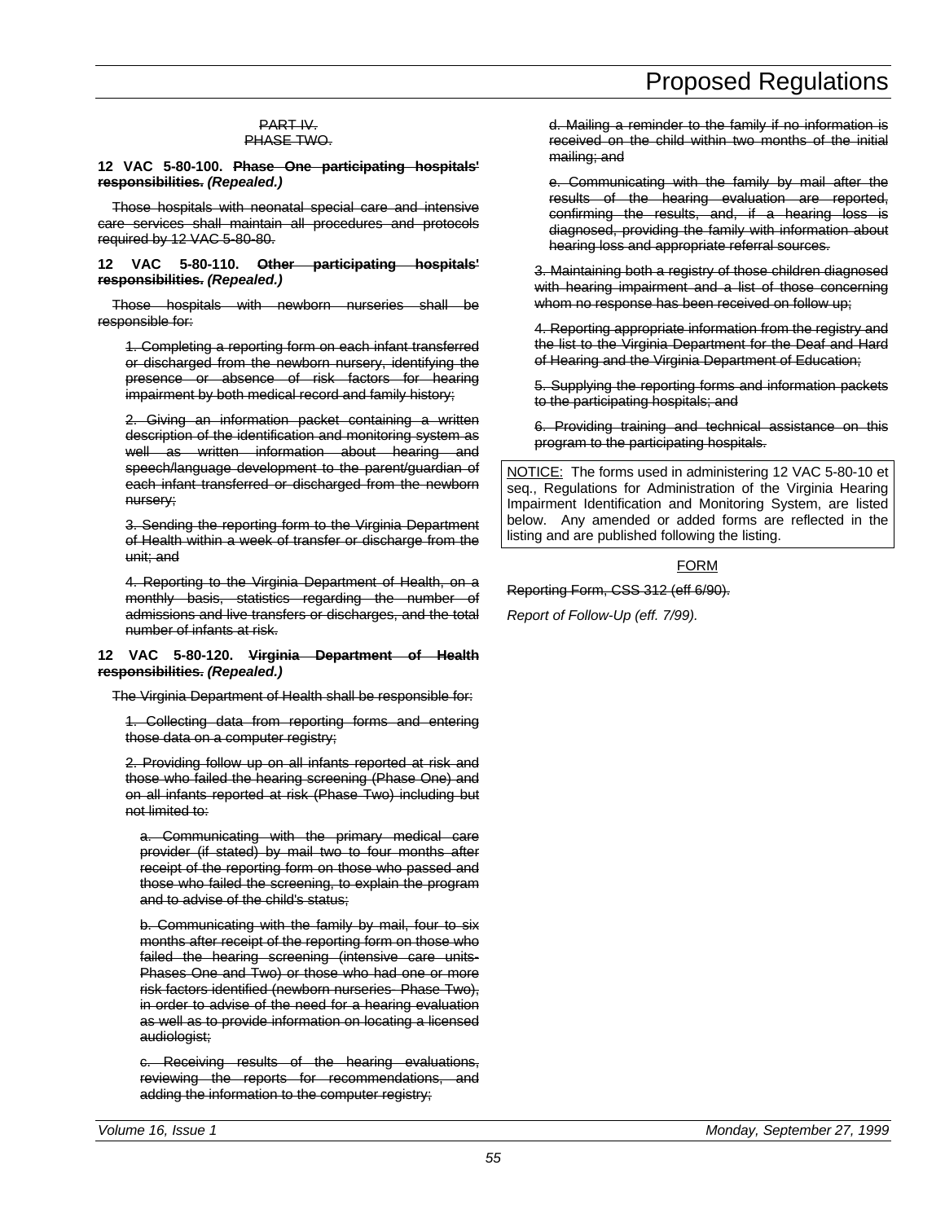PART IV.
PHASE TWO.

**12 VAC 5-80-100. Phase One participating hospitals' responsibilities.** ***(Repealed.)***

Those hospitals with neonatal special care and intensive care services shall maintain all procedures and protocols required by 12 VAC 5-80-80.

**12 VAC 5-80-110. Other participating hospitals' responsibilities.** ***(Repealed.)***

Those hospitals with newborn nurseries shall be responsible for:

1. Completing a reporting form on each infant transferred or discharged from the newborn nursery, identifying the presence or absence of risk factors for hearing impairment by both medical record and family history;

2. Giving an information packet containing a written description of the identification and monitoring system as well as written information about hearing and speech/language development to the parent/guardian of each infant transferred or discharged from the newborn nursery;

3. Sending the reporting form to the Virginia Department of Health within a week of transfer or discharge from the unit; and

4. Reporting to the Virginia Department of Health, on a monthly basis, statistics regarding the number of admissions and live transfers or discharges, and the total number of infants at risk.

**12 VAC 5-80-120. Virginia Department of Health responsibilities.** ***(Repealed.)***

The Virginia Department of Health shall be responsible for:

1. Collecting data from reporting forms and entering those data on a computer registry;

2. Providing follow up on all infants reported at risk and those who failed the hearing screening (Phase One) and on all infants reported at risk (Phase Two) including but not limited to:

a. Communicating with the primary medical care provider (if stated) by mail two to four months after receipt of the reporting form on those who passed and those who failed the screening, to explain the program and to advise of the child's status;

b. Communicating with the family by mail, four to six months after receipt of the reporting form on those who failed the hearing screening (intensive care units-Phases One and Two) or those who had one or more risk factors identified (newborn nurseries- Phase Two), in order to advise of the need for a hearing evaluation as well as to provide information on locating a licensed audiologist;

c. Receiving results of the hearing evaluations, reviewing the reports for recommendations, and adding the information to the computer registry;

d. Mailing a reminder to the family if no information is received on the child within two months of the initial mailing; and

e. Communicating with the family by mail after the results of the hearing evaluation are reported, confirming the results, and, if a hearing loss is diagnosed, providing the family with information about hearing loss and appropriate referral sources.

3. Maintaining both a registry of those children diagnosed with hearing impairment and a list of those concerning whom no response has been received on follow up;

4. Reporting appropriate information from the registry and the list to the Virginia Department for the Deaf and Hard of Hearing and the Virginia Department of Education;

5. Supplying the reporting forms and information packets to the participating hospitals; and

6. Providing training and technical assistance on this program to the participating hospitals.

NOTICE: The forms used in administering 12 VAC 5-80-10 et seq., Regulations for Administration of the Virginia Hearing Impairment Identification and Monitoring System, are listed below. Any amended or added forms are reflected in the listing and are published following the listing.

FORM

Reporting Form, CSS 312 (eff 6/90).

*Report of Follow-Up (eff. 7/99).*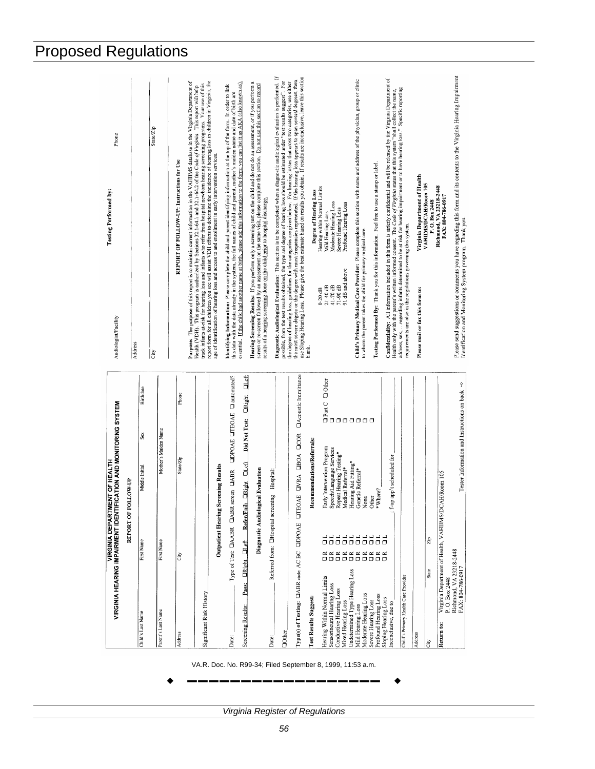## VIRGINIA DEPARTMENT OF HEALTH
## VIRGINIA HEARING IMPAIRMENT IDENTIFICATION AND MONITORING SYSTEM

### REPORT OF FOLLOW-UP

| Child's Last Name | First Name | Middle Initial | Sex | Birthdate |
|---|---|---|---|---|
| Parent's Last Name | First Name | | Mother's Maiden Name | |
| Address | City | State/Zip | | Phone |

Significant Risk History

**Outpatient Hearing Screening Results**

Date: ______ Type of Test: ❑AABR ❑ABR screen ❑ABR ❑DPOAE ❑TEOAE ❑ automated?

Screening Results: **Pass:** ❑Right ❑Left **Refer/Fail:** ❑Right ❑Left **Did Not Test:** ❑Right ❑Left

**Diagnostic Audiological Evaluation**

Date: ______ Referred from: ❑Hospital screening Hospital: ______

❑Other

**Type(s) of Testing:** ❑ABR circle: AC BC ❑DPOAE ❑TEOAE ❑VRA ❑BOA ❑COR ❑Acoustic Immittance

| Test Results Suggest: | | | Recommendations/Referrals: | | |
|---|---|---|---|---|---|
| Hearing Within Normal Limits | ❑R | ❑L | Early Intervention Program | ❑Part C | ❑Other |
| Sensorineural Hearing Loss | ❑R | ❑L | Speech/Language Services | ❑ | |
| Conductive Hearing Loss | ❑R | ❑L | Repeat Hearing Testing* | ❑ | |
| Mixed Hearing Loss | ❑R | ❑L | Medical Referral* | ❑ | |
| Undetermined Type Hearing Loss | ❑R | ❑L | Hearing Aid Fitting* | ❑ | |
| Mild Hearing Loss | ❑R | ❑L | Genetic Referral* | ❑ | |
| Moderate Hearing Loss | ❑R | ❑L | None | ❑ | |
| Severe Hearing Loss | ❑R | ❑L | Other | ❑ | |
| Profound Hearing Loss | ❑R | ❑L | *Where? | | |
| Sloping Hearing Loss | ❑R | ❑L | | | |
| Inconclusive, due to | | | ; f-up app't scheduled for | | |

Child's Primary Health Care Provider

Address

| City | State | Zip |
|---|---|---|

**Return to:** Virginia Department of Health, VAHIIMS/DCAH/Room 105
P. O. Box 2448
Richmond, VA 23218-2448
FAX: 804-786-0917

Tester Information and Instructions on back ⇨

| Audiologist/Facility | Testing Performed by: | Phone |
|---|---|---|
| Address | | |
| City | | State/Zip |

**REPORT OF FOLLOW-UP: Instructions for Use**

**Purpose:** The purpose of this report is to maintain current information in the VAHIIMS database in the Virginia Department of Health (VDH). This program is authorized by Sections 32.1-64.1 and 32.1-64.2 of the *Code of Virginia*. This report will help track infants at-risk for hearing loss and infants who refer from hospital newborn hearing screening programs. Your use of this report form for all children you see will assist VDH efforts to determine the incidence of hearing loss in children in Virginia, the age of identification of hearing loss and access to and enrollment in early intervention services.

**Identifying Information:** Please complete the child and parent identifying information at the top of the form. In order to link this data with the data already in the system, the full names of child and parent, mother's maiden name and date of birth are essential. If the child had another name at birth, please add this information to the form; you can list it as AKA (also known as).

**Hearing Screening Results:** If you perform only a screening test on the child and do not do an assessment, or if you perform a screen or re-screen followed by an assessment on the same visit, please complete this section. Do not use this section to record results of a hearing screening done on the child prior to hospital discharge.

**Diagnostic Audiological Evaluation:** This section is to be completed when a diagnostic audiological evaluation is performed. If possible, from the test results obtained, the type and degree of hearing loss should be estimated under "test results suggest". For the degree of hearing loss, guidelines for the categories are given below. For hearing losses that cross two categories, use either the most severe degree or the degree with most frequencies represented. If the hearing loss appears to span several degrees, then use Sloping Hearing Loss. Please give the best estimate based on results you obtain. If results are inconclusive, leave this section blank.

| | Degree of Hearing Loss |
|---|---|
| 0-20 dB | Hearing within Normal Limits |
| 21-40 dB | Mild Hearing Loss |
| 41-70 dB | Moderate Hearing Loss |
| 71-90 dB | Severe Hearing Loss |
| 91 dB and above | Profound Hearing Loss |

**Child's Primary Medical Care Provider:** Please complete this section with name and address of the physician, group or clinic to whom the parent takes the child for primary medical care.

**Testing Performed By:** Thank you for this information. Feel free to use a stamp or label.

**Confidentiality:** All information included in this form is strictly confidential and will be released by the Virginia Department of Health only with the parent's written informed consent. The *Code of Virginia* states that this system "shall collect the name, address, sex, ...regarding infants determined to be at risk for hearing impairment or to have hearing loss." Specific reporting requirements are also in the regulations governing this system.

**Please mail or fax this form to:**

**Virginia Department of Health**
**VAHIIMS/DCAH/Room 105**
**P. O. Box 2448**
**Richmond, VA 23218-2448**
**FAX: 804-786-0917**

Please send suggestions or comments you have regarding this form and its contents to the Virginia Hearing Impairment Identification and Monitoring System program. Thank you.

VA.R. Doc. No. R99-34; Filed September 8, 1999, 11:53 a.m.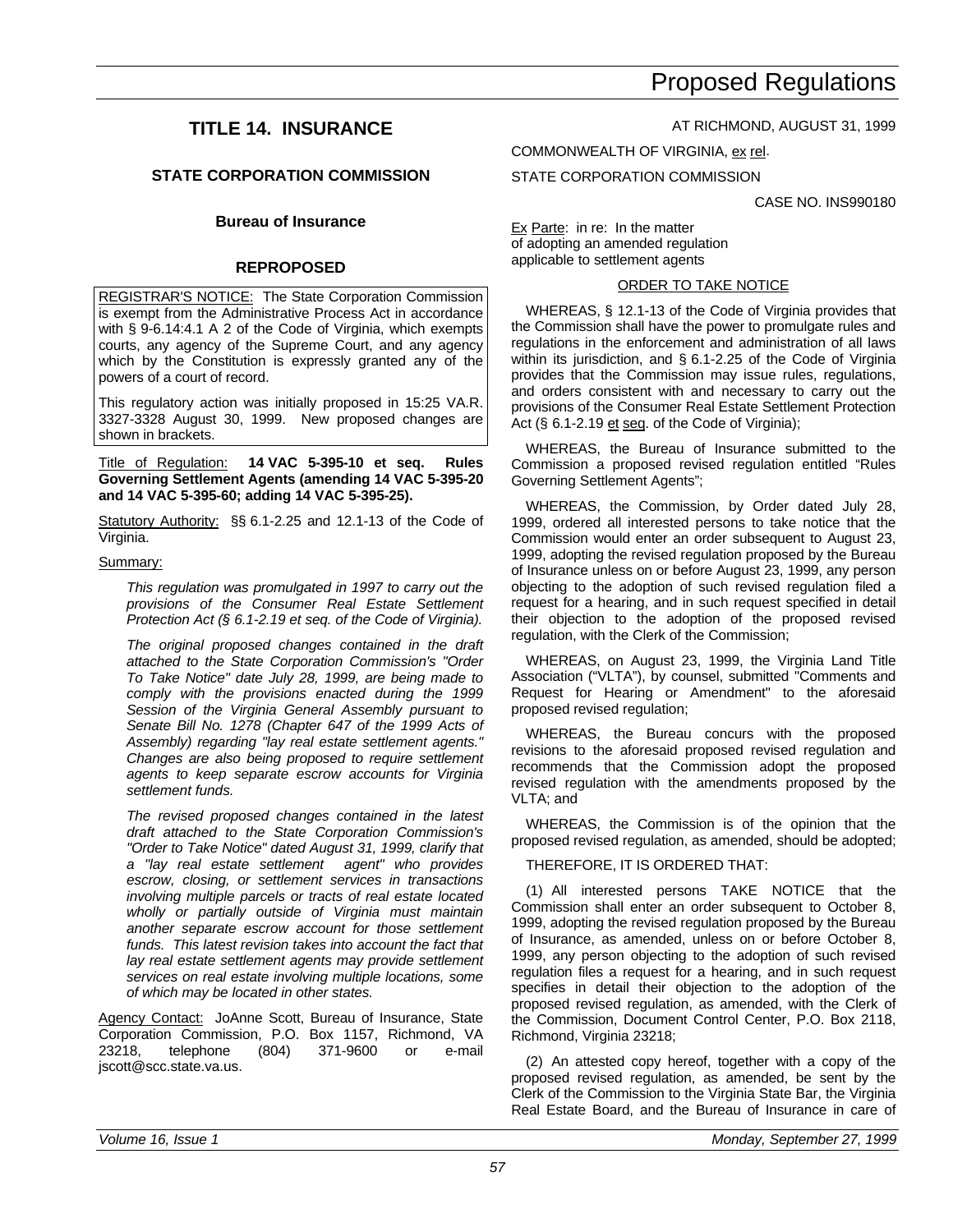# Proposed Regulations

## TITLE 14. INSURANCE

### STATE CORPORATION COMMISSION

#### Bureau of Insurance

#### REPROPOSED

REGISTRAR'S NOTICE: The State Corporation Commission is exempt from the Administrative Process Act in accordance with § 9-6.14:4.1 A 2 of the Code of Virginia, which exempts courts, any agency of the Supreme Court, and any agency which by the Constitution is expressly granted any of the powers of a court of record.

This regulatory action was initially proposed in 15:25 VA.R. 3327-3328 August 30, 1999. New proposed changes are shown in brackets.

Title of Regulation: **14 VAC 5-395-10 et seq. Rules Governing Settlement Agents (amending 14 VAC 5-395-20 and 14 VAC 5-395-60; adding 14 VAC 5-395-25).**

Statutory Authority: §§ 6.1-2.25 and 12.1-13 of the Code of Virginia.

Summary:

*This regulation was promulgated in 1997 to carry out the provisions of the Consumer Real Estate Settlement Protection Act (§ 6.1-2.19 et seq. of the Code of Virginia).*

*The original proposed changes contained in the draft attached to the State Corporation Commission's "Order To Take Notice" date July 28, 1999, are being made to comply with the provisions enacted during the 1999 Session of the Virginia General Assembly pursuant to Senate Bill No. 1278 (Chapter 647 of the 1999 Acts of Assembly) regarding "lay real estate settlement agents." Changes are also being proposed to require settlement agents to keep separate escrow accounts for Virginia settlement funds.*

*The revised proposed changes contained in the latest draft attached to the State Corporation Commission's "Order to Take Notice" dated August 31, 1999, clarify that a "lay real estate settlement agent" who provides escrow, closing, or settlement services in transactions involving multiple parcels or tracts of real estate located wholly or partially outside of Virginia must maintain another separate escrow account for those settlement funds. This latest revision takes into account the fact that lay real estate settlement agents may provide settlement services on real estate involving multiple locations, some of which may be located in other states.*

Agency Contact: JoAnne Scott, Bureau of Insurance, State Corporation Commission, P.O. Box 1157, Richmond, VA 23218, telephone (804) 371-9600 or e-mail jscott@scc.state.va.us.

AT RICHMOND, AUGUST 31, 1999

COMMONWEALTH OF VIRGINIA, ex rel.

STATE CORPORATION COMMISSION

CASE NO. INS990180

Ex Parte: in re: In the matter of adopting an amended regulation applicable to settlement agents

ORDER TO TAKE NOTICE

WHEREAS, § 12.1-13 of the Code of Virginia provides that the Commission shall have the power to promulgate rules and regulations in the enforcement and administration of all laws within its jurisdiction, and § 6.1-2.25 of the Code of Virginia provides that the Commission may issue rules, regulations, and orders consistent with and necessary to carry out the provisions of the Consumer Real Estate Settlement Protection Act (§ 6.1-2.19 et seq. of the Code of Virginia);

WHEREAS, the Bureau of Insurance submitted to the Commission a proposed revised regulation entitled "Rules Governing Settlement Agents";

WHEREAS, the Commission, by Order dated July 28, 1999, ordered all interested persons to take notice that the Commission would enter an order subsequent to August 23, 1999, adopting the revised regulation proposed by the Bureau of Insurance unless on or before August 23, 1999, any person objecting to the adoption of such revised regulation filed a request for a hearing, and in such request specified in detail their objection to the adoption of the proposed revised regulation, with the Clerk of the Commission;

WHEREAS, on August 23, 1999, the Virginia Land Title Association ("VLTA"), by counsel, submitted "Comments and Request for Hearing or Amendment" to the aforesaid proposed revised regulation;

WHEREAS, the Bureau concurs with the proposed revisions to the aforesaid proposed revised regulation and recommends that the Commission adopt the proposed revised regulation with the amendments proposed by the VLTA; and

WHEREAS, the Commission is of the opinion that the proposed revised regulation, as amended, should be adopted;

THEREFORE, IT IS ORDERED THAT:

(1) All interested persons TAKE NOTICE that the Commission shall enter an order subsequent to October 8, 1999, adopting the revised regulation proposed by the Bureau of Insurance, as amended, unless on or before October 8, 1999, any person objecting to the adoption of such revised regulation files a request for a hearing, and in such request specifies in detail their objection to the adoption of the proposed revised regulation, as amended, with the Clerk of the Commission, Document Control Center, P.O. Box 2118, Richmond, Virginia 23218;

(2) An attested copy hereof, together with a copy of the proposed revised regulation, as amended, be sent by the Clerk of the Commission to the Virginia State Bar, the Virginia Real Estate Board, and the Bureau of Insurance in care of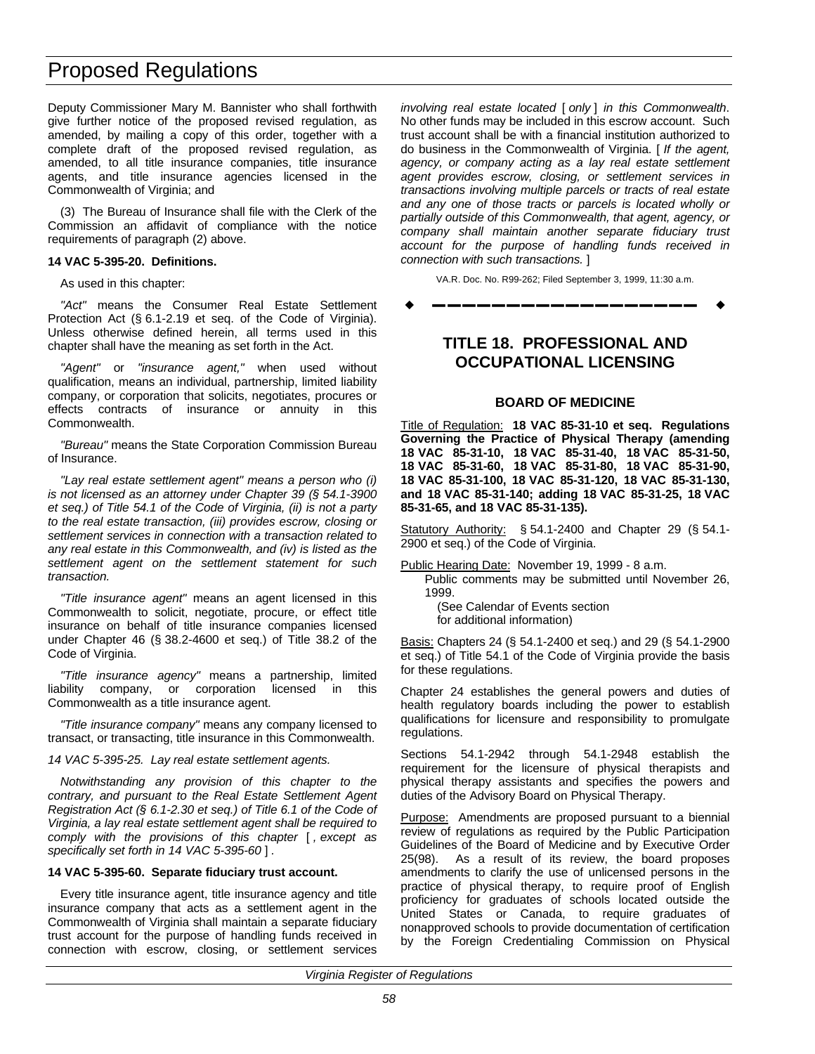Deputy Commissioner Mary M. Bannister who shall forthwith give further notice of the proposed revised regulation, as amended, by mailing a copy of this order, together with a complete draft of the proposed revised regulation, as amended, to all title insurance companies, title insurance agents, and title insurance agencies licensed in the Commonwealth of Virginia; and

(3) The Bureau of Insurance shall file with the Clerk of the Commission an affidavit of compliance with the notice requirements of paragraph (2) above.

**14 VAC 5-395-20. Definitions.**

As used in this chapter:

*"Act"* means the Consumer Real Estate Settlement Protection Act (§ 6.1-2.19 et seq. of the Code of Virginia). Unless otherwise defined herein, all terms used in this chapter shall have the meaning as set forth in the Act.

*"Agent"* or *"insurance agent,"* when used without qualification, means an individual, partnership, limited liability company, or corporation that solicits, negotiates, procures or effects contracts of insurance or annuity in this Commonwealth.

*"Bureau"* means the State Corporation Commission Bureau of Insurance.

*"Lay real estate settlement agent" means a person who (i) is not licensed as an attorney under Chapter 39 (§ 54.1-3900 et seq.) of Title 54.1 of the Code of Virginia, (ii) is not a party to the real estate transaction, (iii) provides escrow, closing or settlement services in connection with a transaction related to any real estate in this Commonwealth, and (iv) is listed as the settlement agent on the settlement statement for such transaction.*

*"Title insurance agent"* means an agent licensed in this Commonwealth to solicit, negotiate, procure, or effect title insurance on behalf of title insurance companies licensed under Chapter 46 (§ 38.2-4600 et seq.) of Title 38.2 of the Code of Virginia.

*"Title insurance agency"* means a partnership, limited liability company, or corporation licensed in this Commonwealth as a title insurance agent.

*"Title insurance company"* means any company licensed to transact, or transacting, title insurance in this Commonwealth.

*14 VAC 5-395-25. Lay real estate settlement agents.*

*Notwithstanding any provision of this chapter to the contrary, and pursuant to the Real Estate Settlement Agent Registration Act (§ 6.1-2.30 et seq.) of Title 6.1 of the Code of Virginia, a lay real estate settlement agent shall be required to comply with the provisions of this chapter* [ *, except as specifically set forth in 14 VAC 5-395-60* ] *.*

**14 VAC 5-395-60. Separate fiduciary trust account.**

Every title insurance agent, title insurance agency and title insurance company that acts as a settlement agent in the Commonwealth of Virginia shall maintain a separate fiduciary trust account for the purpose of handling funds received in connection with escrow, closing, or settlement services *involving real estate located* [ *only* ] *in this Commonwealth*. No other funds may be included in this escrow account. Such trust account shall be with a financial institution authorized to do business in the Commonwealth of Virginia. [ *If the agent, agency, or company acting as a lay real estate settlement agent provides escrow, closing, or settlement services in transactions involving multiple parcels or tracts of real estate and any one of those tracts or parcels is located wholly or partially outside of this Commonwealth, that agent, agency, or company shall maintain another separate fiduciary trust account for the purpose of handling funds received in connection with such transactions.* ]

VA.R. Doc. No. R99-262; Filed September 3, 1999, 11:30 a.m.

---

## TITLE 18. PROFESSIONAL AND OCCUPATIONAL LICENSING

### BOARD OF MEDICINE

Title of Regulation: **18 VAC 85-31-10 et seq. Regulations Governing the Practice of Physical Therapy (amending 18 VAC 85-31-10, 18 VAC 85-31-40, 18 VAC 85-31-50, 18 VAC 85-31-60, 18 VAC 85-31-80, 18 VAC 85-31-90, 18 VAC 85-31-100, 18 VAC 85-31-120, 18 VAC 85-31-130, and 18 VAC 85-31-140; adding 18 VAC 85-31-25, 18 VAC 85-31-65, and 18 VAC 85-31-135).**

Statutory Authority: § 54.1-2400 and Chapter 29 (§ 54.1-2900 et seq.) of the Code of Virginia.

Public Hearing Date: November 19, 1999 - 8 a.m.

Public comments may be submitted until November 26, 1999.

(See Calendar of Events section for additional information)

Basis: Chapters 24 (§ 54.1-2400 et seq.) and 29 (§ 54.1-2900 et seq.) of Title 54.1 of the Code of Virginia provide the basis for these regulations.

Chapter 24 establishes the general powers and duties of health regulatory boards including the power to establish qualifications for licensure and responsibility to promulgate regulations.

Sections 54.1-2942 through 54.1-2948 establish the requirement for the licensure of physical therapists and physical therapy assistants and specifies the powers and duties of the Advisory Board on Physical Therapy.

Purpose: Amendments are proposed pursuant to a biennial review of regulations as required by the Public Participation Guidelines of the Board of Medicine and by Executive Order 25(98). As a result of its review, the board proposes amendments to clarify the use of unlicensed persons in the practice of physical therapy, to require proof of English proficiency for graduates of schools located outside the United States or Canada, to require graduates of nonapproved schools to provide documentation of certification by the Foreign Credentialing Commission on Physical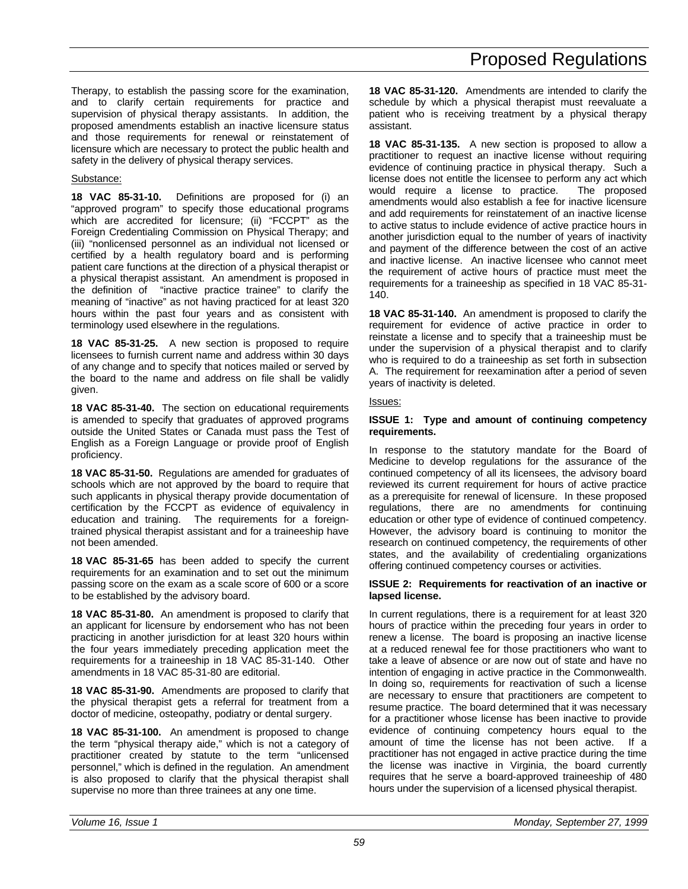Therapy, to establish the passing score for the examination, and to clarify certain requirements for practice and supervision of physical therapy assistants. In addition, the proposed amendments establish an inactive licensure status and those requirements for renewal or reinstatement of licensure which are necessary to protect the public health and safety in the delivery of physical therapy services.

Substance:

**18 VAC 85-31-10.** Definitions are proposed for (i) an "approved program" to specify those educational programs which are accredited for licensure; (ii) "FCCPT" as the Foreign Credentialing Commission on Physical Therapy; and (iii) "nonlicensed personnel as an individual not licensed or certified by a health regulatory board and is performing patient care functions at the direction of a physical therapist or a physical therapist assistant. An amendment is proposed in the definition of "inactive practice trainee" to clarify the meaning of "inactive" as not having practiced for at least 320 hours within the past four years and as consistent with terminology used elsewhere in the regulations.

**18 VAC 85-31-25.** A new section is proposed to require licensees to furnish current name and address within 30 days of any change and to specify that notices mailed or served by the board to the name and address on file shall be validly given.

**18 VAC 85-31-40.** The section on educational requirements is amended to specify that graduates of approved programs outside the United States or Canada must pass the Test of English as a Foreign Language or provide proof of English proficiency.

**18 VAC 85-31-50.** Regulations are amended for graduates of schools which are not approved by the board to require that such applicants in physical therapy provide documentation of certification by the FCCPT as evidence of equivalency in education and training. The requirements for a foreign-trained physical therapist assistant and for a traineeship have not been amended.

**18 VAC 85-31-65** has been added to specify the current requirements for an examination and to set out the minimum passing score on the exam as a scale score of 600 or a score to be established by the advisory board.

**18 VAC 85-31-80.** An amendment is proposed to clarify that an applicant for licensure by endorsement who has not been practicing in another jurisdiction for at least 320 hours within the four years immediately preceding application meet the requirements for a traineeship in 18 VAC 85-31-140. Other amendments in 18 VAC 85-31-80 are editorial.

**18 VAC 85-31-90.** Amendments are proposed to clarify that the physical therapist gets a referral for treatment from a doctor of medicine, osteopathy, podiatry or dental surgery.

**18 VAC 85-31-100.** An amendment is proposed to change the term "physical therapy aide," which is not a category of practitioner created by statute to the term "unlicensed personnel," which is defined in the regulation. An amendment is also proposed to clarify that the physical therapist shall supervise no more than three trainees at any one time.

**18 VAC 85-31-120.** Amendments are intended to clarify the schedule by which a physical therapist must reevaluate a patient who is receiving treatment by a physical therapy assistant.

**18 VAC 85-31-135.** A new section is proposed to allow a practitioner to request an inactive license without requiring evidence of continuing practice in physical therapy. Such a license does not entitle the licensee to perform any act which would require a license to practice. The proposed amendments would also establish a fee for inactive licensure and add requirements for reinstatement of an inactive license to active status to include evidence of active practice hours in another jurisdiction equal to the number of years of inactivity and payment of the difference between the cost of an active and inactive license. An inactive licensee who cannot meet the requirement of active hours of practice must meet the requirements for a traineeship as specified in 18 VAC 85-31-140.

**18 VAC 85-31-140.** An amendment is proposed to clarify the requirement for evidence of active practice in order to reinstate a license and to specify that a traineeship must be under the supervision of a physical therapist and to clarify who is required to do a traineeship as set forth in subsection A. The requirement for reexamination after a period of seven years of inactivity is deleted.

Issues:

**ISSUE 1: Type and amount of continuing competency requirements.**

In response to the statutory mandate for the Board of Medicine to develop regulations for the assurance of the continued competency of all its licensees, the advisory board reviewed its current requirement for hours of active practice as a prerequisite for renewal of licensure. In these proposed regulations, there are no amendments for continuing education or other type of evidence of continued competency. However, the advisory board is continuing to monitor the research on continued competency, the requirements of other states, and the availability of credentialing organizations offering continued competency courses or activities.

**ISSUE 2: Requirements for reactivation of an inactive or lapsed license.**

In current regulations, there is a requirement for at least 320 hours of practice within the preceding four years in order to renew a license. The board is proposing an inactive license at a reduced renewal fee for those practitioners who want to take a leave of absence or are now out of state and have no intention of engaging in active practice in the Commonwealth. In doing so, requirements for reactivation of such a license are necessary to ensure that practitioners are competent to resume practice. The board determined that it was necessary for a practitioner whose license has been inactive to provide evidence of continuing competency hours equal to the amount of time the license has not been active. If a practitioner has not engaged in active practice during the time the license was inactive in Virginia, the board currently requires that he serve a board-approved traineeship of 480 hours under the supervision of a licensed physical therapist.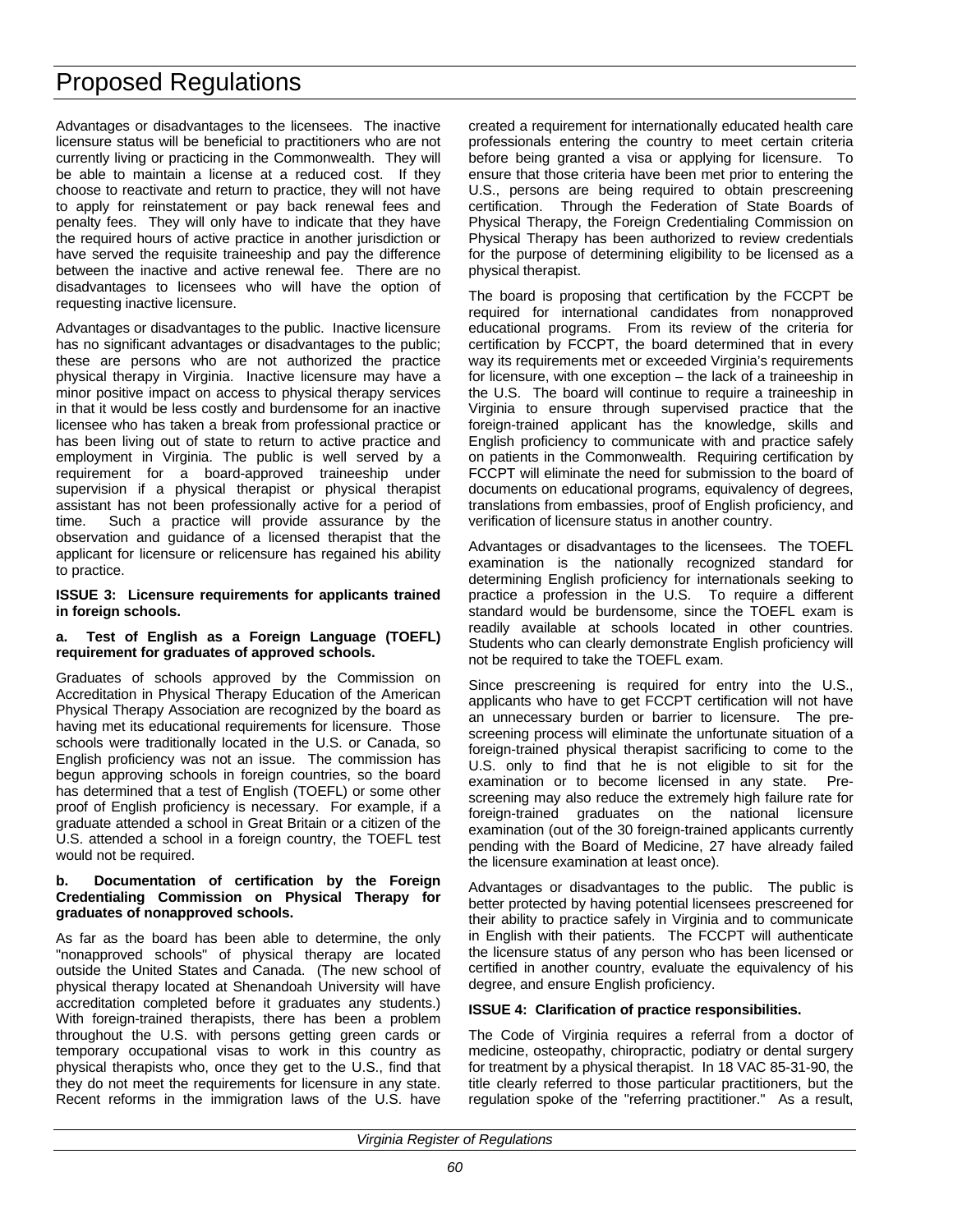Advantages or disadvantages to the licensees. The inactive licensure status will be beneficial to practitioners who are not currently living or practicing in the Commonwealth. They will be able to maintain a license at a reduced cost. If they choose to reactivate and return to practice, they will not have to apply for reinstatement or pay back renewal fees and penalty fees. They will only have to indicate that they have the required hours of active practice in another jurisdiction or have served the requisite traineeship and pay the difference between the inactive and active renewal fee. There are no disadvantages to licensees who will have the option of requesting inactive licensure.

Advantages or disadvantages to the public. Inactive licensure has no significant advantages or disadvantages to the public; these are persons who are not authorized the practice physical therapy in Virginia. Inactive licensure may have a minor positive impact on access to physical therapy services in that it would be less costly and burdensome for an inactive licensee who has taken a break from professional practice or has been living out of state to return to active practice and employment in Virginia. The public is well served by a requirement for a board-approved traineeship under supervision if a physical therapist or physical therapist assistant has not been professionally active for a period of time. Such a practice will provide assurance by the observation and guidance of a licensed therapist that the applicant for licensure or relicensure has regained his ability to practice.

**ISSUE 3: Licensure requirements for applicants trained in foreign schools.**

**a. Test of English as a Foreign Language (TOEFL) requirement for graduates of approved schools.**

Graduates of schools approved by the Commission on Accreditation in Physical Therapy Education of the American Physical Therapy Association are recognized by the board as having met its educational requirements for licensure. Those schools were traditionally located in the U.S. or Canada, so English proficiency was not an issue. The commission has begun approving schools in foreign countries, so the board has determined that a test of English (TOEFL) or some other proof of English proficiency is necessary. For example, if a graduate attended a school in Great Britain or a citizen of the U.S. attended a school in a foreign country, the TOEFL test would not be required.

**b. Documentation of certification by the Foreign Credentialing Commission on Physical Therapy for graduates of nonapproved schools.**

As far as the board has been able to determine, the only "nonapproved schools" of physical therapy are located outside the United States and Canada. (The new school of physical therapy located at Shenandoah University will have accreditation completed before it graduates any students.) With foreign-trained therapists, there has been a problem throughout the U.S. with persons getting green cards or temporary occupational visas to work in this country as physical therapists who, once they get to the U.S., find that they do not meet the requirements for licensure in any state. Recent reforms in the immigration laws of the U.S. have created a requirement for internationally educated health care professionals entering the country to meet certain criteria before being granted a visa or applying for licensure. To ensure that those criteria have been met prior to entering the U.S., persons are being required to obtain prescreening certification. Through the Federation of State Boards of Physical Therapy, the Foreign Credentialing Commission on Physical Therapy has been authorized to review credentials for the purpose of determining eligibility to be licensed as a physical therapist.

The board is proposing that certification by the FCCPT be required for international candidates from nonapproved educational programs. From its review of the criteria for certification by FCCPT, the board determined that in every way its requirements met or exceeded Virginia's requirements for licensure, with one exception – the lack of a traineeship in the U.S. The board will continue to require a traineeship in Virginia to ensure through supervised practice that the foreign-trained applicant has the knowledge, skills and English proficiency to communicate with and practice safely on patients in the Commonwealth. Requiring certification by FCCPT will eliminate the need for submission to the board of documents on educational programs, equivalency of degrees, translations from embassies, proof of English proficiency, and verification of licensure status in another country.

Advantages or disadvantages to the licensees. The TOEFL examination is the nationally recognized standard for determining English proficiency for internationals seeking to practice a profession in the U.S. To require a different standard would be burdensome, since the TOEFL exam is readily available at schools located in other countries. Students who can clearly demonstrate English proficiency will not be required to take the TOEFL exam.

Since prescreening is required for entry into the U.S., applicants who have to get FCCPT certification will not have an unnecessary burden or barrier to licensure. The pre-screening process will eliminate the unfortunate situation of a foreign-trained physical therapist sacrificing to come to the U.S. only to find that he is not eligible to sit for the examination or to become licensed in any state. Pre-screening may also reduce the extremely high failure rate for foreign-trained graduates on the national licensure examination (out of the 30 foreign-trained applicants currently pending with the Board of Medicine, 27 have already failed the licensure examination at least once).

Advantages or disadvantages to the public. The public is better protected by having potential licensees prescreened for their ability to practice safely in Virginia and to communicate in English with their patients. The FCCPT will authenticate the licensure status of any person who has been licensed or certified in another country, evaluate the equivalency of his degree, and ensure English proficiency.

**ISSUE 4: Clarification of practice responsibilities.**

The Code of Virginia requires a referral from a doctor of medicine, osteopathy, chiropractic, podiatry or dental surgery for treatment by a physical therapist. In 18 VAC 85-31-90, the title clearly referred to those particular practitioners, but the regulation spoke of the "referring practitioner." As a result,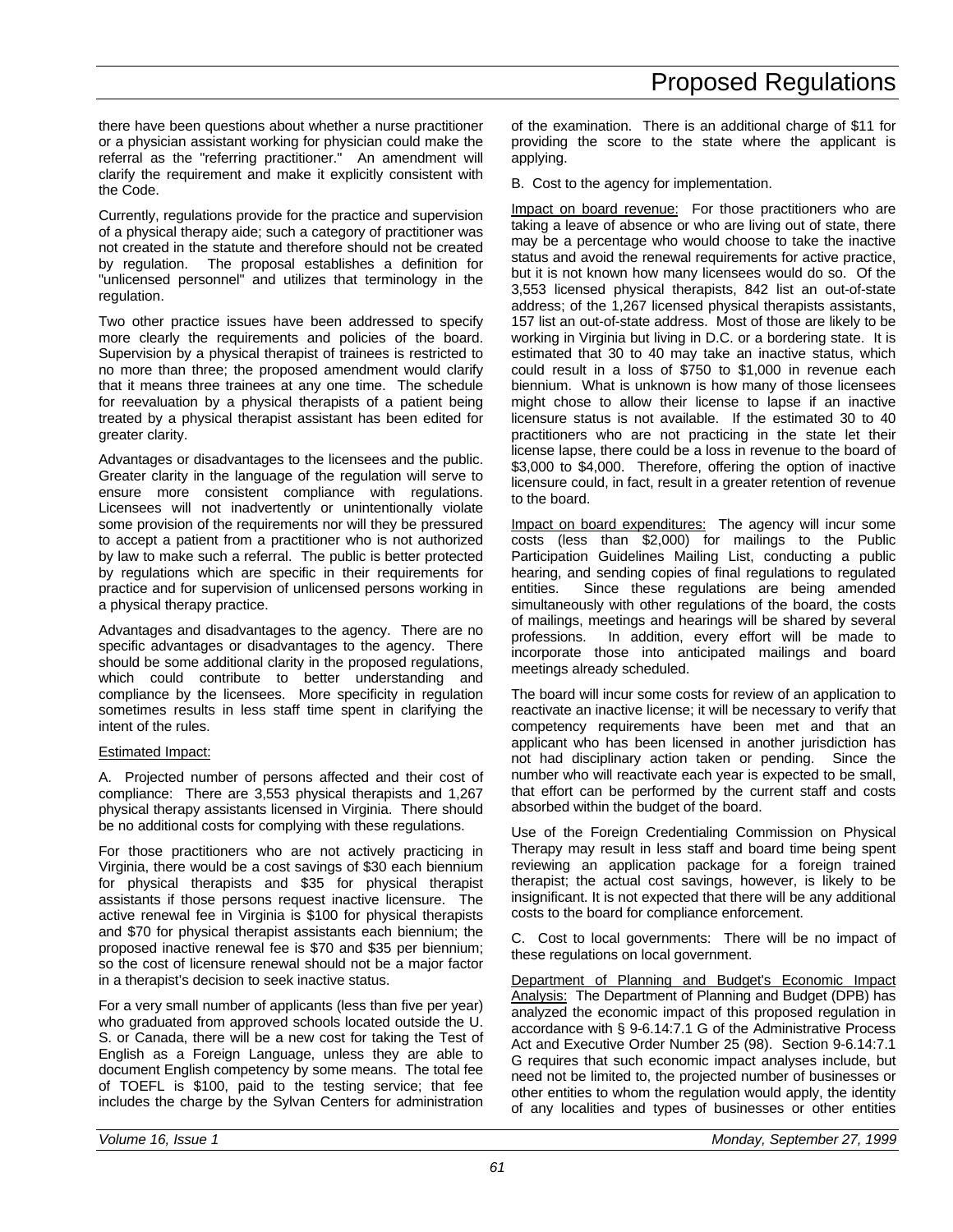there have been questions about whether a nurse practitioner or a physician assistant working for physician could make the referral as the "referring practitioner." An amendment will clarify the requirement and make it explicitly consistent with the Code.

Currently, regulations provide for the practice and supervision of a physical therapy aide; such a category of practitioner was not created in the statute and therefore should not be created by regulation. The proposal establishes a definition for "unlicensed personnel" and utilizes that terminology in the regulation.

Two other practice issues have been addressed to specify more clearly the requirements and policies of the board. Supervision by a physical therapist of trainees is restricted to no more than three; the proposed amendment would clarify that it means three trainees at any one time. The schedule for reevaluation by a physical therapists of a patient being treated by a physical therapist assistant has been edited for greater clarity.

Advantages or disadvantages to the licensees and the public. Greater clarity in the language of the regulation will serve to ensure more consistent compliance with regulations. Licensees will not inadvertently or unintentionally violate some provision of the requirements nor will they be pressured to accept a patient from a practitioner who is not authorized by law to make such a referral. The public is better protected by regulations which are specific in their requirements for practice and for supervision of unlicensed persons working in a physical therapy practice.

Advantages and disadvantages to the agency. There are no specific advantages or disadvantages to the agency. There should be some additional clarity in the proposed regulations, which could contribute to better understanding and compliance by the licensees. More specificity in regulation sometimes results in less staff time spent in clarifying the intent of the rules.

Estimated Impact:

A. Projected number of persons affected and their cost of compliance: There are 3,553 physical therapists and 1,267 physical therapy assistants licensed in Virginia. There should be no additional costs for complying with these regulations.

For those practitioners who are not actively practicing in Virginia, there would be a cost savings of $30 each biennium for physical therapists and $35 for physical therapist assistants if those persons request inactive licensure. The active renewal fee in Virginia is $100 for physical therapists and $70 for physical therapist assistants each biennium; the proposed inactive renewal fee is $70 and $35 per biennium; so the cost of licensure renewal should not be a major factor in a therapist's decision to seek inactive status.

For a very small number of applicants (less than five per year) who graduated from approved schools located outside the U. S. or Canada, there will be a new cost for taking the Test of English as a Foreign Language, unless they are able to document English competency by some means. The total fee of TOEFL is $100, paid to the testing service; that fee includes the charge by the Sylvan Centers for administration of the examination. There is an additional charge of $11 for providing the score to the state where the applicant is applying.

B. Cost to the agency for implementation.

Impact on board revenue: For those practitioners who are taking a leave of absence or who are living out of state, there may be a percentage who would choose to take the inactive status and avoid the renewal requirements for active practice, but it is not known how many licensees would do so. Of the 3,553 licensed physical therapists, 842 list an out-of-state address; of the 1,267 licensed physical therapists assistants, 157 list an out-of-state address. Most of those are likely to be working in Virginia but living in D.C. or a bordering state. It is estimated that 30 to 40 may take an inactive status, which could result in a loss of $750 to $1,000 in revenue each biennium. What is unknown is how many of those licensees might chose to allow their license to lapse if an inactive licensure status is not available. If the estimated 30 to 40 practitioners who are not practicing in the state let their license lapse, there could be a loss in revenue to the board of $3,000 to $4,000. Therefore, offering the option of inactive licensure could, in fact, result in a greater retention of revenue to the board.

Impact on board expenditures: The agency will incur some costs (less than $2,000) for mailings to the Public Participation Guidelines Mailing List, conducting a public hearing, and sending copies of final regulations to regulated entities. Since these regulations are being amended simultaneously with other regulations of the board, the costs of mailings, meetings and hearings will be shared by several professions. In addition, every effort will be made to incorporate those into anticipated mailings and board meetings already scheduled.

The board will incur some costs for review of an application to reactivate an inactive license; it will be necessary to verify that competency requirements have been met and that an applicant who has been licensed in another jurisdiction has not had disciplinary action taken or pending. Since the number who will reactivate each year is expected to be small, that effort can be performed by the current staff and costs absorbed within the budget of the board.

Use of the Foreign Credentialing Commission on Physical Therapy may result in less staff and board time being spent reviewing an application package for a foreign trained therapist; the actual cost savings, however, is likely to be insignificant. It is not expected that there will be any additional costs to the board for compliance enforcement.

C. Cost to local governments: There will be no impact of these regulations on local government.

Department of Planning and Budget's Economic Impact Analysis: The Department of Planning and Budget (DPB) has analyzed the economic impact of this proposed regulation in accordance with § 9-6.14:7.1 G of the Administrative Process Act and Executive Order Number 25 (98). Section 9-6.14:7.1 G requires that such economic impact analyses include, but need not be limited to, the projected number of businesses or other entities to whom the regulation would apply, the identity of any localities and types of businesses or other entities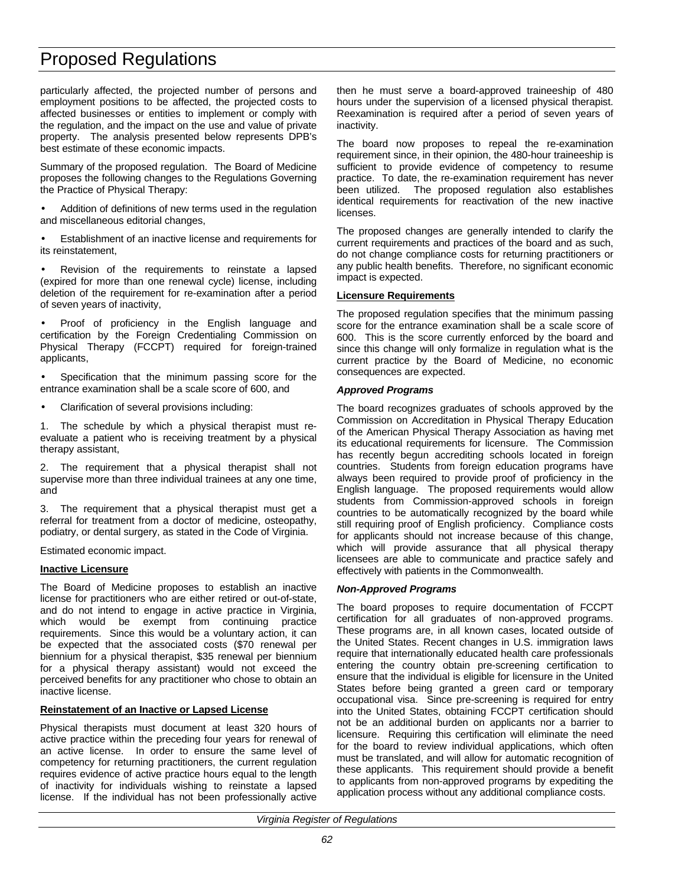particularly affected, the projected number of persons and employment positions to be affected, the projected costs to affected businesses or entities to implement or comply with the regulation, and the impact on the use and value of private property. The analysis presented below represents DPB's best estimate of these economic impacts.

Summary of the proposed regulation. The Board of Medicine proposes the following changes to the Regulations Governing the Practice of Physical Therapy:

- Addition of definitions of new terms used in the regulation and miscellaneous editorial changes,
- Establishment of an inactive license and requirements for its reinstatement,
- Revision of the requirements to reinstate a lapsed (expired for more than one renewal cycle) license, including deletion of the requirement for re-examination after a period of seven years of inactivity,
- Proof of proficiency in the English language and certification by the Foreign Credentialing Commission on Physical Therapy (FCCPT) required for foreign-trained applicants,
- Specification that the minimum passing score for the entrance examination shall be a scale score of 600, and
- Clarification of several provisions including:

1. The schedule by which a physical therapist must re-evaluate a patient who is receiving treatment by a physical therapy assistant,

2. The requirement that a physical therapist shall not supervise more than three individual trainees at any one time, and

3. The requirement that a physical therapist must get a referral for treatment from a doctor of medicine, osteopathy, podiatry, or dental surgery, as stated in the Code of Virginia.

Estimated economic impact.

**Inactive Licensure**

The Board of Medicine proposes to establish an inactive license for practitioners who are either retired or out-of-state, and do not intend to engage in active practice in Virginia, which would be exempt from continuing practice requirements. Since this would be a voluntary action, it can be expected that the associated costs ($70 renewal per biennium for a physical therapist, $35 renewal per biennium for a physical therapy assistant) would not exceed the perceived benefits for any practitioner who chose to obtain an inactive license.

**Reinstatement of an Inactive or Lapsed License**

Physical therapists must document at least 320 hours of active practice within the preceding four years for renewal of an active license. In order to ensure the same level of competency for returning practitioners, the current regulation requires evidence of active practice hours equal to the length of inactivity for individuals wishing to reinstate a lapsed license. If the individual has not been professionally active then he must serve a board-approved traineeship of 480 hours under the supervision of a licensed physical therapist. Reexamination is required after a period of seven years of inactivity.

The board now proposes to repeal the re-examination requirement since, in their opinion, the 480-hour traineeship is sufficient to provide evidence of competency to resume practice. To date, the re-examination requirement has never been utilized. The proposed regulation also establishes identical requirements for reactivation of the new inactive licenses.

The proposed changes are generally intended to clarify the current requirements and practices of the board and as such, do not change compliance costs for returning practitioners or any public health benefits. Therefore, no significant economic impact is expected.

**Licensure Requirements**

The proposed regulation specifies that the minimum passing score for the entrance examination shall be a scale score of 600. This is the score currently enforced by the board and since this change will only formalize in regulation what is the current practice by the Board of Medicine, no economic consequences are expected.

***Approved Programs***

The board recognizes graduates of schools approved by the Commission on Accreditation in Physical Therapy Education of the American Physical Therapy Association as having met its educational requirements for licensure. The Commission has recently begun accrediting schools located in foreign countries. Students from foreign education programs have always been required to provide proof of proficiency in the English language. The proposed requirements would allow students from Commission-approved schools in foreign countries to be automatically recognized by the board while still requiring proof of English proficiency. Compliance costs for applicants should not increase because of this change, which will provide assurance that all physical therapy licensees are able to communicate and practice safely and effectively with patients in the Commonwealth.

***Non-Approved Programs***

The board proposes to require documentation of FCCPT certification for all graduates of non-approved programs. These programs are, in all known cases, located outside of the United States. Recent changes in U.S. immigration laws require that internationally educated health care professionals entering the country obtain pre-screening certification to ensure that the individual is eligible for licensure in the United States before being granted a green card or temporary occupational visa. Since pre-screening is required for entry into the United States, obtaining FCCPT certification should not be an additional burden on applicants nor a barrier to licensure. Requiring this certification will eliminate the need for the board to review individual applications, which often must be translated, and will allow for automatic recognition of these applicants. This requirement should provide a benefit to applicants from non-approved programs by expediting the application process without any additional compliance costs.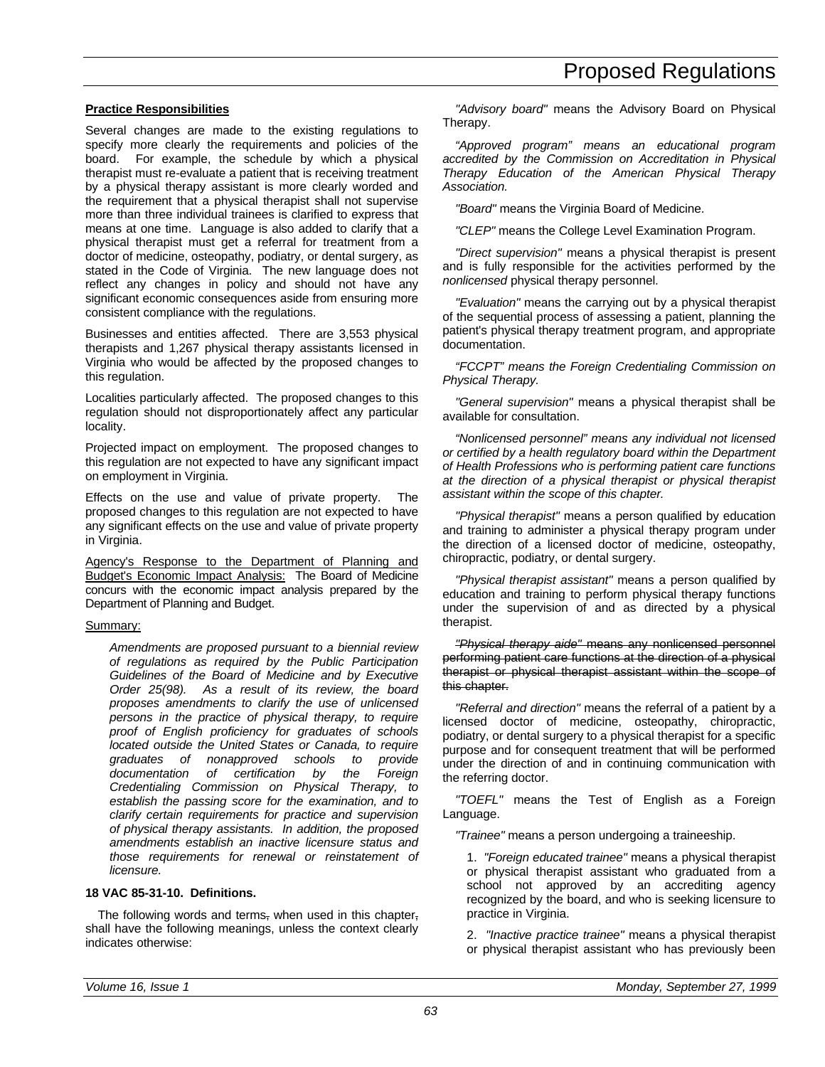**Practice Responsibilities**

Several changes are made to the existing regulations to specify more clearly the requirements and policies of the board. For example, the schedule by which a physical therapist must re-evaluate a patient that is receiving treatment by a physical therapy assistant is more clearly worded and the requirement that a physical therapist shall not supervise more than three individual trainees is clarified to express that means at one time. Language is also added to clarify that a physical therapist must get a referral for treatment from a doctor of medicine, osteopathy, podiatry, or dental surgery, as stated in the Code of Virginia. The new language does not reflect any changes in policy and should not have any significant economic consequences aside from ensuring more consistent compliance with the regulations.

Businesses and entities affected. There are 3,553 physical therapists and 1,267 physical therapy assistants licensed in Virginia who would be affected by the proposed changes to this regulation.

Localities particularly affected. The proposed changes to this regulation should not disproportionately affect any particular locality.

Projected impact on employment. The proposed changes to this regulation are not expected to have any significant impact on employment in Virginia.

Effects on the use and value of private property. The proposed changes to this regulation are not expected to have any significant effects on the use and value of private property in Virginia.

Agency's Response to the Department of Planning and Budget's Economic Impact Analysis: The Board of Medicine concurs with the economic impact analysis prepared by the Department of Planning and Budget.

Summary:

*Amendments are proposed pursuant to a biennial review of regulations as required by the Public Participation Guidelines of the Board of Medicine and by Executive Order 25(98). As a result of its review, the board proposes amendments to clarify the use of unlicensed persons in the practice of physical therapy, to require proof of English proficiency for graduates of schools located outside the United States or Canada, to require graduates of nonapproved schools to provide documentation of certification by the Foreign Credentialing Commission on Physical Therapy, to establish the passing score for the examination, and to clarify certain requirements for practice and supervision of physical therapy assistants. In addition, the proposed amendments establish an inactive licensure status and those requirements for renewal or reinstatement of licensure.*

**18 VAC 85-31-10. Definitions.**

The following words and terms~~,~~ when used in this chapter~~,~~ shall have the following meanings, unless the context clearly indicates otherwise:

*"Advisory board"* means the Advisory Board on Physical Therapy.

*"Approved program" means an educational program accredited by the Commission on Accreditation in Physical Therapy Education of the American Physical Therapy Association.*

*"Board"* means the Virginia Board of Medicine.

*"CLEP"* means the College Level Examination Program.

*"Direct supervision"* means a physical therapist is present and is fully responsible for the activities performed by the *nonlicensed* physical therapy personnel.

*"Evaluation"* means the carrying out by a physical therapist of the sequential process of assessing a patient, planning the patient's physical therapy treatment program, and appropriate documentation.

*"FCCPT" means the Foreign Credentialing Commission on Physical Therapy.*

*"General supervision"* means a physical therapist shall be available for consultation.

*"Nonlicensed personnel" means any individual not licensed or certified by a health regulatory board within the Department of Health Professions who is performing patient care functions at the direction of a physical therapist or physical therapist assistant within the scope of this chapter.*

*"Physical therapist"* means a person qualified by education and training to administer a physical therapy program under the direction of a licensed doctor of medicine, osteopathy, chiropractic, podiatry, or dental surgery.

*"Physical therapist assistant"* means a person qualified by education and training to perform physical therapy functions under the supervision of and as directed by a physical therapist.

~~*"Physical therapy aide"* means any nonlicensed personnel performing patient care functions at the direction of a physical therapist or physical therapist assistant within the scope of this chapter.~~

*"Referral and direction"* means the referral of a patient by a licensed doctor of medicine, osteopathy, chiropractic, podiatry, or dental surgery to a physical therapist for a specific purpose and for consequent treatment that will be performed under the direction of and in continuing communication with the referring doctor.

*"TOEFL"* means the Test of English as a Foreign Language.

*"Trainee"* means a person undergoing a traineeship.

1. *"Foreign educated trainee"* means a physical therapist or physical therapist assistant who graduated from a school not approved by an accrediting agency recognized by the board, and who is seeking licensure to practice in Virginia.

2. *"Inactive practice trainee"* means a physical therapist or physical therapist assistant who has previously been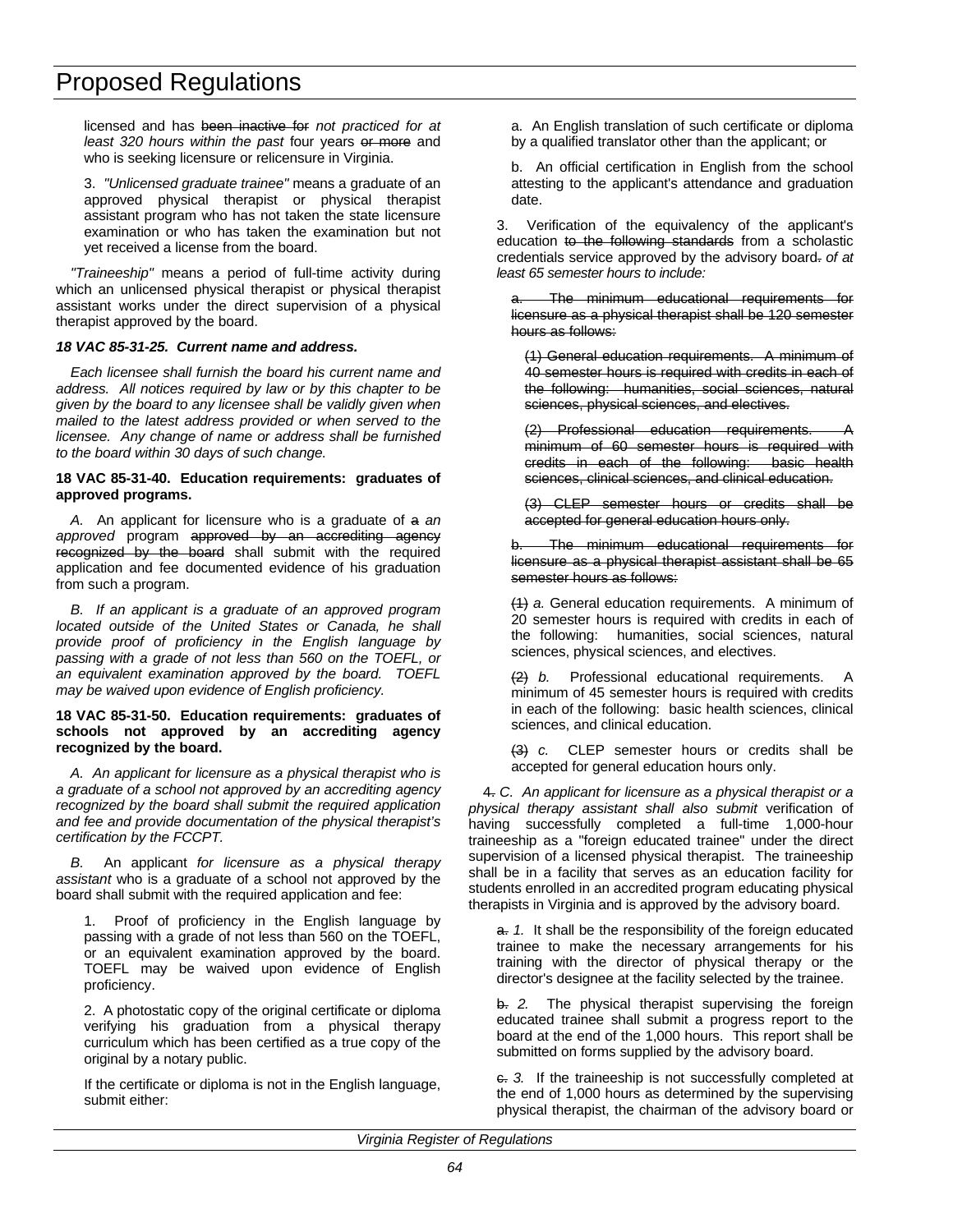licensed and has ~~been inactive for~~ *not practiced for at least 320 hours within the past* four years ~~or more~~ and who is seeking licensure or relicensure in Virginia.

3. *"Unlicensed graduate trainee"* means a graduate of an approved physical therapist or physical therapist assistant program who has not taken the state licensure examination or who has taken the examination but not yet received a license from the board.

*"Traineeship"* means a period of full-time activity during which an unlicensed physical therapist or physical therapist assistant works under the direct supervision of a physical therapist approved by the board.

***18 VAC 85-31-25. Current name and address.***

*Each licensee shall furnish the board his current name and address. All notices required by law or by this chapter to be given by the board to any licensee shall be validly given when mailed to the latest address provided or when served to the licensee. Any change of name or address shall be furnished to the board within 30 days of such change.*

**18 VAC 85-31-40. Education requirements: graduates of approved programs.**

*A.* An applicant for licensure who is a graduate of ~~a~~ *an approved* program ~~approved by an accrediting agency recognized by the board~~ shall submit with the required application and fee documented evidence of his graduation from such a program.

*B. If an applicant is a graduate of an approved program located outside of the United States or Canada, he shall provide proof of proficiency in the English language by passing with a grade of not less than 560 on the TOEFL, or an equivalent examination approved by the board. TOEFL may be waived upon evidence of English proficiency.*

**18 VAC 85-31-50. Education requirements: graduates of schools not approved by an accrediting agency recognized by the board.**

*A. An applicant for licensure as a physical therapist who is a graduate of a school not approved by an accrediting agency recognized by the board shall submit the required application and fee and provide documentation of the physical therapist's certification by the FCCPT.*

*B.* An applicant *for licensure as a physical therapy assistant* who is a graduate of a school not approved by the board shall submit with the required application and fee:

1. Proof of proficiency in the English language by passing with a grade of not less than 560 on the TOEFL, or an equivalent examination approved by the board. TOEFL may be waived upon evidence of English proficiency.

2. A photostatic copy of the original certificate or diploma verifying his graduation from a physical therapy curriculum which has been certified as a true copy of the original by a notary public.

If the certificate or diploma is not in the English language, submit either:

a. An English translation of such certificate or diploma by a qualified translator other than the applicant; or

b. An official certification in English from the school attesting to the applicant's attendance and graduation date.

3. Verification of the equivalency of the applicant's education ~~to the following standards~~ from a scholastic credentials service approved by the advisory board~~.~~ *of at least 65 semester hours to include:*

~~a. The minimum educational requirements for licensure as a physical therapist shall be 120 semester hours as follows:~~

~~(1) General education requirements. A minimum of 40 semester hours is required with credits in each of the following: humanities, social sciences, natural sciences, physical sciences, and electives.~~

~~(2) Professional education requirements. A minimum of 60 semester hours is required with credits in each of the following: basic health sciences, clinical sciences, and clinical education.~~

~~(3) CLEP semester hours or credits shall be accepted for general education hours only.~~

~~b. The minimum educational requirements for licensure as a physical therapist assistant shall be 65 semester hours as follows:~~

~~(1)~~ *a.* General education requirements. A minimum of 20 semester hours is required with credits in each of the following: humanities, social sciences, natural sciences, physical sciences, and electives.

~~(2)~~ *b.* Professional educational requirements. A minimum of 45 semester hours is required with credits in each of the following: basic health sciences, clinical sciences, and clinical education.

~~(3)~~ *c.* CLEP semester hours or credits shall be accepted for general education hours only.

~~4.~~ *C. An applicant for licensure as a physical therapist or a physical therapy assistant shall also submit* verification of having successfully completed a full-time 1,000-hour traineeship as a "foreign educated trainee" under the direct supervision of a licensed physical therapist. The traineeship shall be in a facility that serves as an education facility for students enrolled in an accredited program educating physical therapists in Virginia and is approved by the advisory board.

~~a.~~ *1.* It shall be the responsibility of the foreign educated trainee to make the necessary arrangements for his training with the director of physical therapy or the director's designee at the facility selected by the trainee.

~~b.~~ *2.* The physical therapist supervising the foreign educated trainee shall submit a progress report to the board at the end of the 1,000 hours. This report shall be submitted on forms supplied by the advisory board.

~~c.~~ *3.* If the traineeship is not successfully completed at the end of 1,000 hours as determined by the supervising physical therapist, the chairman of the advisory board or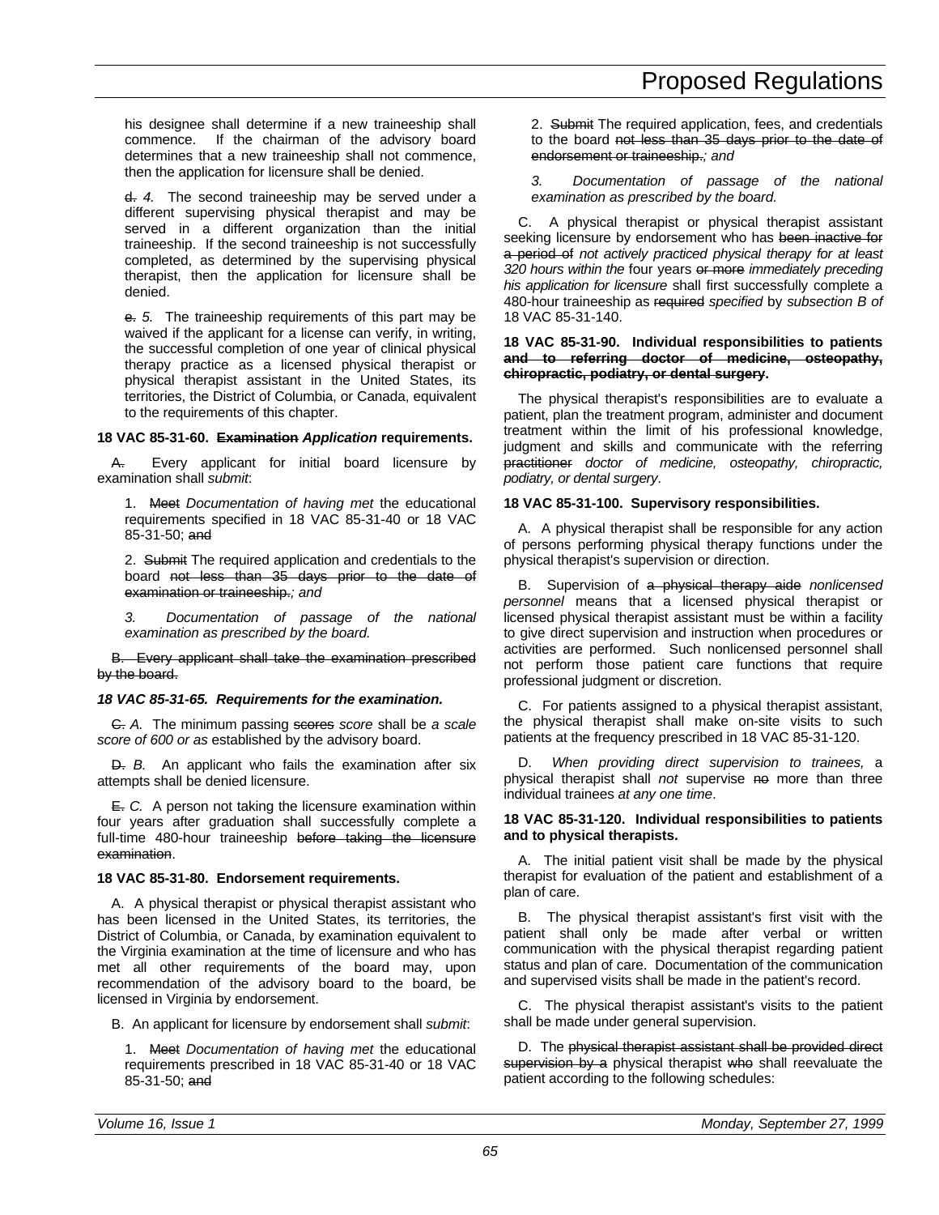his designee shall determine if a new traineeship shall commence. If the chairman of the advisory board determines that a new traineeship shall not commence, then the application for licensure shall be denied.

~~d.~~ *4.* The second traineeship may be served under a different supervising physical therapist and may be served in a different organization than the initial traineeship. If the second traineeship is not successfully completed, as determined by the supervising physical therapist, then the application for licensure shall be denied.

~~e.~~ *5.* The traineeship requirements of this part may be waived if the applicant for a license can verify, in writing, the successful completion of one year of clinical physical therapy practice as a licensed physical therapist or physical therapist assistant in the United States, its territories, the District of Columbia, or Canada, equivalent to the requirements of this chapter.

**18 VAC 85-31-60. ~~Examination~~ *Application* requirements.**

~~A.~~ Every applicant for initial board licensure by examination shall *submit*:

1. ~~Meet~~ *Documentation of having met* the educational requirements specified in 18 VAC 85-31-40 or 18 VAC 85-31-50; ~~and~~

2. ~~Submit~~ The required application and credentials to the board ~~not less than 35 days prior to the date of examination or traineeship.~~*; and*

*3. Documentation of passage of the national examination as prescribed by the board.*

~~B. Every applicant shall take the examination prescribed by the board.~~

***18 VAC 85-31-65. Requirements for the examination.***

~~C.~~ *A.* The minimum passing ~~scores~~ *score* shall be *a scale score of 600 or as* established by the advisory board.

~~D.~~ *B.* An applicant who fails the examination after six attempts shall be denied licensure.

~~E.~~ *C.* A person not taking the licensure examination within four years after graduation shall successfully complete a full-time 480-hour traineeship ~~before taking the licensure examination~~.

**18 VAC 85-31-80. Endorsement requirements.**

A. A physical therapist or physical therapist assistant who has been licensed in the United States, its territories, the District of Columbia, or Canada, by examination equivalent to the Virginia examination at the time of licensure and who has met all other requirements of the board may, upon recommendation of the advisory board to the board, be licensed in Virginia by endorsement.

B. An applicant for licensure by endorsement shall *submit*:

1. ~~Meet~~ *Documentation of having met* the educational requirements prescribed in 18 VAC 85-31-40 or 18 VAC 85-31-50; ~~and~~

2. ~~Submit~~ The required application, fees, and credentials to the board ~~not less than 35 days prior to the date of endorsement or traineeship.~~*; and*

*3. Documentation of passage of the national examination as prescribed by the board.*

C. A physical therapist or physical therapist assistant seeking licensure by endorsement who has ~~been inactive for a period of~~ *not actively practiced physical therapy for at least 320 hours within the* four years ~~or more~~ *immediately preceding his application for licensure* shall first successfully complete a 480-hour traineeship as ~~required~~ *specified* by *subsection B of* 18 VAC 85-31-140.

**18 VAC 85-31-90. Individual responsibilities to patients ~~and to referring doctor of medicine, osteopathy, chiropractic, podiatry, or dental surgery~~.**

The physical therapist's responsibilities are to evaluate a patient, plan the treatment program, administer and document treatment within the limit of his professional knowledge, judgment and skills and communicate with the referring ~~practitioner~~ *doctor of medicine, osteopathy, chiropractic, podiatry, or dental surgery*.

**18 VAC 85-31-100. Supervisory responsibilities.**

A. A physical therapist shall be responsible for any action of persons performing physical therapy functions under the physical therapist's supervision or direction.

B. Supervision of ~~a physical therapy aide~~ *nonlicensed personnel* means that a licensed physical therapist or licensed physical therapist assistant must be within a facility to give direct supervision and instruction when procedures or activities are performed. Such nonlicensed personnel shall not perform those patient care functions that require professional judgment or discretion.

C. For patients assigned to a physical therapist assistant, the physical therapist shall make on-site visits to such patients at the frequency prescribed in 18 VAC 85-31-120.

D. *When providing direct supervision to trainees,* a physical therapist shall *not* supervise ~~no~~ more than three individual trainees *at any one time*.

**18 VAC 85-31-120. Individual responsibilities to patients and to physical therapists.**

A. The initial patient visit shall be made by the physical therapist for evaluation of the patient and establishment of a plan of care.

B. The physical therapist assistant's first visit with the patient shall only be made after verbal or written communication with the physical therapist regarding patient status and plan of care. Documentation of the communication and supervised visits shall be made in the patient's record.

C. The physical therapist assistant's visits to the patient shall be made under general supervision.

D. The ~~physical therapist assistant shall be provided direct supervision by a~~ physical therapist ~~who~~ shall reevaluate the patient according to the following schedules: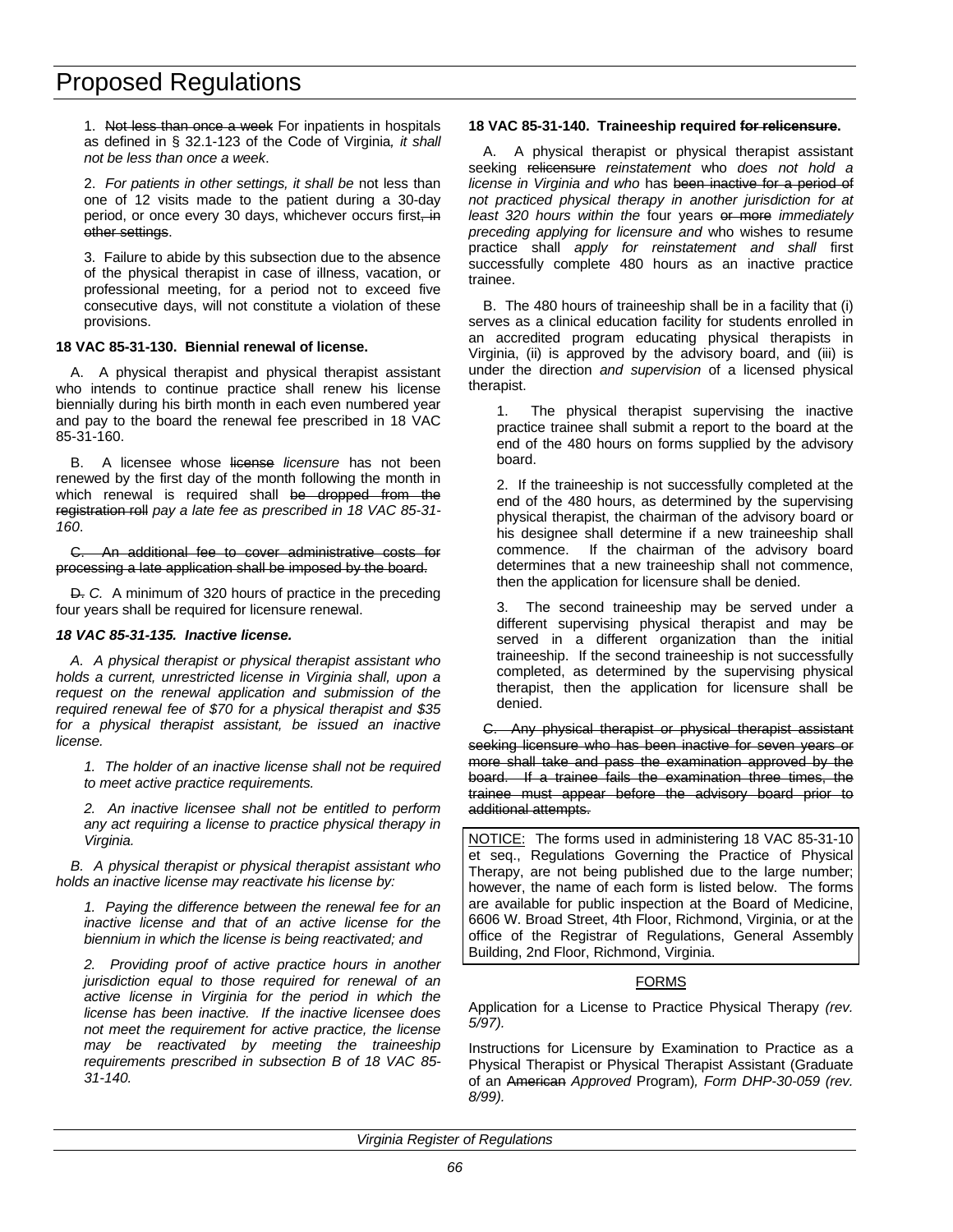1. ~~Not less than once a week~~ For inpatients in hospitals as defined in § 32.1-123 of the Code of Virginia*, it shall not be less than once a week*.

2. *For patients in other settings, it shall be* not less than one of 12 visits made to the patient during a 30-day period, or once every 30 days, whichever occurs first~~, in other settings~~.

3. Failure to abide by this subsection due to the absence of the physical therapist in case of illness, vacation, or professional meeting, for a period not to exceed five consecutive days, will not constitute a violation of these provisions.

**18 VAC 85-31-130. Biennial renewal of license.**

A. A physical therapist and physical therapist assistant who intends to continue practice shall renew his license biennially during his birth month in each even numbered year and pay to the board the renewal fee prescribed in 18 VAC 85-31-160.

B. A licensee whose ~~license~~ *licensure* has not been renewed by the first day of the month following the month in which renewal is required shall ~~be dropped from the registration roll~~ *pay a late fee as prescribed in 18 VAC 85-31-160*.

~~C. An additional fee to cover administrative costs for processing a late application shall be imposed by the board.~~

~~D.~~ *C.* A minimum of 320 hours of practice in the preceding four years shall be required for licensure renewal.

***18 VAC 85-31-135. Inactive license.***

*A. A physical therapist or physical therapist assistant who holds a current, unrestricted license in Virginia shall, upon a request on the renewal application and submission of the required renewal fee of $70 for a physical therapist and $35 for a physical therapist assistant, be issued an inactive license.*

*1. The holder of an inactive license shall not be required to meet active practice requirements.*

*2. An inactive licensee shall not be entitled to perform any act requiring a license to practice physical therapy in Virginia.*

*B. A physical therapist or physical therapist assistant who holds an inactive license may reactivate his license by:*

*1. Paying the difference between the renewal fee for an inactive license and that of an active license for the biennium in which the license is being reactivated; and*

*2. Providing proof of active practice hours in another jurisdiction equal to those required for renewal of an active license in Virginia for the period in which the license has been inactive. If the inactive licensee does not meet the requirement for active practice, the license may be reactivated by meeting the traineeship requirements prescribed in subsection B of 18 VAC 85-31-140.*

**18 VAC 85-31-140. Traineeship required ~~for relicensure~~.**

A. A physical therapist or physical therapist assistant seeking ~~relicensure~~ *reinstatement* who *does not hold a license in Virginia and who* has ~~been inactive for a period of~~ *not practiced physical therapy in another jurisdiction for at least 320 hours within the* four years ~~or more~~ *immediately preceding applying for licensure and* who wishes to resume practice shall *apply for reinstatement and shall* first successfully complete 480 hours as an inactive practice trainee.

B. The 480 hours of traineeship shall be in a facility that (i) serves as a clinical education facility for students enrolled in an accredited program educating physical therapists in Virginia, (ii) is approved by the advisory board, and (iii) is under the direction *and supervision* of a licensed physical therapist.

1. The physical therapist supervising the inactive practice trainee shall submit a report to the board at the end of the 480 hours on forms supplied by the advisory board.

2. If the traineeship is not successfully completed at the end of the 480 hours, as determined by the supervising physical therapist, the chairman of the advisory board or his designee shall determine if a new traineeship shall commence. If the chairman of the advisory board determines that a new traineeship shall not commence, then the application for licensure shall be denied.

3. The second traineeship may be served under a different supervising physical therapist and may be served in a different organization than the initial traineeship. If the second traineeship is not successfully completed, as determined by the supervising physical therapist, then the application for licensure shall be denied.

~~C. Any physical therapist or physical therapist assistant seeking licensure who has been inactive for seven years or more shall take and pass the examination approved by the board. If a trainee fails the examination three times, the trainee must appear before the advisory board prior to additional attempts.~~

NOTICE: The forms used in administering 18 VAC 85-31-10 et seq., Regulations Governing the Practice of Physical Therapy, are not being published due to the large number; however, the name of each form is listed below. The forms are available for public inspection at the Board of Medicine, 6606 W. Broad Street, 4th Floor, Richmond, Virginia, or at the office of the Registrar of Regulations, General Assembly Building, 2nd Floor, Richmond, Virginia.

FORMS

Application for a License to Practice Physical Therapy *(rev. 5/97).*

Instructions for Licensure by Examination to Practice as a Physical Therapist or Physical Therapist Assistant (Graduate of an ~~American~~ *Approved* Program)*, Form DHP-30-059 (rev. 8/99).*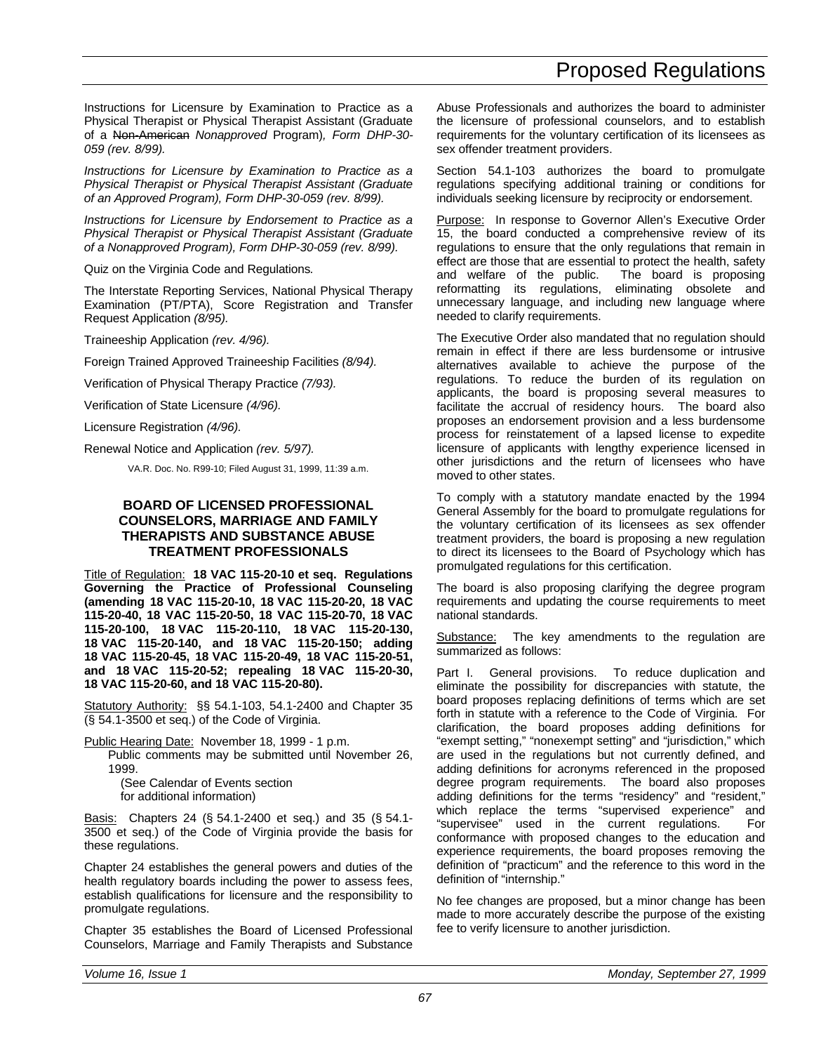Instructions for Licensure by Examination to Practice as a Physical Therapist or Physical Therapist Assistant (Graduate of a ~~Non-American~~ *Nonapproved* Program)*, Form DHP-30-059 (rev. 8/99).*

*Instructions for Licensure by Examination to Practice as a Physical Therapist or Physical Therapist Assistant (Graduate of an Approved Program), Form DHP-30-059 (rev. 8/99).*

*Instructions for Licensure by Endorsement to Practice as a Physical Therapist or Physical Therapist Assistant (Graduate of a Nonapproved Program), Form DHP-30-059 (rev. 8/99).*

Quiz on the Virginia Code and Regulations*.*

The Interstate Reporting Services, National Physical Therapy Examination (PT/PTA), Score Registration and Transfer Request Application *(8/95).*

Traineeship Application *(rev. 4/96).*

Foreign Trained Approved Traineeship Facilities *(8/94).*

Verification of Physical Therapy Practice *(7/93).*

Verification of State Licensure *(4/96).*

Licensure Registration *(4/96).*

Renewal Notice and Application *(rev. 5/97).*

VA.R. Doc. No. R99-10; Filed August 31, 1999, 11:39 a.m.

## BOARD OF LICENSED PROFESSIONAL COUNSELORS, MARRIAGE AND FAMILY THERAPISTS AND SUBSTANCE ABUSE TREATMENT PROFESSIONALS

Title of Regulation: **18 VAC 115-20-10 et seq. Regulations Governing the Practice of Professional Counseling (amending 18 VAC 115-20-10, 18 VAC 115-20-20, 18 VAC 115-20-40, 18 VAC 115-20-50, 18 VAC 115-20-70, 18 VAC 115-20-100, 18 VAC 115-20-110, 18 VAC 115-20-130, 18 VAC 115-20-140, and 18 VAC 115-20-150; adding 18 VAC 115-20-45, 18 VAC 115-20-49, 18 VAC 115-20-51, and 18 VAC 115-20-52; repealing 18 VAC 115-20-30, 18 VAC 115-20-60, and 18 VAC 115-20-80).**

Statutory Authority: §§ 54.1-103, 54.1-2400 and Chapter 35 (§ 54.1-3500 et seq.) of the Code of Virginia.

Public Hearing Date: November 18, 1999 - 1 p.m.

Public comments may be submitted until November 26, 1999.

(See Calendar of Events section for additional information)

Basis: Chapters 24 (§ 54.1-2400 et seq.) and 35 (§ 54.1-3500 et seq.) of the Code of Virginia provide the basis for these regulations.

Chapter 24 establishes the general powers and duties of the health regulatory boards including the power to assess fees, establish qualifications for licensure and the responsibility to promulgate regulations.

Chapter 35 establishes the Board of Licensed Professional Counselors, Marriage and Family Therapists and Substance Abuse Professionals and authorizes the board to administer the licensure of professional counselors, and to establish requirements for the voluntary certification of its licensees as sex offender treatment providers.

Section 54.1-103 authorizes the board to promulgate regulations specifying additional training or conditions for individuals seeking licensure by reciprocity or endorsement.

Purpose: In response to Governor Allen's Executive Order 15, the board conducted a comprehensive review of its regulations to ensure that the only regulations that remain in effect are those that are essential to protect the health, safety and welfare of the public. The board is proposing reformatting its regulations, eliminating obsolete and unnecessary language, and including new language where needed to clarify requirements.

The Executive Order also mandated that no regulation should remain in effect if there are less burdensome or intrusive alternatives available to achieve the purpose of the regulations. To reduce the burden of its regulation on applicants, the board is proposing several measures to facilitate the accrual of residency hours. The board also proposes an endorsement provision and a less burdensome process for reinstatement of a lapsed license to expedite licensure of applicants with lengthy experience licensed in other jurisdictions and the return of licensees who have moved to other states.

To comply with a statutory mandate enacted by the 1994 General Assembly for the board to promulgate regulations for the voluntary certification of its licensees as sex offender treatment providers, the board is proposing a new regulation to direct its licensees to the Board of Psychology which has promulgated regulations for this certification.

The board is also proposing clarifying the degree program requirements and updating the course requirements to meet national standards.

Substance: The key amendments to the regulation are summarized as follows:

Part I. General provisions. To reduce duplication and eliminate the possibility for discrepancies with statute, the board proposes replacing definitions of terms which are set forth in statute with a reference to the Code of Virginia. For clarification, the board proposes adding definitions for "exempt setting," "nonexempt setting" and "jurisdiction," which are used in the regulations but not currently defined, and adding definitions for acronyms referenced in the proposed degree program requirements. The board also proposes adding definitions for the terms "residency" and "resident," which replace the terms "supervised experience" and "supervisee" used in the current regulations. For conformance with proposed changes to the education and experience requirements, the board proposes removing the definition of "practicum" and the reference to this word in the definition of "internship."

No fee changes are proposed, but a minor change has been made to more accurately describe the purpose of the existing fee to verify licensure to another jurisdiction.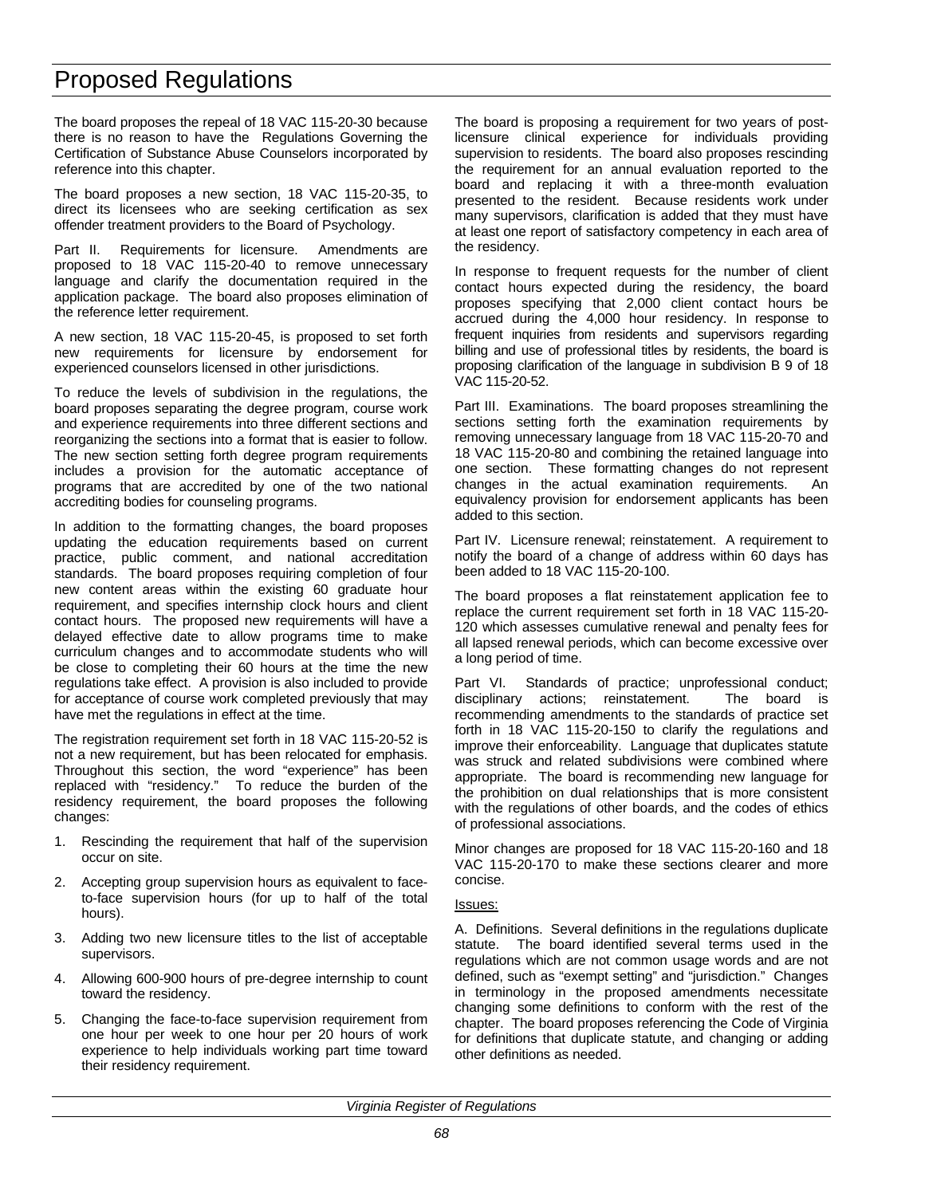The board proposes the repeal of 18 VAC 115-20-30 because there is no reason to have the Regulations Governing the Certification of Substance Abuse Counselors incorporated by reference into this chapter.

The board proposes a new section, 18 VAC 115-20-35, to direct its licensees who are seeking certification as sex offender treatment providers to the Board of Psychology.

Part II. Requirements for licensure. Amendments are proposed to 18 VAC 115-20-40 to remove unnecessary language and clarify the documentation required in the application package. The board also proposes elimination of the reference letter requirement.

A new section, 18 VAC 115-20-45, is proposed to set forth new requirements for licensure by endorsement for experienced counselors licensed in other jurisdictions.

To reduce the levels of subdivision in the regulations, the board proposes separating the degree program, course work and experience requirements into three different sections and reorganizing the sections into a format that is easier to follow. The new section setting forth degree program requirements includes a provision for the automatic acceptance of programs that are accredited by one of the two national accrediting bodies for counseling programs.

In addition to the formatting changes, the board proposes updating the education requirements based on current practice, public comment, and national accreditation standards. The board proposes requiring completion of four new content areas within the existing 60 graduate hour requirement, and specifies internship clock hours and client contact hours. The proposed new requirements will have a delayed effective date to allow programs time to make curriculum changes and to accommodate students who will be close to completing their 60 hours at the time the new regulations take effect. A provision is also included to provide for acceptance of course work completed previously that may have met the regulations in effect at the time.

The registration requirement set forth in 18 VAC 115-20-52 is not a new requirement, but has been relocated for emphasis. Throughout this section, the word "experience" has been replaced with "residency." To reduce the burden of the residency requirement, the board proposes the following changes:

1. Rescinding the requirement that half of the supervision occur on site.
2. Accepting group supervision hours as equivalent to face-to-face supervision hours (for up to half of the total hours).
3. Adding two new licensure titles to the list of acceptable supervisors.
4. Allowing 600-900 hours of pre-degree internship to count toward the residency.
5. Changing the face-to-face supervision requirement from one hour per week to one hour per 20 hours of work experience to help individuals working part time toward their residency requirement.

The board is proposing a requirement for two years of post-licensure clinical experience for individuals providing supervision to residents. The board also proposes rescinding the requirement for an annual evaluation reported to the board and replacing it with a three-month evaluation presented to the resident. Because residents work under many supervisors, clarification is added that they must have at least one report of satisfactory competency in each area of the residency.

In response to frequent requests for the number of client contact hours expected during the residency, the board proposes specifying that 2,000 client contact hours be accrued during the 4,000 hour residency. In response to frequent inquiries from residents and supervisors regarding billing and use of professional titles by residents, the board is proposing clarification of the language in subdivision B 9 of 18 VAC 115-20-52.

Part III. Examinations. The board proposes streamlining the sections setting forth the examination requirements by removing unnecessary language from 18 VAC 115-20-70 and 18 VAC 115-20-80 and combining the retained language into one section. These formatting changes do not represent changes in the actual examination requirements. An equivalency provision for endorsement applicants has been added to this section.

Part IV. Licensure renewal; reinstatement. A requirement to notify the board of a change of address within 60 days has been added to 18 VAC 115-20-100.

The board proposes a flat reinstatement application fee to replace the current requirement set forth in 18 VAC 115-20-120 which assesses cumulative renewal and penalty fees for all lapsed renewal periods, which can become excessive over a long period of time.

Part VI. Standards of practice; unprofessional conduct; disciplinary actions; reinstatement. The board is recommending amendments to the standards of practice set forth in 18 VAC 115-20-150 to clarify the regulations and improve their enforceability. Language that duplicates statute was struck and related subdivisions were combined where appropriate. The board is recommending new language for the prohibition on dual relationships that is more consistent with the regulations of other boards, and the codes of ethics of professional associations.

Minor changes are proposed for 18 VAC 115-20-160 and 18 VAC 115-20-170 to make these sections clearer and more concise.

Issues:

A. Definitions. Several definitions in the regulations duplicate statute. The board identified several terms used in the regulations which are not common usage words and are not defined, such as "exempt setting" and "jurisdiction." Changes in terminology in the proposed amendments necessitate changing some definitions to conform with the rest of the chapter. The board proposes referencing the Code of Virginia for definitions that duplicate statute, and changing or adding other definitions as needed.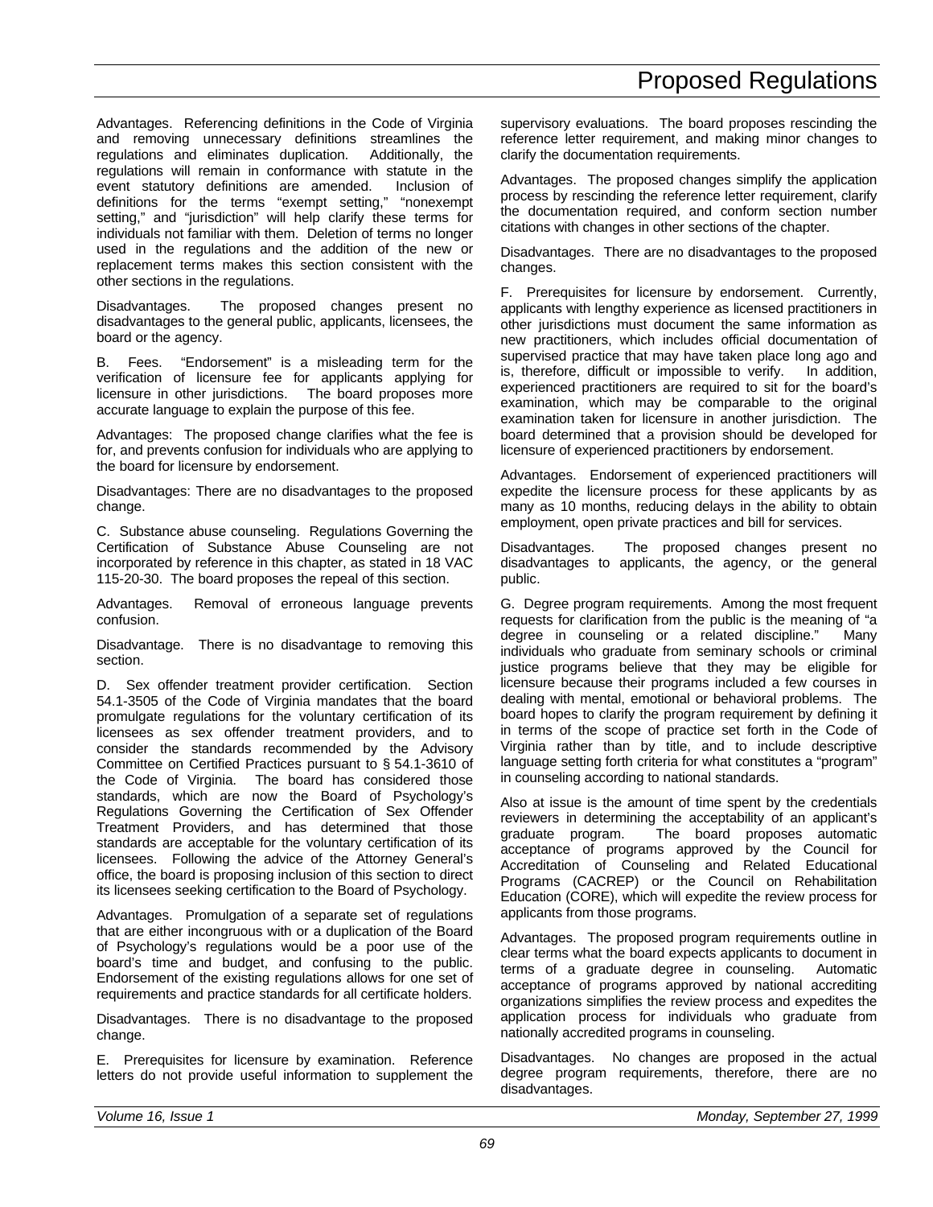Advantages. Referencing definitions in the Code of Virginia and removing unnecessary definitions streamlines the regulations and eliminates duplication. Additionally, the regulations will remain in conformance with statute in the event statutory definitions are amended. Inclusion of definitions for the terms "exempt setting," "nonexempt setting," and "jurisdiction" will help clarify these terms for individuals not familiar with them. Deletion of terms no longer used in the regulations and the addition of the new or replacement terms makes this section consistent with the other sections in the regulations.

Disadvantages. The proposed changes present no disadvantages to the general public, applicants, licensees, the board or the agency.

B. Fees. "Endorsement" is a misleading term for the verification of licensure fee for applicants applying for licensure in other jurisdictions. The board proposes more accurate language to explain the purpose of this fee.

Advantages: The proposed change clarifies what the fee is for, and prevents confusion for individuals who are applying to the board for licensure by endorsement.

Disadvantages: There are no disadvantages to the proposed change.

C. Substance abuse counseling. Regulations Governing the Certification of Substance Abuse Counseling are not incorporated by reference in this chapter, as stated in 18 VAC 115-20-30. The board proposes the repeal of this section.

Advantages. Removal of erroneous language prevents confusion.

Disadvantage. There is no disadvantage to removing this section.

D. Sex offender treatment provider certification. Section 54.1-3505 of the Code of Virginia mandates that the board promulgate regulations for the voluntary certification of its licensees as sex offender treatment providers, and to consider the standards recommended by the Advisory Committee on Certified Practices pursuant to § 54.1-3610 of the Code of Virginia. The board has considered those standards, which are now the Board of Psychology's Regulations Governing the Certification of Sex Offender Treatment Providers, and has determined that those standards are acceptable for the voluntary certification of its licensees. Following the advice of the Attorney General's office, the board is proposing inclusion of this section to direct its licensees seeking certification to the Board of Psychology.

Advantages. Promulgation of a separate set of regulations that are either incongruous with or a duplication of the Board of Psychology's regulations would be a poor use of the board's time and budget, and confusing to the public. Endorsement of the existing regulations allows for one set of requirements and practice standards for all certificate holders.

Disadvantages. There is no disadvantage to the proposed change.

E. Prerequisites for licensure by examination. Reference letters do not provide useful information to supplement the supervisory evaluations. The board proposes rescinding the reference letter requirement, and making minor changes to clarify the documentation requirements.

Advantages. The proposed changes simplify the application process by rescinding the reference letter requirement, clarify the documentation required, and conform section number citations with changes in other sections of the chapter.

Disadvantages. There are no disadvantages to the proposed changes.

F. Prerequisites for licensure by endorsement. Currently, applicants with lengthy experience as licensed practitioners in other jurisdictions must document the same information as new practitioners, which includes official documentation of supervised practice that may have taken place long ago and is, therefore, difficult or impossible to verify. In addition, experienced practitioners are required to sit for the board's examination, which may be comparable to the original examination taken for licensure in another jurisdiction. The board determined that a provision should be developed for licensure of experienced practitioners by endorsement.

Advantages. Endorsement of experienced practitioners will expedite the licensure process for these applicants by as many as 10 months, reducing delays in the ability to obtain employment, open private practices and bill for services.

Disadvantages. The proposed changes present no disadvantages to applicants, the agency, or the general public.

G. Degree program requirements. Among the most frequent requests for clarification from the public is the meaning of "a degree in counseling or a related discipline." Many individuals who graduate from seminary schools or criminal justice programs believe that they may be eligible for licensure because their programs included a few courses in dealing with mental, emotional or behavioral problems. The board hopes to clarify the program requirement by defining it in terms of the scope of practice set forth in the Code of Virginia rather than by title, and to include descriptive language setting forth criteria for what constitutes a "program" in counseling according to national standards.

Also at issue is the amount of time spent by the credentials reviewers in determining the acceptability of an applicant's graduate program. The board proposes automatic acceptance of programs approved by the Council for Accreditation of Counseling and Related Educational Programs (CACREP) or the Council on Rehabilitation Education (CORE), which will expedite the review process for applicants from those programs.

Advantages. The proposed program requirements outline in clear terms what the board expects applicants to document in terms of a graduate degree in counseling. Automatic acceptance of programs approved by national accrediting organizations simplifies the review process and expedites the application process for individuals who graduate from nationally accredited programs in counseling.

Disadvantages. No changes are proposed in the actual degree program requirements, therefore, there are no disadvantages.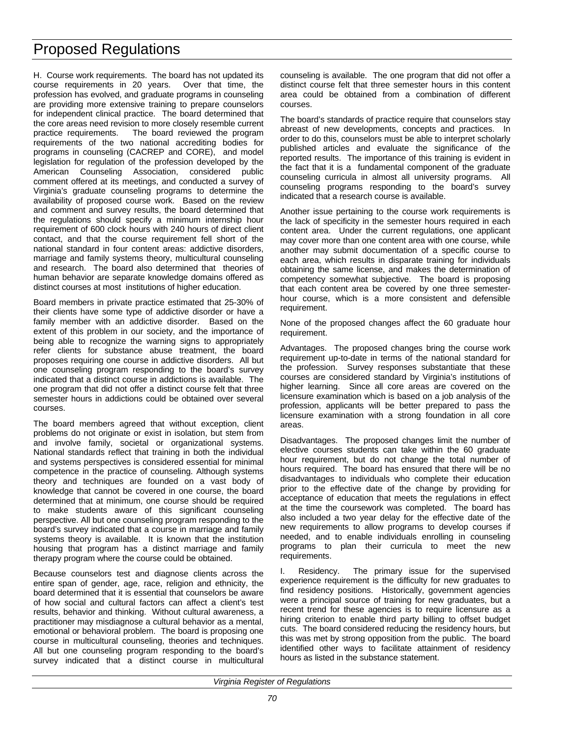# Proposed Regulations

H. Course work requirements. The board has not updated its course requirements in 20 years. Over that time, the profession has evolved, and graduate programs in counseling are providing more extensive training to prepare counselors for independent clinical practice. The board determined that the core areas need revision to more closely resemble current practice requirements. The board reviewed the program requirements of the two national accrediting bodies for programs in counseling (CACREP and CORE), and model legislation for regulation of the profession developed by the American Counseling Association, considered public comment offered at its meetings, and conducted a survey of Virginia's graduate counseling programs to determine the availability of proposed course work. Based on the review and comment and survey results, the board determined that the regulations should specify a minimum internship hour requirement of 600 clock hours with 240 hours of direct client contact, and that the course requirement fell short of the national standard in four content areas: addictive disorders, marriage and family systems theory, multicultural counseling and research. The board also determined that theories of human behavior are separate knowledge domains offered as distinct courses at most institutions of higher education.

Board members in private practice estimated that 25-30% of their clients have some type of addictive disorder or have a family member with an addictive disorder. Based on the extent of this problem in our society, and the importance of being able to recognize the warning signs to appropriately refer clients for substance abuse treatment, the board proposes requiring one course in addictive disorders. All but one counseling program responding to the board's survey indicated that a distinct course in addictions is available. The one program that did not offer a distinct course felt that three semester hours in addictions could be obtained over several courses.

The board members agreed that without exception, client problems do not originate or exist in isolation, but stem from and involve family, societal or organizational systems. National standards reflect that training in both the individual and systems perspectives is considered essential for minimal competence in the practice of counseling. Although systems theory and techniques are founded on a vast body of knowledge that cannot be covered in one course, the board determined that at minimum, one course should be required to make students aware of this significant counseling perspective. All but one counseling program responding to the board's survey indicated that a course in marriage and family systems theory is available. It is known that the institution housing that program has a distinct marriage and family therapy program where the course could be obtained.

Because counselors test and diagnose clients across the entire span of gender, age, race, religion and ethnicity, the board determined that it is essential that counselors be aware of how social and cultural factors can affect a client's test results, behavior and thinking. Without cultural awareness, a practitioner may misdiagnose a cultural behavior as a mental, emotional or behavioral problem. The board is proposing one course in multicultural counseling, theories and techniques. All but one counseling program responding to the board's survey indicated that a distinct course in multicultural counseling is available. The one program that did not offer a distinct course felt that three semester hours in this content area could be obtained from a combination of different courses.

The board's standards of practice require that counselors stay abreast of new developments, concepts and practices. In order to do this, counselors must be able to interpret scholarly published articles and evaluate the significance of the reported results. The importance of this training is evident in the fact that it is a fundamental component of the graduate counseling curricula in almost all university programs. All counseling programs responding to the board's survey indicated that a research course is available.

Another issue pertaining to the course work requirements is the lack of specificity in the semester hours required in each content area. Under the current regulations, one applicant may cover more than one content area with one course, while another may submit documentation of a specific course to each area, which results in disparate training for individuals obtaining the same license, and makes the determination of competency somewhat subjective. The board is proposing that each content area be covered by one three semester-hour course, which is a more consistent and defensible requirement.

None of the proposed changes affect the 60 graduate hour requirement.

Advantages. The proposed changes bring the course work requirement up-to-date in terms of the national standard for the profession. Survey responses substantiate that these courses are considered standard by Virginia's institutions of higher learning. Since all core areas are covered on the licensure examination which is based on a job analysis of the profession, applicants will be better prepared to pass the licensure examination with a strong foundation in all core areas.

Disadvantages. The proposed changes limit the number of elective courses students can take within the 60 graduate hour requirement, but do not change the total number of hours required. The board has ensured that there will be no disadvantages to individuals who complete their education prior to the effective date of the change by providing for acceptance of education that meets the regulations in effect at the time the coursework was completed. The board has also included a two year delay for the effective date of the new requirements to allow programs to develop courses if needed, and to enable individuals enrolling in counseling programs to plan their curricula to meet the new requirements.

I. Residency. The primary issue for the supervised experience requirement is the difficulty for new graduates to find residency positions. Historically, government agencies were a principal source of training for new graduates, but a recent trend for these agencies is to require licensure as a hiring criterion to enable third party billing to offset budget cuts. The board considered reducing the residency hours, but this was met by strong opposition from the public. The board identified other ways to facilitate attainment of residency hours as listed in the substance statement.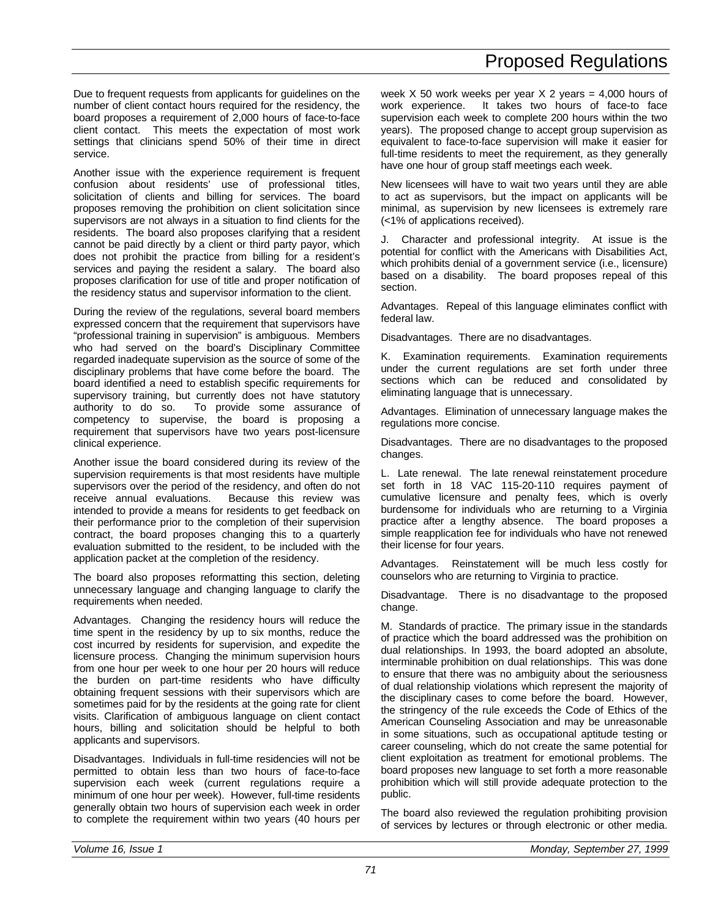Due to frequent requests from applicants for guidelines on the number of client contact hours required for the residency, the board proposes a requirement of 2,000 hours of face-to-face client contact. This meets the expectation of most work settings that clinicians spend 50% of their time in direct service.

Another issue with the experience requirement is frequent confusion about residents' use of professional titles, solicitation of clients and billing for services. The board proposes removing the prohibition on client solicitation since supervisors are not always in a situation to find clients for the residents. The board also proposes clarifying that a resident cannot be paid directly by a client or third party payor, which does not prohibit the practice from billing for a resident's services and paying the resident a salary. The board also proposes clarification for use of title and proper notification of the residency status and supervisor information to the client.

During the review of the regulations, several board members expressed concern that the requirement that supervisors have "professional training in supervision" is ambiguous. Members who had served on the board's Disciplinary Committee regarded inadequate supervision as the source of some of the disciplinary problems that have come before the board. The board identified a need to establish specific requirements for supervisory training, but currently does not have statutory authority to do so. To provide some assurance of competency to supervise, the board is proposing a requirement that supervisors have two years post-licensure clinical experience.

Another issue the board considered during its review of the supervision requirements is that most residents have multiple supervisors over the period of the residency, and often do not receive annual evaluations. Because this review was intended to provide a means for residents to get feedback on their performance prior to the completion of their supervision contract, the board proposes changing this to a quarterly evaluation submitted to the resident, to be included with the application packet at the completion of the residency.

The board also proposes reformatting this section, deleting unnecessary language and changing language to clarify the requirements when needed.

Advantages. Changing the residency hours will reduce the time spent in the residency by up to six months, reduce the cost incurred by residents for supervision, and expedite the licensure process. Changing the minimum supervision hours from one hour per week to one hour per 20 hours will reduce the burden on part-time residents who have difficulty obtaining frequent sessions with their supervisors which are sometimes paid for by the residents at the going rate for client visits. Clarification of ambiguous language on client contact hours, billing and solicitation should be helpful to both applicants and supervisors.

Disadvantages. Individuals in full-time residencies will not be permitted to obtain less than two hours of face-to-face supervision each week (current regulations require a minimum of one hour per week). However, full-time residents generally obtain two hours of supervision each week in order to complete the requirement within two years (40 hours per week X 50 work weeks per year X 2 years = 4,000 hours of work experience. It takes two hours of face-to face supervision each week to complete 200 hours within the two years). The proposed change to accept group supervision as equivalent to face-to-face supervision will make it easier for full-time residents to meet the requirement, as they generally have one hour of group staff meetings each week.

New licensees will have to wait two years until they are able to act as supervisors, but the impact on applicants will be minimal, as supervision by new licensees is extremely rare (<1% of applications received).

J. Character and professional integrity. At issue is the potential for conflict with the Americans with Disabilities Act, which prohibits denial of a government service (i.e., licensure) based on a disability. The board proposes repeal of this section.

Advantages. Repeal of this language eliminates conflict with federal law.

Disadvantages. There are no disadvantages.

K. Examination requirements. Examination requirements under the current regulations are set forth under three sections which can be reduced and consolidated by eliminating language that is unnecessary.

Advantages. Elimination of unnecessary language makes the regulations more concise.

Disadvantages. There are no disadvantages to the proposed changes.

L. Late renewal. The late renewal reinstatement procedure set forth in 18 VAC 115-20-110 requires payment of cumulative licensure and penalty fees, which is overly burdensome for individuals who are returning to a Virginia practice after a lengthy absence. The board proposes a simple reapplication fee for individuals who have not renewed their license for four years.

Advantages. Reinstatement will be much less costly for counselors who are returning to Virginia to practice.

Disadvantage. There is no disadvantage to the proposed change.

M. Standards of practice. The primary issue in the standards of practice which the board addressed was the prohibition on dual relationships. In 1993, the board adopted an absolute, interminable prohibition on dual relationships. This was done to ensure that there was no ambiguity about the seriousness of dual relationship violations which represent the majority of the disciplinary cases to come before the board. However, the stringency of the rule exceeds the Code of Ethics of the American Counseling Association and may be unreasonable in some situations, such as occupational aptitude testing or career counseling, which do not create the same potential for client exploitation as treatment for emotional problems. The board proposes new language to set forth a more reasonable prohibition which will still provide adequate protection to the public.

The board also reviewed the regulation prohibiting provision of services by lectures or through electronic or other media.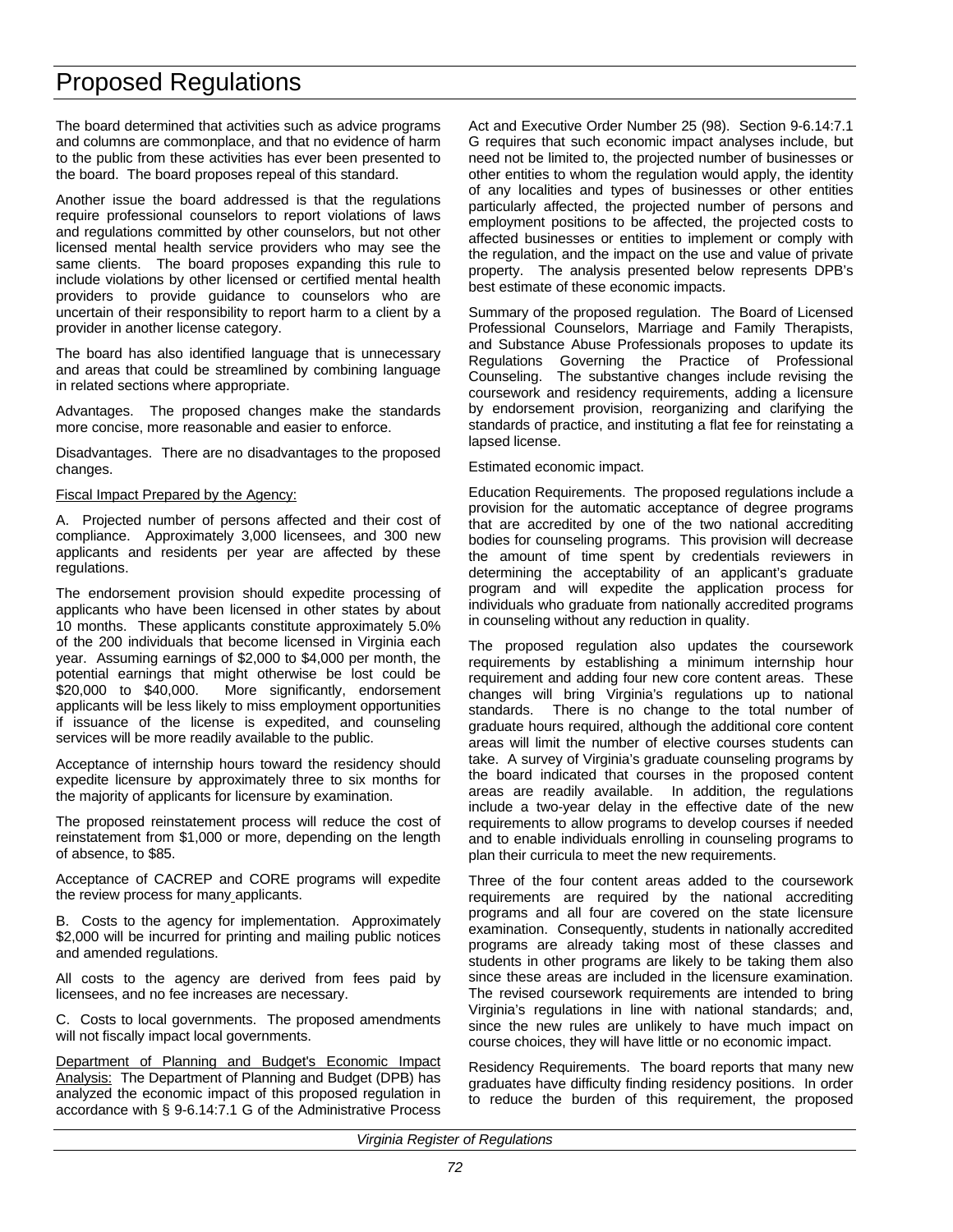The board determined that activities such as advice programs and columns are commonplace, and that no evidence of harm to the public from these activities has ever been presented to the board. The board proposes repeal of this standard.

Another issue the board addressed is that the regulations require professional counselors to report violations of laws and regulations committed by other counselors, but not other licensed mental health service providers who may see the same clients. The board proposes expanding this rule to include violations by other licensed or certified mental health providers to provide guidance to counselors who are uncertain of their responsibility to report harm to a client by a provider in another license category.

The board has also identified language that is unnecessary and areas that could be streamlined by combining language in related sections where appropriate.

Advantages. The proposed changes make the standards more concise, more reasonable and easier to enforce.

Disadvantages. There are no disadvantages to the proposed changes.

Fiscal Impact Prepared by the Agency:

A. Projected number of persons affected and their cost of compliance. Approximately 3,000 licensees, and 300 new applicants and residents per year are affected by these regulations.

The endorsement provision should expedite processing of applicants who have been licensed in other states by about 10 months. These applicants constitute approximately 5.0% of the 200 individuals that become licensed in Virginia each year. Assuming earnings of $2,000 to $4,000 per month, the potential earnings that might otherwise be lost could be $20,000 to $40,000. More significantly, endorsement applicants will be less likely to miss employment opportunities if issuance of the license is expedited, and counseling services will be more readily available to the public.

Acceptance of internship hours toward the residency should expedite licensure by approximately three to six months for the majority of applicants for licensure by examination.

The proposed reinstatement process will reduce the cost of reinstatement from $1,000 or more, depending on the length of absence, to $85.

Acceptance of CACREP and CORE programs will expedite the review process for many applicants.

B. Costs to the agency for implementation. Approximately $2,000 will be incurred for printing and mailing public notices and amended regulations.

All costs to the agency are derived from fees paid by licensees, and no fee increases are necessary.

C. Costs to local governments. The proposed amendments will not fiscally impact local governments.

Department of Planning and Budget's Economic Impact Analysis: The Department of Planning and Budget (DPB) has analyzed the economic impact of this proposed regulation in accordance with § 9-6.14:7.1 G of the Administrative Process Act and Executive Order Number 25 (98). Section 9-6.14:7.1 G requires that such economic impact analyses include, but need not be limited to, the projected number of businesses or other entities to whom the regulation would apply, the identity of any localities and types of businesses or other entities particularly affected, the projected number of persons and employment positions to be affected, the projected costs to affected businesses or entities to implement or comply with the regulation, and the impact on the use and value of private property. The analysis presented below represents DPB's best estimate of these economic impacts.

Summary of the proposed regulation. The Board of Licensed Professional Counselors, Marriage and Family Therapists, and Substance Abuse Professionals proposes to update its Regulations Governing the Practice of Professional Counseling. The substantive changes include revising the coursework and residency requirements, adding a licensure by endorsement provision, reorganizing and clarifying the standards of practice, and instituting a flat fee for reinstating a lapsed license.

Estimated economic impact.

Education Requirements. The proposed regulations include a provision for the automatic acceptance of degree programs that are accredited by one of the two national accrediting bodies for counseling programs. This provision will decrease the amount of time spent by credentials reviewers in determining the acceptability of an applicant's graduate program and will expedite the application process for individuals who graduate from nationally accredited programs in counseling without any reduction in quality.

The proposed regulation also updates the coursework requirements by establishing a minimum internship hour requirement and adding four new core content areas. These changes will bring Virginia's regulations up to national standards. There is no change to the total number of graduate hours required, although the additional core content areas will limit the number of elective courses students can take. A survey of Virginia's graduate counseling programs by the board indicated that courses in the proposed content areas are readily available. In addition, the regulations include a two-year delay in the effective date of the new requirements to allow programs to develop courses if needed and to enable individuals enrolling in counseling programs to plan their curricula to meet the new requirements.

Three of the four content areas added to the coursework requirements are required by the national accrediting programs and all four are covered on the state licensure examination. Consequently, students in nationally accredited programs are already taking most of these classes and students in other programs are likely to be taking them also since these areas are included in the licensure examination. The revised coursework requirements are intended to bring Virginia's regulations in line with national standards; and, since the new rules are unlikely to have much impact on course choices, they will have little or no economic impact.

Residency Requirements. The board reports that many new graduates have difficulty finding residency positions. In order to reduce the burden of this requirement, the proposed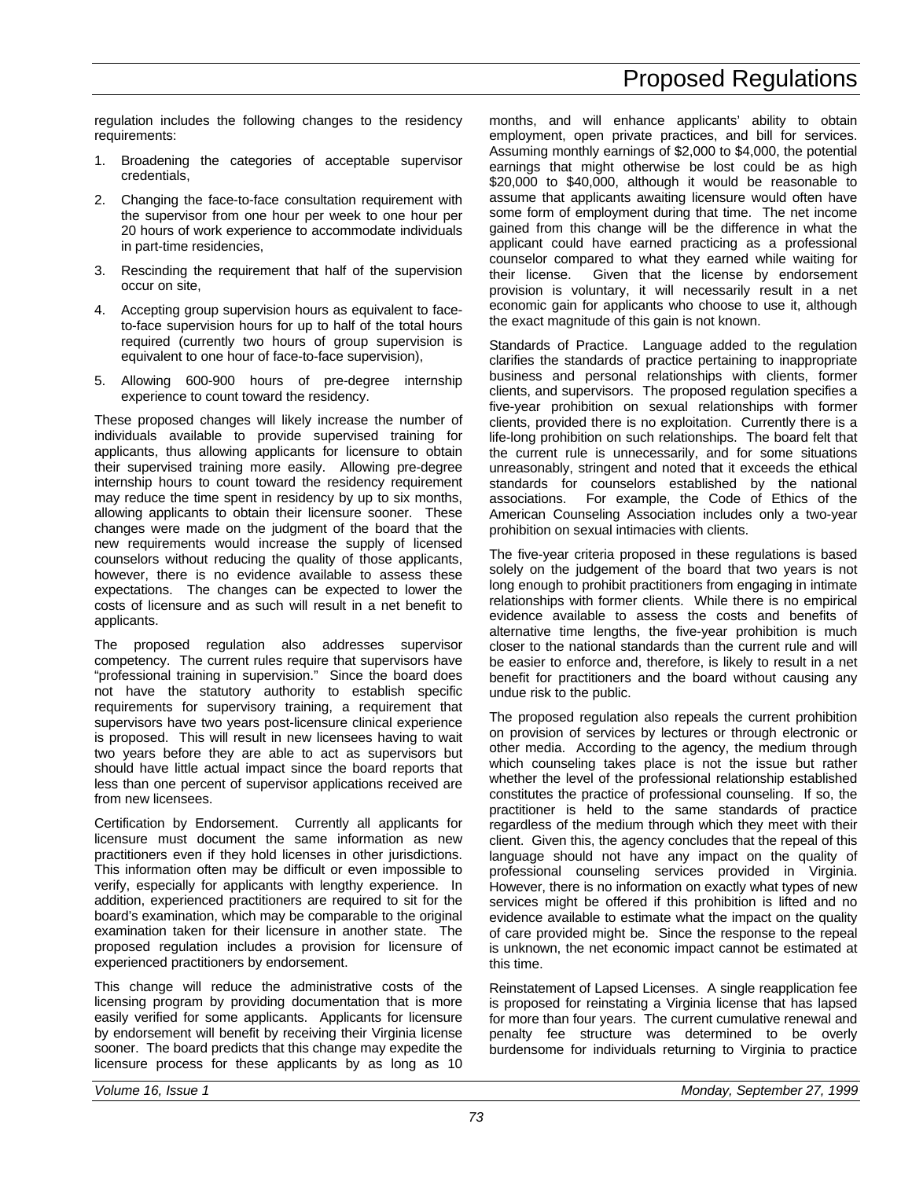regulation includes the following changes to the residency requirements:

1. Broadening the categories of acceptable supervisor credentials,
2. Changing the face-to-face consultation requirement with the supervisor from one hour per week to one hour per 20 hours of work experience to accommodate individuals in part-time residencies,
3. Rescinding the requirement that half of the supervision occur on site,
4. Accepting group supervision hours as equivalent to face-to-face supervision hours for up to half of the total hours required (currently two hours of group supervision is equivalent to one hour of face-to-face supervision),
5. Allowing 600-900 hours of pre-degree internship experience to count toward the residency.

These proposed changes will likely increase the number of individuals available to provide supervised training for applicants, thus allowing applicants for licensure to obtain their supervised training more easily. Allowing pre-degree internship hours to count toward the residency requirement may reduce the time spent in residency by up to six months, allowing applicants to obtain their licensure sooner. These changes were made on the judgment of the board that the new requirements would increase the supply of licensed counselors without reducing the quality of those applicants, however, there is no evidence available to assess these expectations. The changes can be expected to lower the costs of licensure and as such will result in a net benefit to applicants.

The proposed regulation also addresses supervisor competency. The current rules require that supervisors have "professional training in supervision." Since the board does not have the statutory authority to establish specific requirements for supervisory training, a requirement that supervisors have two years post-licensure clinical experience is proposed. This will result in new licensees having to wait two years before they are able to act as supervisors but should have little actual impact since the board reports that less than one percent of supervisor applications received are from new licensees.

Certification by Endorsement. Currently all applicants for licensure must document the same information as new practitioners even if they hold licenses in other jurisdictions. This information often may be difficult or even impossible to verify, especially for applicants with lengthy experience. In addition, experienced practitioners are required to sit for the board's examination, which may be comparable to the original examination taken for their licensure in another state. The proposed regulation includes a provision for licensure of experienced practitioners by endorsement.

This change will reduce the administrative costs of the licensing program by providing documentation that is more easily verified for some applicants. Applicants for licensure by endorsement will benefit by receiving their Virginia license sooner. The board predicts that this change may expedite the licensure process for these applicants by as long as 10 months, and will enhance applicants' ability to obtain employment, open private practices, and bill for services. Assuming monthly earnings of $2,000 to $4,000, the potential earnings that might otherwise be lost could be as high $20,000 to $40,000, although it would be reasonable to assume that applicants awaiting licensure would often have some form of employment during that time. The net income gained from this change will be the difference in what the applicant could have earned practicing as a professional counselor compared to what they earned while waiting for their license. Given that the license by endorsement provision is voluntary, it will necessarily result in a net economic gain for applicants who choose to use it, although the exact magnitude of this gain is not known.

Standards of Practice. Language added to the regulation clarifies the standards of practice pertaining to inappropriate business and personal relationships with clients, former clients, and supervisors. The proposed regulation specifies a five-year prohibition on sexual relationships with former clients, provided there is no exploitation. Currently there is a life-long prohibition on such relationships. The board felt that the current rule is unnecessarily, and for some situations unreasonably, stringent and noted that it exceeds the ethical standards for counselors established by the national associations. For example, the Code of Ethics of the American Counseling Association includes only a two-year prohibition on sexual intimacies with clients.

The five-year criteria proposed in these regulations is based solely on the judgement of the board that two years is not long enough to prohibit practitioners from engaging in intimate relationships with former clients. While there is no empirical evidence available to assess the costs and benefits of alternative time lengths, the five-year prohibition is much closer to the national standards than the current rule and will be easier to enforce and, therefore, is likely to result in a net benefit for practitioners and the board without causing any undue risk to the public.

The proposed regulation also repeals the current prohibition on provision of services by lectures or through electronic or other media. According to the agency, the medium through which counseling takes place is not the issue but rather whether the level of the professional relationship established constitutes the practice of professional counseling. If so, the practitioner is held to the same standards of practice regardless of the medium through which they meet with their client. Given this, the agency concludes that the repeal of this language should not have any impact on the quality of professional counseling services provided in Virginia. However, there is no information on exactly what types of new services might be offered if this prohibition is lifted and no evidence available to estimate what the impact on the quality of care provided might be. Since the response to the repeal is unknown, the net economic impact cannot be estimated at this time.

Reinstatement of Lapsed Licenses. A single reapplication fee is proposed for reinstating a Virginia license that has lapsed for more than four years. The current cumulative renewal and penalty fee structure was determined to be overly burdensome for individuals returning to Virginia to practice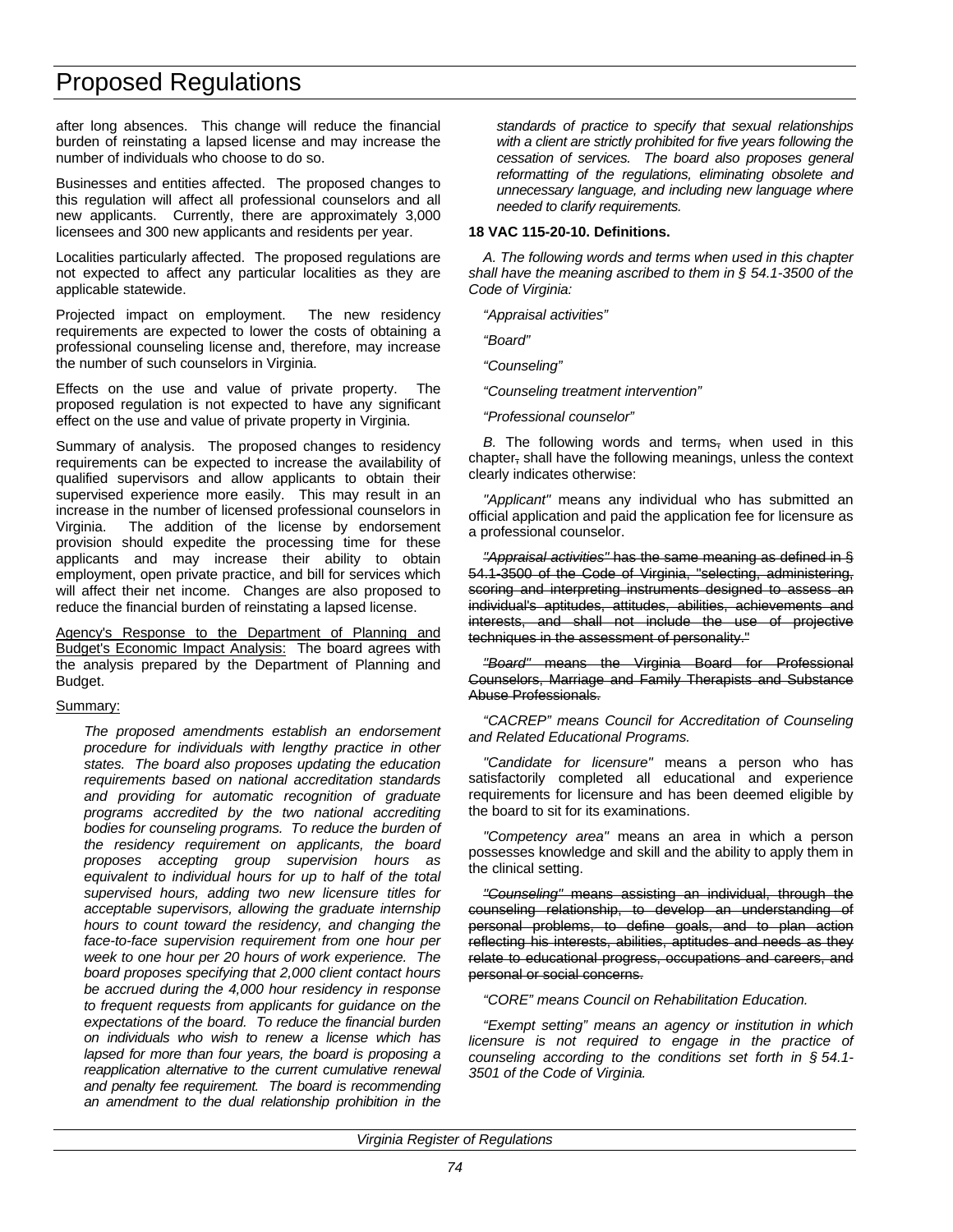after long absences. This change will reduce the financial burden of reinstating a lapsed license and may increase the number of individuals who choose to do so.

Businesses and entities affected. The proposed changes to this regulation will affect all professional counselors and all new applicants. Currently, there are approximately 3,000 licensees and 300 new applicants and residents per year.

Localities particularly affected. The proposed regulations are not expected to affect any particular localities as they are applicable statewide.

Projected impact on employment. The new residency requirements are expected to lower the costs of obtaining a professional counseling license and, therefore, may increase the number of such counselors in Virginia.

Effects on the use and value of private property. The proposed regulation is not expected to have any significant effect on the use and value of private property in Virginia.

Summary of analysis. The proposed changes to residency requirements can be expected to increase the availability of qualified supervisors and allow applicants to obtain their supervised experience more easily. This may result in an increase in the number of licensed professional counselors in Virginia. The addition of the license by endorsement provision should expedite the processing time for these applicants and may increase their ability to obtain employment, open private practice, and bill for services which will affect their net income. Changes are also proposed to reduce the financial burden of reinstating a lapsed license.

Agency's Response to the Department of Planning and Budget's Economic Impact Analysis: The board agrees with the analysis prepared by the Department of Planning and Budget.

Summary:

*The proposed amendments establish an endorsement procedure for individuals with lengthy practice in other states. The board also proposes updating the education requirements based on national accreditation standards and providing for automatic recognition of graduate programs accredited by the two national accrediting bodies for counseling programs. To reduce the burden of the residency requirement on applicants, the board proposes accepting group supervision hours as equivalent to individual hours for up to half of the total supervised hours, adding two new licensure titles for acceptable supervisors, allowing the graduate internship hours to count toward the residency, and changing the face-to-face supervision requirement from one hour per week to one hour per 20 hours of work experience. The board proposes specifying that 2,000 client contact hours be accrued during the 4,000 hour residency in response to frequent requests from applicants for guidance on the expectations of the board. To reduce the financial burden on individuals who wish to renew a license which has lapsed for more than four years, the board is proposing a reapplication alternative to the current cumulative renewal and penalty fee requirement. The board is recommending an amendment to the dual relationship prohibition in the standards of practice to specify that sexual relationships with a client are strictly prohibited for five years following the cessation of services. The board also proposes general reformatting of the regulations, eliminating obsolete and unnecessary language, and including new language where needed to clarify requirements.*

**18 VAC 115-20-10. Definitions.**

*A. The following words and terms when used in this chapter shall have the meaning ascribed to them in § 54.1-3500 of the Code of Virginia:*

*"Appraisal activities"*

*"Board"*

*"Counseling"*

*"Counseling treatment intervention"*

*"Professional counselor"*

*B.* The following words and terms~~,~~ when used in this chapter~~,~~ shall have the following meanings, unless the context clearly indicates otherwise:

*"Applicant"* means any individual who has submitted an official application and paid the application fee for licensure as a professional counselor.

~~*"Appraisal activities"* has the same meaning as defined in § 54.1-3500 of the Code of Virginia, "selecting, administering, scoring and interpreting instruments designed to assess an individual's aptitudes, attitudes, abilities, achievements and interests, and shall not include the use of projective techniques in the assessment of personality."~~

~~*"Board"* means the Virginia Board for Professional Counselors, Marriage and Family Therapists and Substance Abuse Professionals.~~

*"CACREP" means Council for Accreditation of Counseling and Related Educational Programs.*

*"Candidate for licensure"* means a person who has satisfactorily completed all educational and experience requirements for licensure and has been deemed eligible by the board to sit for its examinations.

*"Competency area"* means an area in which a person possesses knowledge and skill and the ability to apply them in the clinical setting.

~~*"Counseling"* means assisting an individual, through the counseling relationship, to develop an understanding of personal problems, to define goals, and to plan action reflecting his interests, abilities, aptitudes and needs as they relate to educational progress, occupations and careers, and personal or social concerns.~~

*"CORE" means Council on Rehabilitation Education.*

*"Exempt setting" means an agency or institution in which licensure is not required to engage in the practice of counseling according to the conditions set forth in § 54.1-3501 of the Code of Virginia.*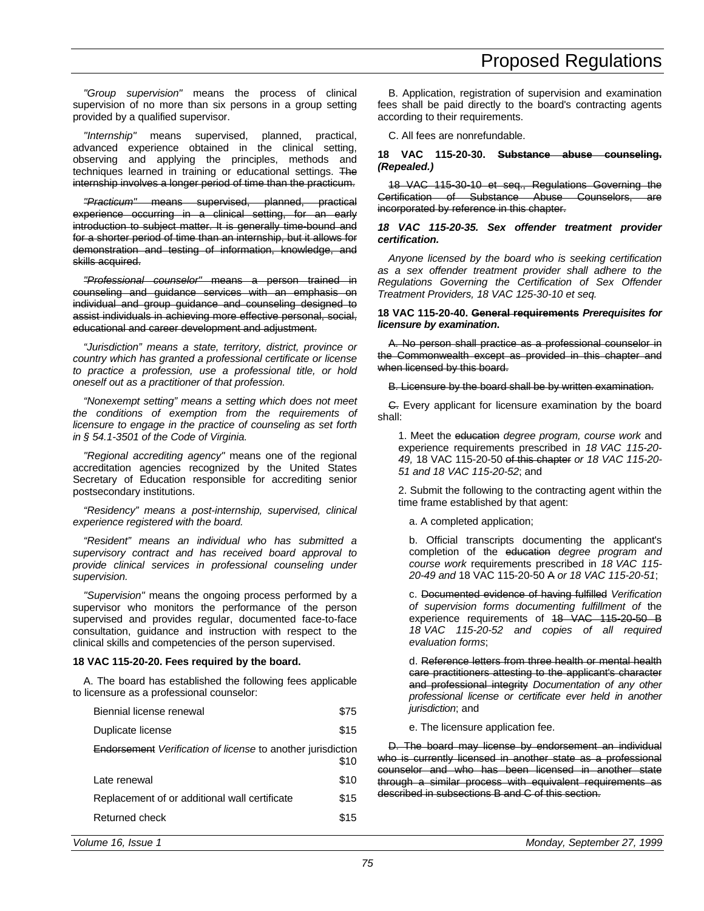*"Group supervision"* means the process of clinical supervision of no more than six persons in a group setting provided by a qualified supervisor.

*"Internship"* means supervised, planned, practical, advanced experience obtained in the clinical setting, observing and applying the principles, methods and techniques learned in training or educational settings. ~~The internship involves a longer period of time than the practicum.~~

~~*"Practicum"* means supervised, planned, practical experience occurring in a clinical setting, for an early introduction to subject matter. It is generally time-bound and for a shorter period of time than an internship, but it allows for demonstration and testing of information, knowledge, and skills acquired.~~

~~*"Professional counselor"* means a person trained in counseling and guidance services with an emphasis on individual and group guidance and counseling designed to assist individuals in achieving more effective personal, social, educational and career development and adjustment.~~

*"Jurisdiction" means a state, territory, district, province or country which has granted a professional certificate or license to practice a profession, use a professional title, or hold oneself out as a practitioner of that profession.*

*"Nonexempt setting" means a setting which does not meet the conditions of exemption from the requirements of licensure to engage in the practice of counseling as set forth in § 54.1-3501 of the Code of Virginia.*

*"Regional accrediting agency"* means one of the regional accreditation agencies recognized by the United States Secretary of Education responsible for accrediting senior postsecondary institutions.

*"Residency" means a post-internship, supervised, clinical experience registered with the board.*

*"Resident" means an individual who has submitted a supervisory contract and has received board approval to provide clinical services in professional counseling under supervision.*

*"Supervision"* means the ongoing process performed by a supervisor who monitors the performance of the person supervised and provides regular, documented face-to-face consultation, guidance and instruction with respect to the clinical skills and competencies of the person supervised.

**18 VAC 115-20-20. Fees required by the board.**

A. The board has established the following fees applicable to licensure as a professional counselor:

| | |
|---|---|
| Biennial license renewal | $75 |
| Duplicate license | $15 |
| ~~Endorsement~~ *Verification of license* to another jurisdiction | $10 |
| Late renewal | $10 |
| Replacement of or additional wall certificate | $15 |
| Returned check | $15 |

B. Application, registration of supervision and examination fees shall be paid directly to the board's contracting agents according to their requirements.

C. All fees are nonrefundable.

**18 VAC 115-20-30. ~~Substance abuse counseling.~~ *(Repealed.)***

~~18 VAC 115-30-10 et seq., Regulations Governing the Certification of Substance Abuse Counselors, are incorporated by reference in this chapter.~~

***18 VAC 115-20-35. Sex offender treatment provider certification.***

*Anyone licensed by the board who is seeking certification as a sex offender treatment provider shall adhere to the Regulations Governing the Certification of Sex Offender Treatment Providers, 18 VAC 125-30-10 et seq.*

**18 VAC 115-20-40. ~~General requirements~~ *Prerequisites for licensure by examination*.**

~~A. No person shall practice as a professional counselor in the Commonwealth except as provided in this chapter and when licensed by this board.~~

~~B. Licensure by the board shall be by written examination.~~

~~C.~~ Every applicant for licensure examination by the board shall:

1. Meet the ~~education~~ *degree program, course work* and experience requirements prescribed in *18 VAC 115-20-49,* 18 VAC 115-20-50 ~~of this chapter~~ *or 18 VAC 115-20-51 and 18 VAC 115-20-52*; and

2. Submit the following to the contracting agent within the time frame established by that agent:

   a. A completed application;

   b. Official transcripts documenting the applicant's completion of the ~~education~~ *degree program and course work* requirements prescribed in *18 VAC 115-20-49 and* 18 VAC 115-20-50 ~~A~~ *or 18 VAC 115-20-51*;

   c. ~~Documented evidence of having fulfilled~~ *Verification of supervision forms documenting fulfillment of* the experience requirements of ~~18 VAC 115-20-50 B~~ *18 VAC 115-20-52 and copies of all required evaluation forms*;

   d. ~~Reference letters from three health or mental health care practitioners attesting to the applicant's character and professional integrity~~ *Documentation of any other professional license or certificate ever held in another jurisdiction*; and

   e. The licensure application fee.

~~D. The board may license by endorsement an individual who is currently licensed in another state as a professional counselor and who has been licensed in another state through a similar process with equivalent requirements as described in subsections B and C of this section.~~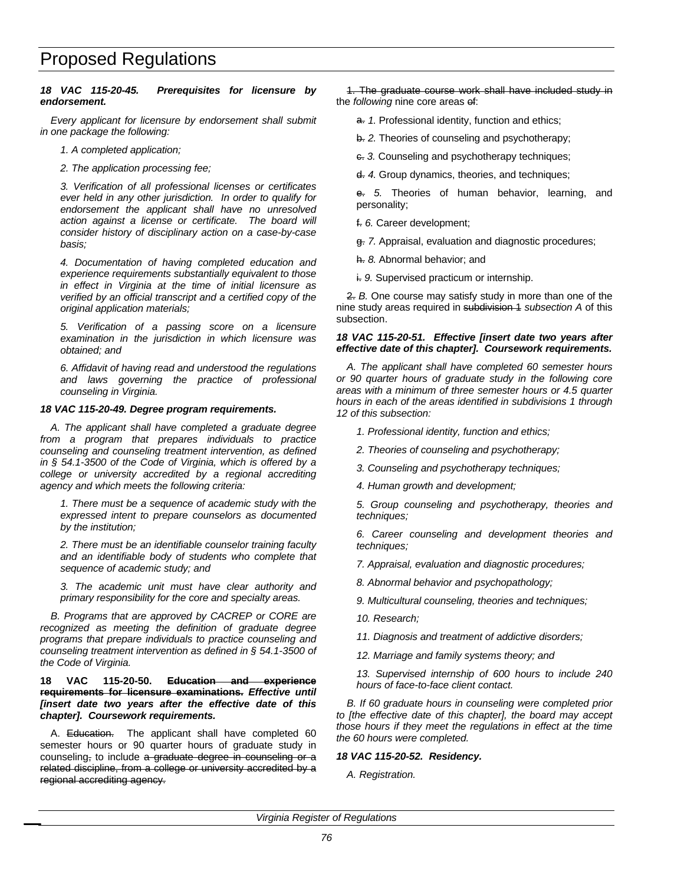# Proposed Regulations

***18 VAC 115-20-45. Prerequisites for licensure by endorsement.***

*Every applicant for licensure by endorsement shall submit in one package the following:*

*1. A completed application;*

*2. The application processing fee;*

*3. Verification of all professional licenses or certificates ever held in any other jurisdiction. In order to qualify for endorsement the applicant shall have no unresolved action against a license or certificate. The board will consider history of disciplinary action on a case-by-case basis;*

*4. Documentation of having completed education and experience requirements substantially equivalent to those in effect in Virginia at the time of initial licensure as verified by an official transcript and a certified copy of the original application materials;*

*5. Verification of a passing score on a licensure examination in the jurisdiction in which licensure was obtained; and*

*6. Affidavit of having read and understood the regulations and laws governing the practice of professional counseling in Virginia.*

***18 VAC 115-20-49. Degree program requirements.***

*A. The applicant shall have completed a graduate degree from a program that prepares individuals to practice counseling and counseling treatment intervention, as defined in § 54.1-3500 of the Code of Virginia, which is offered by a college or university accredited by a regional accrediting agency and which meets the following criteria:*

*1. There must be a sequence of academic study with the expressed intent to prepare counselors as documented by the institution;*

*2. There must be an identifiable counselor training faculty and an identifiable body of students who complete that sequence of academic study; and*

*3. The academic unit must have clear authority and primary responsibility for the core and specialty areas.*

*B. Programs that are approved by CACREP or CORE are recognized as meeting the definition of graduate degree programs that prepare individuals to practice counseling and counseling treatment intervention as defined in § 54.1-3500 of the Code of Virginia.*

**18 VAC 115-20-50. ~~Education and experience requirements for licensure examinations.~~ *Effective until [insert date two years after the effective date of this chapter]. Coursework requirements.***

A. ~~Education.~~ The applicant shall have completed 60 semester hours or 90 quarter hours of graduate study in counseling~~,~~ to include ~~a graduate degree in counseling or a related discipline, from a college or university accredited by a regional accrediting agency.~~

~~1. The graduate course work shall have included study in~~ the *following* nine core areas ~~of~~:

~~a.~~ *1.* Professional identity, function and ethics;

~~b.~~ *2.* Theories of counseling and psychotherapy;

~~c.~~ *3.* Counseling and psychotherapy techniques;

~~d.~~ *4.* Group dynamics, theories, and techniques;

~~e.~~ *5.* Theories of human behavior, learning, and personality;

~~f.~~ *6.* Career development;

~~g.~~ *7.* Appraisal, evaluation and diagnostic procedures;

~~h.~~ *8.* Abnormal behavior; and

~~i.~~ *9.* Supervised practicum or internship.

~~2.~~ *B.* One course may satisfy study in more than one of the nine study areas required in ~~subdivision 1~~ *subsection A* of this subsection.

***18 VAC 115-20-51. Effective [insert date two years after effective date of this chapter]. Coursework requirements.***

*A. The applicant shall have completed 60 semester hours or 90 quarter hours of graduate study in the following core areas with a minimum of three semester hours or 4.5 quarter hours in each of the areas identified in subdivisions 1 through 12 of this subsection:*

*1. Professional identity, function and ethics;*

*2. Theories of counseling and psychotherapy;*

*3. Counseling and psychotherapy techniques;*

*4. Human growth and development;*

*5. Group counseling and psychotherapy, theories and techniques;*

*6. Career counseling and development theories and techniques;*

*7. Appraisal, evaluation and diagnostic procedures;*

*8. Abnormal behavior and psychopathology;*

*9. Multicultural counseling, theories and techniques;*

*10. Research;*

*11. Diagnosis and treatment of addictive disorders;*

*12. Marriage and family systems theory; and*

*13. Supervised internship of 600 hours to include 240 hours of face-to-face client contact.*

*B. If 60 graduate hours in counseling were completed prior to [the effective date of this chapter], the board may accept those hours if they meet the regulations in effect at the time the 60 hours were completed.*

***18 VAC 115-20-52. Residency.***

*A. Registration.*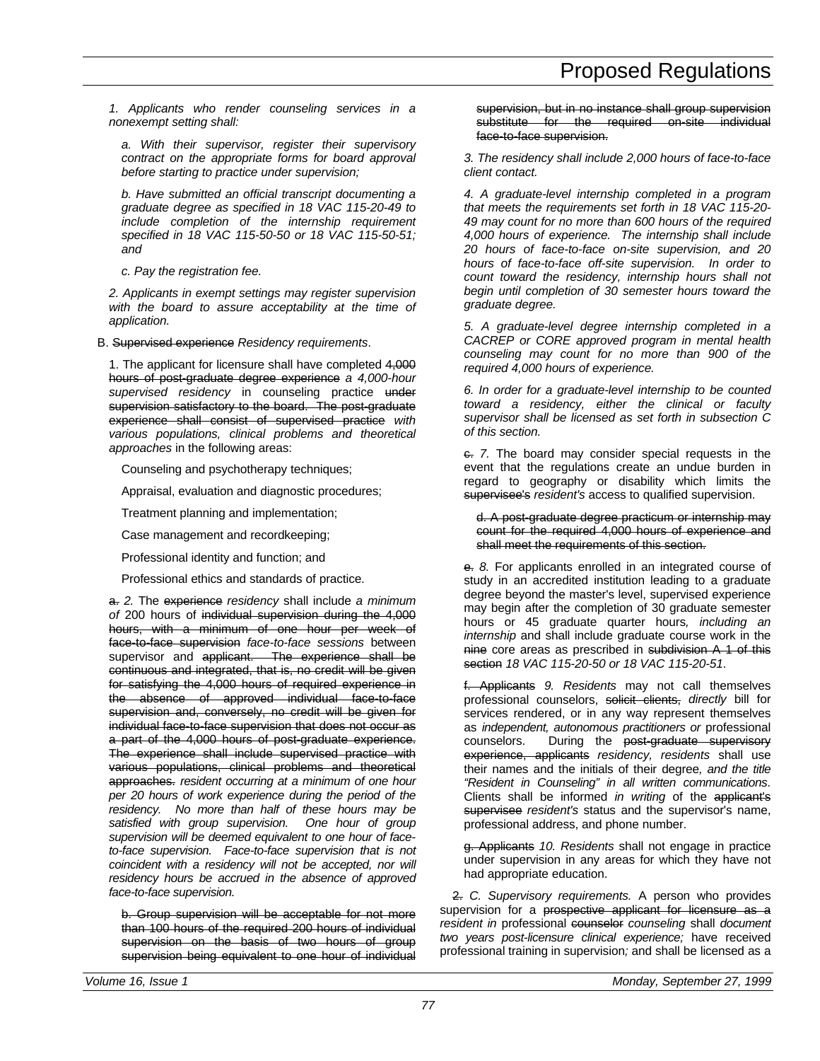*1. Applicants who render counseling services in a nonexempt setting shall:*

*a. With their supervisor, register their supervisory contract on the appropriate forms for board approval before starting to practice under supervision;*

*b. Have submitted an official transcript documenting a graduate degree as specified in 18 VAC 115-20-49 to include completion of the internship requirement specified in 18 VAC 115-50-50 or 18 VAC 115-50-51; and*

*c. Pay the registration fee.*

*2. Applicants in exempt settings may register supervision with the board to assure acceptability at the time of application.*

B. ~~Supervised experience~~ *Residency requirements*.

1. The applicant for licensure shall have completed ~~4,000 hours of post-graduate degree experience~~ *a 4,000-hour supervised residency* in counseling practice ~~under supervision satisfactory to the board. The post-graduate experience shall consist of supervised practice~~ *with various populations, clinical problems and theoretical approaches* in the following areas:

Counseling and psychotherapy techniques;

Appraisal, evaluation and diagnostic procedures;

Treatment planning and implementation;

Case management and recordkeeping;

Professional identity and function; and

Professional ethics and standards of practice.

~~a.~~ *2.* The ~~experience~~ *residency* shall include *a minimum of* 200 hours of ~~individual supervision during the 4,000 hours, with a minimum of one hour per week of face-to-face supervision~~ *face-to-face sessions* between supervisor and ~~applicant. The experience shall be continuous and integrated, that is, no credit will be given for satisfying the 4,000 hours of required experience in the absence of approved individual face-to-face supervision and, conversely, no credit will be given for individual face-to-face supervision that does not occur as a part of the 4,000 hours of post-graduate experience. The experience shall include supervised practice with various populations, clinical problems and theoretical approaches.~~ *resident occurring at a minimum of one hour per 20 hours of work experience during the period of the residency. No more than half of these hours may be satisfied with group supervision. One hour of group supervision will be deemed equivalent to one hour of face-to-face supervision. Face-to-face supervision that is not coincident with a residency will not be accepted, nor will residency hours be accrued in the absence of approved face-to-face supervision.*

~~b. Group supervision will be acceptable for not more than 100 hours of the required 200 hours of individual supervision on the basis of two hours of group supervision being equivalent to one hour of individual supervision, but in no instance shall group supervision substitute for the required on-site individual face-to-face supervision.~~

*3. The residency shall include 2,000 hours of face-to-face client contact.*

*4. A graduate-level internship completed in a program that meets the requirements set forth in 18 VAC 115-20-49 may count for no more than 600 hours of the required 4,000 hours of experience. The internship shall include 20 hours of face-to-face on-site supervision, and 20 hours of face-to-face off-site supervision. In order to count toward the residency, internship hours shall not begin until completion of 30 semester hours toward the graduate degree.*

*5. A graduate-level degree internship completed in a CACREP or CORE approved program in mental health counseling may count for no more than 900 of the required 4,000 hours of experience.*

*6. In order for a graduate-level internship to be counted toward a residency, either the clinical or faculty supervisor shall be licensed as set forth in subsection C of this section.*

~~c.~~ *7.* The board may consider special requests in the event that the regulations create an undue burden in regard to geography or disability which limits the ~~supervisee's~~ *resident's* access to qualified supervision.

~~d. A post-graduate degree practicum or internship may count for the required 4,000 hours of experience and shall meet the requirements of this section.~~

~~e.~~ *8.* For applicants enrolled in an integrated course of study in an accredited institution leading to a graduate degree beyond the master's level, supervised experience may begin after the completion of 30 graduate semester hours or 45 graduate quarter hours*, including an internship* and shall include graduate course work in the ~~nine~~ core areas as prescribed in ~~subdivision A 1 of this section~~ *18 VAC 115-20-50 or 18 VAC 115-20-51*.

~~f. Applicants~~ *9. Residents* may not call themselves professional counselors, ~~solicit clients,~~ *directly* bill for services rendered, or in any way represent themselves as *independent, autonomous practitioners or* professional counselors. During the ~~post-graduate supervisory experience, applicants~~ *residency, residents* shall use their names and the initials of their degree*, and the title "Resident in Counseling" in all written communications*. Clients shall be informed *in writing* of the ~~applicant's supervisee~~ *resident's* status and the supervisor's name, professional address, and phone number.

~~g. Applicants~~ *10. Residents* shall not engage in practice under supervision in any areas for which they have not had appropriate education.

~~2.~~ *C. Supervisory requirements.* A person who provides supervision for a ~~prospective applicant for licensure as a~~ *resident in* professional ~~counselor~~ *counseling* shall *document two years post-licensure clinical experience;* have received professional training in supervision*;* and shall be licensed as a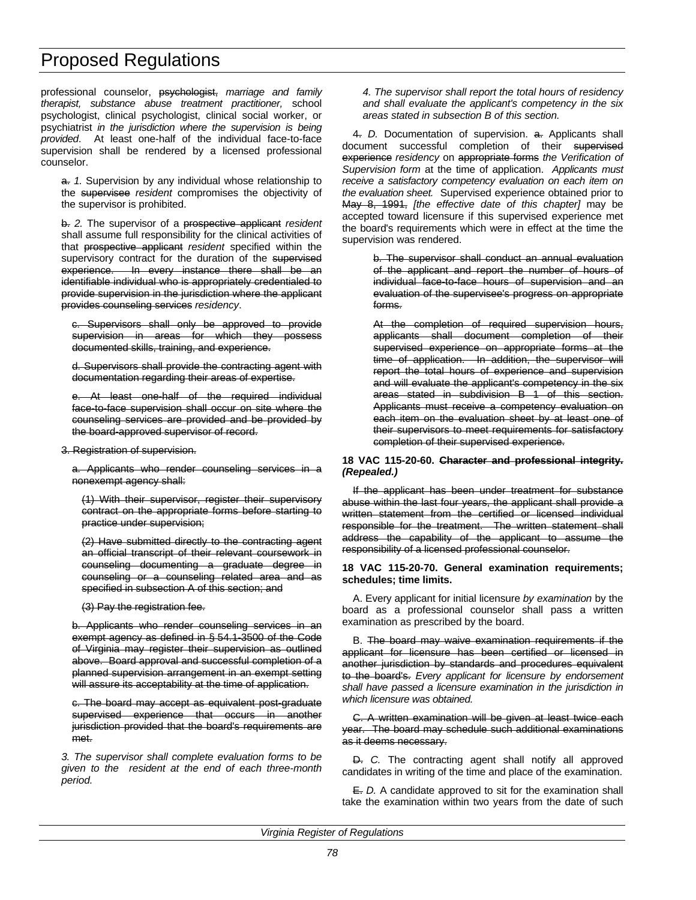professional counselor, ~~psychologist,~~ *marriage and family therapist, substance abuse treatment practitioner,* school psychologist, clinical psychologist, clinical social worker, or psychiatrist *in the jurisdiction where the supervision is being provided.* At least one-half of the individual face-to-face supervision shall be rendered by a licensed professional counselor.

~~a.~~ *1.* Supervision by any individual whose relationship to the ~~supervisee~~ *resident* compromises the objectivity of the supervisor is prohibited.

~~b.~~ *2.* The supervisor of a ~~prospective applicant~~ *resident* shall assume full responsibility for the clinical activities of that ~~prospective applicant~~ *resident* specified within the supervisory contract for the duration of the ~~supervised experience. In every instance there shall be an identifiable individual who is appropriately credentialed to provide supervision in the jurisdiction where the applicant provides counseling services~~ *residency*.

~~c. Supervisors shall only be approved to provide supervision in areas for which they possess documented skills, training, and experience.~~

~~d. Supervisors shall provide the contracting agent with documentation regarding their areas of expertise.~~

~~e. At least one-half of the required individual face-to-face supervision shall occur on site where the counseling services are provided and be provided by the board-approved supervisor of record.~~

~~3. Registration of supervision.~~

~~a. Applicants who render counseling services in a nonexempt agency shall:~~

~~(1) With their supervisor, register their supervisory contract on the appropriate forms before starting to practice under supervision;~~

~~(2) Have submitted directly to the contracting agent an official transcript of their relevant coursework in counseling documenting a graduate degree in counseling or a counseling related area and as specified in subsection A of this section; and~~

~~(3) Pay the registration fee.~~

~~b. Applicants who render counseling services in an exempt agency as defined in § 54.1-3500 of the Code of Virginia may register their supervision as outlined above. Board approval and successful completion of a planned supervision arrangement in an exempt setting will assure its acceptability at the time of application.~~

~~c. The board may accept as equivalent post-graduate supervised experience that occurs in another jurisdiction provided that the board's requirements are met.~~

*3. The supervisor shall complete evaluation forms to be given to the resident at the end of each three-month period.*

*4. The supervisor shall report the total hours of residency and shall evaluate the applicant's competency in the six areas stated in subsection B of this section.*

~~4.~~ *D.* Documentation of supervision. ~~a.~~ Applicants shall document successful completion of their ~~supervised experience~~ *residency* on ~~appropriate forms~~ *the Verification of Supervision form* at the time of application. *Applicants must receive a satisfactory competency evaluation on each item on the evaluation sheet.* Supervised experience obtained prior to ~~May 8, 1991,~~ *[the effective date of this chapter]* may be accepted toward licensure if this supervised experience met the board's requirements which were in effect at the time the supervision was rendered.

~~b. The supervisor shall conduct an annual evaluation of the applicant and report the number of hours of individual face-to-face hours of supervision and an evaluation of the supervisee's progress on appropriate forms.~~

~~At the completion of required supervision hours, applicants shall document completion of their supervised experience on appropriate forms at the time of application. In addition, the supervisor will report the total hours of experience and supervision and will evaluate the applicant's competency in the six areas stated in subdivision B 1 of this section. Applicants must receive a competency evaluation on each item on the evaluation sheet by at least one of their supervisors to meet requirements for satisfactory completion of their supervised experience.~~

**18 VAC 115-20-60. ~~Character and professional integrity.~~ *(Repealed.)***

~~If the applicant has been under treatment for substance abuse within the last four years, the applicant shall provide a written statement from the certified or licensed individual responsible for the treatment. The written statement shall address the capability of the applicant to assume the responsibility of a licensed professional counselor.~~

**18 VAC 115-20-70. General examination requirements; schedules; time limits.**

A. Every applicant for initial licensure *by examination* by the board as a professional counselor shall pass a written examination as prescribed by the board.

B. ~~The board may waive examination requirements if the applicant for licensure has been certified or licensed in another jurisdiction by standards and procedures equivalent to the board's.~~ *Every applicant for licensure by endorsement shall have passed a licensure examination in the jurisdiction in which licensure was obtained.*

~~C. A written examination will be given at least twice each year. The board may schedule such additional examinations as it deems necessary.~~

~~D.~~ *C.* The contracting agent shall notify all approved candidates in writing of the time and place of the examination.

~~E.~~ *D.* A candidate approved to sit for the examination shall take the examination within two years from the date of such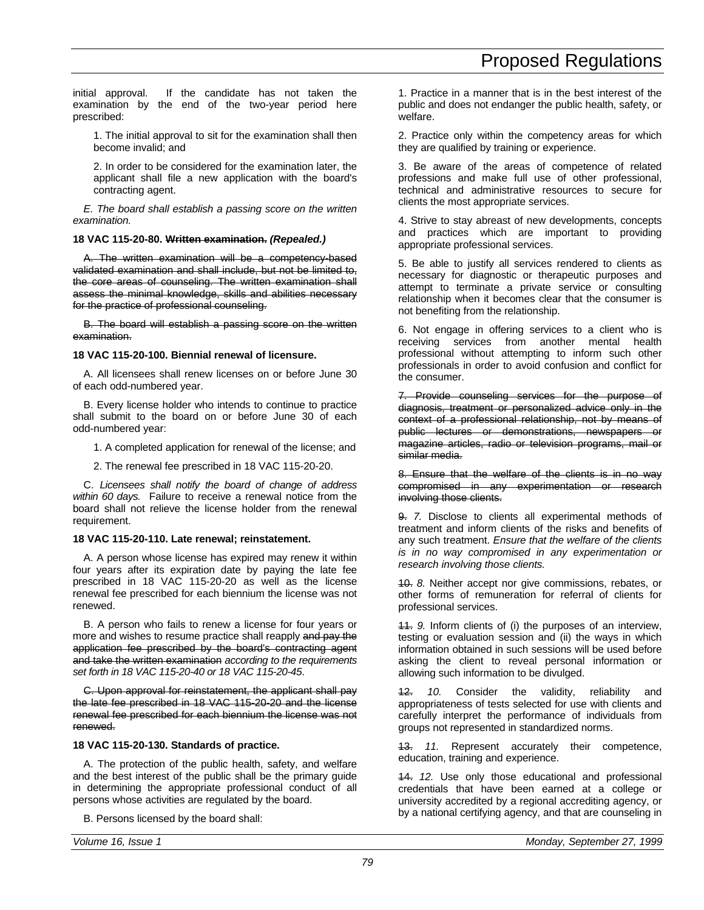initial approval. If the candidate has not taken the examination by the end of the two-year period here prescribed:

1. The initial approval to sit for the examination shall then become invalid; and

2. In order to be considered for the examination later, the applicant shall file a new application with the board's contracting agent.

*E. The board shall establish a passing score on the written examination.*

**18 VAC 115-20-80. ~~Written examination.~~ *(Repealed.)***

~~A. The written examination will be a competency-based validated examination and shall include, but not be limited to, the core areas of counseling. The written examination shall assess the minimal knowledge, skills and abilities necessary for the practice of professional counseling.~~

~~B. The board will establish a passing score on the written examination.~~

**18 VAC 115-20-100. Biennial renewal of licensure.**

A. All licensees shall renew licenses on or before June 30 of each odd-numbered year.

B. Every license holder who intends to continue to practice shall submit to the board on or before June 30 of each odd-numbered year:

1. A completed application for renewal of the license; and

2. The renewal fee prescribed in 18 VAC 115-20-20.

C. *Licensees shall notify the board of change of address within 60 days.* Failure to receive a renewal notice from the board shall not relieve the license holder from the renewal requirement.

**18 VAC 115-20-110. Late renewal; reinstatement.**

A. A person whose license has expired may renew it within four years after its expiration date by paying the late fee prescribed in 18 VAC 115-20-20 as well as the license renewal fee prescribed for each biennium the license was not renewed.

B. A person who fails to renew a license for four years or more and wishes to resume practice shall reapply ~~and pay the application fee prescribed by the board's contracting agent and take the written examination~~ *according to the requirements set forth in 18 VAC 115-20-40 or 18 VAC 115-20-45*.

~~C. Upon approval for reinstatement, the applicant shall pay the late fee prescribed in 18 VAC 115-20-20 and the license renewal fee prescribed for each biennium the license was not renewed.~~

**18 VAC 115-20-130. Standards of practice.**

A. The protection of the public health, safety, and welfare and the best interest of the public shall be the primary guide in determining the appropriate professional conduct of all persons whose activities are regulated by the board.

B. Persons licensed by the board shall:

1. Practice in a manner that is in the best interest of the public and does not endanger the public health, safety, or welfare.

2. Practice only within the competency areas for which they are qualified by training or experience.

3. Be aware of the areas of competence of related professions and make full use of other professional, technical and administrative resources to secure for clients the most appropriate services.

4. Strive to stay abreast of new developments, concepts and practices which are important to providing appropriate professional services.

5. Be able to justify all services rendered to clients as necessary for diagnostic or therapeutic purposes and attempt to terminate a private service or consulting relationship when it becomes clear that the consumer is not benefiting from the relationship.

6. Not engage in offering services to a client who is receiving services from another mental health professional without attempting to inform such other professionals in order to avoid confusion and conflict for the consumer.

~~7. Provide counseling services for the purpose of diagnosis, treatment or personalized advice only in the context of a professional relationship, not by means of public lectures or demonstrations, newspapers or magazine articles, radio or television programs, mail or similar media.~~

~~8. Ensure that the welfare of the clients is in no way compromised in any experimentation or research involving those clients.~~

~~9.~~ *7.* Disclose to clients all experimental methods of treatment and inform clients of the risks and benefits of any such treatment. *Ensure that the welfare of the clients is in no way compromised in any experimentation or research involving those clients.*

~~10.~~ *8.* Neither accept nor give commissions, rebates, or other forms of remuneration for referral of clients for professional services.

~~11.~~ *9.* Inform clients of (i) the purposes of an interview, testing or evaluation session and (ii) the ways in which information obtained in such sessions will be used before asking the client to reveal personal information or allowing such information to be divulged.

~~12.~~ *10.* Consider the validity, reliability and appropriateness of tests selected for use with clients and carefully interpret the performance of individuals from groups not represented in standardized norms.

~~13.~~ *11.* Represent accurately their competence, education, training and experience.

~~14.~~ *12.* Use only those educational and professional credentials that have been earned at a college or university accredited by a regional accrediting agency, or by a national certifying agency, and that are counseling in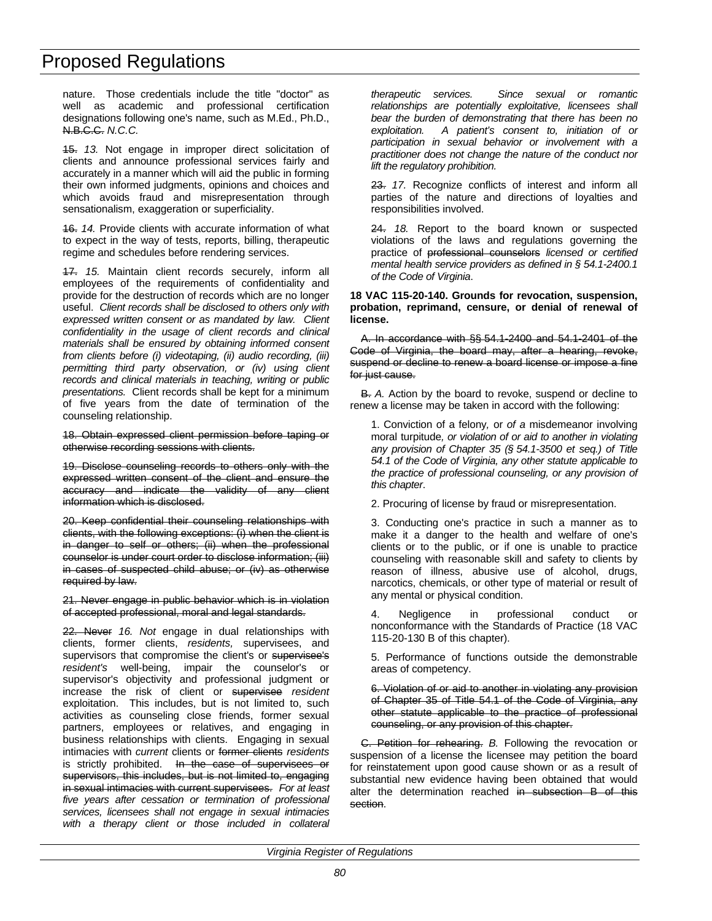nature. Those credentials include the title "doctor" as well as academic and professional certification designations following one's name, such as M.Ed., Ph.D., ~~N.B.C.C.~~ *N.C.C.*

~~15.~~ *13.* Not engage in improper direct solicitation of clients and announce professional services fairly and accurately in a manner which will aid the public in forming their own informed judgments, opinions and choices and which avoids fraud and misrepresentation through sensationalism, exaggeration or superficiality.

~~16.~~ *14.* Provide clients with accurate information of what to expect in the way of tests, reports, billing, therapeutic regime and schedules before rendering services.

~~17.~~ *15.* Maintain client records securely, inform all employees of the requirements of confidentiality and provide for the destruction of records which are no longer useful. *Client records shall be disclosed to others only with expressed written consent or as mandated by law. Client confidentiality in the usage of client records and clinical materials shall be ensured by obtaining informed consent from clients before (i) videotaping, (ii) audio recording, (iii) permitting third party observation, or (iv) using client records and clinical materials in teaching, writing or public presentations.* Client records shall be kept for a minimum of five years from the date of termination of the counseling relationship.

~~18. Obtain expressed client permission before taping or otherwise recording sessions with clients.~~

~~19. Disclose counseling records to others only with the expressed written consent of the client and ensure the accuracy and indicate the validity of any client information which is disclosed.~~

~~20. Keep confidential their counseling relationships with clients, with the following exceptions: (i) when the client is in danger to self or others; (ii) when the professional counselor is under court order to disclose information; (iii) in cases of suspected child abuse; or (iv) as otherwise required by law.~~

~~21. Never engage in public behavior which is in violation of accepted professional, moral and legal standards.~~

~~22. Never~~ *16. Not* engage in dual relationships with clients, former clients, *residents,* supervisees, and supervisors that compromise the client's or ~~supervisee's~~ *resident's* well-being, impair the counselor's or supervisor's objectivity and professional judgment or increase the risk of client or ~~supervisee~~ *resident* exploitation. This includes, but is not limited to, such activities as counseling close friends, former sexual partners, employees or relatives, and engaging in business relationships with clients. Engaging in sexual intimacies with *current* clients or ~~former clients~~ *residents* is strictly prohibited. ~~In the case of supervisees or supervisors, this includes, but is not limited to, engaging in sexual intimacies with current supervisees.~~ *For at least five years after cessation or termination of professional services, licensees shall not engage in sexual intimacies with a therapy client or those included in collateral therapeutic services. Since sexual or romantic relationships are potentially exploitative, licensees shall bear the burden of demonstrating that there has been no exploitation. A patient's consent to, initiation of or participation in sexual behavior or involvement with a practitioner does not change the nature of the conduct nor lift the regulatory prohibition.*

~~23.~~ *17.* Recognize conflicts of interest and inform all parties of the nature and directions of loyalties and responsibilities involved.

~~24.~~ *18.* Report to the board known or suspected violations of the laws and regulations governing the practice of ~~professional counselors~~ *licensed or certified mental health service providers as defined in § 54.1-2400.1 of the Code of Virginia*.

**18 VAC 115-20-140. Grounds for revocation, suspension, probation, reprimand, censure, or denial of renewal of license.**

~~A. In accordance with §§ 54.1-2400 and 54.1-2401 of the Code of Virginia, the board may, after a hearing, revoke, suspend or decline to renew a board license or impose a fine for just cause.~~

~~B.~~ *A.* Action by the board to revoke, suspend or decline to renew a license may be taken in accord with the following:

1. Conviction of a felony*,* or *of a* misdemeanor involving moral turpitude*, or violation of or aid to another in violating any provision of Chapter 35 (§ 54.1-3500 et seq.) of Title 54.1 of the Code of Virginia, any other statute applicable to the practice of professional counseling, or any provision of this chapter*.

2. Procuring of license by fraud or misrepresentation.

3. Conducting one's practice in such a manner as to make it a danger to the health and welfare of one's clients or to the public, or if one is unable to practice counseling with reasonable skill and safety to clients by reason of illness, abusive use of alcohol, drugs, narcotics, chemicals, or other type of material or result of any mental or physical condition.

4. Negligence in professional conduct or nonconformance with the Standards of Practice (18 VAC 115-20-130 B of this chapter).

5. Performance of functions outside the demonstrable areas of competency.

~~6. Violation of or aid to another in violating any provision of Chapter 35 of Title 54.1 of the Code of Virginia, any other statute applicable to the practice of professional counseling, or any provision of this chapter.~~

~~C. Petition for rehearing.~~ *B.* Following the revocation or suspension of a license the licensee may petition the board for reinstatement upon good cause shown or as a result of substantial new evidence having been obtained that would alter the determination reached ~~in subsection B of this section~~.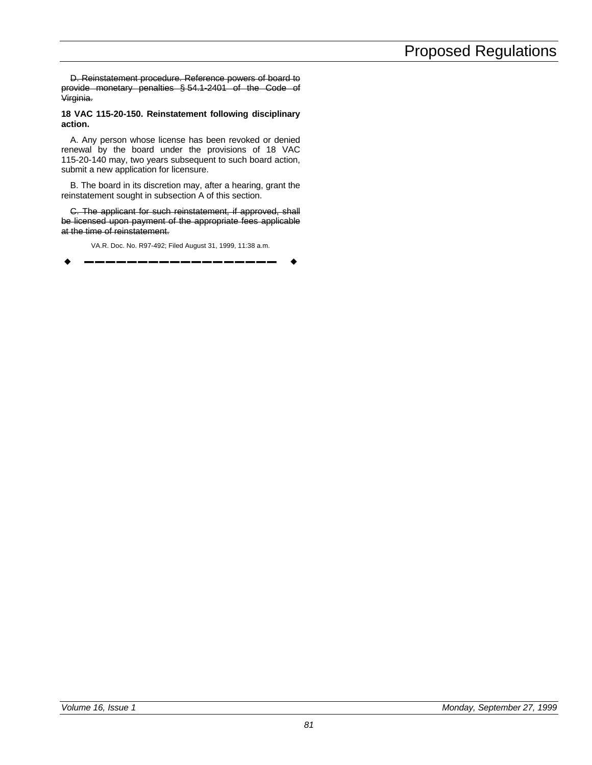~~D. Reinstatement procedure. Reference powers of board to provide monetary penalties § 54.1-2401 of the Code of Virginia.~~

**18 VAC 115-20-150. Reinstatement following disciplinary action.**

A. Any person whose license has been revoked or denied renewal by the board under the provisions of 18 VAC 115-20-140 may, two years subsequent to such board action, submit a new application for licensure.

B. The board in its discretion may, after a hearing, grant the reinstatement sought in subsection A of this section.

~~C. The applicant for such reinstatement, if approved, shall be licensed upon payment of the appropriate fees applicable at the time of reinstatement.~~

VA.R. Doc. No. R97-492; Filed August 31, 1999, 11:38 a.m.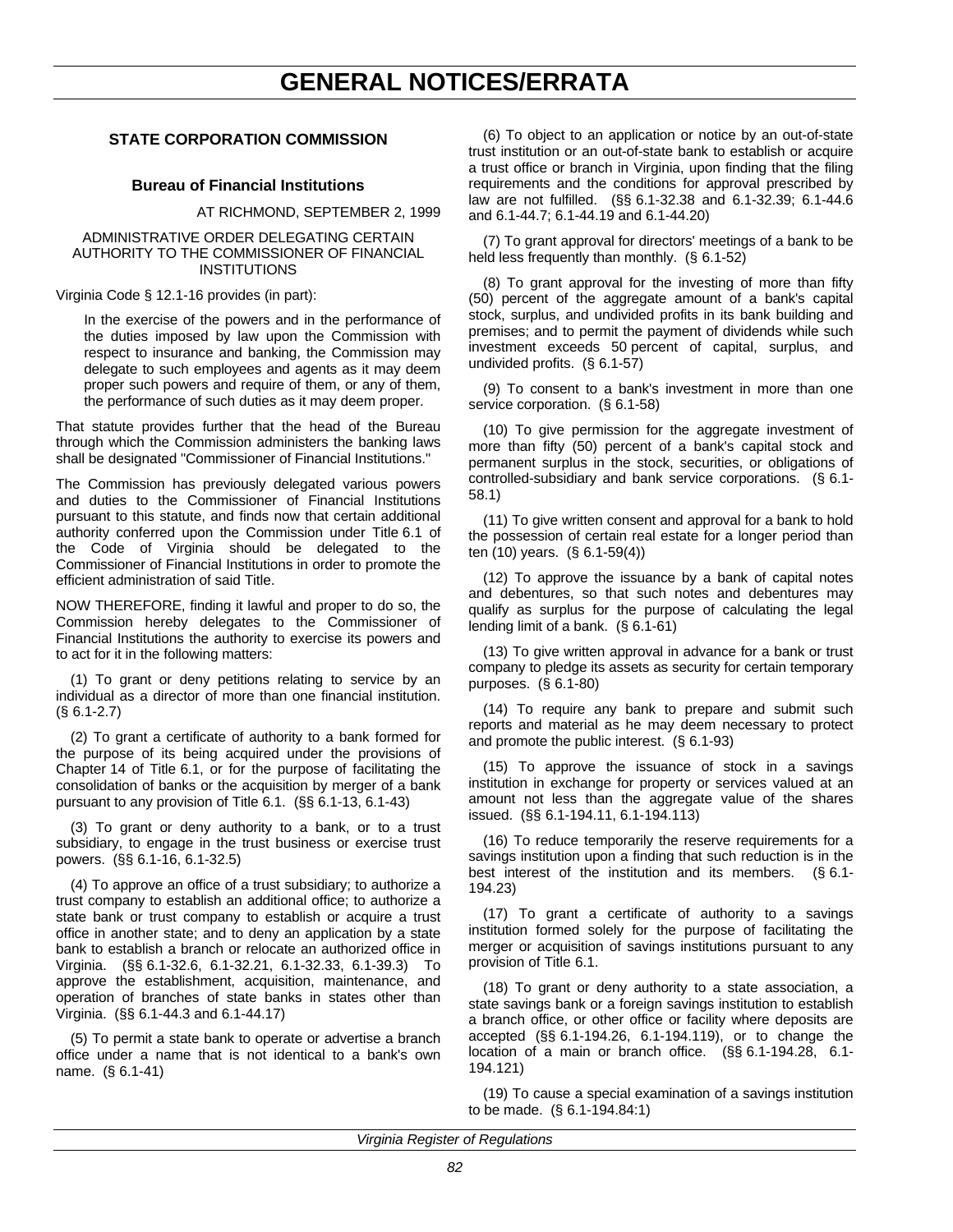# GENERAL NOTICES/ERRATA

### STATE CORPORATION COMMISSION

#### Bureau of Financial Institutions

AT RICHMOND, SEPTEMBER 2, 1999

ADMINISTRATIVE ORDER DELEGATING CERTAIN AUTHORITY TO THE COMMISSIONER OF FINANCIAL INSTITUTIONS

Virginia Code § 12.1-16 provides (in part):

> In the exercise of the powers and in the performance of the duties imposed by law upon the Commission with respect to insurance and banking, the Commission may delegate to such employees and agents as it may deem proper such powers and require of them, or any of them, the performance of such duties as it may deem proper.

That statute provides further that the head of the Bureau through which the Commission administers the banking laws shall be designated "Commissioner of Financial Institutions."

The Commission has previously delegated various powers and duties to the Commissioner of Financial Institutions pursuant to this statute, and finds now that certain additional authority conferred upon the Commission under Title 6.1 of the Code of Virginia should be delegated to the Commissioner of Financial Institutions in order to promote the efficient administration of said Title.

NOW THEREFORE, finding it lawful and proper to do so, the Commission hereby delegates to the Commissioner of Financial Institutions the authority to exercise its powers and to act for it in the following matters:

(1) To grant or deny petitions relating to service by an individual as a director of more than one financial institution. (§ 6.1-2.7)

(2) To grant a certificate of authority to a bank formed for the purpose of its being acquired under the provisions of Chapter 14 of Title 6.1, or for the purpose of facilitating the consolidation of banks or the acquisition by merger of a bank pursuant to any provision of Title 6.1. (§§ 6.1-13, 6.1-43)

(3) To grant or deny authority to a bank, or to a trust subsidiary, to engage in the trust business or exercise trust powers. (§§ 6.1-16, 6.1-32.5)

(4) To approve an office of a trust subsidiary; to authorize a trust company to establish an additional office; to authorize a state bank or trust company to establish or acquire a trust office in another state; and to deny an application by a state bank to establish a branch or relocate an authorized office in Virginia. (§§ 6.1-32.6, 6.1-32.21, 6.1-32.33, 6.1-39.3) To approve the establishment, acquisition, maintenance, and operation of branches of state banks in states other than Virginia. (§§ 6.1-44.3 and 6.1-44.17)

(5) To permit a state bank to operate or advertise a branch office under a name that is not identical to a bank's own name. (§ 6.1-41)

(6) To object to an application or notice by an out-of-state trust institution or an out-of-state bank to establish or acquire a trust office or branch in Virginia, upon finding that the filing requirements and the conditions for approval prescribed by law are not fulfilled. (§§ 6.1-32.38 and 6.1-32.39; 6.1-44.6 and 6.1-44.7; 6.1-44.19 and 6.1-44.20)

(7) To grant approval for directors' meetings of a bank to be held less frequently than monthly. (§ 6.1-52)

(8) To grant approval for the investing of more than fifty (50) percent of the aggregate amount of a bank's capital stock, surplus, and undivided profits in its bank building and premises; and to permit the payment of dividends while such investment exceeds 50 percent of capital, surplus, and undivided profits. (§ 6.1-57)

(9) To consent to a bank's investment in more than one service corporation. (§ 6.1-58)

(10) To give permission for the aggregate investment of more than fifty (50) percent of a bank's capital stock and permanent surplus in the stock, securities, or obligations of controlled-subsidiary and bank service corporations. (§ 6.1-58.1)

(11) To give written consent and approval for a bank to hold the possession of certain real estate for a longer period than ten (10) years. (§ 6.1-59(4))

(12) To approve the issuance by a bank of capital notes and debentures, so that such notes and debentures may qualify as surplus for the purpose of calculating the legal lending limit of a bank. (§ 6.1-61)

(13) To give written approval in advance for a bank or trust company to pledge its assets as security for certain temporary purposes. (§ 6.1-80)

(14) To require any bank to prepare and submit such reports and material as he may deem necessary to protect and promote the public interest. (§ 6.1-93)

(15) To approve the issuance of stock in a savings institution in exchange for property or services valued at an amount not less than the aggregate value of the shares issued. (§§ 6.1-194.11, 6.1-194.113)

(16) To reduce temporarily the reserve requirements for a savings institution upon a finding that such reduction is in the best interest of the institution and its members. (§ 6.1-194.23)

(17) To grant a certificate of authority to a savings institution formed solely for the purpose of facilitating the merger or acquisition of savings institutions pursuant to any provision of Title 6.1.

(18) To grant or deny authority to a state association, a state savings bank or a foreign savings institution to establish a branch office, or other office or facility where deposits are accepted (§§ 6.1-194.26, 6.1-194.119), or to change the location of a main or branch office. (§§ 6.1-194.28, 6.1-194.121)

(19) To cause a special examination of a savings institution to be made. (§ 6.1-194.84:1)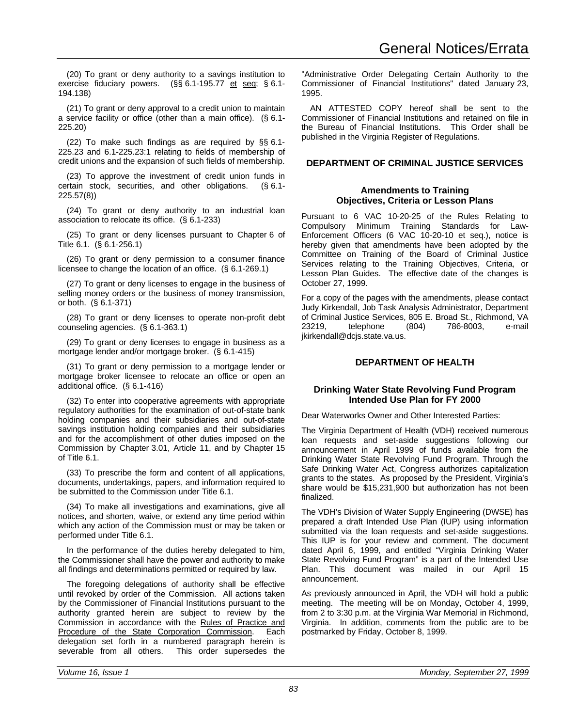(20) To grant or deny authority to a savings institution to exercise fiduciary powers. (§§ 6.1-195.77 et seq; § 6.1-194.138)

(21) To grant or deny approval to a credit union to maintain a service facility or office (other than a main office). (§ 6.1-225.20)

(22) To make such findings as are required by §§ 6.1-225.23 and 6.1-225.23:1 relating to fields of membership of credit unions and the expansion of such fields of membership.

(23) To approve the investment of credit union funds in certain stock, securities, and other obligations. (§ 6.1-225.57(8))

(24) To grant or deny authority to an industrial loan association to relocate its office. (§ 6.1-233)

(25) To grant or deny licenses pursuant to Chapter 6 of Title 6.1. (§ 6.1-256.1)

(26) To grant or deny permission to a consumer finance licensee to change the location of an office. (§ 6.1-269.1)

(27) To grant or deny licenses to engage in the business of selling money orders or the business of money transmission, or both. (§ 6.1-371)

(28) To grant or deny licenses to operate non-profit debt counseling agencies. (§ 6.1-363.1)

(29) To grant or deny licenses to engage in business as a mortgage lender and/or mortgage broker. (§ 6.1-415)

(31) To grant or deny permission to a mortgage lender or mortgage broker licensee to relocate an office or open an additional office. (§ 6.1-416)

(32) To enter into cooperative agreements with appropriate regulatory authorities for the examination of out-of-state bank holding companies and their subsidiaries and out-of-state savings institution holding companies and their subsidiaries and for the accomplishment of other duties imposed on the Commission by Chapter 3.01, Article 11, and by Chapter 15 of Title 6.1.

(33) To prescribe the form and content of all applications, documents, undertakings, papers, and information required to be submitted to the Commission under Title 6.1.

(34) To make all investigations and examinations, give all notices, and shorten, waive, or extend any time period within which any action of the Commission must or may be taken or performed under Title 6.1.

In the performance of the duties hereby delegated to him, the Commissioner shall have the power and authority to make all findings and determinations permitted or required by law.

The foregoing delegations of authority shall be effective until revoked by order of the Commission. All actions taken by the Commissioner of Financial Institutions pursuant to the authority granted herein are subject to review by the Commission in accordance with the Rules of Practice and Procedure of the State Corporation Commission. Each delegation set forth in a numbered paragraph herein is severable from all others. This order supersedes the "Administrative Order Delegating Certain Authority to the Commissioner of Financial Institutions" dated January 23, 1995.

AN ATTESTED COPY hereof shall be sent to the Commissioner of Financial Institutions and retained on file in the Bureau of Financial Institutions. This Order shall be published in the Virginia Register of Regulations.

## DEPARTMENT OF CRIMINAL JUSTICE SERVICES

### Amendments to Training Objectives, Criteria or Lesson Plans

Pursuant to 6 VAC 10-20-25 of the Rules Relating to Compulsory Minimum Training Standards for Law-Enforcement Officers (6 VAC 10-20-10 et seq.), notice is hereby given that amendments have been adopted by the Committee on Training of the Board of Criminal Justice Services relating to the Training Objectives, Criteria, or Lesson Plan Guides. The effective date of the changes is October 27, 1999.

For a copy of the pages with the amendments, please contact Judy Kirkendall, Job Task Analysis Administrator, Department of Criminal Justice Services, 805 E. Broad St., Richmond, VA 23219, telephone (804) 786-8003, e-mail jkirkendall@dcjs.state.va.us.

## DEPARTMENT OF HEALTH

### Drinking Water State Revolving Fund Program Intended Use Plan for FY 2000

Dear Waterworks Owner and Other Interested Parties:

The Virginia Department of Health (VDH) received numerous loan requests and set-aside suggestions following our announcement in April 1999 of funds available from the Drinking Water State Revolving Fund Program. Through the Safe Drinking Water Act, Congress authorizes capitalization grants to the states. As proposed by the President, Virginia's share would be $15,231,900 but authorization has not been finalized.

The VDH's Division of Water Supply Engineering (DWSE) has prepared a draft Intended Use Plan (IUP) using information submitted via the loan requests and set-aside suggestions. This IUP is for your review and comment. The document dated April 6, 1999, and entitled "Virginia Drinking Water State Revolving Fund Program" is a part of the Intended Use Plan. This document was mailed in our April 15 announcement.

As previously announced in April, the VDH will hold a public meeting. The meeting will be on Monday, October 4, 1999, from 2 to 3:30 p.m. at the Virginia War Memorial in Richmond, Virginia. In addition, comments from the public are to be postmarked by Friday, October 8, 1999.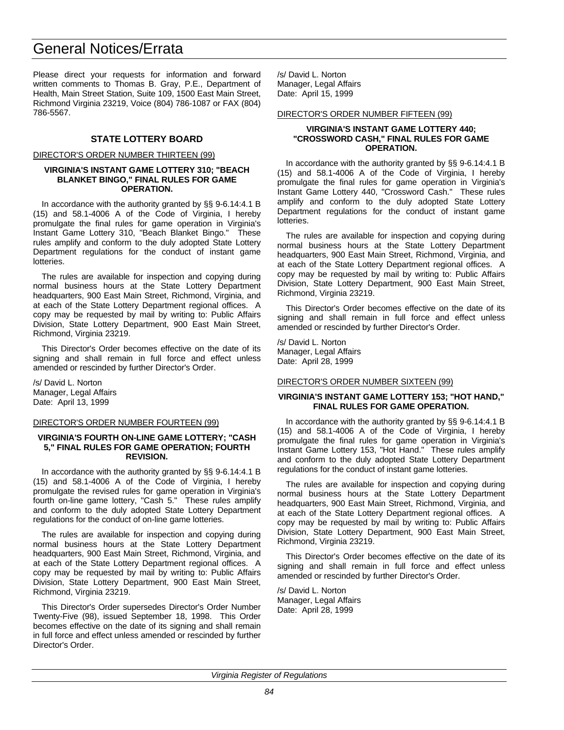Please direct your requests for information and forward written comments to Thomas B. Gray, P.E., Department of Health, Main Street Station, Suite 109, 1500 East Main Street, Richmond Virginia 23219, Voice (804) 786-1087 or FAX (804) 786-5567.

## STATE LOTTERY BOARD

DIRECTOR'S ORDER NUMBER THIRTEEN (99)

**VIRGINIA'S INSTANT GAME LOTTERY 310; "BEACH BLANKET BINGO," FINAL RULES FOR GAME OPERATION.**

In accordance with the authority granted by §§ 9-6.14:4.1 B (15) and 58.1-4006 A of the Code of Virginia, I hereby promulgate the final rules for game operation in Virginia's Instant Game Lottery 310, "Beach Blanket Bingo." These rules amplify and conform to the duly adopted State Lottery Department regulations for the conduct of instant game lotteries.

The rules are available for inspection and copying during normal business hours at the State Lottery Department headquarters, 900 East Main Street, Richmond, Virginia, and at each of the State Lottery Department regional offices. A copy may be requested by mail by writing to: Public Affairs Division, State Lottery Department, 900 East Main Street, Richmond, Virginia 23219.

This Director's Order becomes effective on the date of its signing and shall remain in full force and effect unless amended or rescinded by further Director's Order.

/s/ David L. Norton
Manager, Legal Affairs
Date: April 13, 1999

DIRECTOR'S ORDER NUMBER FOURTEEN (99)

**VIRGINIA'S FOURTH ON-LINE GAME LOTTERY; "CASH 5," FINAL RULES FOR GAME OPERATION; FOURTH REVISION.**

In accordance with the authority granted by §§ 9-6.14:4.1 B (15) and 58.1-4006 A of the Code of Virginia, I hereby promulgate the revised rules for game operation in Virginia's fourth on-line game lottery, "Cash 5." These rules amplify and conform to the duly adopted State Lottery Department regulations for the conduct of on-line game lotteries.

The rules are available for inspection and copying during normal business hours at the State Lottery Department headquarters, 900 East Main Street, Richmond, Virginia, and at each of the State Lottery Department regional offices. A copy may be requested by mail by writing to: Public Affairs Division, State Lottery Department, 900 East Main Street, Richmond, Virginia 23219.

This Director's Order supersedes Director's Order Number Twenty-Five (98), issued September 18, 1998. This Order becomes effective on the date of its signing and shall remain in full force and effect unless amended or rescinded by further Director's Order.

/s/ David L. Norton
Manager, Legal Affairs
Date: April 15, 1999

DIRECTOR'S ORDER NUMBER FIFTEEN (99)

**VIRGINIA'S INSTANT GAME LOTTERY 440; "CROSSWORD CASH," FINAL RULES FOR GAME OPERATION.**

In accordance with the authority granted by §§ 9-6.14:4.1 B (15) and 58.1-4006 A of the Code of Virginia, I hereby promulgate the final rules for game operation in Virginia's Instant Game Lottery 440, "Crossword Cash." These rules amplify and conform to the duly adopted State Lottery Department regulations for the conduct of instant game lotteries.

The rules are available for inspection and copying during normal business hours at the State Lottery Department headquarters, 900 East Main Street, Richmond, Virginia, and at each of the State Lottery Department regional offices. A copy may be requested by mail by writing to: Public Affairs Division, State Lottery Department, 900 East Main Street, Richmond, Virginia 23219.

This Director's Order becomes effective on the date of its signing and shall remain in full force and effect unless amended or rescinded by further Director's Order.

/s/ David L. Norton
Manager, Legal Affairs
Date: April 28, 1999

DIRECTOR'S ORDER NUMBER SIXTEEN (99)

**VIRGINIA'S INSTANT GAME LOTTERY 153; "HOT HAND," FINAL RULES FOR GAME OPERATION.**

In accordance with the authority granted by §§ 9-6.14:4.1 B (15) and 58.1-4006 A of the Code of Virginia, I hereby promulgate the final rules for game operation in Virginia's Instant Game Lottery 153, "Hot Hand." These rules amplify and conform to the duly adopted State Lottery Department regulations for the conduct of instant game lotteries.

The rules are available for inspection and copying during normal business hours at the State Lottery Department headquarters, 900 East Main Street, Richmond, Virginia, and at each of the State Lottery Department regional offices. A copy may be requested by mail by writing to: Public Affairs Division, State Lottery Department, 900 East Main Street, Richmond, Virginia 23219.

This Director's Order becomes effective on the date of its signing and shall remain in full force and effect unless amended or rescinded by further Director's Order.

/s/ David L. Norton
Manager, Legal Affairs
Date: April 28, 1999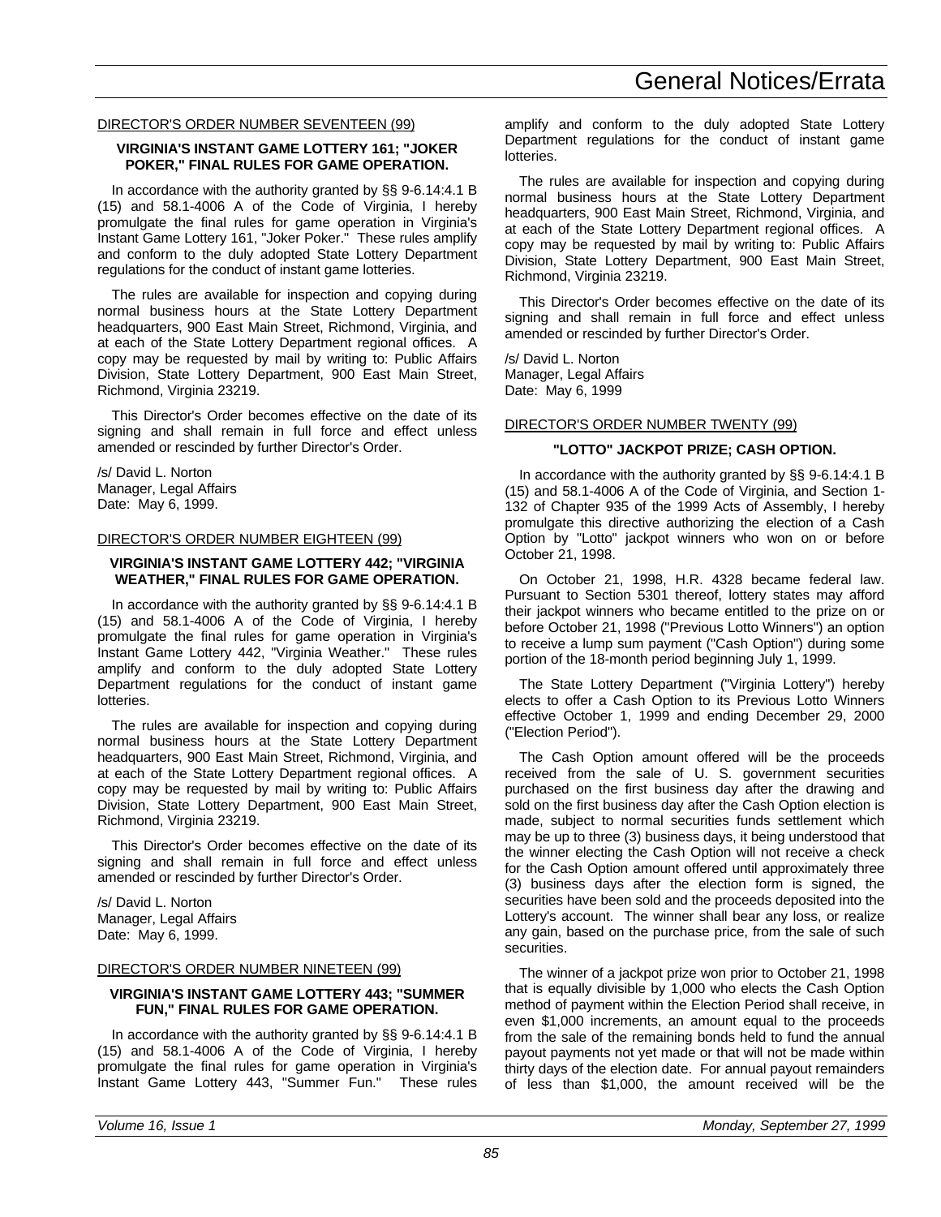DIRECTOR'S ORDER NUMBER SEVENTEEN (99)

**VIRGINIA'S INSTANT GAME LOTTERY 161; "JOKER POKER," FINAL RULES FOR GAME OPERATION.**

In accordance with the authority granted by §§ 9-6.14:4.1 B (15) and 58.1-4006 A of the Code of Virginia, I hereby promulgate the final rules for game operation in Virginia's Instant Game Lottery 161, "Joker Poker." These rules amplify and conform to the duly adopted State Lottery Department regulations for the conduct of instant game lotteries.

The rules are available for inspection and copying during normal business hours at the State Lottery Department headquarters, 900 East Main Street, Richmond, Virginia, and at each of the State Lottery Department regional offices. A copy may be requested by mail by writing to: Public Affairs Division, State Lottery Department, 900 East Main Street, Richmond, Virginia 23219.

This Director's Order becomes effective on the date of its signing and shall remain in full force and effect unless amended or rescinded by further Director's Order.

/s/ David L. Norton
Manager, Legal Affairs
Date: May 6, 1999.

DIRECTOR'S ORDER NUMBER EIGHTEEN (99)

**VIRGINIA'S INSTANT GAME LOTTERY 442; "VIRGINIA WEATHER," FINAL RULES FOR GAME OPERATION.**

In accordance with the authority granted by §§ 9-6.14:4.1 B (15) and 58.1-4006 A of the Code of Virginia, I hereby promulgate the final rules for game operation in Virginia's Instant Game Lottery 442, "Virginia Weather." These rules amplify and conform to the duly adopted State Lottery Department regulations for the conduct of instant game lotteries.

The rules are available for inspection and copying during normal business hours at the State Lottery Department headquarters, 900 East Main Street, Richmond, Virginia, and at each of the State Lottery Department regional offices. A copy may be requested by mail by writing to: Public Affairs Division, State Lottery Department, 900 East Main Street, Richmond, Virginia 23219.

This Director's Order becomes effective on the date of its signing and shall remain in full force and effect unless amended or rescinded by further Director's Order.

/s/ David L. Norton
Manager, Legal Affairs
Date: May 6, 1999.

DIRECTOR'S ORDER NUMBER NINETEEN (99)

**VIRGINIA'S INSTANT GAME LOTTERY 443; "SUMMER FUN," FINAL RULES FOR GAME OPERATION.**

In accordance with the authority granted by §§ 9-6.14:4.1 B (15) and 58.1-4006 A of the Code of Virginia, I hereby promulgate the final rules for game operation in Virginia's Instant Game Lottery 443, "Summer Fun." These rules amplify and conform to the duly adopted State Lottery Department regulations for the conduct of instant game lotteries.

The rules are available for inspection and copying during normal business hours at the State Lottery Department headquarters, 900 East Main Street, Richmond, Virginia, and at each of the State Lottery Department regional offices. A copy may be requested by mail by writing to: Public Affairs Division, State Lottery Department, 900 East Main Street, Richmond, Virginia 23219.

This Director's Order becomes effective on the date of its signing and shall remain in full force and effect unless amended or rescinded by further Director's Order.

/s/ David L. Norton
Manager, Legal Affairs
Date: May 6, 1999

DIRECTOR'S ORDER NUMBER TWENTY (99)

**"LOTTO" JACKPOT PRIZE; CASH OPTION.**

In accordance with the authority granted by §§ 9-6.14:4.1 B (15) and 58.1-4006 A of the Code of Virginia, and Section 1-132 of Chapter 935 of the 1999 Acts of Assembly, I hereby promulgate this directive authorizing the election of a Cash Option by "Lotto" jackpot winners who won on or before October 21, 1998.

On October 21, 1998, H.R. 4328 became federal law. Pursuant to Section 5301 thereof, lottery states may afford their jackpot winners who became entitled to the prize on or before October 21, 1998 ("Previous Lotto Winners") an option to receive a lump sum payment ("Cash Option") during some portion of the 18-month period beginning July 1, 1999.

The State Lottery Department ("Virginia Lottery") hereby elects to offer a Cash Option to its Previous Lotto Winners effective October 1, 1999 and ending December 29, 2000 ("Election Period").

The Cash Option amount offered will be the proceeds received from the sale of U. S. government securities purchased on the first business day after the drawing and sold on the first business day after the Cash Option election is made, subject to normal securities funds settlement which may be up to three (3) business days, it being understood that the winner electing the Cash Option will not receive a check for the Cash Option amount offered until approximately three (3) business days after the election form is signed, the securities have been sold and the proceeds deposited into the Lottery's account. The winner shall bear any loss, or realize any gain, based on the purchase price, from the sale of such securities.

The winner of a jackpot prize won prior to October 21, 1998 that is equally divisible by 1,000 who elects the Cash Option method of payment within the Election Period shall receive, in even $1,000 increments, an amount equal to the proceeds from the sale of the remaining bonds held to fund the annual payout payments not yet made or that will not be made within thirty days of the election date. For annual payout remainders of less than $1,000, the amount received will be the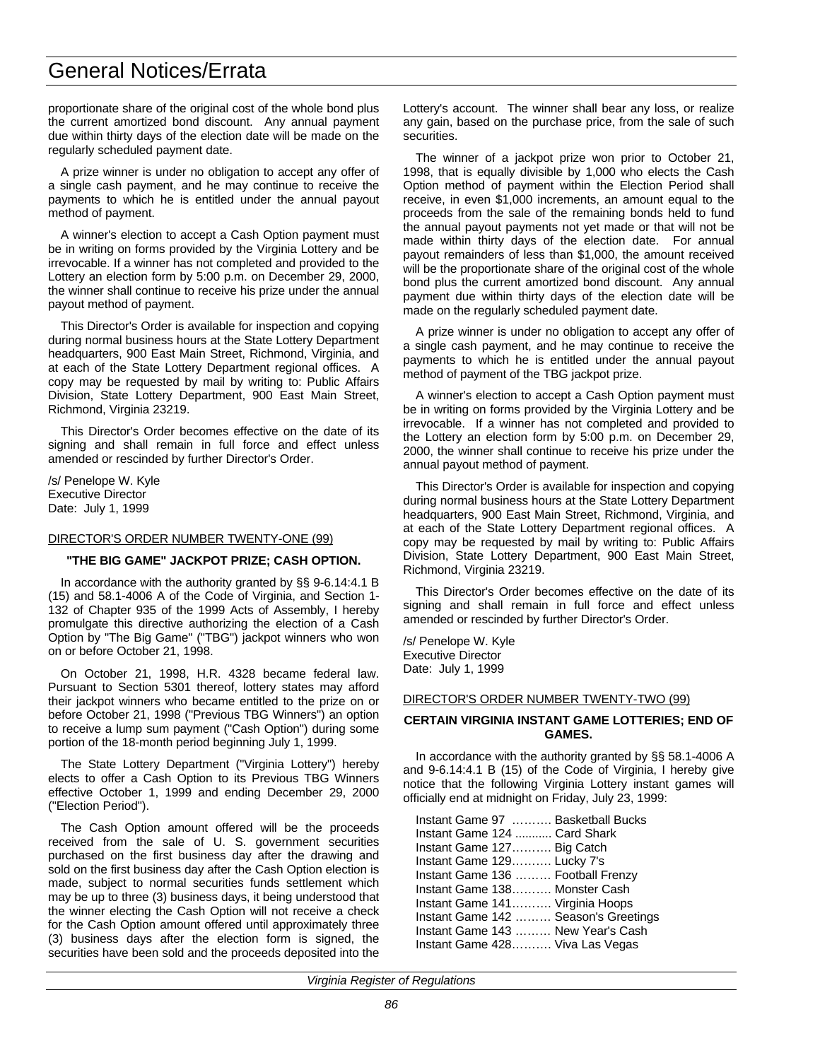proportionate share of the original cost of the whole bond plus the current amortized bond discount. Any annual payment due within thirty days of the election date will be made on the regularly scheduled payment date.

A prize winner is under no obligation to accept any offer of a single cash payment, and he may continue to receive the payments to which he is entitled under the annual payout method of payment.

A winner's election to accept a Cash Option payment must be in writing on forms provided by the Virginia Lottery and be irrevocable. If a winner has not completed and provided to the Lottery an election form by 5:00 p.m. on December 29, 2000, the winner shall continue to receive his prize under the annual payout method of payment.

This Director's Order is available for inspection and copying during normal business hours at the State Lottery Department headquarters, 900 East Main Street, Richmond, Virginia, and at each of the State Lottery Department regional offices. A copy may be requested by mail by writing to: Public Affairs Division, State Lottery Department, 900 East Main Street, Richmond, Virginia 23219.

This Director's Order becomes effective on the date of its signing and shall remain in full force and effect unless amended or rescinded by further Director's Order.

/s/ Penelope W. Kyle
Executive Director
Date: July 1, 1999

DIRECTOR'S ORDER NUMBER TWENTY-ONE (99)

**"THE BIG GAME" JACKPOT PRIZE; CASH OPTION.**

In accordance with the authority granted by §§ 9-6.14:4.1 B (15) and 58.1-4006 A of the Code of Virginia, and Section 1-132 of Chapter 935 of the 1999 Acts of Assembly, I hereby promulgate this directive authorizing the election of a Cash Option by "The Big Game" ("TBG") jackpot winners who won on or before October 21, 1998.

On October 21, 1998, H.R. 4328 became federal law. Pursuant to Section 5301 thereof, lottery states may afford their jackpot winners who became entitled to the prize on or before October 21, 1998 ("Previous TBG Winners") an option to receive a lump sum payment ("Cash Option") during some portion of the 18-month period beginning July 1, 1999.

The State Lottery Department ("Virginia Lottery") hereby elects to offer a Cash Option to its Previous TBG Winners effective October 1, 1999 and ending December 29, 2000 ("Election Period").

The Cash Option amount offered will be the proceeds received from the sale of U. S. government securities purchased on the first business day after the drawing and sold on the first business day after the Cash Option election is made, subject to normal securities funds settlement which may be up to three (3) business days, it being understood that the winner electing the Cash Option will not receive a check for the Cash Option amount offered until approximately three (3) business days after the election form is signed, the securities have been sold and the proceeds deposited into the Lottery's account. The winner shall bear any loss, or realize any gain, based on the purchase price, from the sale of such securities.

The winner of a jackpot prize won prior to October 21, 1998, that is equally divisible by 1,000 who elects the Cash Option method of payment within the Election Period shall receive, in even $1,000 increments, an amount equal to the proceeds from the sale of the remaining bonds held to fund the annual payout payments not yet made or that will not be made within thirty days of the election date. For annual payout remainders of less than $1,000, the amount received will be the proportionate share of the original cost of the whole bond plus the current amortized bond discount. Any annual payment due within thirty days of the election date will be made on the regularly scheduled payment date.

A prize winner is under no obligation to accept any offer of a single cash payment, and he may continue to receive the payments to which he is entitled under the annual payout method of payment of the TBG jackpot prize.

A winner's election to accept a Cash Option payment must be in writing on forms provided by the Virginia Lottery and be irrevocable. If a winner has not completed and provided to the Lottery an election form by 5:00 p.m. on December 29, 2000, the winner shall continue to receive his prize under the annual payout method of payment.

This Director's Order is available for inspection and copying during normal business hours at the State Lottery Department headquarters, 900 East Main Street, Richmond, Virginia, and at each of the State Lottery Department regional offices. A copy may be requested by mail by writing to: Public Affairs Division, State Lottery Department, 900 East Main Street, Richmond, Virginia 23219.

This Director's Order becomes effective on the date of its signing and shall remain in full force and effect unless amended or rescinded by further Director's Order.

/s/ Penelope W. Kyle
Executive Director
Date: July 1, 1999

DIRECTOR'S ORDER NUMBER TWENTY-TWO (99)

**CERTAIN VIRGINIA INSTANT GAME LOTTERIES; END OF GAMES.**

In accordance with the authority granted by §§ 58.1-4006 A and 9-6.14:4.1 B (15) of the Code of Virginia, I hereby give notice that the following Virginia Lottery instant games will officially end at midnight on Friday, July 23, 1999:

Instant Game 97 .......... Basketball Bucks
Instant Game 124 ........... Card Shark
Instant Game 127.......... Big Catch
Instant Game 129.......... Lucky 7's
Instant Game 136 ......... Football Frenzy
Instant Game 138.......... Monster Cash
Instant Game 141.......... Virginia Hoops
Instant Game 142 ......... Season's Greetings
Instant Game 143 ......... New Year's Cash
Instant Game 428.......... Viva Las Vegas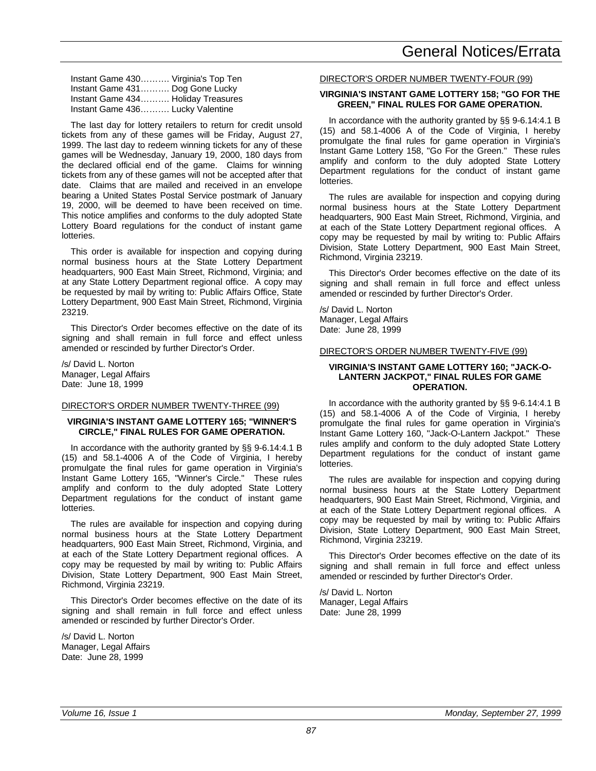Instant Game 430………. Virginia's Top Ten
Instant Game 431………. Dog Gone Lucky
Instant Game 434………. Holiday Treasures
Instant Game 436………. Lucky Valentine

The last day for lottery retailers to return for credit unsold tickets from any of these games will be Friday, August 27, 1999. The last day to redeem winning tickets for any of these games will be Wednesday, January 19, 2000, 180 days from the declared official end of the game. Claims for winning tickets from any of these games will not be accepted after that date. Claims that are mailed and received in an envelope bearing a United States Postal Service postmark of January 19, 2000, will be deemed to have been received on time. This notice amplifies and conforms to the duly adopted State Lottery Board regulations for the conduct of instant game lotteries.

This order is available for inspection and copying during normal business hours at the State Lottery Department headquarters, 900 East Main Street, Richmond, Virginia; and at any State Lottery Department regional office. A copy may be requested by mail by writing to: Public Affairs Office, State Lottery Department, 900 East Main Street, Richmond, Virginia 23219.

This Director's Order becomes effective on the date of its signing and shall remain in full force and effect unless amended or rescinded by further Director's Order.

/s/ David L. Norton
Manager, Legal Affairs
Date: June 18, 1999

DIRECTOR'S ORDER NUMBER TWENTY-THREE (99)

**VIRGINIA'S INSTANT GAME LOTTERY 165; "WINNER'S CIRCLE," FINAL RULES FOR GAME OPERATION.**

In accordance with the authority granted by §§ 9-6.14:4.1 B (15) and 58.1-4006 A of the Code of Virginia, I hereby promulgate the final rules for game operation in Virginia's Instant Game Lottery 165, "Winner's Circle." These rules amplify and conform to the duly adopted State Lottery Department regulations for the conduct of instant game lotteries.

The rules are available for inspection and copying during normal business hours at the State Lottery Department headquarters, 900 East Main Street, Richmond, Virginia, and at each of the State Lottery Department regional offices. A copy may be requested by mail by writing to: Public Affairs Division, State Lottery Department, 900 East Main Street, Richmond, Virginia 23219.

This Director's Order becomes effective on the date of its signing and shall remain in full force and effect unless amended or rescinded by further Director's Order.

/s/ David L. Norton
Manager, Legal Affairs
Date: June 28, 1999

DIRECTOR'S ORDER NUMBER TWENTY-FOUR (99)

**VIRGINIA'S INSTANT GAME LOTTERY 158; "GO FOR THE GREEN," FINAL RULES FOR GAME OPERATION.**

In accordance with the authority granted by §§ 9-6.14:4.1 B (15) and 58.1-4006 A of the Code of Virginia, I hereby promulgate the final rules for game operation in Virginia's Instant Game Lottery 158, "Go For the Green." These rules amplify and conform to the duly adopted State Lottery Department regulations for the conduct of instant game lotteries.

The rules are available for inspection and copying during normal business hours at the State Lottery Department headquarters, 900 East Main Street, Richmond, Virginia, and at each of the State Lottery Department regional offices. A copy may be requested by mail by writing to: Public Affairs Division, State Lottery Department, 900 East Main Street, Richmond, Virginia 23219.

This Director's Order becomes effective on the date of its signing and shall remain in full force and effect unless amended or rescinded by further Director's Order.

/s/ David L. Norton
Manager, Legal Affairs
Date: June 28, 1999

DIRECTOR'S ORDER NUMBER TWENTY-FIVE (99)

**VIRGINIA'S INSTANT GAME LOTTERY 160; "JACK-O-LANTERN JACKPOT," FINAL RULES FOR GAME OPERATION.**

In accordance with the authority granted by §§ 9-6.14:4.1 B (15) and 58.1-4006 A of the Code of Virginia, I hereby promulgate the final rules for game operation in Virginia's Instant Game Lottery 160, "Jack-O-Lantern Jackpot." These rules amplify and conform to the duly adopted State Lottery Department regulations for the conduct of instant game lotteries.

The rules are available for inspection and copying during normal business hours at the State Lottery Department headquarters, 900 East Main Street, Richmond, Virginia, and at each of the State Lottery Department regional offices. A copy may be requested by mail by writing to: Public Affairs Division, State Lottery Department, 900 East Main Street, Richmond, Virginia 23219.

This Director's Order becomes effective on the date of its signing and shall remain in full force and effect unless amended or rescinded by further Director's Order.

/s/ David L. Norton
Manager, Legal Affairs
Date: June 28, 1999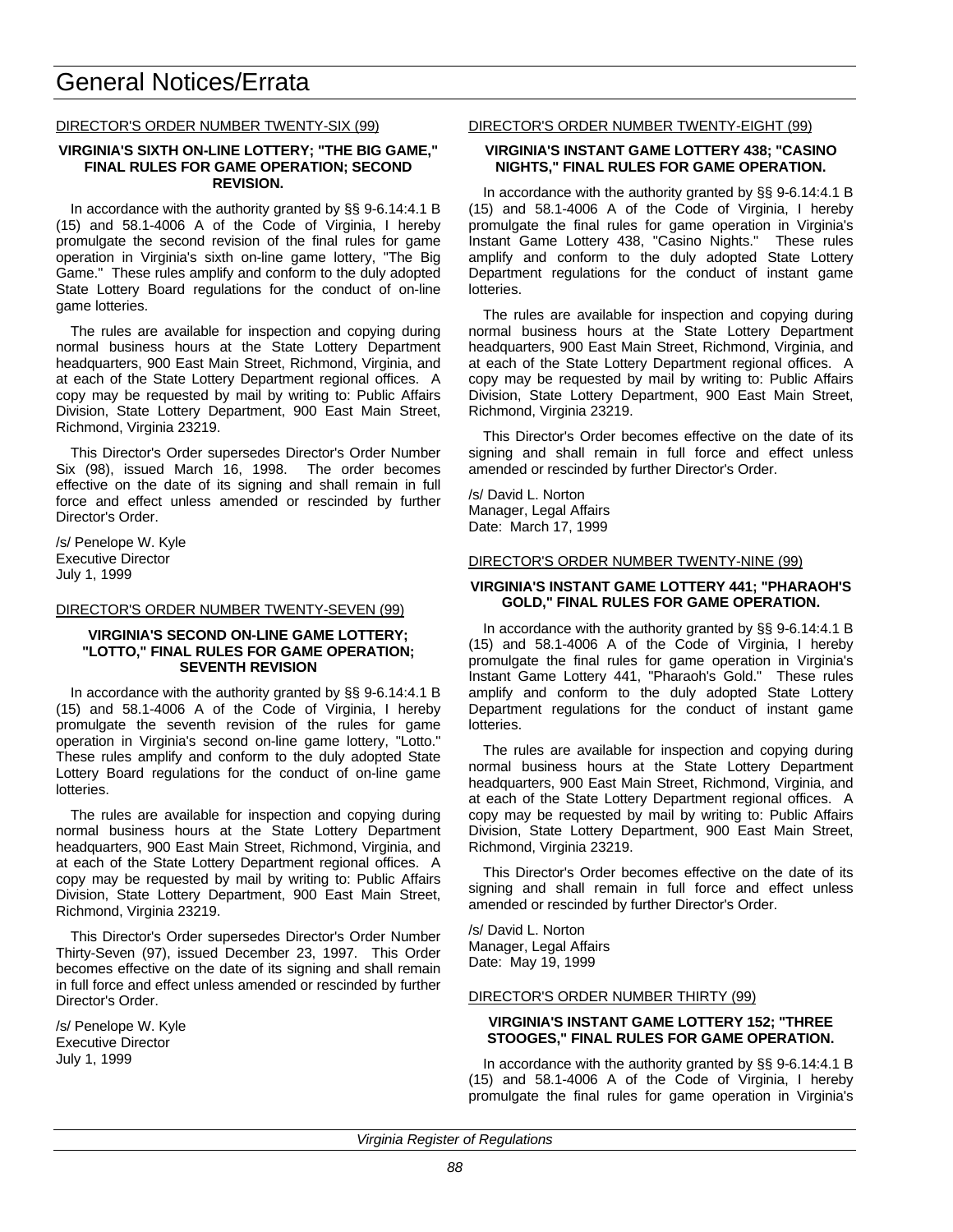## General Notices/Errata

DIRECTOR'S ORDER NUMBER TWENTY-SIX (99)

**VIRGINIA'S SIXTH ON-LINE LOTTERY; "THE BIG GAME," FINAL RULES FOR GAME OPERATION; SECOND REVISION.**

In accordance with the authority granted by §§ 9-6.14:4.1 B (15) and 58.1-4006 A of the Code of Virginia, I hereby promulgate the second revision of the final rules for game operation in Virginia's sixth on-line game lottery, "The Big Game." These rules amplify and conform to the duly adopted State Lottery Board regulations for the conduct of on-line game lotteries.

The rules are available for inspection and copying during normal business hours at the State Lottery Department headquarters, 900 East Main Street, Richmond, Virginia, and at each of the State Lottery Department regional offices. A copy may be requested by mail by writing to: Public Affairs Division, State Lottery Department, 900 East Main Street, Richmond, Virginia 23219.

This Director's Order supersedes Director's Order Number Six (98), issued March 16, 1998. The order becomes effective on the date of its signing and shall remain in full force and effect unless amended or rescinded by further Director's Order.

/s/ Penelope W. Kyle
Executive Director
July 1, 1999

DIRECTOR'S ORDER NUMBER TWENTY-SEVEN (99)

**VIRGINIA'S SECOND ON-LINE GAME LOTTERY; "LOTTO," FINAL RULES FOR GAME OPERATION; SEVENTH REVISION**

In accordance with the authority granted by §§ 9-6.14:4.1 B (15) and 58.1-4006 A of the Code of Virginia, I hereby promulgate the seventh revision of the rules for game operation in Virginia's second on-line game lottery, "Lotto." These rules amplify and conform to the duly adopted State Lottery Board regulations for the conduct of on-line game lotteries.

The rules are available for inspection and copying during normal business hours at the State Lottery Department headquarters, 900 East Main Street, Richmond, Virginia, and at each of the State Lottery Department regional offices. A copy may be requested by mail by writing to: Public Affairs Division, State Lottery Department, 900 East Main Street, Richmond, Virginia 23219.

This Director's Order supersedes Director's Order Number Thirty-Seven (97), issued December 23, 1997. This Order becomes effective on the date of its signing and shall remain in full force and effect unless amended or rescinded by further Director's Order.

/s/ Penelope W. Kyle
Executive Director
July 1, 1999

DIRECTOR'S ORDER NUMBER TWENTY-EIGHT (99)

**VIRGINIA'S INSTANT GAME LOTTERY 438; "CASINO NIGHTS," FINAL RULES FOR GAME OPERATION.**

In accordance with the authority granted by §§ 9-6.14:4.1 B (15) and 58.1-4006 A of the Code of Virginia, I hereby promulgate the final rules for game operation in Virginia's Instant Game Lottery 438, "Casino Nights." These rules amplify and conform to the duly adopted State Lottery Department regulations for the conduct of instant game lotteries.

The rules are available for inspection and copying during normal business hours at the State Lottery Department headquarters, 900 East Main Street, Richmond, Virginia, and at each of the State Lottery Department regional offices. A copy may be requested by mail by writing to: Public Affairs Division, State Lottery Department, 900 East Main Street, Richmond, Virginia 23219.

This Director's Order becomes effective on the date of its signing and shall remain in full force and effect unless amended or rescinded by further Director's Order.

/s/ David L. Norton
Manager, Legal Affairs
Date: March 17, 1999

DIRECTOR'S ORDER NUMBER TWENTY-NINE (99)

**VIRGINIA'S INSTANT GAME LOTTERY 441; "PHARAOH'S GOLD," FINAL RULES FOR GAME OPERATION.**

In accordance with the authority granted by §§ 9-6.14:4.1 B (15) and 58.1-4006 A of the Code of Virginia, I hereby promulgate the final rules for game operation in Virginia's Instant Game Lottery 441, "Pharaoh's Gold." These rules amplify and conform to the duly adopted State Lottery Department regulations for the conduct of instant game lotteries.

The rules are available for inspection and copying during normal business hours at the State Lottery Department headquarters, 900 East Main Street, Richmond, Virginia, and at each of the State Lottery Department regional offices. A copy may be requested by mail by writing to: Public Affairs Division, State Lottery Department, 900 East Main Street, Richmond, Virginia 23219.

This Director's Order becomes effective on the date of its signing and shall remain in full force and effect unless amended or rescinded by further Director's Order.

/s/ David L. Norton
Manager, Legal Affairs
Date: May 19, 1999

DIRECTOR'S ORDER NUMBER THIRTY (99)

**VIRGINIA'S INSTANT GAME LOTTERY 152; "THREE STOOGES," FINAL RULES FOR GAME OPERATION.**

In accordance with the authority granted by §§ 9-6.14:4.1 B (15) and 58.1-4006 A of the Code of Virginia, I hereby promulgate the final rules for game operation in Virginia's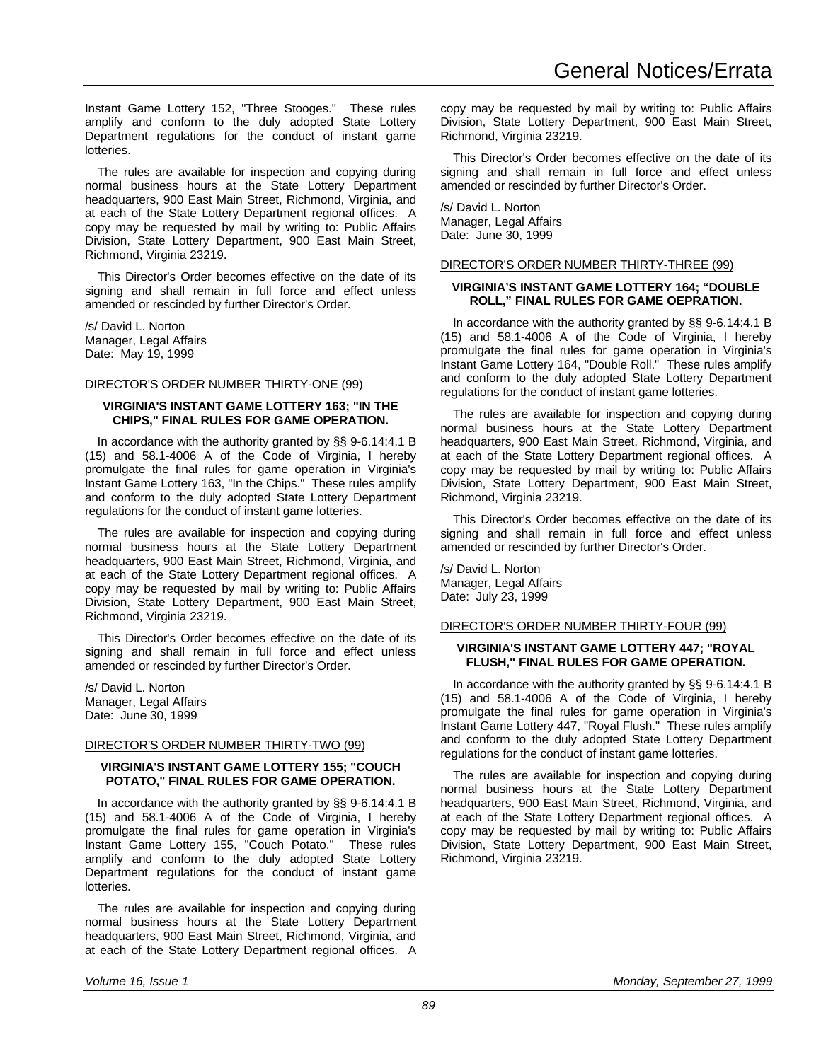Instant Game Lottery 152, "Three Stooges." These rules amplify and conform to the duly adopted State Lottery Department regulations for the conduct of instant game lotteries.

The rules are available for inspection and copying during normal business hours at the State Lottery Department headquarters, 900 East Main Street, Richmond, Virginia, and at each of the State Lottery Department regional offices. A copy may be requested by mail by writing to: Public Affairs Division, State Lottery Department, 900 East Main Street, Richmond, Virginia 23219.

This Director's Order becomes effective on the date of its signing and shall remain in full force and effect unless amended or rescinded by further Director's Order.

/s/ David L. Norton
Manager, Legal Affairs
Date: May 19, 1999

DIRECTOR'S ORDER NUMBER THIRTY-ONE (99)

**VIRGINIA'S INSTANT GAME LOTTERY 163; "IN THE CHIPS," FINAL RULES FOR GAME OPERATION.**

In accordance with the authority granted by §§ 9-6.14:4.1 B (15) and 58.1-4006 A of the Code of Virginia, I hereby promulgate the final rules for game operation in Virginia's Instant Game Lottery 163, "In the Chips." These rules amplify and conform to the duly adopted State Lottery Department regulations for the conduct of instant game lotteries.

The rules are available for inspection and copying during normal business hours at the State Lottery Department headquarters, 900 East Main Street, Richmond, Virginia, and at each of the State Lottery Department regional offices. A copy may be requested by mail by writing to: Public Affairs Division, State Lottery Department, 900 East Main Street, Richmond, Virginia 23219.

This Director's Order becomes effective on the date of its signing and shall remain in full force and effect unless amended or rescinded by further Director's Order.

/s/ David L. Norton
Manager, Legal Affairs
Date: June 30, 1999

DIRECTOR'S ORDER NUMBER THIRTY-TWO (99)

**VIRGINIA'S INSTANT GAME LOTTERY 155; "COUCH POTATO," FINAL RULES FOR GAME OPERATION.**

In accordance with the authority granted by §§ 9-6.14:4.1 B (15) and 58.1-4006 A of the Code of Virginia, I hereby promulgate the final rules for game operation in Virginia's Instant Game Lottery 155, "Couch Potato." These rules amplify and conform to the duly adopted State Lottery Department regulations for the conduct of instant game lotteries.

The rules are available for inspection and copying during normal business hours at the State Lottery Department headquarters, 900 East Main Street, Richmond, Virginia, and at each of the State Lottery Department regional offices. A copy may be requested by mail by writing to: Public Affairs Division, State Lottery Department, 900 East Main Street, Richmond, Virginia 23219.

This Director's Order becomes effective on the date of its signing and shall remain in full force and effect unless amended or rescinded by further Director's Order.

/s/ David L. Norton
Manager, Legal Affairs
Date: June 30, 1999

DIRECTOR'S ORDER NUMBER THIRTY-THREE (99)

**VIRGINIA'S INSTANT GAME LOTTERY 164; "DOUBLE ROLL," FINAL RULES FOR GAME OEPRATION.**

In accordance with the authority granted by §§ 9-6.14:4.1 B (15) and 58.1-4006 A of the Code of Virginia, I hereby promulgate the final rules for game operation in Virginia's Instant Game Lottery 164, "Double Roll." These rules amplify and conform to the duly adopted State Lottery Department regulations for the conduct of instant game lotteries.

The rules are available for inspection and copying during normal business hours at the State Lottery Department headquarters, 900 East Main Street, Richmond, Virginia, and at each of the State Lottery Department regional offices. A copy may be requested by mail by writing to: Public Affairs Division, State Lottery Department, 900 East Main Street, Richmond, Virginia 23219.

This Director's Order becomes effective on the date of its signing and shall remain in full force and effect unless amended or rescinded by further Director's Order.

/s/ David L. Norton
Manager, Legal Affairs
Date: July 23, 1999

DIRECTOR'S ORDER NUMBER THIRTY-FOUR (99)

**VIRGINIA'S INSTANT GAME LOTTERY 447; "ROYAL FLUSH," FINAL RULES FOR GAME OPERATION.**

In accordance with the authority granted by §§ 9-6.14:4.1 B (15) and 58.1-4006 A of the Code of Virginia, I hereby promulgate the final rules for game operation in Virginia's Instant Game Lottery 447, "Royal Flush." These rules amplify and conform to the duly adopted State Lottery Department regulations for the conduct of instant game lotteries.

The rules are available for inspection and copying during normal business hours at the State Lottery Department headquarters, 900 East Main Street, Richmond, Virginia, and at each of the State Lottery Department regional offices. A copy may be requested by mail by writing to: Public Affairs Division, State Lottery Department, 900 East Main Street, Richmond, Virginia 23219.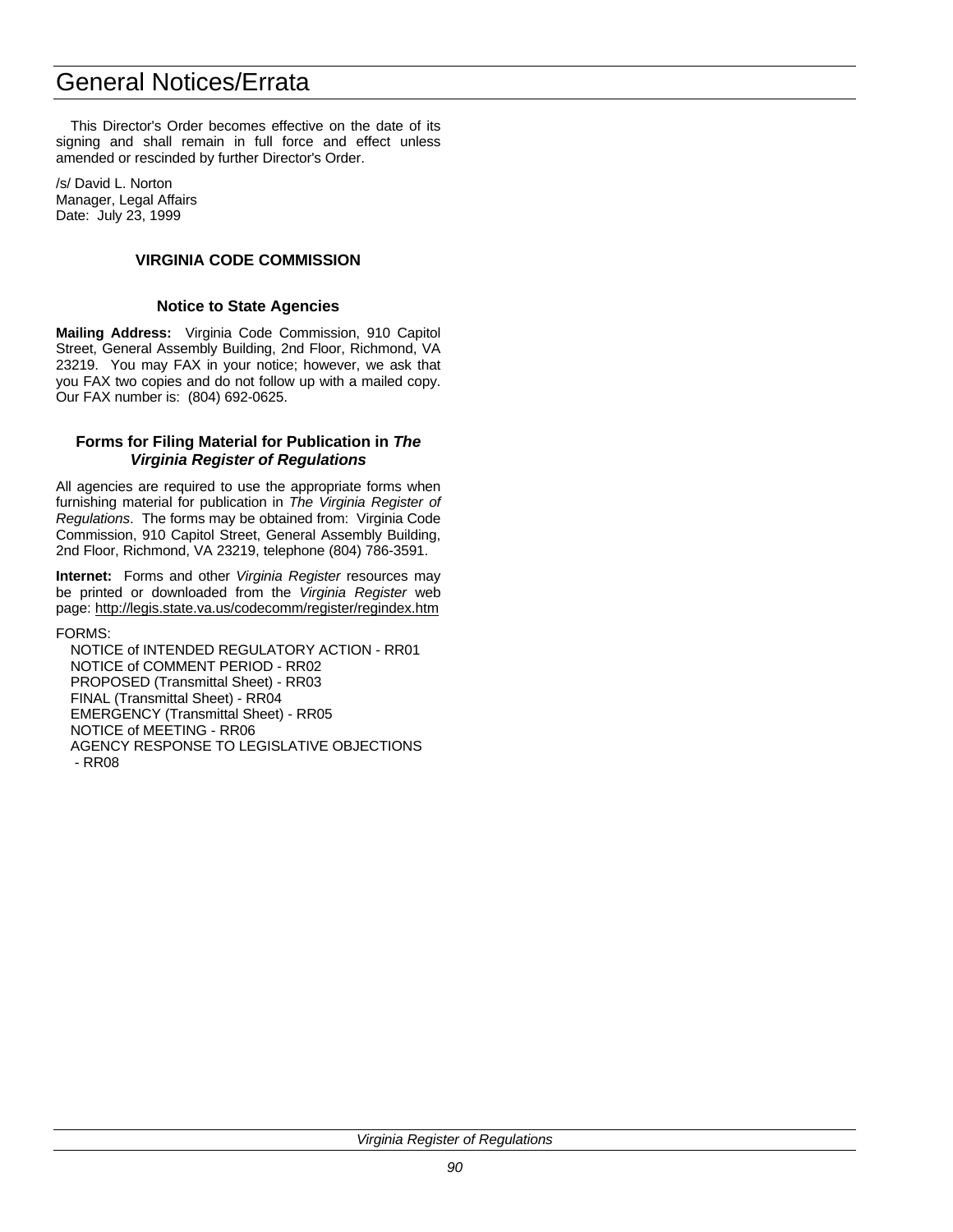This Director's Order becomes effective on the date of its signing and shall remain in full force and effect unless amended or rescinded by further Director's Order.

/s/ David L. Norton
Manager, Legal Affairs
Date: July 23, 1999

## VIRGINIA CODE COMMISSION

### Notice to State Agencies

**Mailing Address:** Virginia Code Commission, 910 Capitol Street, General Assembly Building, 2nd Floor, Richmond, VA 23219. You may FAX in your notice; however, we ask that you FAX two copies and do not follow up with a mailed copy. Our FAX number is: (804) 692-0625.

### Forms for Filing Material for Publication in *The Virginia Register of Regulations*

All agencies are required to use the appropriate forms when furnishing material for publication in *The Virginia Register of Regulations*. The forms may be obtained from: Virginia Code Commission, 910 Capitol Street, General Assembly Building, 2nd Floor, Richmond, VA 23219, telephone (804) 786-3591.

**Internet:** Forms and other *Virginia Register* resources may be printed or downloaded from the *Virginia Register* web page: http://legis.state.va.us/codecomm/register/regindex.htm

FORMS:

- NOTICE of INTENDED REGULATORY ACTION - RR01
- NOTICE of COMMENT PERIOD - RR02
- PROPOSED (Transmittal Sheet) - RR03
- FINAL (Transmittal Sheet) - RR04
- EMERGENCY (Transmittal Sheet) - RR05
- NOTICE of MEETING - RR06
- AGENCY RESPONSE TO LEGISLATIVE OBJECTIONS - RR08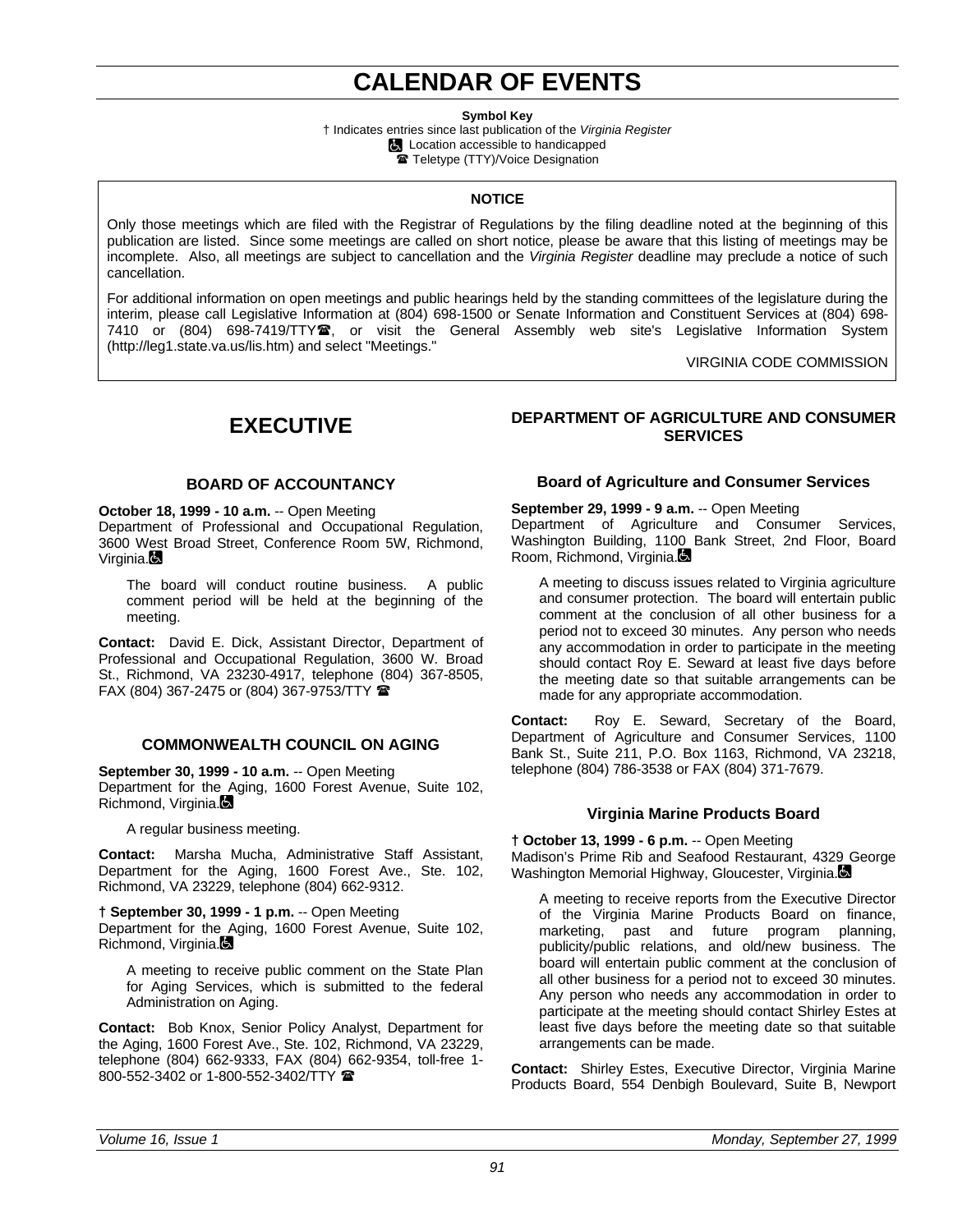# CALENDAR OF EVENTS

**Symbol Key**

† Indicates entries since last publication of the *Virginia Register*

♿ Location accessible to handicapped

☎ Teletype (TTY)/Voice Designation

**NOTICE**

Only those meetings which are filed with the Registrar of Regulations by the filing deadline noted at the beginning of this publication are listed. Since some meetings are called on short notice, please be aware that this listing of meetings may be incomplete. Also, all meetings are subject to cancellation and the *Virginia Register* deadline may preclude a notice of such cancellation.

For additional information on open meetings and public hearings held by the standing committees of the legislature during the interim, please call Legislative Information at (804) 698-1500 or Senate Information and Constituent Services at (804) 698-7410 or (804) 698-7419/TTY☎, or visit the General Assembly web site's Legislative Information System (http://leg1.state.va.us/lis.htm) and select "Meetings."

VIRGINIA CODE COMMISSION

# EXECUTIVE

## BOARD OF ACCOUNTANCY

**October 18, 1999 - 10 a.m.** -- Open Meeting
Department of Professional and Occupational Regulation, 3600 West Broad Street, Conference Room 5W, Richmond, Virginia.♿

The board will conduct routine business. A public comment period will be held at the beginning of the meeting.

**Contact:** David E. Dick, Assistant Director, Department of Professional and Occupational Regulation, 3600 W. Broad St., Richmond, VA 23230-4917, telephone (804) 367-8505, FAX (804) 367-2475 or (804) 367-9753/TTY ☎

## COMMONWEALTH COUNCIL ON AGING

**September 30, 1999 - 10 a.m.** -- Open Meeting
Department for the Aging, 1600 Forest Avenue, Suite 102, Richmond, Virginia.♿

A regular business meeting.

**Contact:** Marsha Mucha, Administrative Staff Assistant, Department for the Aging, 1600 Forest Ave., Ste. 102, Richmond, VA 23229, telephone (804) 662-9312.

**† September 30, 1999 - 1 p.m.** -- Open Meeting
Department for the Aging, 1600 Forest Avenue, Suite 102, Richmond, Virginia.♿

A meeting to receive public comment on the State Plan for Aging Services, which is submitted to the federal Administration on Aging.

**Contact:** Bob Knox, Senior Policy Analyst, Department for the Aging, 1600 Forest Ave., Ste. 102, Richmond, VA 23229, telephone (804) 662-9333, FAX (804) 662-9354, toll-free 1-800-552-3402 or 1-800-552-3402/TTY ☎

## DEPARTMENT OF AGRICULTURE AND CONSUMER SERVICES

### Board of Agriculture and Consumer Services

**September 29, 1999 - 9 a.m.** -- Open Meeting
Department of Agriculture and Consumer Services, Washington Building, 1100 Bank Street, 2nd Floor, Board Room, Richmond, Virginia.♿

A meeting to discuss issues related to Virginia agriculture and consumer protection. The board will entertain public comment at the conclusion of all other business for a period not to exceed 30 minutes. Any person who needs any accommodation in order to participate in the meeting should contact Roy E. Seward at least five days before the meeting date so that suitable arrangements can be made for any appropriate accommodation.

**Contact:** Roy E. Seward, Secretary of the Board, Department of Agriculture and Consumer Services, 1100 Bank St., Suite 211, P.O. Box 1163, Richmond, VA 23218, telephone (804) 786-3538 or FAX (804) 371-7679.

### Virginia Marine Products Board

**† October 13, 1999 - 6 p.m.** -- Open Meeting
Madison's Prime Rib and Seafood Restaurant, 4329 George Washington Memorial Highway, Gloucester, Virginia.♿

A meeting to receive reports from the Executive Director of the Virginia Marine Products Board on finance, marketing, past and future program planning, publicity/public relations, and old/new business. The board will entertain public comment at the conclusion of all other business for a period not to exceed 30 minutes. Any person who needs any accommodation in order to participate at the meeting should contact Shirley Estes at least five days before the meeting date so that suitable arrangements can be made.

**Contact:** Shirley Estes, Executive Director, Virginia Marine Products Board, 554 Denbigh Boulevard, Suite B, Newport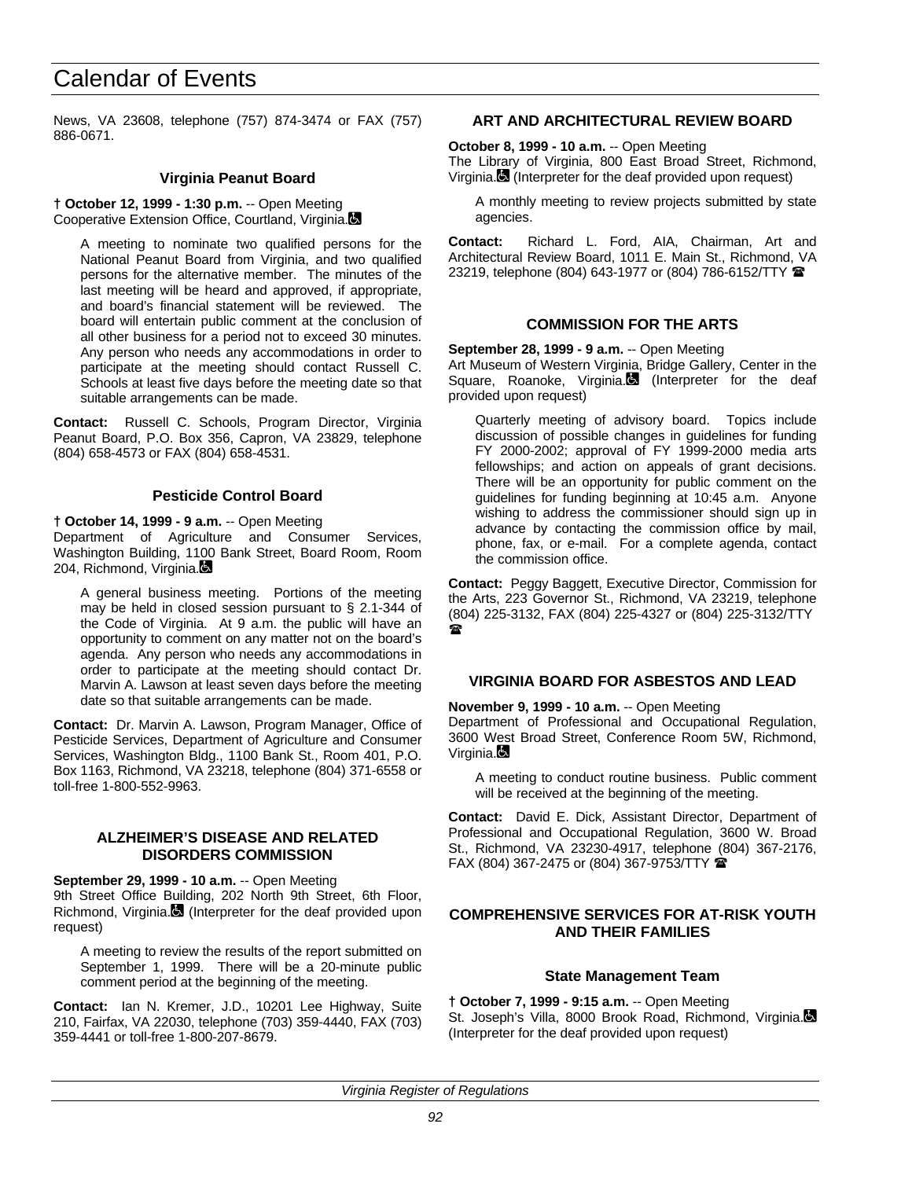News, VA 23608, telephone (757) 874-3474 or FAX (757) 886-0671.

### Virginia Peanut Board

**† October 12, 1999 - 1:30 p.m.** -- Open Meeting
Cooperative Extension Office, Courtland, Virginia.

> A meeting to nominate two qualified persons for the National Peanut Board from Virginia, and two qualified persons for the alternative member. The minutes of the last meeting will be heard and approved, if appropriate, and board's financial statement will be reviewed. The board will entertain public comment at the conclusion of all other business for a period not to exceed 30 minutes. Any person who needs any accommodations in order to participate at the meeting should contact Russell C. Schools at least five days before the meeting date so that suitable arrangements can be made.

**Contact:** Russell C. Schools, Program Director, Virginia Peanut Board, P.O. Box 356, Capron, VA 23829, telephone (804) 658-4573 or FAX (804) 658-4531.

### Pesticide Control Board

**† October 14, 1999 - 9 a.m.** -- Open Meeting
Department of Agriculture and Consumer Services, Washington Building, 1100 Bank Street, Board Room, Room 204, Richmond, Virginia.

> A general business meeting. Portions of the meeting may be held in closed session pursuant to § 2.1-344 of the Code of Virginia. At 9 a.m. the public will have an opportunity to comment on any matter not on the board's agenda. Any person who needs any accommodations in order to participate at the meeting should contact Dr. Marvin A. Lawson at least seven days before the meeting date so that suitable arrangements can be made.

**Contact:** Dr. Marvin A. Lawson, Program Manager, Office of Pesticide Services, Department of Agriculture and Consumer Services, Washington Bldg., 1100 Bank St., Room 401, P.O. Box 1163, Richmond, VA 23218, telephone (804) 371-6558 or toll-free 1-800-552-9963.

## ALZHEIMER'S DISEASE AND RELATED DISORDERS COMMISSION

**September 29, 1999 - 10 a.m.** -- Open Meeting
9th Street Office Building, 202 North 9th Street, 6th Floor, Richmond, Virginia. (Interpreter for the deaf provided upon request)

> A meeting to review the results of the report submitted on September 1, 1999. There will be a 20-minute public comment period at the beginning of the meeting.

**Contact:** Ian N. Kremer, J.D., 10201 Lee Highway, Suite 210, Fairfax, VA 22030, telephone (703) 359-4440, FAX (703) 359-4441 or toll-free 1-800-207-8679.

## ART AND ARCHITECTURAL REVIEW BOARD

**October 8, 1999 - 10 a.m.** -- Open Meeting
The Library of Virginia, 800 East Broad Street, Richmond, Virginia. (Interpreter for the deaf provided upon request)

> A monthly meeting to review projects submitted by state agencies.

**Contact:** Richard L. Ford, AIA, Chairman, Art and Architectural Review Board, 1011 E. Main St., Richmond, VA 23219, telephone (804) 643-1977 or (804) 786-6152/TTY ☎

## COMMISSION FOR THE ARTS

**September 28, 1999 - 9 a.m.** -- Open Meeting
Art Museum of Western Virginia, Bridge Gallery, Center in the Square, Roanoke, Virginia. (Interpreter for the deaf provided upon request)

> Quarterly meeting of advisory board. Topics include discussion of possible changes in guidelines for funding FY 2000-2002; approval of FY 1999-2000 media arts fellowships; and action on appeals of grant decisions. There will be an opportunity for public comment on the guidelines for funding beginning at 10:45 a.m. Anyone wishing to address the commissioner should sign up in advance by contacting the commission office by mail, phone, fax, or e-mail. For a complete agenda, contact the commission office.

**Contact:** Peggy Baggett, Executive Director, Commission for the Arts, 223 Governor St., Richmond, VA 23219, telephone (804) 225-3132, FAX (804) 225-4327 or (804) 225-3132/TTY ☎

## VIRGINIA BOARD FOR ASBESTOS AND LEAD

**November 9, 1999 - 10 a.m.** -- Open Meeting
Department of Professional and Occupational Regulation, 3600 West Broad Street, Conference Room 5W, Richmond, Virginia.

> A meeting to conduct routine business. Public comment will be received at the beginning of the meeting.

**Contact:** David E. Dick, Assistant Director, Department of Professional and Occupational Regulation, 3600 W. Broad St., Richmond, VA 23230-4917, telephone (804) 367-2176, FAX (804) 367-2475 or (804) 367-9753/TTY ☎

## COMPREHENSIVE SERVICES FOR AT-RISK YOUTH AND THEIR FAMILIES

### State Management Team

**† October 7, 1999 - 9:15 a.m.** -- Open Meeting
St. Joseph's Villa, 8000 Brook Road, Richmond, Virginia. (Interpreter for the deaf provided upon request)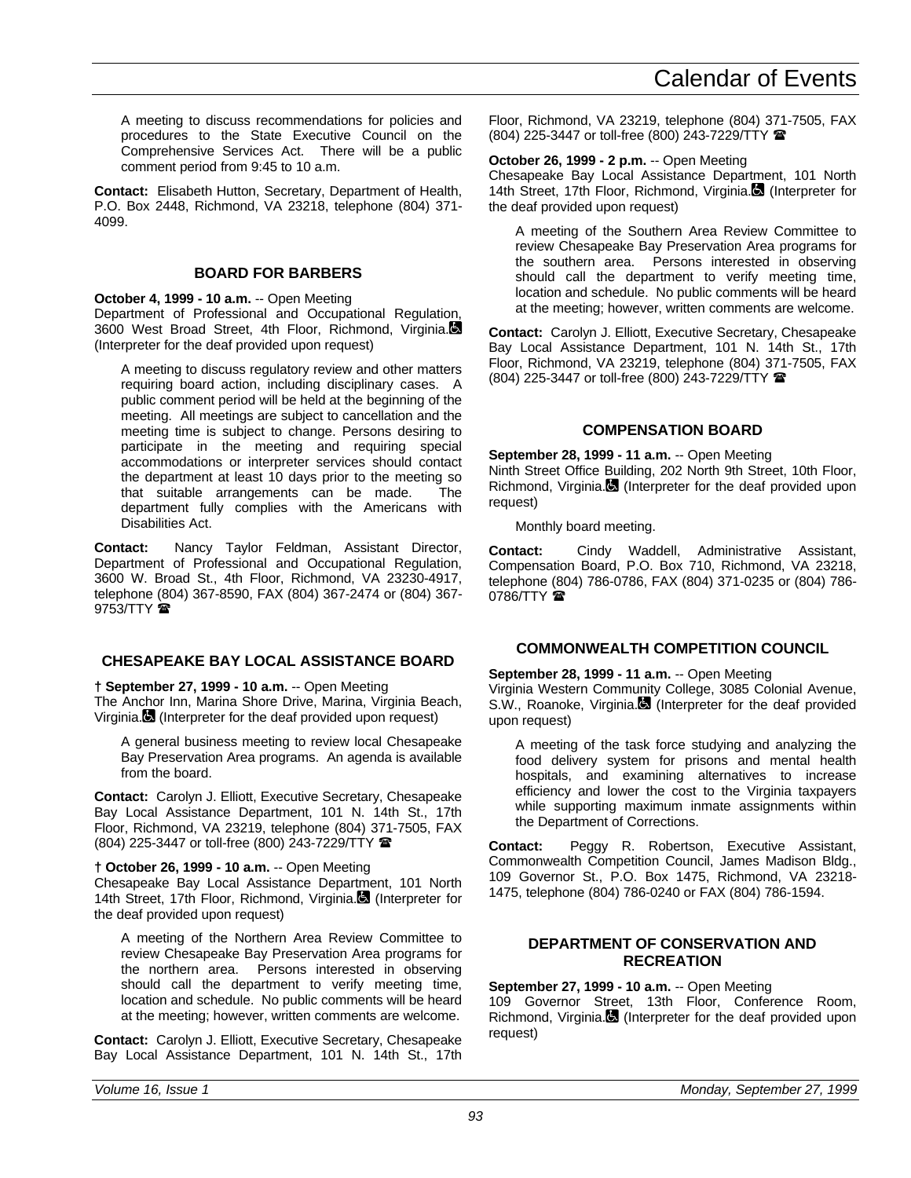A meeting to discuss recommendations for policies and procedures to the State Executive Council on the Comprehensive Services Act. There will be a public comment period from 9:45 to 10 a.m.

**Contact:** Elisabeth Hutton, Secretary, Department of Health, P.O. Box 2448, Richmond, VA 23218, telephone (804) 371-4099.

### BOARD FOR BARBERS

**October 4, 1999 - 10 a.m.** -- Open Meeting
Department of Professional and Occupational Regulation, 3600 West Broad Street, 4th Floor, Richmond, Virginia. (Interpreter for the deaf provided upon request)

A meeting to discuss regulatory review and other matters requiring board action, including disciplinary cases. A public comment period will be held at the beginning of the meeting. All meetings are subject to cancellation and the meeting time is subject to change. Persons desiring to participate in the meeting and requiring special accommodations or interpreter services should contact the department at least 10 days prior to the meeting so that suitable arrangements can be made. The department fully complies with the Americans with Disabilities Act.

**Contact:** Nancy Taylor Feldman, Assistant Director, Department of Professional and Occupational Regulation, 3600 W. Broad St., 4th Floor, Richmond, VA 23230-4917, telephone (804) 367-8590, FAX (804) 367-2474 or (804) 367-9753/TTY ☎

### CHESAPEAKE BAY LOCAL ASSISTANCE BOARD

**† September 27, 1999 - 10 a.m.** -- Open Meeting
The Anchor Inn, Marina Shore Drive, Marina, Virginia Beach, Virginia. (Interpreter for the deaf provided upon request)

A general business meeting to review local Chesapeake Bay Preservation Area programs. An agenda is available from the board.

**Contact:** Carolyn J. Elliott, Executive Secretary, Chesapeake Bay Local Assistance Department, 101 N. 14th St., 17th Floor, Richmond, VA 23219, telephone (804) 371-7505, FAX (804) 225-3447 or toll-free (800) 243-7229/TTY ☎

**† October 26, 1999 - 10 a.m.** -- Open Meeting
Chesapeake Bay Local Assistance Department, 101 North 14th Street, 17th Floor, Richmond, Virginia. (Interpreter for the deaf provided upon request)

A meeting of the Northern Area Review Committee to review Chesapeake Bay Preservation Area programs for the northern area. Persons interested in observing should call the department to verify meeting time, location and schedule. No public comments will be heard at the meeting; however, written comments are welcome.

**Contact:** Carolyn J. Elliott, Executive Secretary, Chesapeake Bay Local Assistance Department, 101 N. 14th St., 17th Floor, Richmond, VA 23219, telephone (804) 371-7505, FAX (804) 225-3447 or toll-free (800) 243-7229/TTY ☎

**October 26, 1999 - 2 p.m.** -- Open Meeting
Chesapeake Bay Local Assistance Department, 101 North 14th Street, 17th Floor, Richmond, Virginia. (Interpreter for the deaf provided upon request)

A meeting of the Southern Area Review Committee to review Chesapeake Bay Preservation Area programs for the southern area. Persons interested in observing should call the department to verify meeting time, location and schedule. No public comments will be heard at the meeting; however, written comments are welcome.

**Contact:** Carolyn J. Elliott, Executive Secretary, Chesapeake Bay Local Assistance Department, 101 N. 14th St., 17th Floor, Richmond, VA 23219, telephone (804) 371-7505, FAX (804) 225-3447 or toll-free (800) 243-7229/TTY ☎

### COMPENSATION BOARD

**September 28, 1999 - 11 a.m.** -- Open Meeting
Ninth Street Office Building, 202 North 9th Street, 10th Floor, Richmond, Virginia. (Interpreter for the deaf provided upon request)

Monthly board meeting.

**Contact:** Cindy Waddell, Administrative Assistant, Compensation Board, P.O. Box 710, Richmond, VA 23218, telephone (804) 786-0786, FAX (804) 371-0235 or (804) 786-0786/TTY ☎

### COMMONWEALTH COMPETITION COUNCIL

**September 28, 1999 - 11 a.m.** -- Open Meeting
Virginia Western Community College, 3085 Colonial Avenue, S.W., Roanoke, Virginia. (Interpreter for the deaf provided upon request)

A meeting of the task force studying and analyzing the food delivery system for prisons and mental health hospitals, and examining alternatives to increase efficiency and lower the cost to the Virginia taxpayers while supporting maximum inmate assignments within the Department of Corrections.

**Contact:** Peggy R. Robertson, Executive Assistant, Commonwealth Competition Council, James Madison Bldg., 109 Governor St., P.O. Box 1475, Richmond, VA 23218-1475, telephone (804) 786-0240 or FAX (804) 786-1594.

### DEPARTMENT OF CONSERVATION AND RECREATION

**September 27, 1999 - 10 a.m.** -- Open Meeting
109 Governor Street, 13th Floor, Conference Room, Richmond, Virginia. (Interpreter for the deaf provided upon request)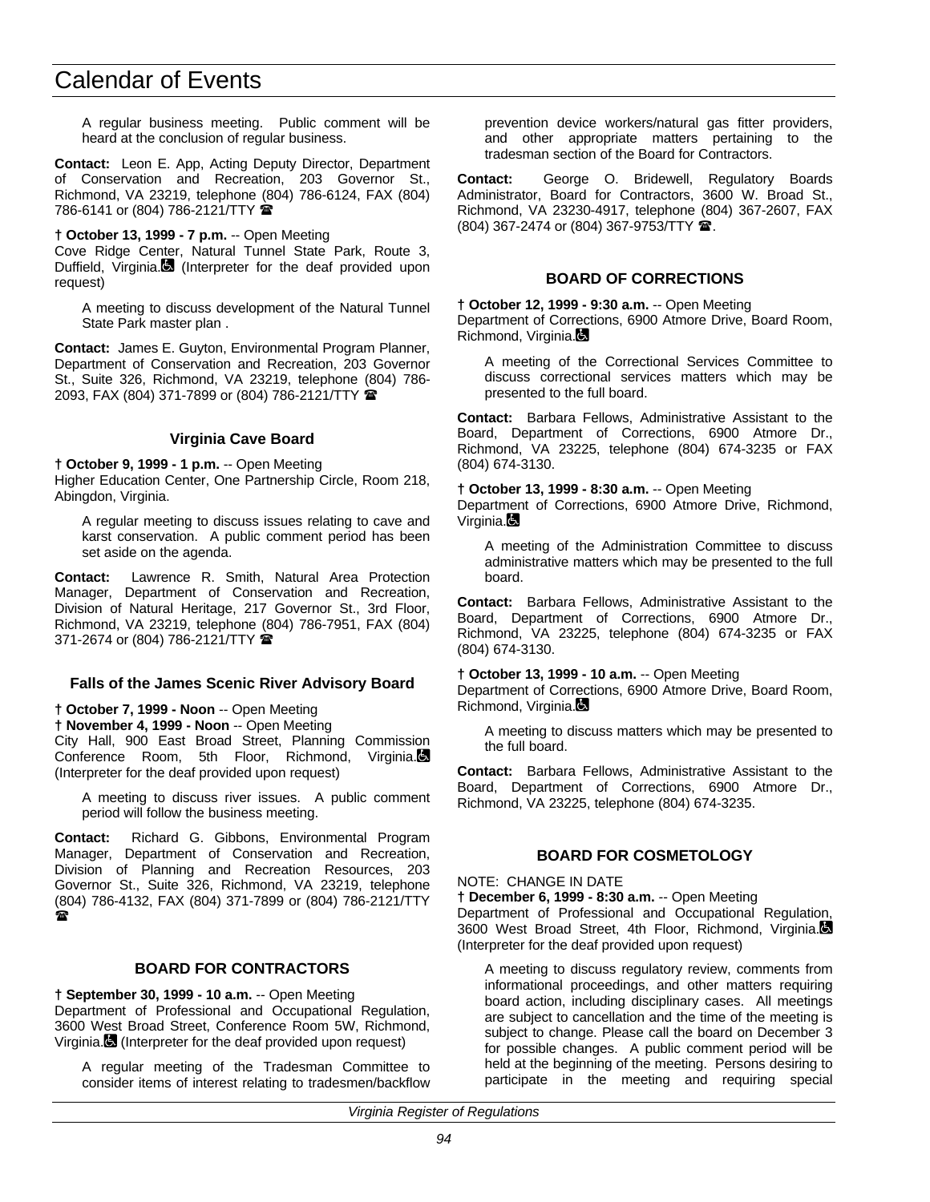A regular business meeting. Public comment will be heard at the conclusion of regular business.

**Contact:** Leon E. App, Acting Deputy Director, Department of Conservation and Recreation, 203 Governor St., Richmond, VA 23219, telephone (804) 786-6124, FAX (804) 786-6141 or (804) 786-2121/TTY ☎

**† October 13, 1999 - 7 p.m.** -- Open Meeting
Cove Ridge Center, Natural Tunnel State Park, Route 3, Duffield, Virginia. (Interpreter for the deaf provided upon request)

A meeting to discuss development of the Natural Tunnel State Park master plan .

**Contact:** James E. Guyton, Environmental Program Planner, Department of Conservation and Recreation, 203 Governor St., Suite 326, Richmond, VA 23219, telephone (804) 786-2093, FAX (804) 371-7899 or (804) 786-2121/TTY ☎

### Virginia Cave Board

**† October 9, 1999 - 1 p.m.** -- Open Meeting
Higher Education Center, One Partnership Circle, Room 218, Abingdon, Virginia.

A regular meeting to discuss issues relating to cave and karst conservation. A public comment period has been set aside on the agenda.

**Contact:** Lawrence R. Smith, Natural Area Protection Manager, Department of Conservation and Recreation, Division of Natural Heritage, 217 Governor St., 3rd Floor, Richmond, VA 23219, telephone (804) 786-7951, FAX (804) 371-2674 or (804) 786-2121/TTY ☎

### Falls of the James Scenic River Advisory Board

**† October 7, 1999 - Noon** -- Open Meeting
**† November 4, 1999 - Noon** -- Open Meeting
City Hall, 900 East Broad Street, Planning Commission Conference Room, 5th Floor, Richmond, Virginia. (Interpreter for the deaf provided upon request)

A meeting to discuss river issues. A public comment period will follow the business meeting.

**Contact:** Richard G. Gibbons, Environmental Program Manager, Department of Conservation and Recreation, Division of Planning and Recreation Resources, 203 Governor St., Suite 326, Richmond, VA 23219, telephone (804) 786-4132, FAX (804) 371-7899 or (804) 786-2121/TTY ☎

## BOARD FOR CONTRACTORS

**† September 30, 1999 - 10 a.m.** -- Open Meeting
Department of Professional and Occupational Regulation, 3600 West Broad Street, Conference Room 5W, Richmond, Virginia. (Interpreter for the deaf provided upon request)

A regular meeting of the Tradesman Committee to consider items of interest relating to tradesmen/backflow prevention device workers/natural gas fitter providers, and other appropriate matters pertaining to the tradesman section of the Board for Contractors.

**Contact:** George O. Bridewell, Regulatory Boards Administrator, Board for Contractors, 3600 W. Broad St., Richmond, VA 23230-4917, telephone (804) 367-2607, FAX (804) 367-2474 or (804) 367-9753/TTY ☎.

## BOARD OF CORRECTIONS

**† October 12, 1999 - 9:30 a.m.** -- Open Meeting
Department of Corrections, 6900 Atmore Drive, Board Room, Richmond, Virginia.

A meeting of the Correctional Services Committee to discuss correctional services matters which may be presented to the full board.

**Contact:** Barbara Fellows, Administrative Assistant to the Board, Department of Corrections, 6900 Atmore Dr., Richmond, VA 23225, telephone (804) 674-3235 or FAX (804) 674-3130.

**† October 13, 1999 - 8:30 a.m.** -- Open Meeting
Department of Corrections, 6900 Atmore Drive, Richmond, Virginia.

A meeting of the Administration Committee to discuss administrative matters which may be presented to the full board.

**Contact:** Barbara Fellows, Administrative Assistant to the Board, Department of Corrections, 6900 Atmore Dr., Richmond, VA 23225, telephone (804) 674-3235 or FAX (804) 674-3130.

**† October 13, 1999 - 10 a.m.** -- Open Meeting
Department of Corrections, 6900 Atmore Drive, Board Room, Richmond, Virginia.

A meeting to discuss matters which may be presented to the full board.

**Contact:** Barbara Fellows, Administrative Assistant to the Board, Department of Corrections, 6900 Atmore Dr., Richmond, VA 23225, telephone (804) 674-3235.

## BOARD FOR COSMETOLOGY

NOTE: CHANGE IN DATE
**† December 6, 1999 - 8:30 a.m.** -- Open Meeting
Department of Professional and Occupational Regulation, 3600 West Broad Street, 4th Floor, Richmond, Virginia. (Interpreter for the deaf provided upon request)

A meeting to discuss regulatory review, comments from informational proceedings, and other matters requiring board action, including disciplinary cases. All meetings are subject to cancellation and the time of the meeting is subject to change. Please call the board on December 3 for possible changes. A public comment period will be held at the beginning of the meeting. Persons desiring to participate in the meeting and requiring special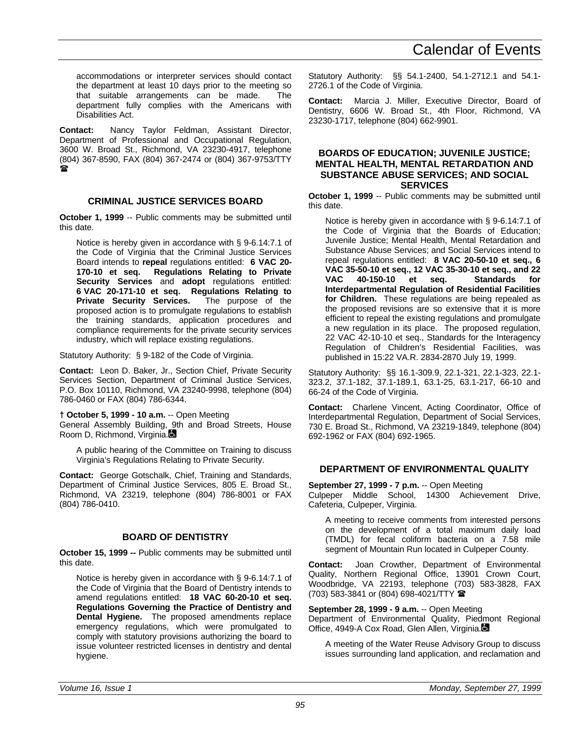accommodations or interpreter services should contact the department at least 10 days prior to the meeting so that suitable arrangements can be made. The department fully complies with the Americans with Disabilities Act.

**Contact:** Nancy Taylor Feldman, Assistant Director, Department of Professional and Occupational Regulation, 3600 W. Broad St., Richmond, VA 23230-4917, telephone (804) 367-8590, FAX (804) 367-2474 or (804) 367-9753/TTY ☎

### CRIMINAL JUSTICE SERVICES BOARD

**October 1, 1999** -- Public comments may be submitted until this date.

Notice is hereby given in accordance with § 9-6.14:7.1 of the Code of Virginia that the Criminal Justice Services Board intends to **repeal** regulations entitled: **6 VAC 20-170-10 et seq. Regulations Relating to Private Security Services** and **adopt** regulations entitled: **6 VAC 20-171-10 et seq. Regulations Relating to Private Security Services.** The purpose of the proposed action is to promulgate regulations to establish the training standards, application procedures and compliance requirements for the private security services industry, which will replace existing regulations.

Statutory Authority: § 9-182 of the Code of Virginia.

**Contact:** Leon D. Baker, Jr., Section Chief, Private Security Services Section, Department of Criminal Justice Services, P.O. Box 10110, Richmond, VA 23240-9998, telephone (804) 786-0460 or FAX (804) 786-6344.

**† October 5, 1999 - 10 a.m.** -- Open Meeting
General Assembly Building, 9th and Broad Streets, House Room D, Richmond, Virginia. ♿

A public hearing of the Committee on Training to discuss Virginia's Regulations Relating to Private Security.

**Contact:** George Gotschalk, Chief, Training and Standards, Department of Criminal Justice Services, 805 E. Broad St., Richmond, VA 23219, telephone (804) 786-8001 or FAX (804) 786-0410.

### BOARD OF DENTISTRY

**October 15, 1999 --** Public comments may be submitted until this date.

Notice is hereby given in accordance with § 9-6.14:7.1 of the Code of Virginia that the Board of Dentistry intends to amend regulations entitled: **18 VAC 60-20-10 et seq. Regulations Governing the Practice of Dentistry and Dental Hygiene.** The proposed amendments replace emergency regulations, which were promulgated to comply with statutory provisions authorizing the board to issue volunteer restricted licenses in dentistry and dental hygiene.

Statutory Authority: §§ 54.1-2400, 54.1-2712.1 and 54.1-2726.1 of the Code of Virginia.

**Contact:** Marcia J. Miller, Executive Director, Board of Dentistry, 6606 W. Broad St., 4th Floor, Richmond, VA 23230-1717, telephone (804) 662-9901.

### BOARDS OF EDUCATION; JUVENILE JUSTICE; MENTAL HEALTH, MENTAL RETARDATION AND SUBSTANCE ABUSE SERVICES; AND SOCIAL SERVICES

**October 1, 1999** -- Public comments may be submitted until this date.

Notice is hereby given in accordance with § 9-6.14:7.1 of the Code of Virginia that the Boards of Education; Juvenile Justice; Mental Health, Mental Retardation and Substance Abuse Services; and Social Services intend to repeal regulations entitled: **8 VAC 20-50-10 et seq., 6 VAC 35-50-10 et seq., 12 VAC 35-30-10 et seq., and 22 VAC 40-150-10 et seq. Standards for Interdepartmental Regulation of Residential Facilities for Children.** These regulations are being repealed as the proposed revisions are so extensive that it is more efficient to repeal the existing regulations and promulgate a new regulation in its place. The proposed regulation, 22 VAC 42-10-10 et seq., Standards for the Interagency Regulation of Children's Residential Facilities, was published in 15:22 VA.R. 2834-2870 July 19, 1999.

Statutory Authority: §§ 16.1-309.9, 22.1-321, 22.1-323, 22.1-323.2, 37.1-182, 37.1-189.1, 63.1-25, 63.1-217, 66-10 and 66-24 of the Code of Virginia.

**Contact:** Charlene Vincent, Acting Coordinator, Office of Interdepartmental Regulation, Department of Social Services, 730 E. Broad St., Richmond, VA 23219-1849, telephone (804) 692-1962 or FAX (804) 692-1965.

### DEPARTMENT OF ENVIRONMENTAL QUALITY

**September 27, 1999 - 7 p.m.** -- Open Meeting
Culpeper Middle School, 14300 Achievement Drive, Cafeteria, Culpeper, Virginia.

A meeting to receive comments from interested persons on the development of a total maximum daily load (TMDL) for fecal coliform bacteria on a 7.58 mile segment of Mountain Run located in Culpeper County.

**Contact:** Joan Crowther, Department of Environmental Quality, Northern Regional Office, 13901 Crown Court, Woodbridge, VA 22193, telephone (703) 583-3828, FAX (703) 583-3841 or (804) 698-4021/TTY ☎

**September 28, 1999 - 9 a.m.** -- Open Meeting
Department of Environmental Quality, Piedmont Regional Office, 4949-A Cox Road, Glen Allen, Virginia. ♿

A meeting of the Water Reuse Advisory Group to discuss issues surrounding land application, and reclamation and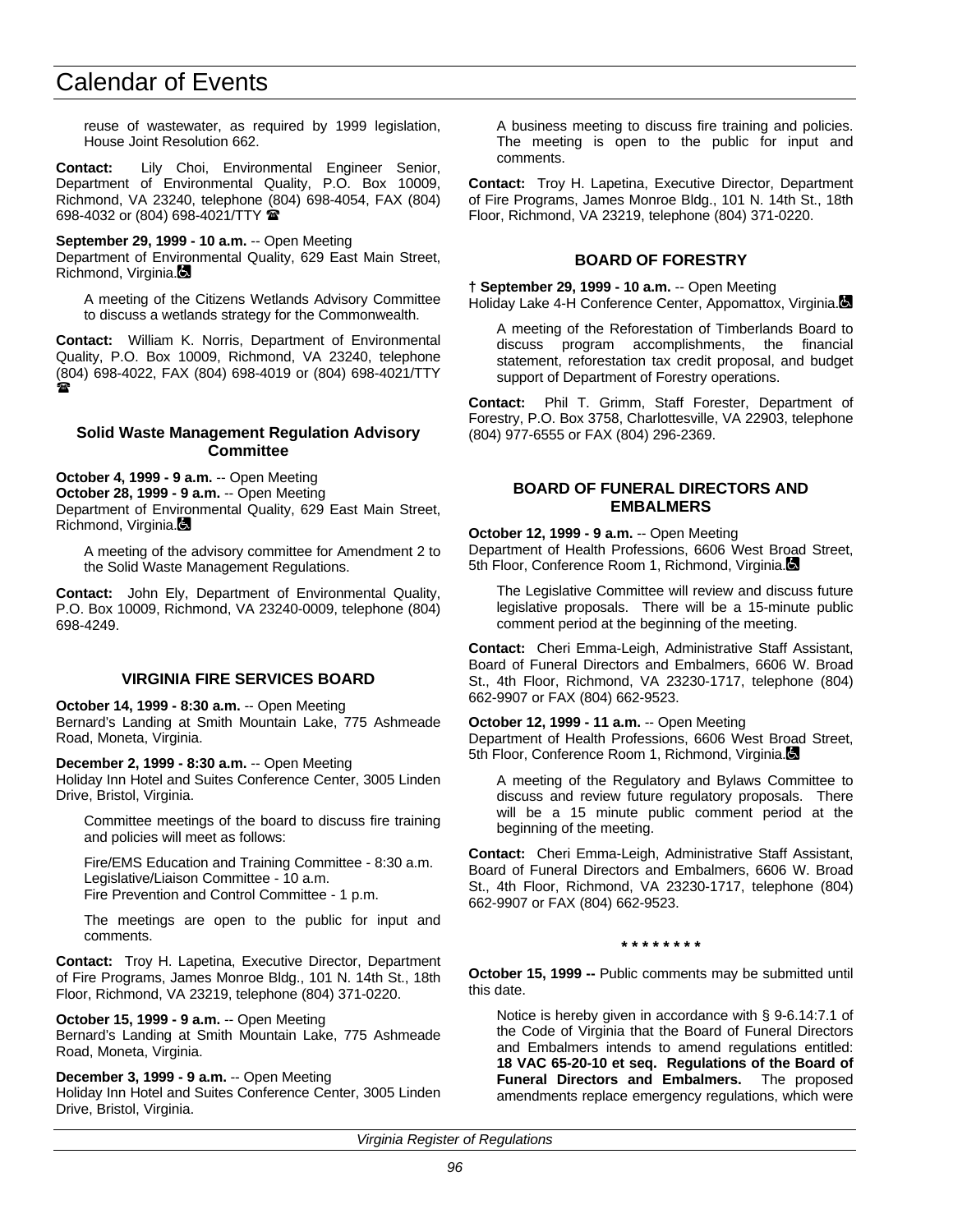reuse of wastewater, as required by 1999 legislation, House Joint Resolution 662.

**Contact:** Lily Choi, Environmental Engineer Senior, Department of Environmental Quality, P.O. Box 10009, Richmond, VA 23240, telephone (804) 698-4054, FAX (804) 698-4032 or (804) 698-4021/TTY ☎

**September 29, 1999 - 10 a.m.** -- Open Meeting
Department of Environmental Quality, 629 East Main Street, Richmond, Virginia.♿

A meeting of the Citizens Wetlands Advisory Committee to discuss a wetlands strategy for the Commonwealth.

**Contact:** William K. Norris, Department of Environmental Quality, P.O. Box 10009, Richmond, VA 23240, telephone (804) 698-4022, FAX (804) 698-4019 or (804) 698-4021/TTY ☎

### Solid Waste Management Regulation Advisory Committee

**October 4, 1999 - 9 a.m.** -- Open Meeting
**October 28, 1999 - 9 a.m.** -- Open Meeting
Department of Environmental Quality, 629 East Main Street, Richmond, Virginia.♿

A meeting of the advisory committee for Amendment 2 to the Solid Waste Management Regulations.

**Contact:** John Ely, Department of Environmental Quality, P.O. Box 10009, Richmond, VA 23240-0009, telephone (804) 698-4249.

## VIRGINIA FIRE SERVICES BOARD

**October 14, 1999 - 8:30 a.m.** -- Open Meeting
Bernard's Landing at Smith Mountain Lake, 775 Ashmeade Road, Moneta, Virginia.

**December 2, 1999 - 8:30 a.m.** -- Open Meeting
Holiday Inn Hotel and Suites Conference Center, 3005 Linden Drive, Bristol, Virginia.

Committee meetings of the board to discuss fire training and policies will meet as follows:

Fire/EMS Education and Training Committee - 8:30 a.m.
Legislative/Liaison Committee - 10 a.m.
Fire Prevention and Control Committee - 1 p.m.

The meetings are open to the public for input and comments.

**Contact:** Troy H. Lapetina, Executive Director, Department of Fire Programs, James Monroe Bldg., 101 N. 14th St., 18th Floor, Richmond, VA 23219, telephone (804) 371-0220.

**October 15, 1999 - 9 a.m.** -- Open Meeting
Bernard's Landing at Smith Mountain Lake, 775 Ashmeade Road, Moneta, Virginia.

**December 3, 1999 - 9 a.m.** -- Open Meeting
Holiday Inn Hotel and Suites Conference Center, 3005 Linden Drive, Bristol, Virginia.

A business meeting to discuss fire training and policies. The meeting is open to the public for input and comments.

**Contact:** Troy H. Lapetina, Executive Director, Department of Fire Programs, James Monroe Bldg., 101 N. 14th St., 18th Floor, Richmond, VA 23219, telephone (804) 371-0220.

## BOARD OF FORESTRY

**† September 29, 1999 - 10 a.m.** -- Open Meeting
Holiday Lake 4-H Conference Center, Appomattox, Virginia.♿

A meeting of the Reforestation of Timberlands Board to discuss program accomplishments, the financial statement, reforestation tax credit proposal, and budget support of Department of Forestry operations.

**Contact:** Phil T. Grimm, Staff Forester, Department of Forestry, P.O. Box 3758, Charlottesville, VA 22903, telephone (804) 977-6555 or FAX (804) 296-2369.

## BOARD OF FUNERAL DIRECTORS AND EMBALMERS

**October 12, 1999 - 9 a.m.** -- Open Meeting
Department of Health Professions, 6606 West Broad Street, 5th Floor, Conference Room 1, Richmond, Virginia.♿

The Legislative Committee will review and discuss future legislative proposals. There will be a 15-minute public comment period at the beginning of the meeting.

**Contact:** Cheri Emma-Leigh, Administrative Staff Assistant, Board of Funeral Directors and Embalmers, 6606 W. Broad St., 4th Floor, Richmond, VA 23230-1717, telephone (804) 662-9907 or FAX (804) 662-9523.

**October 12, 1999 - 11 a.m.** -- Open Meeting
Department of Health Professions, 6606 West Broad Street, 5th Floor, Conference Room 1, Richmond, Virginia.♿

A meeting of the Regulatory and Bylaws Committee to discuss and review future regulatory proposals. There will be a 15 minute public comment period at the beginning of the meeting.

**Contact:** Cheri Emma-Leigh, Administrative Staff Assistant, Board of Funeral Directors and Embalmers, 6606 W. Broad St., 4th Floor, Richmond, VA 23230-1717, telephone (804) 662-9907 or FAX (804) 662-9523.

**\* \* \* \* \* \* \* \***

**October 15, 1999 --** Public comments may be submitted until this date.

Notice is hereby given in accordance with § 9-6.14:7.1 of the Code of Virginia that the Board of Funeral Directors and Embalmers intends to amend regulations entitled: **18 VAC 65-20-10 et seq. Regulations of the Board of Funeral Directors and Embalmers.** The proposed amendments replace emergency regulations, which were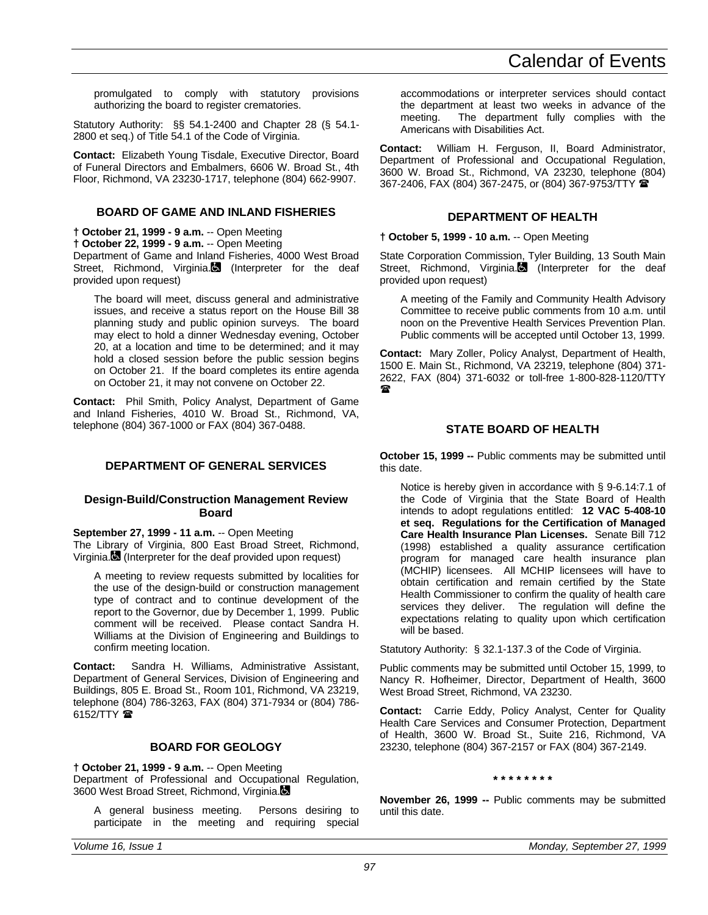promulgated to comply with statutory provisions authorizing the board to register crematories.

Statutory Authority: §§ 54.1-2400 and Chapter 28 (§ 54.1-2800 et seq.) of Title 54.1 of the Code of Virginia.

**Contact:** Elizabeth Young Tisdale, Executive Director, Board of Funeral Directors and Embalmers, 6606 W. Broad St., 4th Floor, Richmond, VA 23230-1717, telephone (804) 662-9907.

### BOARD OF GAME AND INLAND FISHERIES

**† October 21, 1999 - 9 a.m.** -- Open Meeting
**† October 22, 1999 - 9 a.m.** -- Open Meeting
Department of Game and Inland Fisheries, 4000 West Broad Street, Richmond, Virginia. (Interpreter for the deaf provided upon request)

The board will meet, discuss general and administrative issues, and receive a status report on the House Bill 38 planning study and public opinion surveys. The board may elect to hold a dinner Wednesday evening, October 20, at a location and time to be determined; and it may hold a closed session before the public session begins on October 21. If the board completes its entire agenda on October 21, it may not convene on October 22.

**Contact:** Phil Smith, Policy Analyst, Department of Game and Inland Fisheries, 4010 W. Broad St., Richmond, VA, telephone (804) 367-1000 or FAX (804) 367-0488.

### DEPARTMENT OF GENERAL SERVICES

#### Design-Build/Construction Management Review Board

**September 27, 1999 - 11 a.m.** -- Open Meeting
The Library of Virginia, 800 East Broad Street, Richmond, Virginia. (Interpreter for the deaf provided upon request)

A meeting to review requests submitted by localities for the use of the design-build or construction management type of contract and to continue development of the report to the Governor, due by December 1, 1999. Public comment will be received. Please contact Sandra H. Williams at the Division of Engineering and Buildings to confirm meeting location.

**Contact:** Sandra H. Williams, Administrative Assistant, Department of General Services, Division of Engineering and Buildings, 805 E. Broad St., Room 101, Richmond, VA 23219, telephone (804) 786-3263, FAX (804) 371-7934 or (804) 786-6152/TTY ☎

### BOARD FOR GEOLOGY

**† October 21, 1999 - 9 a.m.** -- Open Meeting
Department of Professional and Occupational Regulation, 3600 West Broad Street, Richmond, Virginia.

A general business meeting. Persons desiring to participate in the meeting and requiring special accommodations or interpreter services should contact the department at least two weeks in advance of the meeting. The department fully complies with the Americans with Disabilities Act.

**Contact:** William H. Ferguson, II, Board Administrator, Department of Professional and Occupational Regulation, 3600 W. Broad St., Richmond, VA 23230, telephone (804) 367-2406, FAX (804) 367-2475, or (804) 367-9753/TTY ☎

### DEPARTMENT OF HEALTH

**† October 5, 1999 - 10 a.m.** -- Open Meeting

State Corporation Commission, Tyler Building, 13 South Main Street, Richmond, Virginia. (Interpreter for the deaf provided upon request)

A meeting of the Family and Community Health Advisory Committee to receive public comments from 10 a.m. until noon on the Preventive Health Services Prevention Plan. Public comments will be accepted until October 13, 1999.

**Contact:** Mary Zoller, Policy Analyst, Department of Health, 1500 E. Main St., Richmond, VA 23219, telephone (804) 371-2622, FAX (804) 371-6032 or toll-free 1-800-828-1120/TTY ☎

### STATE BOARD OF HEALTH

**October 15, 1999 --** Public comments may be submitted until this date.

Notice is hereby given in accordance with § 9-6.14:7.1 of the Code of Virginia that the State Board of Health intends to adopt regulations entitled: **12 VAC 5-408-10 et seq. Regulations for the Certification of Managed Care Health Insurance Plan Licenses.** Senate Bill 712 (1998) established a quality assurance certification program for managed care health insurance plan (MCHIP) licensees. All MCHIP licensees will have to obtain certification and remain certified by the State Health Commissioner to confirm the quality of health care services they deliver. The regulation will define the expectations relating to quality upon which certification will be based.

Statutory Authority: § 32.1-137.3 of the Code of Virginia.

Public comments may be submitted until October 15, 1999, to Nancy R. Hofheimer, Director, Department of Health, 3600 West Broad Street, Richmond, VA 23230.

**Contact:** Carrie Eddy, Policy Analyst, Center for Quality Health Care Services and Consumer Protection, Department of Health, 3600 W. Broad St., Suite 216, Richmond, VA 23230, telephone (804) 367-2157 or FAX (804) 367-2149.

\* \* \* \* \* \* \* \*

**November 26, 1999 --** Public comments may be submitted until this date.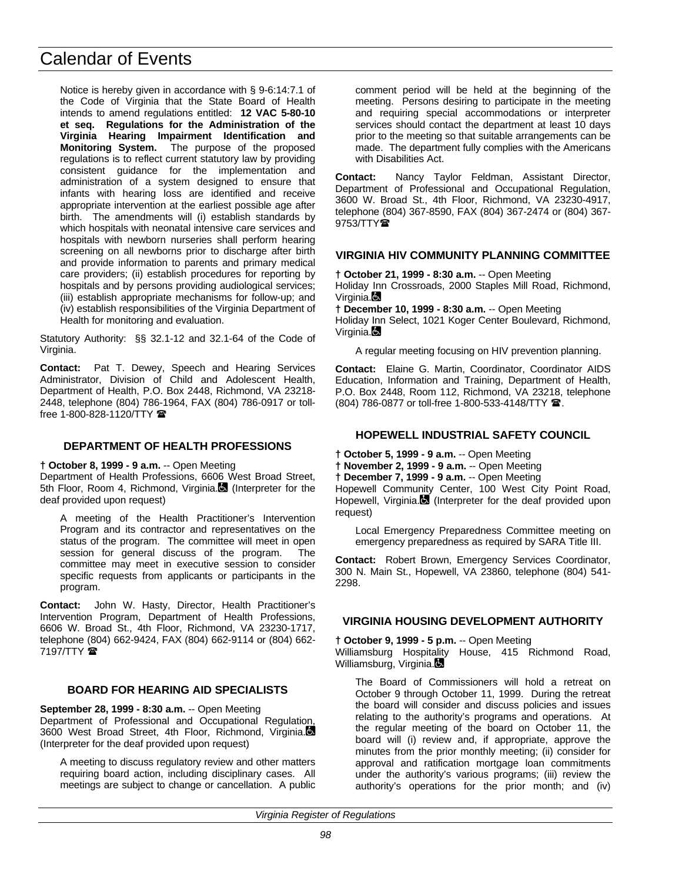Notice is hereby given in accordance with § 9-6:14:7.1 of the Code of Virginia that the State Board of Health intends to amend regulations entitled: **12 VAC 5-80-10 et seq. Regulations for the Administration of the Virginia Hearing Impairment Identification and Monitoring System.** The purpose of the proposed regulations is to reflect current statutory law by providing consistent guidance for the implementation and administration of a system designed to ensure that infants with hearing loss are identified and receive appropriate intervention at the earliest possible age after birth. The amendments will (i) establish standards by which hospitals with neonatal intensive care services and hospitals with newborn nurseries shall perform hearing screening on all newborns prior to discharge after birth and provide information to parents and primary medical care providers; (ii) establish procedures for reporting by hospitals and by persons providing audiological services; (iii) establish appropriate mechanisms for follow-up; and (iv) establish responsibilities of the Virginia Department of Health for monitoring and evaluation.

Statutory Authority: §§ 32.1-12 and 32.1-64 of the Code of Virginia.

**Contact:** Pat T. Dewey, Speech and Hearing Services Administrator, Division of Child and Adolescent Health, Department of Health, P.O. Box 2448, Richmond, VA 23218-2448, telephone (804) 786-1964, FAX (804) 786-0917 or toll-free 1-800-828-1120/TTY ☎

### DEPARTMENT OF HEALTH PROFESSIONS

**† October 8, 1999 - 9 a.m.** -- Open Meeting
Department of Health Professions, 6606 West Broad Street, 5th Floor, Room 4, Richmond, Virginia. (Interpreter for the deaf provided upon request)

A meeting of the Health Practitioner's Intervention Program and its contractor and representatives on the status of the program. The committee will meet in open session for general discuss of the program. The committee may meet in executive session to consider specific requests from applicants or participants in the program.

**Contact:** John W. Hasty, Director, Health Practitioner's Intervention Program, Department of Health Professions, 6606 W. Broad St., 4th Floor, Richmond, VA 23230-1717, telephone (804) 662-9424, FAX (804) 662-9114 or (804) 662-7197/TTY ☎

### BOARD FOR HEARING AID SPECIALISTS

**September 28, 1999 - 8:30 a.m.** -- Open Meeting
Department of Professional and Occupational Regulation, 3600 West Broad Street, 4th Floor, Richmond, Virginia. (Interpreter for the deaf provided upon request)

A meeting to discuss regulatory review and other matters requiring board action, including disciplinary cases. All meetings are subject to change or cancellation. A public comment period will be held at the beginning of the meeting. Persons desiring to participate in the meeting and requiring special accommodations or interpreter services should contact the department at least 10 days prior to the meeting so that suitable arrangements can be made. The department fully complies with the Americans with Disabilities Act.

**Contact:** Nancy Taylor Feldman, Assistant Director, Department of Professional and Occupational Regulation, 3600 W. Broad St., 4th Floor, Richmond, VA 23230-4917, telephone (804) 367-8590, FAX (804) 367-2474 or (804) 367-9753/TTY☎

### VIRGINIA HIV COMMUNITY PLANNING COMMITTEE

**† October 21, 1999 - 8:30 a.m.** -- Open Meeting
Holiday Inn Crossroads, 2000 Staples Mill Road, Richmond, Virginia.

**† December 10, 1999 - 8:30 a.m.** -- Open Meeting
Holiday Inn Select, 1021 Koger Center Boulevard, Richmond, Virginia.

A regular meeting focusing on HIV prevention planning.

**Contact:** Elaine G. Martin, Coordinator, Coordinator AIDS Education, Information and Training, Department of Health, P.O. Box 2448, Room 112, Richmond, VA 23218, telephone (804) 786-0877 or toll-free 1-800-533-4148/TTY ☎.

### HOPEWELL INDUSTRIAL SAFETY COUNCIL

**† October 5, 1999 - 9 a.m.** -- Open Meeting
**† November 2, 1999 - 9 a.m.** -- Open Meeting
**† December 7, 1999 - 9 a.m.** -- Open Meeting
Hopewell Community Center, 100 West City Point Road, Hopewell, Virginia. (Interpreter for the deaf provided upon request)

Local Emergency Preparedness Committee meeting on emergency preparedness as required by SARA Title III.

**Contact:** Robert Brown, Emergency Services Coordinator, 300 N. Main St., Hopewell, VA 23860, telephone (804) 541-2298.

### VIRGINIA HOUSING DEVELOPMENT AUTHORITY

**† October 9, 1999 - 5 p.m.** -- Open Meeting
Williamsburg Hospitality House, 415 Richmond Road, Williamsburg, Virginia.

The Board of Commissioners will hold a retreat on October 9 through October 11, 1999. During the retreat the board will consider and discuss policies and issues relating to the authority's programs and operations. At the regular meeting of the board on October 11, the board will (i) review and, if appropriate, approve the minutes from the prior monthly meeting; (ii) consider for approval and ratification mortgage loan commitments under the authority's various programs; (iii) review the authority's operations for the prior month; and (iv)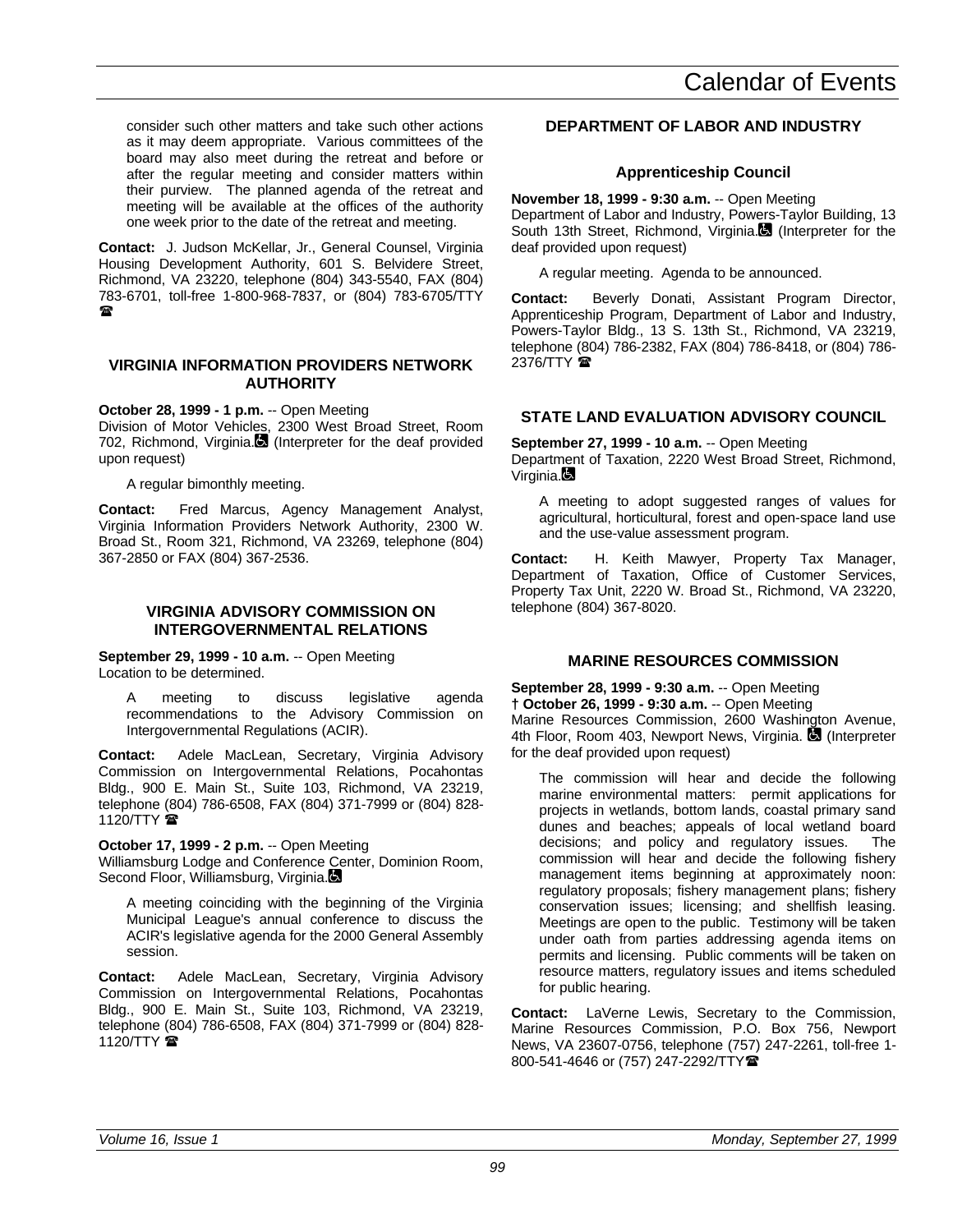consider such other matters and take such other actions as it may deem appropriate. Various committees of the board may also meet during the retreat and before or after the regular meeting and consider matters within their purview. The planned agenda of the retreat and meeting will be available at the offices of the authority one week prior to the date of the retreat and meeting.

**Contact:** J. Judson McKellar, Jr., General Counsel, Virginia Housing Development Authority, 601 S. Belvidere Street, Richmond, VA 23220, telephone (804) 343-5540, FAX (804) 783-6701, toll-free 1-800-968-7837, or (804) 783-6705/TTY ☎

### VIRGINIA INFORMATION PROVIDERS NETWORK AUTHORITY

**October 28, 1999 - 1 p.m.** -- Open Meeting
Division of Motor Vehicles, 2300 West Broad Street, Room 702, Richmond, Virginia. (Interpreter for the deaf provided upon request)

A regular bimonthly meeting.

**Contact:** Fred Marcus, Agency Management Analyst, Virginia Information Providers Network Authority, 2300 W. Broad St., Room 321, Richmond, VA 23269, telephone (804) 367-2850 or FAX (804) 367-2536.

### VIRGINIA ADVISORY COMMISSION ON INTERGOVERNMENTAL RELATIONS

**September 29, 1999 - 10 a.m.** -- Open Meeting
Location to be determined.

A meeting to discuss legislative agenda recommendations to the Advisory Commission on Intergovernmental Regulations (ACIR).

**Contact:** Adele MacLean, Secretary, Virginia Advisory Commission on Intergovernmental Relations, Pocahontas Bldg., 900 E. Main St., Suite 103, Richmond, VA 23219, telephone (804) 786-6508, FAX (804) 371-7999 or (804) 828-1120/TTY ☎

**October 17, 1999 - 2 p.m.** -- Open Meeting
Williamsburg Lodge and Conference Center, Dominion Room, Second Floor, Williamsburg, Virginia.

A meeting coinciding with the beginning of the Virginia Municipal League's annual conference to discuss the ACIR's legislative agenda for the 2000 General Assembly session.

**Contact:** Adele MacLean, Secretary, Virginia Advisory Commission on Intergovernmental Relations, Pocahontas Bldg., 900 E. Main St., Suite 103, Richmond, VA 23219, telephone (804) 786-6508, FAX (804) 371-7999 or (804) 828-1120/TTY ☎

### DEPARTMENT OF LABOR AND INDUSTRY

#### Apprenticeship Council

**November 18, 1999 - 9:30 a.m.** -- Open Meeting
Department of Labor and Industry, Powers-Taylor Building, 13 South 13th Street, Richmond, Virginia. (Interpreter for the deaf provided upon request)

A regular meeting. Agenda to be announced.

**Contact:** Beverly Donati, Assistant Program Director, Apprenticeship Program, Department of Labor and Industry, Powers-Taylor Bldg., 13 S. 13th St., Richmond, VA 23219, telephone (804) 786-2382, FAX (804) 786-8418, or (804) 786-2376/TTY ☎

### STATE LAND EVALUATION ADVISORY COUNCIL

**September 27, 1999 - 10 a.m.** -- Open Meeting
Department of Taxation, 2220 West Broad Street, Richmond, Virginia.

A meeting to adopt suggested ranges of values for agricultural, horticultural, forest and open-space land use and the use-value assessment program.

**Contact:** H. Keith Mawyer, Property Tax Manager, Department of Taxation, Office of Customer Services, Property Tax Unit, 2220 W. Broad St., Richmond, VA 23220, telephone (804) 367-8020.

### MARINE RESOURCES COMMISSION

**September 28, 1999 - 9:30 a.m.** -- Open Meeting
† **October 26, 1999 - 9:30 a.m.** -- Open Meeting
Marine Resources Commission, 2600 Washington Avenue, 4th Floor, Room 403, Newport News, Virginia. (Interpreter for the deaf provided upon request)

The commission will hear and decide the following marine environmental matters: permit applications for projects in wetlands, bottom lands, coastal primary sand dunes and beaches; appeals of local wetland board decisions; and policy and regulatory issues. The commission will hear and decide the following fishery management items beginning at approximately noon: regulatory proposals; fishery management plans; fishery conservation issues; licensing; and shellfish leasing. Meetings are open to the public. Testimony will be taken under oath from parties addressing agenda items on permits and licensing. Public comments will be taken on resource matters, regulatory issues and items scheduled for public hearing.

**Contact:** LaVerne Lewis, Secretary to the Commission, Marine Resources Commission, P.O. Box 756, Newport News, VA 23607-0756, telephone (757) 247-2261, toll-free 1-800-541-4646 or (757) 247-2292/TTY☎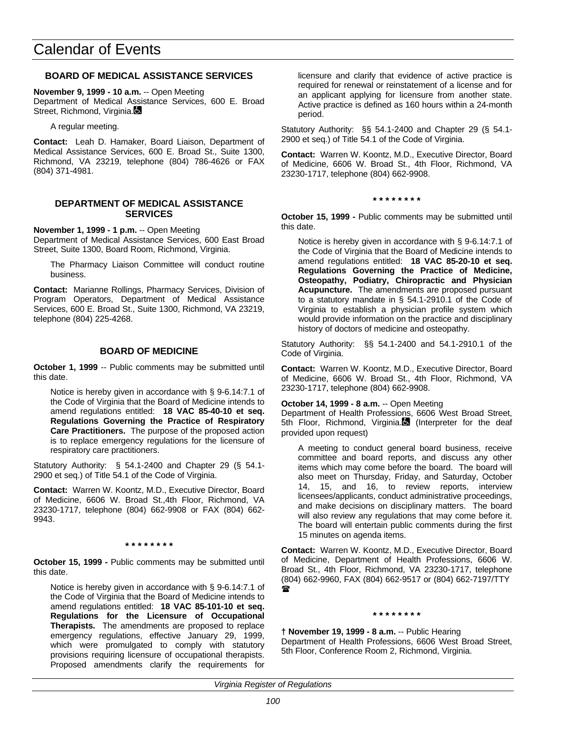# Calendar of Events

### BOARD OF MEDICAL ASSISTANCE SERVICES

**November 9, 1999 - 10 a.m.** -- Open Meeting
Department of Medical Assistance Services, 600 E. Broad Street, Richmond, Virginia.

A regular meeting.

**Contact:** Leah D. Hamaker, Board Liaison, Department of Medical Assistance Services, 600 E. Broad St., Suite 1300, Richmond, VA 23219, telephone (804) 786-4626 or FAX (804) 371-4981.

### DEPARTMENT OF MEDICAL ASSISTANCE SERVICES

**November 1, 1999 - 1 p.m.** -- Open Meeting
Department of Medical Assistance Services, 600 East Broad Street, Suite 1300, Board Room, Richmond, Virginia.

The Pharmacy Liaison Committee will conduct routine business.

**Contact:** Marianne Rollings, Pharmacy Services, Division of Program Operators, Department of Medical Assistance Services, 600 E. Broad St., Suite 1300, Richmond, VA 23219, telephone (804) 225-4268.

### BOARD OF MEDICINE

**October 1, 1999** -- Public comments may be submitted until this date.

Notice is hereby given in accordance with § 9-6.14:7.1 of the Code of Virginia that the Board of Medicine intends to amend regulations entitled: **18 VAC 85-40-10 et seq. Regulations Governing the Practice of Respiratory Care Practitioners.** The purpose of the proposed action is to replace emergency regulations for the licensure of respiratory care practitioners.

Statutory Authority: § 54.1-2400 and Chapter 29 (§ 54.1-2900 et seq.) of Title 54.1 of the Code of Virginia.

**Contact:** Warren W. Koontz, M.D., Executive Director, Board of Medicine, 6606 W. Broad St.,4th Floor, Richmond, VA 23230-1717, telephone (804) 662-9908 or FAX (804) 662-9943.

\* \* \* \* \* \* \* \*

**October 15, 1999 -** Public comments may be submitted until this date.

Notice is hereby given in accordance with § 9-6.14:7.1 of the Code of Virginia that the Board of Medicine intends to amend regulations entitled: **18 VAC 85-101-10 et seq. Regulations for the Licensure of Occupational Therapists.** The amendments are proposed to replace emergency regulations, effective January 29, 1999, which were promulgated to comply with statutory provisions requiring licensure of occupational therapists. Proposed amendments clarify the requirements for licensure and clarify that evidence of active practice is required for renewal or reinstatement of a license and for an applicant applying for licensure from another state. Active practice is defined as 160 hours within a 24-month period.

Statutory Authority: §§ 54.1-2400 and Chapter 29 (§ 54.1-2900 et seq.) of Title 54.1 of the Code of Virginia.

**Contact:** Warren W. Koontz, M.D., Executive Director, Board of Medicine, 6606 W. Broad St., 4th Floor, Richmond, VA 23230-1717, telephone (804) 662-9908.

\* \* \* \* \* \* \* \*

**October 15, 1999 -** Public comments may be submitted until this date.

Notice is hereby given in accordance with § 9-6.14:7.1 of the Code of Virginia that the Board of Medicine intends to amend regulations entitled: **18 VAC 85-20-10 et seq. Regulations Governing the Practice of Medicine, Osteopathy, Podiatry, Chiropractic and Physician Acupuncture.** The amendments are proposed pursuant to a statutory mandate in § 54.1-2910.1 of the Code of Virginia to establish a physician profile system which would provide information on the practice and disciplinary history of doctors of medicine and osteopathy.

Statutory Authority: §§ 54.1-2400 and 54.1-2910.1 of the Code of Virginia.

**Contact:** Warren W. Koontz, M.D., Executive Director, Board of Medicine, 6606 W. Broad St., 4th Floor, Richmond, VA 23230-1717, telephone (804) 662-9908.

**October 14, 1999 - 8 a.m.** -- Open Meeting
Department of Health Professions, 6606 West Broad Street, 5th Floor, Richmond, Virginia. (Interpreter for the deaf provided upon request)

A meeting to conduct general board business, receive committee and board reports, and discuss any other items which may come before the board. The board will also meet on Thursday, Friday, and Saturday, October 14, 15, and 16, to review reports, interview licensees/applicants, conduct administrative proceedings, and make decisions on disciplinary matters. The board will also review any regulations that may come before it. The board will entertain public comments during the first 15 minutes on agenda items.

**Contact:** Warren W. Koontz, M.D., Executive Director, Board of Medicine, Department of Health Professions, 6606 W. Broad St., 4th Floor, Richmond, VA 23230-1717, telephone (804) 662-9960, FAX (804) 662-9517 or (804) 662-7197/TTY

\* \* \* \* \* \* \* \*

**† November 19, 1999 - 8 a.m.** -- Public Hearing
Department of Health Professions, 6606 West Broad Street, 5th Floor, Conference Room 2, Richmond, Virginia.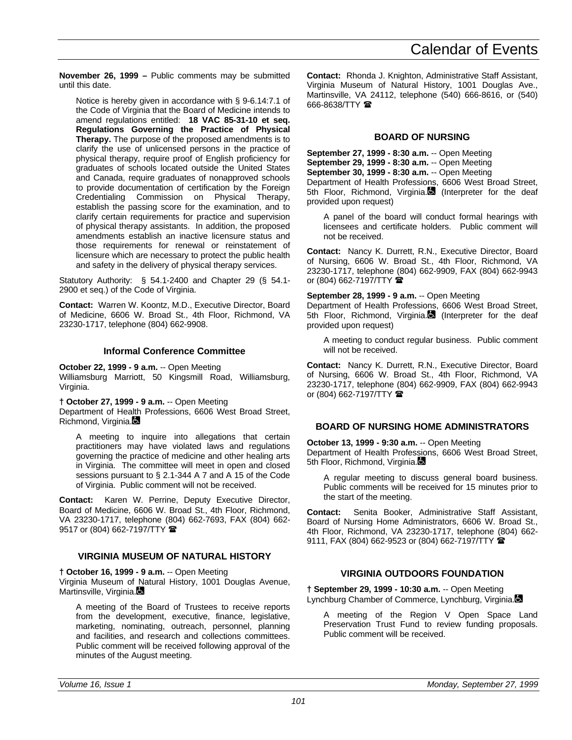**November 26, 1999 –** Public comments may be submitted until this date.

Notice is hereby given in accordance with § 9-6.14:7.1 of the Code of Virginia that the Board of Medicine intends to amend regulations entitled: **18 VAC 85-31-10 et seq. Regulations Governing the Practice of Physical Therapy.** The purpose of the proposed amendments is to clarify the use of unlicensed persons in the practice of physical therapy, require proof of English proficiency for graduates of schools located outside the United States and Canada, require graduates of nonapproved schools to provide documentation of certification by the Foreign Credentialing Commission on Physical Therapy, establish the passing score for the examination, and to clarify certain requirements for practice and supervision of physical therapy assistants. In addition, the proposed amendments establish an inactive licensure status and those requirements for renewal or reinstatement of licensure which are necessary to protect the public health and safety in the delivery of physical therapy services.

Statutory Authority: § 54.1-2400 and Chapter 29 (§ 54.1-2900 et seq.) of the Code of Virginia.

**Contact:** Warren W. Koontz, M.D., Executive Director, Board of Medicine, 6606 W. Broad St., 4th Floor, Richmond, VA 23230-1717, telephone (804) 662-9908.

### Informal Conference Committee

**October 22, 1999 - 9 a.m.** -- Open Meeting
Williamsburg Marriott, 50 Kingsmill Road, Williamsburg, Virginia.

**† October 27, 1999 - 9 a.m.** -- Open Meeting
Department of Health Professions, 6606 West Broad Street, Richmond, Virginia.

A meeting to inquire into allegations that certain practitioners may have violated laws and regulations governing the practice of medicine and other healing arts in Virginia. The committee will meet in open and closed sessions pursuant to § 2.1-344 A 7 and A 15 of the Code of Virginia. Public comment will not be received.

**Contact:** Karen W. Perrine, Deputy Executive Director, Board of Medicine, 6606 W. Broad St., 4th Floor, Richmond, VA 23230-1717, telephone (804) 662-7693, FAX (804) 662-9517 or (804) 662-7197/TTY ☎

## VIRGINIA MUSEUM OF NATURAL HISTORY

**† October 16, 1999 - 9 a.m.** -- Open Meeting
Virginia Museum of Natural History, 1001 Douglas Avenue, Martinsville, Virginia.

A meeting of the Board of Trustees to receive reports from the development, executive, finance, legislative, marketing, nominating, outreach, personnel, planning and facilities, and research and collections committees. Public comment will be received following approval of the minutes of the August meeting.

**Contact:** Rhonda J. Knighton, Administrative Staff Assistant, Virginia Museum of Natural History, 1001 Douglas Ave., Martinsville, VA 24112, telephone (540) 666-8616, or (540) 666-8638/TTY ☎

## BOARD OF NURSING

**September 27, 1999 - 8:30 a.m.** -- Open Meeting
**September 29, 1999 - 8:30 a.m.** -- Open Meeting
**September 30, 1999 - 8:30 a.m.** -- Open Meeting
Department of Health Professions, 6606 West Broad Street, 5th Floor, Richmond, Virginia. (Interpreter for the deaf provided upon request)

A panel of the board will conduct formal hearings with licensees and certificate holders. Public comment will not be received.

**Contact:** Nancy K. Durrett, R.N., Executive Director, Board of Nursing, 6606 W. Broad St., 4th Floor, Richmond, VA 23230-1717, telephone (804) 662-9909, FAX (804) 662-9943 or (804) 662-7197/TTY ☎

**September 28, 1999 - 9 a.m.** -- Open Meeting
Department of Health Professions, 6606 West Broad Street, 5th Floor, Richmond, Virginia. (Interpreter for the deaf provided upon request)

A meeting to conduct regular business. Public comment will not be received.

**Contact:** Nancy K. Durrett, R.N., Executive Director, Board of Nursing, 6606 W. Broad St., 4th Floor, Richmond, VA 23230-1717, telephone (804) 662-9909, FAX (804) 662-9943 or (804) 662-7197/TTY ☎

## BOARD OF NURSING HOME ADMINISTRATORS

**October 13, 1999 - 9:30 a.m.** -- Open Meeting
Department of Health Professions, 6606 West Broad Street, 5th Floor, Richmond, Virginia.

A regular meeting to discuss general board business. Public comments will be received for 15 minutes prior to the start of the meeting.

**Contact:** Senita Booker, Administrative Staff Assistant, Board of Nursing Home Administrators, 6606 W. Broad St., 4th Floor, Richmond, VA 23230-1717, telephone (804) 662-9111, FAX (804) 662-9523 or (804) 662-7197/TTY ☎

## VIRGINIA OUTDOORS FOUNDATION

**† September 29, 1999 - 10:30 a.m.** -- Open Meeting
Lynchburg Chamber of Commerce, Lynchburg, Virginia.

A meeting of the Region V Open Space Land Preservation Trust Fund to review funding proposals. Public comment will be received.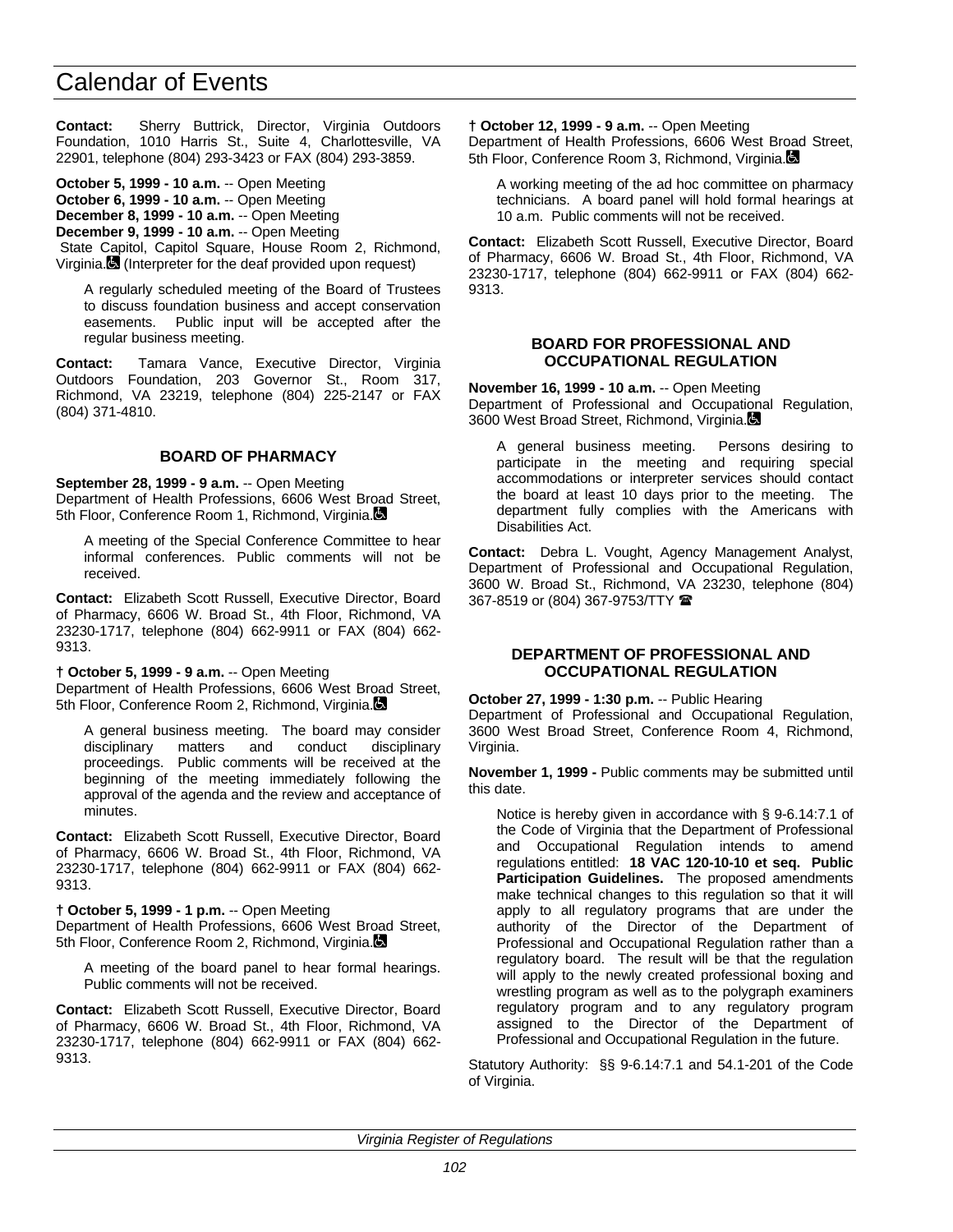**Contact:** Sherry Buttrick, Director, Virginia Outdoors Foundation, 1010 Harris St., Suite 4, Charlottesville, VA 22901, telephone (804) 293-3423 or FAX (804) 293-3859.

**October 5, 1999 - 10 a.m.** -- Open Meeting
**October 6, 1999 - 10 a.m.** -- Open Meeting
**December 8, 1999 - 10 a.m.** -- Open Meeting
**December 9, 1999 - 10 a.m.** -- Open Meeting
State Capitol, Capitol Square, House Room 2, Richmond, Virginia. (Interpreter for the deaf provided upon request)

> A regularly scheduled meeting of the Board of Trustees to discuss foundation business and accept conservation easements. Public input will be accepted after the regular business meeting.

**Contact:** Tamara Vance, Executive Director, Virginia Outdoors Foundation, 203 Governor St., Room 317, Richmond, VA 23219, telephone (804) 225-2147 or FAX (804) 371-4810.

### BOARD OF PHARMACY

**September 28, 1999 - 9 a.m.** -- Open Meeting
Department of Health Professions, 6606 West Broad Street, 5th Floor, Conference Room 1, Richmond, Virginia.

> A meeting of the Special Conference Committee to hear informal conferences. Public comments will not be received.

**Contact:** Elizabeth Scott Russell, Executive Director, Board of Pharmacy, 6606 W. Broad St., 4th Floor, Richmond, VA 23230-1717, telephone (804) 662-9911 or FAX (804) 662-9313.

**† October 5, 1999 - 9 a.m.** -- Open Meeting
Department of Health Professions, 6606 West Broad Street, 5th Floor, Conference Room 2, Richmond, Virginia.

> A general business meeting. The board may consider disciplinary matters and conduct disciplinary proceedings. Public comments will be received at the beginning of the meeting immediately following the approval of the agenda and the review and acceptance of minutes.

**Contact:** Elizabeth Scott Russell, Executive Director, Board of Pharmacy, 6606 W. Broad St., 4th Floor, Richmond, VA 23230-1717, telephone (804) 662-9911 or FAX (804) 662-9313.

**† October 5, 1999 - 1 p.m.** -- Open Meeting
Department of Health Professions, 6606 West Broad Street, 5th Floor, Conference Room 2, Richmond, Virginia.

> A meeting of the board panel to hear formal hearings. Public comments will not be received.

**Contact:** Elizabeth Scott Russell, Executive Director, Board of Pharmacy, 6606 W. Broad St., 4th Floor, Richmond, VA 23230-1717, telephone (804) 662-9911 or FAX (804) 662-9313.

**† October 12, 1999 - 9 a.m.** -- Open Meeting
Department of Health Professions, 6606 West Broad Street, 5th Floor, Conference Room 3, Richmond, Virginia.

> A working meeting of the ad hoc committee on pharmacy technicians. A board panel will hold formal hearings at 10 a.m. Public comments will not be received.

**Contact:** Elizabeth Scott Russell, Executive Director, Board of Pharmacy, 6606 W. Broad St., 4th Floor, Richmond, VA 23230-1717, telephone (804) 662-9911 or FAX (804) 662-9313.

### BOARD FOR PROFESSIONAL AND OCCUPATIONAL REGULATION

**November 16, 1999 - 10 a.m.** -- Open Meeting
Department of Professional and Occupational Regulation, 3600 West Broad Street, Richmond, Virginia.

> A general business meeting. Persons desiring to participate in the meeting and requiring special accommodations or interpreter services should contact the board at least 10 days prior to the meeting. The department fully complies with the Americans with Disabilities Act.

**Contact:** Debra L. Vought, Agency Management Analyst, Department of Professional and Occupational Regulation, 3600 W. Broad St., Richmond, VA 23230, telephone (804) 367-8519 or (804) 367-9753/TTY ☎

### DEPARTMENT OF PROFESSIONAL AND OCCUPATIONAL REGULATION

**October 27, 1999 - 1:30 p.m.** -- Public Hearing
Department of Professional and Occupational Regulation, 3600 West Broad Street, Conference Room 4, Richmond, Virginia.

**November 1, 1999 -** Public comments may be submitted until this date.

> Notice is hereby given in accordance with § 9-6.14:7.1 of the Code of Virginia that the Department of Professional and Occupational Regulation intends to amend regulations entitled: **18 VAC 120-10-10 et seq. Public Participation Guidelines.** The proposed amendments make technical changes to this regulation so that it will apply to all regulatory programs that are under the authority of the Director of the Department of Professional and Occupational Regulation rather than a regulatory board. The result will be that the regulation will apply to the newly created professional boxing and wrestling program as well as to the polygraph examiners regulatory program and to any regulatory program assigned to the Director of the Department of Professional and Occupational Regulation in the future.

Statutory Authority: §§ 9-6.14:7.1 and 54.1-201 of the Code of Virginia.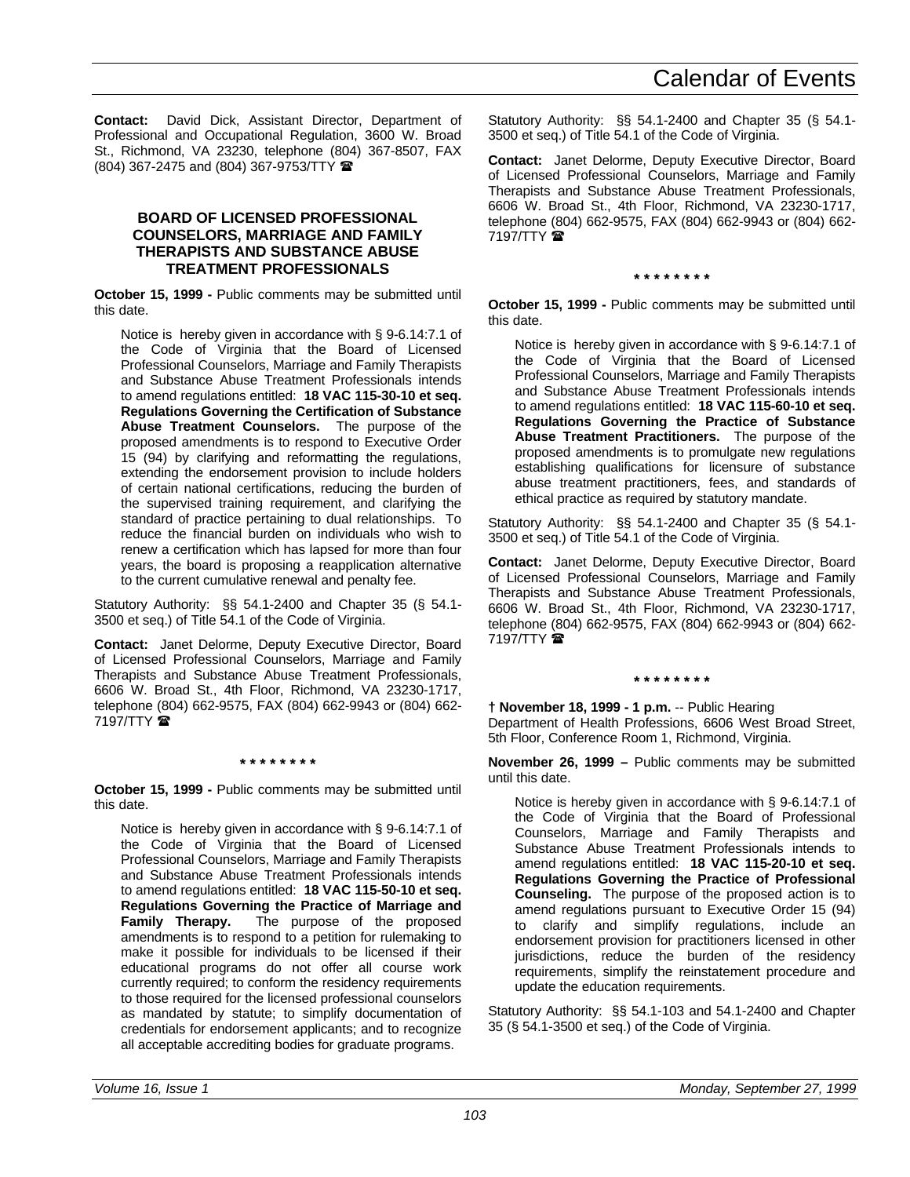**Contact:** David Dick, Assistant Director, Department of Professional and Occupational Regulation, 3600 W. Broad St., Richmond, VA 23230, telephone (804) 367-8507, FAX (804) 367-2475 and (804) 367-9753/TTY ☎

### BOARD OF LICENSED PROFESSIONAL COUNSELORS, MARRIAGE AND FAMILY THERAPISTS AND SUBSTANCE ABUSE TREATMENT PROFESSIONALS

**October 15, 1999 -** Public comments may be submitted until this date.

Notice is hereby given in accordance with § 9-6.14:7.1 of the Code of Virginia that the Board of Licensed Professional Counselors, Marriage and Family Therapists and Substance Abuse Treatment Professionals intends to amend regulations entitled: **18 VAC 115-30-10 et seq. Regulations Governing the Certification of Substance Abuse Treatment Counselors.** The purpose of the proposed amendments is to respond to Executive Order 15 (94) by clarifying and reformatting the regulations, extending the endorsement provision to include holders of certain national certifications, reducing the burden of the supervised training requirement, and clarifying the standard of practice pertaining to dual relationships. To reduce the financial burden on individuals who wish to renew a certification which has lapsed for more than four years, the board is proposing a reapplication alternative to the current cumulative renewal and penalty fee.

Statutory Authority: §§ 54.1-2400 and Chapter 35 (§ 54.1-3500 et seq.) of Title 54.1 of the Code of Virginia.

**Contact:** Janet Delorme, Deputy Executive Director, Board of Licensed Professional Counselors, Marriage and Family Therapists and Substance Abuse Treatment Professionals, 6606 W. Broad St., 4th Floor, Richmond, VA 23230-1717, telephone (804) 662-9575, FAX (804) 662-9943 or (804) 662-7197/TTY ☎

\* \* \* \* \* \* \* \*

**October 15, 1999 -** Public comments may be submitted until this date.

Notice is hereby given in accordance with § 9-6.14:7.1 of the Code of Virginia that the Board of Licensed Professional Counselors, Marriage and Family Therapists and Substance Abuse Treatment Professionals intends to amend regulations entitled: **18 VAC 115-50-10 et seq. Regulations Governing the Practice of Marriage and Family Therapy.** The purpose of the proposed amendments is to respond to a petition for rulemaking to make it possible for individuals to be licensed if their educational programs do not offer all course work currently required; to conform the residency requirements to those required for the licensed professional counselors as mandated by statute; to simplify documentation of credentials for endorsement applicants; and to recognize all acceptable accrediting bodies for graduate programs.

Statutory Authority: §§ 54.1-2400 and Chapter 35 (§ 54.1-3500 et seq.) of Title 54.1 of the Code of Virginia.

**Contact:** Janet Delorme, Deputy Executive Director, Board of Licensed Professional Counselors, Marriage and Family Therapists and Substance Abuse Treatment Professionals, 6606 W. Broad St., 4th Floor, Richmond, VA 23230-1717, telephone (804) 662-9575, FAX (804) 662-9943 or (804) 662-7197/TTY ☎

\* \* \* \* \* \* \* \*

**October 15, 1999 -** Public comments may be submitted until this date.

Notice is hereby given in accordance with § 9-6.14:7.1 of the Code of Virginia that the Board of Licensed Professional Counselors, Marriage and Family Therapists and Substance Abuse Treatment Professionals intends to amend regulations entitled: **18 VAC 115-60-10 et seq. Regulations Governing the Practice of Substance Abuse Treatment Practitioners.** The purpose of the proposed amendments is to promulgate new regulations establishing qualifications for licensure of substance abuse treatment practitioners, fees, and standards of ethical practice as required by statutory mandate.

Statutory Authority: §§ 54.1-2400 and Chapter 35 (§ 54.1-3500 et seq.) of Title 54.1 of the Code of Virginia.

**Contact:** Janet Delorme, Deputy Executive Director, Board of Licensed Professional Counselors, Marriage and Family Therapists and Substance Abuse Treatment Professionals, 6606 W. Broad St., 4th Floor, Richmond, VA 23230-1717, telephone (804) 662-9575, FAX (804) 662-9943 or (804) 662-7197/TTY ☎

\* \* \* \* \* \* \* \*

**† November 18, 1999 - 1 p.m.** -- Public Hearing
Department of Health Professions, 6606 West Broad Street, 5th Floor, Conference Room 1, Richmond, Virginia.

**November 26, 1999 –** Public comments may be submitted until this date.

Notice is hereby given in accordance with § 9-6.14:7.1 of the Code of Virginia that the Board of Professional Counselors, Marriage and Family Therapists and Substance Abuse Treatment Professionals intends to amend regulations entitled: **18 VAC 115-20-10 et seq. Regulations Governing the Practice of Professional Counseling.** The purpose of the proposed action is to amend regulations pursuant to Executive Order 15 (94) to clarify and simplify regulations, include an endorsement provision for practitioners licensed in other jurisdictions, reduce the burden of the residency requirements, simplify the reinstatement procedure and update the education requirements.

Statutory Authority: §§ 54.1-103 and 54.1-2400 and Chapter 35 (§ 54.1-3500 et seq.) of the Code of Virginia.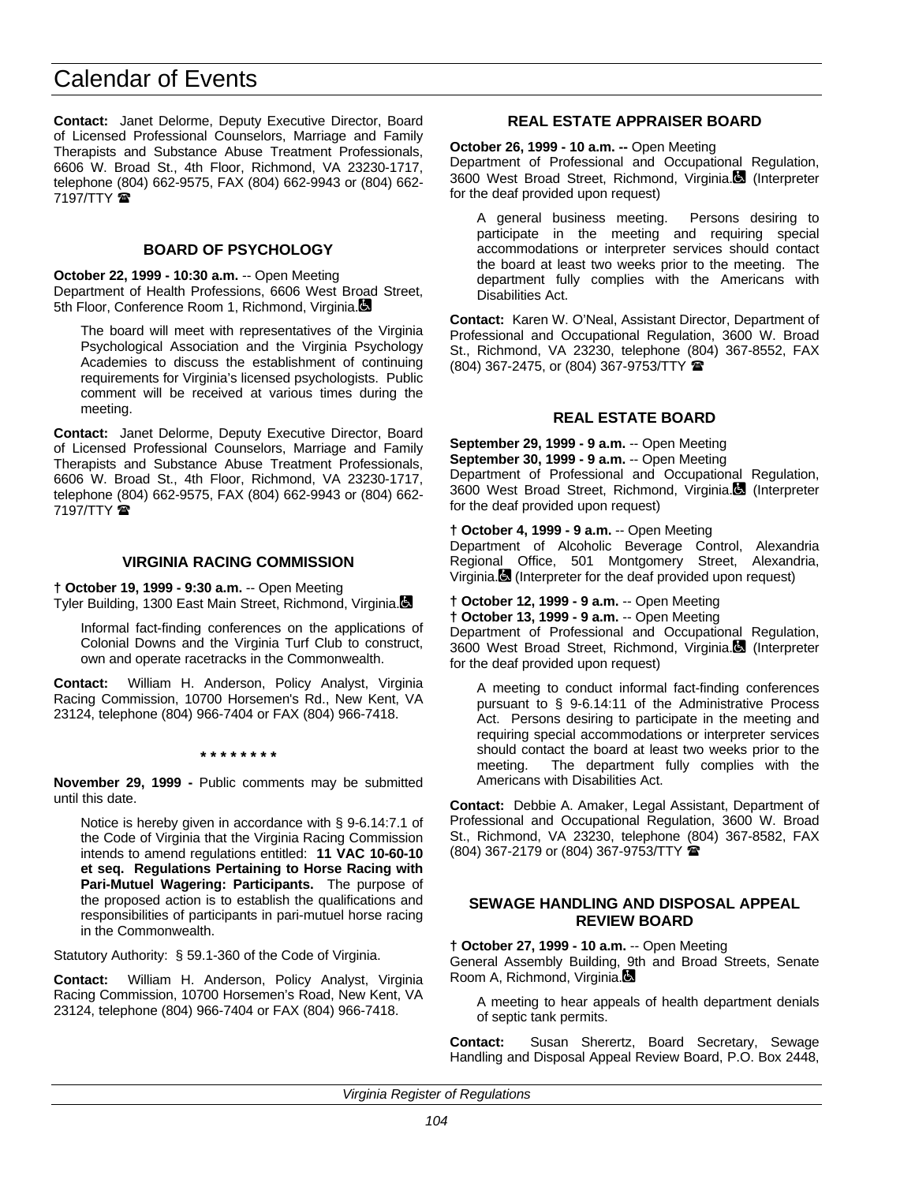**Contact:** Janet Delorme, Deputy Executive Director, Board of Licensed Professional Counselors, Marriage and Family Therapists and Substance Abuse Treatment Professionals, 6606 W. Broad St., 4th Floor, Richmond, VA 23230-1717, telephone (804) 662-9575, FAX (804) 662-9943 or (804) 662-7197/TTY ☎

### BOARD OF PSYCHOLOGY

**October 22, 1999 - 10:30 a.m.** -- Open Meeting
Department of Health Professions, 6606 West Broad Street, 5th Floor, Conference Room 1, Richmond, Virginia. ♿

> The board will meet with representatives of the Virginia Psychological Association and the Virginia Psychology Academies to discuss the establishment of continuing requirements for Virginia's licensed psychologists. Public comment will be received at various times during the meeting.

**Contact:** Janet Delorme, Deputy Executive Director, Board of Licensed Professional Counselors, Marriage and Family Therapists and Substance Abuse Treatment Professionals, 6606 W. Broad St., 4th Floor, Richmond, VA 23230-1717, telephone (804) 662-9575, FAX (804) 662-9943 or (804) 662-7197/TTY ☎

### VIRGINIA RACING COMMISSION

**† October 19, 1999 - 9:30 a.m.** -- Open Meeting
Tyler Building, 1300 East Main Street, Richmond, Virginia. ♿

> Informal fact-finding conferences on the applications of Colonial Downs and the Virginia Turf Club to construct, own and operate racetracks in the Commonwealth.

**Contact:** William H. Anderson, Policy Analyst, Virginia Racing Commission, 10700 Horsemen's Rd., New Kent, VA 23124, telephone (804) 966-7404 or FAX (804) 966-7418.

\* \* \* \* \* \* \* \*

**November 29, 1999 -** Public comments may be submitted until this date.

> Notice is hereby given in accordance with § 9-6.14:7.1 of the Code of Virginia that the Virginia Racing Commission intends to amend regulations entitled: **11 VAC 10-60-10 et seq. Regulations Pertaining to Horse Racing with Pari-Mutuel Wagering: Participants.** The purpose of the proposed action is to establish the qualifications and responsibilities of participants in pari-mutuel horse racing in the Commonwealth.

Statutory Authority: § 59.1-360 of the Code of Virginia.

**Contact:** William H. Anderson, Policy Analyst, Virginia Racing Commission, 10700 Horsemen's Road, New Kent, VA 23124, telephone (804) 966-7404 or FAX (804) 966-7418.

### REAL ESTATE APPRAISER BOARD

**October 26, 1999 - 10 a.m. --** Open Meeting
Department of Professional and Occupational Regulation, 3600 West Broad Street, Richmond, Virginia. ♿ (Interpreter for the deaf provided upon request)

> A general business meeting. Persons desiring to participate in the meeting and requiring special accommodations or interpreter services should contact the board at least two weeks prior to the meeting. The department fully complies with the Americans with Disabilities Act.

**Contact:** Karen W. O'Neal, Assistant Director, Department of Professional and Occupational Regulation, 3600 W. Broad St., Richmond, VA 23230, telephone (804) 367-8552, FAX (804) 367-2475, or (804) 367-9753/TTY ☎

### REAL ESTATE BOARD

**September 29, 1999 - 9 a.m.** -- Open Meeting
**September 30, 1999 - 9 a.m.** -- Open Meeting
Department of Professional and Occupational Regulation, 3600 West Broad Street, Richmond, Virginia. ♿ (Interpreter for the deaf provided upon request)

**† October 4, 1999 - 9 a.m.** -- Open Meeting
Department of Alcoholic Beverage Control, Alexandria Regional Office, 501 Montgomery Street, Alexandria, Virginia. ♿ (Interpreter for the deaf provided upon request)

**† October 12, 1999 - 9 a.m.** -- Open Meeting
**† October 13, 1999 - 9 a.m.** -- Open Meeting
Department of Professional and Occupational Regulation, 3600 West Broad Street, Richmond, Virginia. ♿ (Interpreter for the deaf provided upon request)

> A meeting to conduct informal fact-finding conferences pursuant to § 9-6.14:11 of the Administrative Process Act. Persons desiring to participate in the meeting and requiring special accommodations or interpreter services should contact the board at least two weeks prior to the meeting. The department fully complies with the Americans with Disabilities Act.

**Contact:** Debbie A. Amaker, Legal Assistant, Department of Professional and Occupational Regulation, 3600 W. Broad St., Richmond, VA 23230, telephone (804) 367-8582, FAX (804) 367-2179 or (804) 367-9753/TTY ☎

### SEWAGE HANDLING AND DISPOSAL APPEAL REVIEW BOARD

**† October 27, 1999 - 10 a.m.** -- Open Meeting
General Assembly Building, 9th and Broad Streets, Senate Room A, Richmond, Virginia. ♿

> A meeting to hear appeals of health department denials of septic tank permits.

**Contact:** Susan Sherertz, Board Secretary, Sewage Handling and Disposal Appeal Review Board, P.O. Box 2448,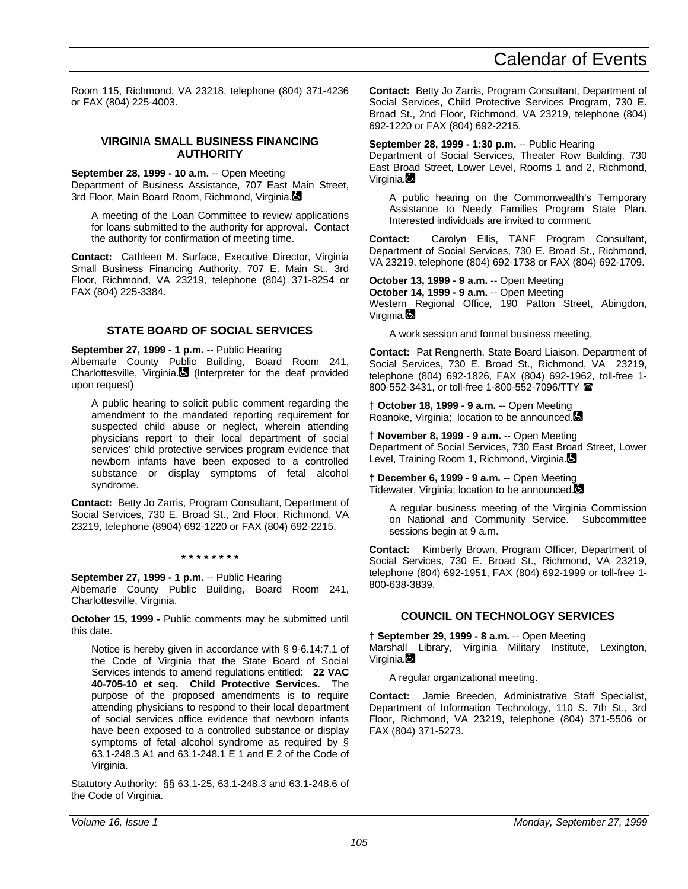Room 115, Richmond, VA 23218, telephone (804) 371-4236 or FAX (804) 225-4003.

### VIRGINIA SMALL BUSINESS FINANCING AUTHORITY

**September 28, 1999 - 10 a.m.** -- Open Meeting
Department of Business Assistance, 707 East Main Street, 3rd Floor, Main Board Room, Richmond, Virginia.

A meeting of the Loan Committee to review applications for loans submitted to the authority for approval. Contact the authority for confirmation of meeting time.

**Contact:** Cathleen M. Surface, Executive Director, Virginia Small Business Financing Authority, 707 E. Main St., 3rd Floor, Richmond, VA 23219, telephone (804) 371-8254 or FAX (804) 225-3384.

### STATE BOARD OF SOCIAL SERVICES

**September 27, 1999 - 1 p.m.** -- Public Hearing
Albemarle County Public Building, Board Room 241, Charlottesville, Virginia. (Interpreter for the deaf provided upon request)

A public hearing to solicit public comment regarding the amendment to the mandated reporting requirement for suspected child abuse or neglect, wherein attending physicians report to their local department of social services' child protective services program evidence that newborn infants have been exposed to a controlled substance or display symptoms of fetal alcohol syndrome.

**Contact:** Betty Jo Zarris, Program Consultant, Department of Social Services, 730 E. Broad St., 2nd Floor, Richmond, VA 23219, telephone (8904) 692-1220 or FAX (804) 692-2215.

**\* \* \* \* \* \* \* \***

**September 27, 1999 - 1 p.m.** -- Public Hearing
Albemarle County Public Building, Board Room 241, Charlottesville, Virginia.

**October 15, 1999 -** Public comments may be submitted until this date.

Notice is hereby given in accordance with § 9-6.14:7.1 of the Code of Virginia that the State Board of Social Services intends to amend regulations entitled: **22 VAC 40-705-10 et seq. Child Protective Services.** The purpose of the proposed amendments is to require attending physicians to respond to their local department of social services office evidence that newborn infants have been exposed to a controlled substance or display symptoms of fetal alcohol syndrome as required by § 63.1-248.3 A1 and 63.1-248.1 E 1 and E 2 of the Code of Virginia.

Statutory Authority: §§ 63.1-25, 63.1-248.3 and 63.1-248.6 of the Code of Virginia.

**Contact:** Betty Jo Zarris, Program Consultant, Department of Social Services, Child Protective Services Program, 730 E. Broad St., 2nd Floor, Richmond, VA 23219, telephone (804) 692-1220 or FAX (804) 692-2215.

**September 28, 1999 - 1:30 p.m.** -- Public Hearing
Department of Social Services, Theater Row Building, 730 East Broad Street, Lower Level, Rooms 1 and 2, Richmond, Virginia.

A public hearing on the Commonwealth's Temporary Assistance to Needy Families Program State Plan. Interested individuals are invited to comment.

**Contact:** Carolyn Ellis, TANF Program Consultant, Department of Social Services, 730 E. Broad St., Richmond, VA 23219, telephone (804) 692-1738 or FAX (804) 692-1709.

**October 13, 1999 - 9 a.m.** -- Open Meeting
**October 14, 1999 - 9 a.m.** -- Open Meeting
Western Regional Office, 190 Patton Street, Abingdon, Virginia.

A work session and formal business meeting.

**Contact:** Pat Rengnerth, State Board Liaison, Department of Social Services, 730 E. Broad St., Richmond, VA 23219, telephone (804) 692-1826, FAX (804) 692-1962, toll-free 1-800-552-3431, or toll-free 1-800-552-7096/TTY

**† October 18, 1999 - 9 a.m.** -- Open Meeting
Roanoke, Virginia; location to be announced.

**† November 8, 1999 - 9 a.m.** -- Open Meeting
Department of Social Services, 730 East Broad Street, Lower Level, Training Room 1, Richmond, Virginia.

**† December 6, 1999 - 9 a.m.** -- Open Meeting
Tidewater, Virginia; location to be announced.

A regular business meeting of the Virginia Commission on National and Community Service. Subcommittee sessions begin at 9 a.m.

**Contact:** Kimberly Brown, Program Officer, Department of Social Services, 730 E. Broad St., Richmond, VA 23219, telephone (804) 692-1951, FAX (804) 692-1999 or toll-free 1-800-638-3839.

### COUNCIL ON TECHNOLOGY SERVICES

**† September 29, 1999 - 8 a.m.** -- Open Meeting
Marshall Library, Virginia Military Institute, Lexington, Virginia.

A regular organizational meeting.

**Contact:** Jamie Breeden, Administrative Staff Specialist, Department of Information Technology, 110 S. 7th St., 3rd Floor, Richmond, VA 23219, telephone (804) 371-5506 or FAX (804) 371-5273.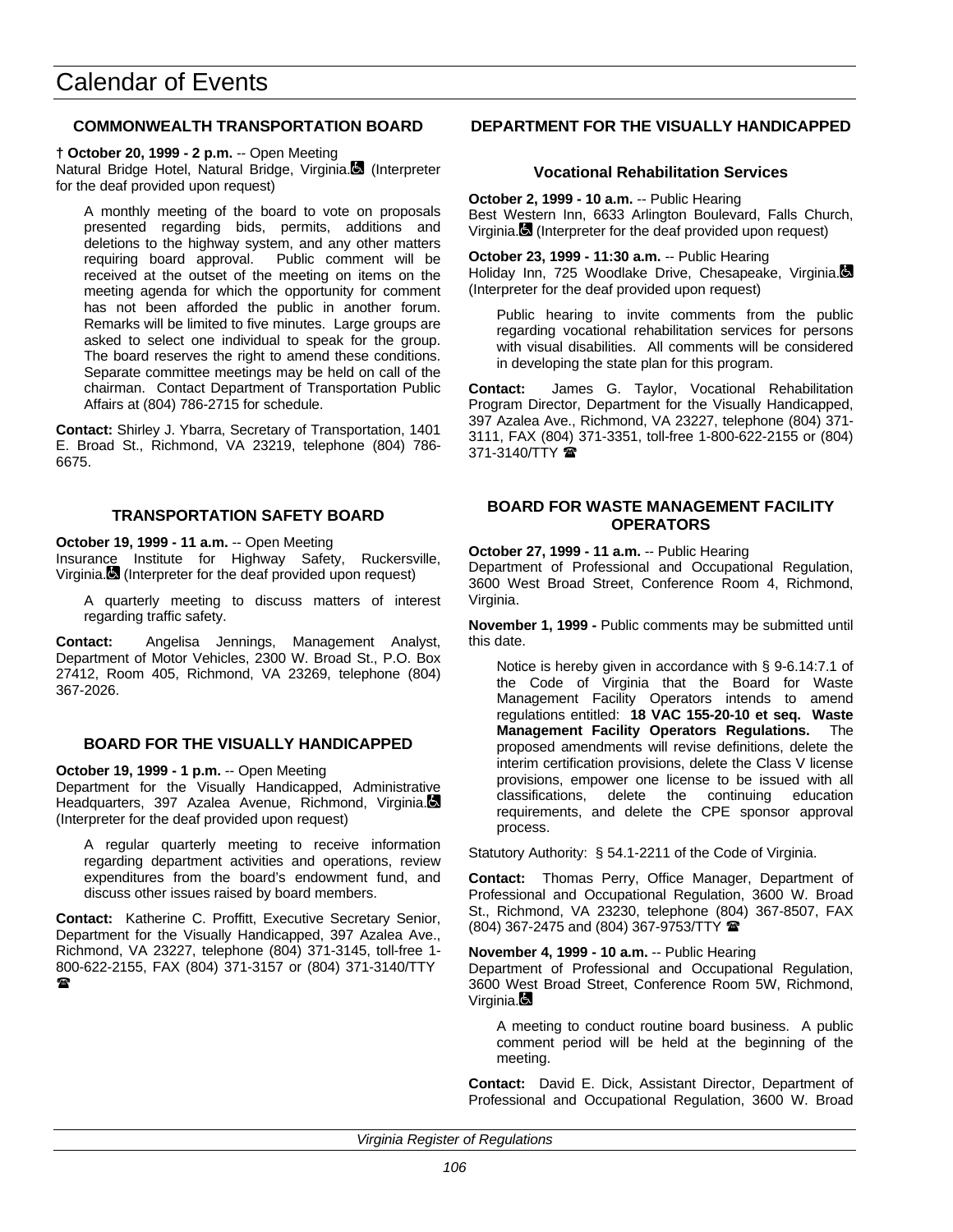# Calendar of Events

### COMMONWEALTH TRANSPORTATION BOARD

**† October 20, 1999 - 2 p.m.** -- Open Meeting
Natural Bridge Hotel, Natural Bridge, Virginia. (Interpreter for the deaf provided upon request)

A monthly meeting of the board to vote on proposals presented regarding bids, permits, additions and deletions to the highway system, and any other matters requiring board approval. Public comment will be received at the outset of the meeting on items on the meeting agenda for which the opportunity for comment has not been afforded the public in another forum. Remarks will be limited to five minutes. Large groups are asked to select one individual to speak for the group. The board reserves the right to amend these conditions. Separate committee meetings may be held on call of the chairman. Contact Department of Transportation Public Affairs at (804) 786-2715 for schedule.

**Contact:** Shirley J. Ybarra, Secretary of Transportation, 1401 E. Broad St., Richmond, VA 23219, telephone (804) 786-6675.

### TRANSPORTATION SAFETY BOARD

**October 19, 1999 - 11 a.m.** -- Open Meeting
Insurance Institute for Highway Safety, Ruckersville, Virginia. (Interpreter for the deaf provided upon request)

A quarterly meeting to discuss matters of interest regarding traffic safety.

**Contact:** Angelisa Jennings, Management Analyst, Department of Motor Vehicles, 2300 W. Broad St., P.O. Box 27412, Room 405, Richmond, VA 23269, telephone (804) 367-2026.

### BOARD FOR THE VISUALLY HANDICAPPED

**October 19, 1999 - 1 p.m.** -- Open Meeting
Department for the Visually Handicapped, Administrative Headquarters, 397 Azalea Avenue, Richmond, Virginia. (Interpreter for the deaf provided upon request)

A regular quarterly meeting to receive information regarding department activities and operations, review expenditures from the board's endowment fund, and discuss other issues raised by board members.

**Contact:** Katherine C. Proffitt, Executive Secretary Senior, Department for the Visually Handicapped, 397 Azalea Ave., Richmond, VA 23227, telephone (804) 371-3145, toll-free 1-800-622-2155, FAX (804) 371-3157 or (804) 371-3140/TTY ☎

### DEPARTMENT FOR THE VISUALLY HANDICAPPED

#### Vocational Rehabilitation Services

**October 2, 1999 - 10 a.m.** -- Public Hearing
Best Western Inn, 6633 Arlington Boulevard, Falls Church, Virginia. (Interpreter for the deaf provided upon request)

**October 23, 1999 - 11:30 a.m.** -- Public Hearing
Holiday Inn, 725 Woodlake Drive, Chesapeake, Virginia. (Interpreter for the deaf provided upon request)

Public hearing to invite comments from the public regarding vocational rehabilitation services for persons with visual disabilities. All comments will be considered in developing the state plan for this program.

**Contact:** James G. Taylor, Vocational Rehabilitation Program Director, Department for the Visually Handicapped, 397 Azalea Ave., Richmond, VA 23227, telephone (804) 371-3111, FAX (804) 371-3351, toll-free 1-800-622-2155 or (804) 371-3140/TTY ☎

### BOARD FOR WASTE MANAGEMENT FACILITY OPERATORS

**October 27, 1999 - 11 a.m.** -- Public Hearing
Department of Professional and Occupational Regulation, 3600 West Broad Street, Conference Room 4, Richmond, Virginia.

**November 1, 1999 -** Public comments may be submitted until this date.

Notice is hereby given in accordance with § 9-6.14:7.1 of the Code of Virginia that the Board for Waste Management Facility Operators intends to amend regulations entitled: **18 VAC 155-20-10 et seq. Waste Management Facility Operators Regulations.** The proposed amendments will revise definitions, delete the interim certification provisions, delete the Class V license provisions, empower one license to be issued with all classifications, delete the continuing education requirements, and delete the CPE sponsor approval process.

Statutory Authority: § 54.1-2211 of the Code of Virginia.

**Contact:** Thomas Perry, Office Manager, Department of Professional and Occupational Regulation, 3600 W. Broad St., Richmond, VA 23230, telephone (804) 367-8507, FAX (804) 367-2475 and (804) 367-9753/TTY ☎

**November 4, 1999 - 10 a.m.** -- Public Hearing
Department of Professional and Occupational Regulation, 3600 West Broad Street, Conference Room 5W, Richmond, Virginia.

A meeting to conduct routine board business. A public comment period will be held at the beginning of the meeting.

**Contact:** David E. Dick, Assistant Director, Department of Professional and Occupational Regulation, 3600 W. Broad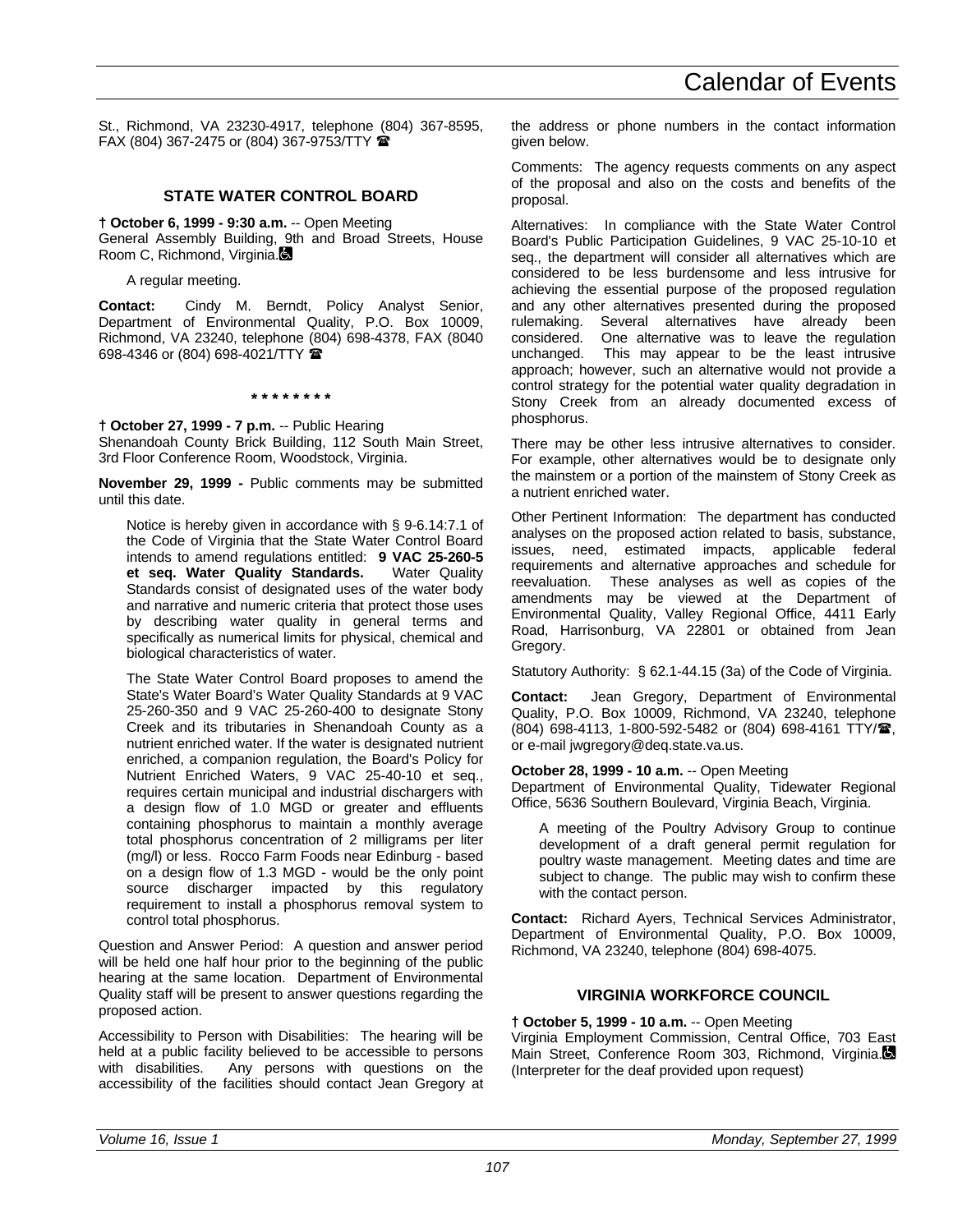St., Richmond, VA 23230-4917, telephone (804) 367-8595, FAX (804) 367-2475 or (804) 367-9753/TTY ☎

## STATE WATER CONTROL BOARD

**† October 6, 1999 - 9:30 a.m.** -- Open Meeting
General Assembly Building, 9th and Broad Streets, House Room C, Richmond, Virginia.♿

A regular meeting.

**Contact:** Cindy M. Berndt, Policy Analyst Senior, Department of Environmental Quality, P.O. Box 10009, Richmond, VA 23240, telephone (804) 698-4378, FAX (8040 698-4346 or (804) 698-4021/TTY ☎

\* \* \* \* \* \* \* \*

**† October 27, 1999 - 7 p.m.** -- Public Hearing
Shenandoah County Brick Building, 112 South Main Street, 3rd Floor Conference Room, Woodstock, Virginia.

**November 29, 1999 -** Public comments may be submitted until this date.

Notice is hereby given in accordance with § 9-6.14:7.1 of the Code of Virginia that the State Water Control Board intends to amend regulations entitled: **9 VAC 25-260-5 et seq. Water Quality Standards.** Water Quality Standards consist of designated uses of the water body and narrative and numeric criteria that protect those uses by describing water quality in general terms and specifically as numerical limits for physical, chemical and biological characteristics of water.

The State Water Control Board proposes to amend the State's Water Board's Water Quality Standards at 9 VAC 25-260-350 and 9 VAC 25-260-400 to designate Stony Creek and its tributaries in Shenandoah County as a nutrient enriched water. If the water is designated nutrient enriched, a companion regulation, the Board's Policy for Nutrient Enriched Waters, 9 VAC 25-40-10 et seq., requires certain municipal and industrial dischargers with a design flow of 1.0 MGD or greater and effluents containing phosphorus to maintain a monthly average total phosphorus concentration of 2 milligrams per liter (mg/l) or less. Rocco Farm Foods near Edinburg - based on a design flow of 1.3 MGD - would be the only point source discharger impacted by this regulatory requirement to install a phosphorus removal system to control total phosphorus.

Question and Answer Period: A question and answer period will be held one half hour prior to the beginning of the public hearing at the same location. Department of Environmental Quality staff will be present to answer questions regarding the proposed action.

Accessibility to Person with Disabilities: The hearing will be held at a public facility believed to be accessible to persons with disabilities. Any persons with questions on the accessibility of the facilities should contact Jean Gregory at the address or phone numbers in the contact information given below.

Comments: The agency requests comments on any aspect of the proposal and also on the costs and benefits of the proposal.

Alternatives: In compliance with the State Water Control Board's Public Participation Guidelines, 9 VAC 25-10-10 et seq., the department will consider all alternatives which are considered to be less burdensome and less intrusive for achieving the essential purpose of the proposed regulation and any other alternatives presented during the proposed rulemaking. Several alternatives have already been considered. One alternative was to leave the regulation unchanged. This may appear to be the least intrusive approach; however, such an alternative would not provide a control strategy for the potential water quality degradation in Stony Creek from an already documented excess of phosphorus.

There may be other less intrusive alternatives to consider. For example, other alternatives would be to designate only the mainstem or a portion of the mainstem of Stony Creek as a nutrient enriched water.

Other Pertinent Information: The department has conducted analyses on the proposed action related to basis, substance, issues, need, estimated impacts, applicable federal requirements and alternative approaches and schedule for reevaluation. These analyses as well as copies of the amendments may be viewed at the Department of Environmental Quality, Valley Regional Office, 4411 Early Road, Harrisonburg, VA 22801 or obtained from Jean Gregory.

Statutory Authority: § 62.1-44.15 (3a) of the Code of Virginia.

**Contact:** Jean Gregory, Department of Environmental Quality, P.O. Box 10009, Richmond, VA 23240, telephone (804) 698-4113, 1-800-592-5482 or (804) 698-4161 TTY/☎, or e-mail jwgregory@deq.state.va.us.

**October 28, 1999 - 10 a.m.** -- Open Meeting
Department of Environmental Quality, Tidewater Regional Office, 5636 Southern Boulevard, Virginia Beach, Virginia.

A meeting of the Poultry Advisory Group to continue development of a draft general permit regulation for poultry waste management. Meeting dates and time are subject to change. The public may wish to confirm these with the contact person.

**Contact:** Richard Ayers, Technical Services Administrator, Department of Environmental Quality, P.O. Box 10009, Richmond, VA 23240, telephone (804) 698-4075.

## VIRGINIA WORKFORCE COUNCIL

**† October 5, 1999 - 10 a.m.** -- Open Meeting
Virginia Employment Commission, Central Office, 703 East Main Street, Conference Room 303, Richmond, Virginia.♿ (Interpreter for the deaf provided upon request)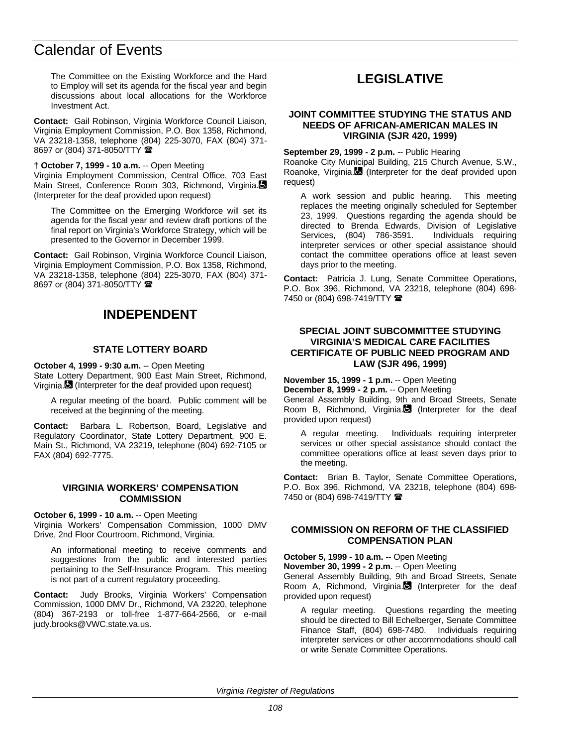The Committee on the Existing Workforce and the Hard to Employ will set its agenda for the fiscal year and begin discussions about local allocations for the Workforce Investment Act.

**Contact:** Gail Robinson, Virginia Workforce Council Liaison, Virginia Employment Commission, P.O. Box 1358, Richmond, VA 23218-1358, telephone (804) 225-3070, FAX (804) 371-8697 or (804) 371-8050/TTY ☎

**† October 7, 1999 - 10 a.m.** -- Open Meeting
Virginia Employment Commission, Central Office, 703 East Main Street, Conference Room 303, Richmond, Virginia. (Interpreter for the deaf provided upon request)

The Committee on the Emerging Workforce will set its agenda for the fiscal year and review draft portions of the final report on Virginia's Workforce Strategy, which will be presented to the Governor in December 1999.

**Contact:** Gail Robinson, Virginia Workforce Council Liaison, Virginia Employment Commission, P.O. Box 1358, Richmond, VA 23218-1358, telephone (804) 225-3070, FAX (804) 371-8697 or (804) 371-8050/TTY ☎

# INDEPENDENT

### STATE LOTTERY BOARD

**October 4, 1999 - 9:30 a.m.** -- Open Meeting
State Lottery Department, 900 East Main Street, Richmond, Virginia. (Interpreter for the deaf provided upon request)

A regular meeting of the board. Public comment will be received at the beginning of the meeting.

**Contact:** Barbara L. Robertson, Board, Legislative and Regulatory Coordinator, State Lottery Department, 900 E. Main St., Richmond, VA 23219, telephone (804) 692-7105 or FAX (804) 692-7775.

### VIRGINIA WORKERS' COMPENSATION COMMISSION

**October 6, 1999 - 10 a.m.** -- Open Meeting
Virginia Workers' Compensation Commission, 1000 DMV Drive, 2nd Floor Courtroom, Richmond, Virginia.

An informational meeting to receive comments and suggestions from the public and interested parties pertaining to the Self-Insurance Program. This meeting is not part of a current regulatory proceeding.

**Contact:** Judy Brooks, Virginia Workers' Compensation Commission, 1000 DMV Dr., Richmond, VA 23220, telephone (804) 367-2193 or toll-free 1-877-664-2566, or e-mail judy.brooks@VWC.state.va.us.

# LEGISLATIVE

### JOINT COMMITTEE STUDYING THE STATUS AND NEEDS OF AFRICAN-AMERICAN MALES IN VIRGINIA (SJR 420, 1999)

**September 29, 1999 - 2 p.m.** -- Public Hearing
Roanoke City Municipal Building, 215 Church Avenue, S.W., Roanoke, Virginia. (Interpreter for the deaf provided upon request)

A work session and public hearing. This meeting replaces the meeting originally scheduled for September 23, 1999. Questions regarding the agenda should be directed to Brenda Edwards, Division of Legislative Services, (804) 786-3591. Individuals requiring interpreter services or other special assistance should contact the committee operations office at least seven days prior to the meeting.

**Contact:** Patricia J. Lung, Senate Committee Operations, P.O. Box 396, Richmond, VA 23218, telephone (804) 698-7450 or (804) 698-7419/TTY ☎

### SPECIAL JOINT SUBCOMMITTEE STUDYING VIRGINIA'S MEDICAL CARE FACILITIES CERTIFICATE OF PUBLIC NEED PROGRAM AND LAW (SJR 496, 1999)

**November 15, 1999 - 1 p.m.** -- Open Meeting
**December 8, 1999 - 2 p.m.** -- Open Meeting
General Assembly Building, 9th and Broad Streets, Senate Room B, Richmond, Virginia. (Interpreter for the deaf provided upon request)

A regular meeting. Individuals requiring interpreter services or other special assistance should contact the committee operations office at least seven days prior to the meeting.

**Contact:** Brian B. Taylor, Senate Committee Operations, P.O. Box 396, Richmond, VA 23218, telephone (804) 698-7450 or (804) 698-7419/TTY ☎

### COMMISSION ON REFORM OF THE CLASSIFIED COMPENSATION PLAN

**October 5, 1999 - 10 a.m.** -- Open Meeting
**November 30, 1999 - 2 p.m.** -- Open Meeting
General Assembly Building, 9th and Broad Streets, Senate Room A, Richmond, Virginia. (Interpreter for the deaf provided upon request)

A regular meeting. Questions regarding the meeting should be directed to Bill Echelberger, Senate Committee Finance Staff, (804) 698-7480. Individuals requiring interpreter services or other accommodations should call or write Senate Committee Operations.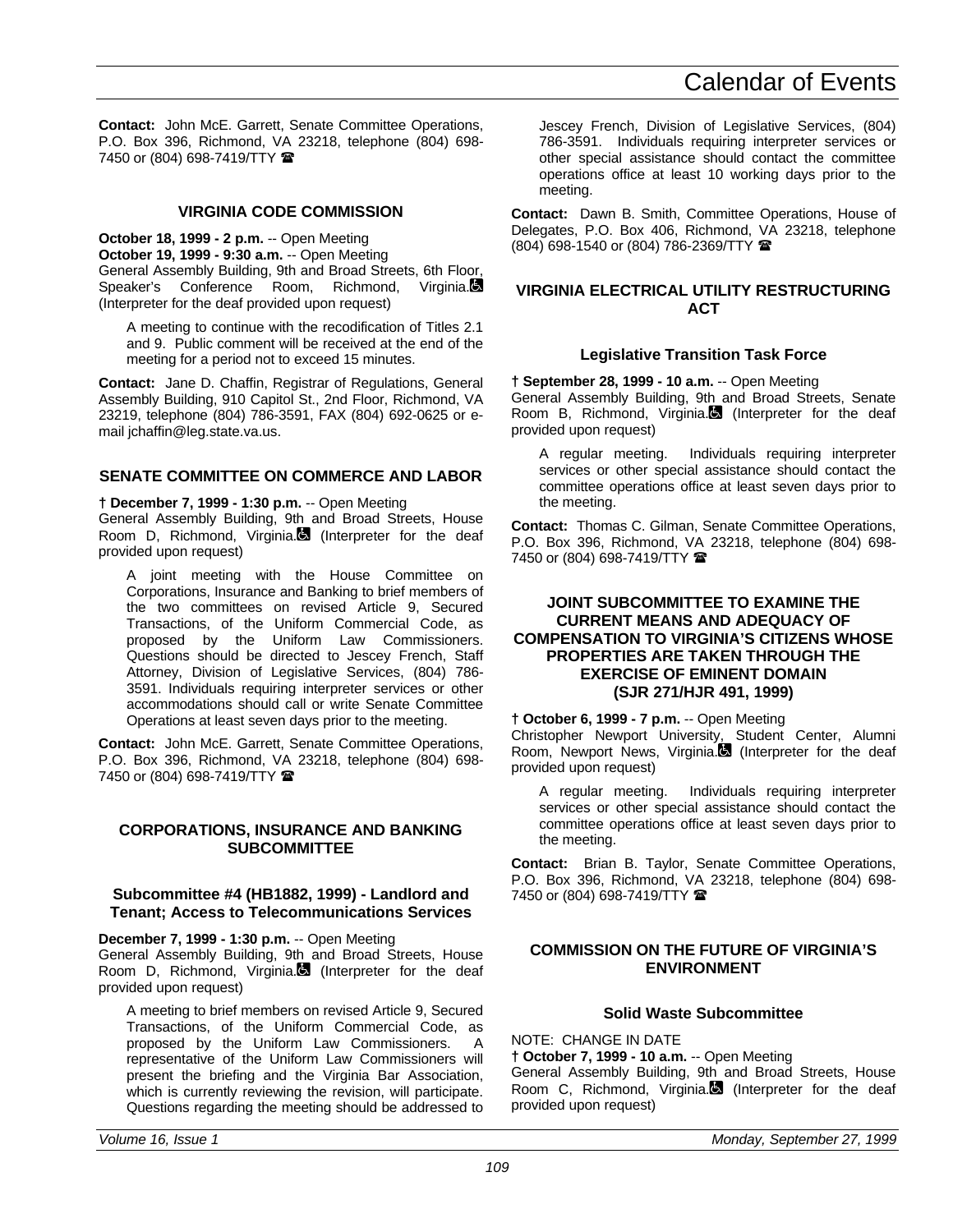**Contact:** John McE. Garrett, Senate Committee Operations, P.O. Box 396, Richmond, VA 23218, telephone (804) 698-7450 or (804) 698-7419/TTY ☎

## VIRGINIA CODE COMMISSION

**October 18, 1999 - 2 p.m.** -- Open Meeting
**October 19, 1999 - 9:30 a.m.** -- Open Meeting
General Assembly Building, 9th and Broad Streets, 6th Floor, Speaker's Conference Room, Richmond, Virginia. (Interpreter for the deaf provided upon request)

A meeting to continue with the recodification of Titles 2.1 and 9. Public comment will be received at the end of the meeting for a period not to exceed 15 minutes.

**Contact:** Jane D. Chaffin, Registrar of Regulations, General Assembly Building, 910 Capitol St., 2nd Floor, Richmond, VA 23219, telephone (804) 786-3591, FAX (804) 692-0625 or e-mail jchaffin@leg.state.va.us.

## SENATE COMMITTEE ON COMMERCE AND LABOR

**† December 7, 1999 - 1:30 p.m.** -- Open Meeting
General Assembly Building, 9th and Broad Streets, House Room D, Richmond, Virginia. (Interpreter for the deaf provided upon request)

A joint meeting with the House Committee on Corporations, Insurance and Banking to brief members of the two committees on revised Article 9, Secured Transactions, of the Uniform Commercial Code, as proposed by the Uniform Law Commissioners. Questions should be directed to Jescey French, Staff Attorney, Division of Legislative Services, (804) 786-3591. Individuals requiring interpreter services or other accommodations should call or write Senate Committee Operations at least seven days prior to the meeting.

**Contact:** John McE. Garrett, Senate Committee Operations, P.O. Box 396, Richmond, VA 23218, telephone (804) 698-7450 or (804) 698-7419/TTY ☎

## CORPORATIONS, INSURANCE AND BANKING SUBCOMMITTEE

### Subcommittee #4 (HB1882, 1999) - Landlord and Tenant; Access to Telecommunications Services

**December 7, 1999 - 1:30 p.m.** -- Open Meeting
General Assembly Building, 9th and Broad Streets, House Room D, Richmond, Virginia. (Interpreter for the deaf provided upon request)

A meeting to brief members on revised Article 9, Secured Transactions, of the Uniform Commercial Code, as proposed by the Uniform Law Commissioners. A representative of the Uniform Law Commissioners will present the briefing and the Virginia Bar Association, which is currently reviewing the revision, will participate. Questions regarding the meeting should be addressed to Jescey French, Division of Legislative Services, (804) 786-3591. Individuals requiring interpreter services or other special assistance should contact the committee operations office at least 10 working days prior to the meeting.

**Contact:** Dawn B. Smith, Committee Operations, House of Delegates, P.O. Box 406, Richmond, VA 23218, telephone (804) 698-1540 or (804) 786-2369/TTY ☎

## VIRGINIA ELECTRICAL UTILITY RESTRUCTURING ACT

### Legislative Transition Task Force

**† September 28, 1999 - 10 a.m.** -- Open Meeting
General Assembly Building, 9th and Broad Streets, Senate Room B, Richmond, Virginia. (Interpreter for the deaf provided upon request)

A regular meeting. Individuals requiring interpreter services or other special assistance should contact the committee operations office at least seven days prior to the meeting.

**Contact:** Thomas C. Gilman, Senate Committee Operations, P.O. Box 396, Richmond, VA 23218, telephone (804) 698-7450 or (804) 698-7419/TTY ☎

## JOINT SUBCOMMITTEE TO EXAMINE THE CURRENT MEANS AND ADEQUACY OF COMPENSATION TO VIRGINIA'S CITIZENS WHOSE PROPERTIES ARE TAKEN THROUGH THE EXERCISE OF EMINENT DOMAIN (SJR 271/HJR 491, 1999)

**† October 6, 1999 - 7 p.m.** -- Open Meeting
Christopher Newport University, Student Center, Alumni Room, Newport News, Virginia. (Interpreter for the deaf provided upon request)

A regular meeting. Individuals requiring interpreter services or other special assistance should contact the committee operations office at least seven days prior to the meeting.

**Contact:** Brian B. Taylor, Senate Committee Operations, P.O. Box 396, Richmond, VA 23218, telephone (804) 698-7450 or (804) 698-7419/TTY ☎

## COMMISSION ON THE FUTURE OF VIRGINIA'S ENVIRONMENT

### Solid Waste Subcommittee

NOTE: CHANGE IN DATE
**† October 7, 1999 - 10 a.m.** -- Open Meeting
General Assembly Building, 9th and Broad Streets, House Room C, Richmond, Virginia. (Interpreter for the deaf provided upon request)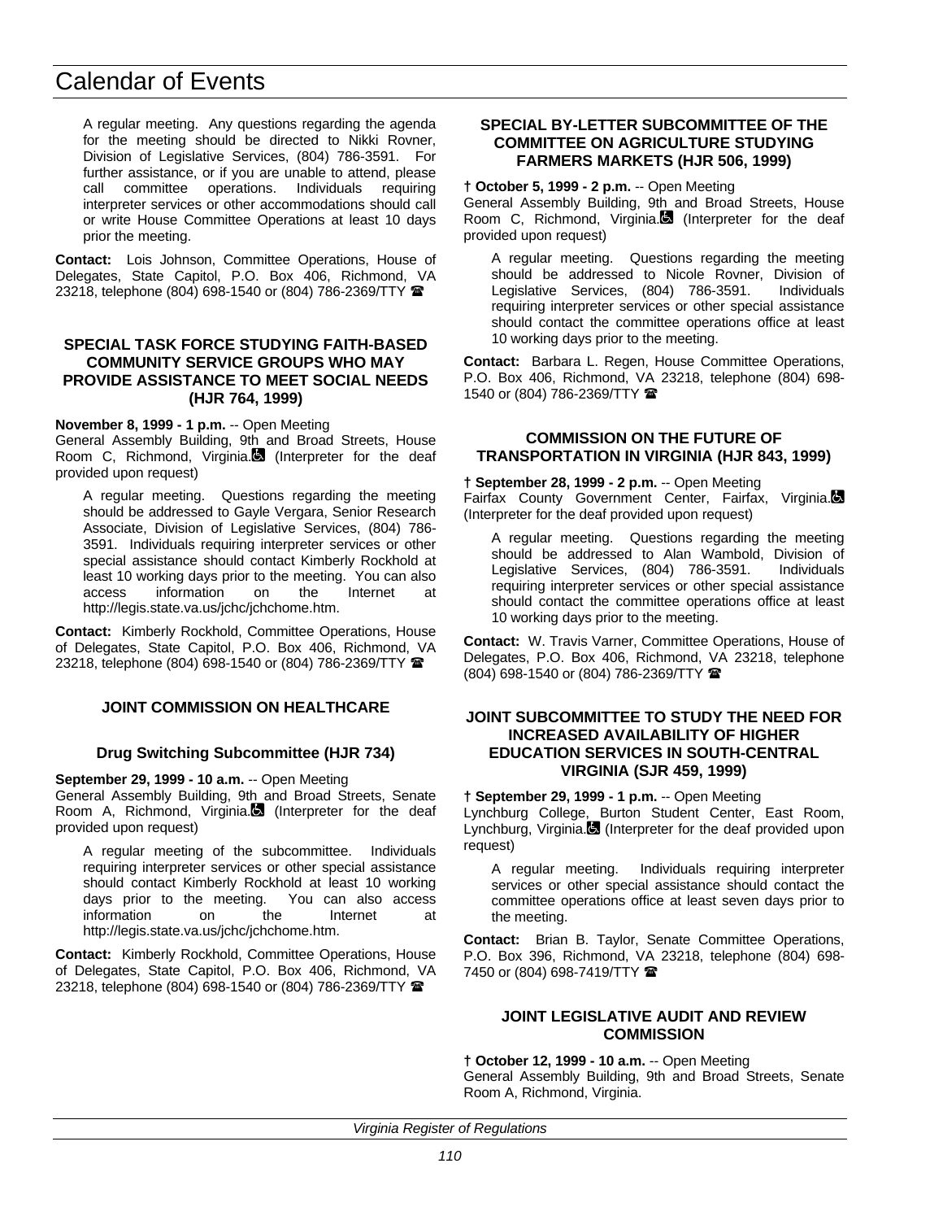A regular meeting. Any questions regarding the agenda for the meeting should be directed to Nikki Rovner, Division of Legislative Services, (804) 786-3591. For further assistance, or if you are unable to attend, please call committee operations. Individuals requiring interpreter services or other accommodations should call or write House Committee Operations at least 10 days prior the meeting.

**Contact:** Lois Johnson, Committee Operations, House of Delegates, State Capitol, P.O. Box 406, Richmond, VA 23218, telephone (804) 698-1540 or (804) 786-2369/TTY ☎

### SPECIAL TASK FORCE STUDYING FAITH-BASED COMMUNITY SERVICE GROUPS WHO MAY PROVIDE ASSISTANCE TO MEET SOCIAL NEEDS (HJR 764, 1999)

**November 8, 1999 - 1 p.m.** -- Open Meeting
General Assembly Building, 9th and Broad Streets, House Room C, Richmond, Virginia. ♿ (Interpreter for the deaf provided upon request)

A regular meeting. Questions regarding the meeting should be addressed to Gayle Vergara, Senior Research Associate, Division of Legislative Services, (804) 786-3591. Individuals requiring interpreter services or other special assistance should contact Kimberly Rockhold at least 10 working days prior to the meeting. You can also access information on the Internet at http://legis.state.va.us/jchc/jchchome.htm.

**Contact:** Kimberly Rockhold, Committee Operations, House of Delegates, State Capitol, P.O. Box 406, Richmond, VA 23218, telephone (804) 698-1540 or (804) 786-2369/TTY ☎

### JOINT COMMISSION ON HEALTHCARE

#### Drug Switching Subcommittee (HJR 734)

**September 29, 1999 - 10 a.m.** -- Open Meeting
General Assembly Building, 9th and Broad Streets, Senate Room A, Richmond, Virginia. ♿ (Interpreter for the deaf provided upon request)

A regular meeting of the subcommittee. Individuals requiring interpreter services or other special assistance should contact Kimberly Rockhold at least 10 working days prior to the meeting. You can also access information on the Internet at http://legis.state.va.us/jchc/jchchome.htm.

**Contact:** Kimberly Rockhold, Committee Operations, House of Delegates, State Capitol, P.O. Box 406, Richmond, VA 23218, telephone (804) 698-1540 or (804) 786-2369/TTY ☎

### SPECIAL BY-LETTER SUBCOMMITTEE OF THE COMMITTEE ON AGRICULTURE STUDYING FARMERS MARKETS (HJR 506, 1999)

**† October 5, 1999 - 2 p.m.** -- Open Meeting
General Assembly Building, 9th and Broad Streets, House Room C, Richmond, Virginia. ♿ (Interpreter for the deaf provided upon request)

A regular meeting. Questions regarding the meeting should be addressed to Nicole Rovner, Division of Legislative Services, (804) 786-3591. Individuals requiring interpreter services or other special assistance should contact the committee operations office at least 10 working days prior to the meeting.

**Contact:** Barbara L. Regen, House Committee Operations, P.O. Box 406, Richmond, VA 23218, telephone (804) 698-1540 or (804) 786-2369/TTY ☎

### COMMISSION ON THE FUTURE OF TRANSPORTATION IN VIRGINIA (HJR 843, 1999)

**† September 28, 1999 - 2 p.m.** -- Open Meeting
Fairfax County Government Center, Fairfax, Virginia. ♿ (Interpreter for the deaf provided upon request)

A regular meeting. Questions regarding the meeting should be addressed to Alan Wambold, Division of Legislative Services, (804) 786-3591. Individuals requiring interpreter services or other special assistance should contact the committee operations office at least 10 working days prior to the meeting.

**Contact:** W. Travis Varner, Committee Operations, House of Delegates, P.O. Box 406, Richmond, VA 23218, telephone (804) 698-1540 or (804) 786-2369/TTY ☎

### JOINT SUBCOMMITTEE TO STUDY THE NEED FOR INCREASED AVAILABILITY OF HIGHER EDUCATION SERVICES IN SOUTH-CENTRAL VIRGINIA (SJR 459, 1999)

**† September 29, 1999 - 1 p.m.** -- Open Meeting
Lynchburg College, Burton Student Center, East Room, Lynchburg, Virginia. ♿ (Interpreter for the deaf provided upon request)

A regular meeting. Individuals requiring interpreter services or other special assistance should contact the committee operations office at least seven days prior to the meeting.

**Contact:** Brian B. Taylor, Senate Committee Operations, P.O. Box 396, Richmond, VA 23218, telephone (804) 698-7450 or (804) 698-7419/TTY ☎

### JOINT LEGISLATIVE AUDIT AND REVIEW COMMISSION

**† October 12, 1999 - 10 a.m.** -- Open Meeting
General Assembly Building, 9th and Broad Streets, Senate Room A, Richmond, Virginia.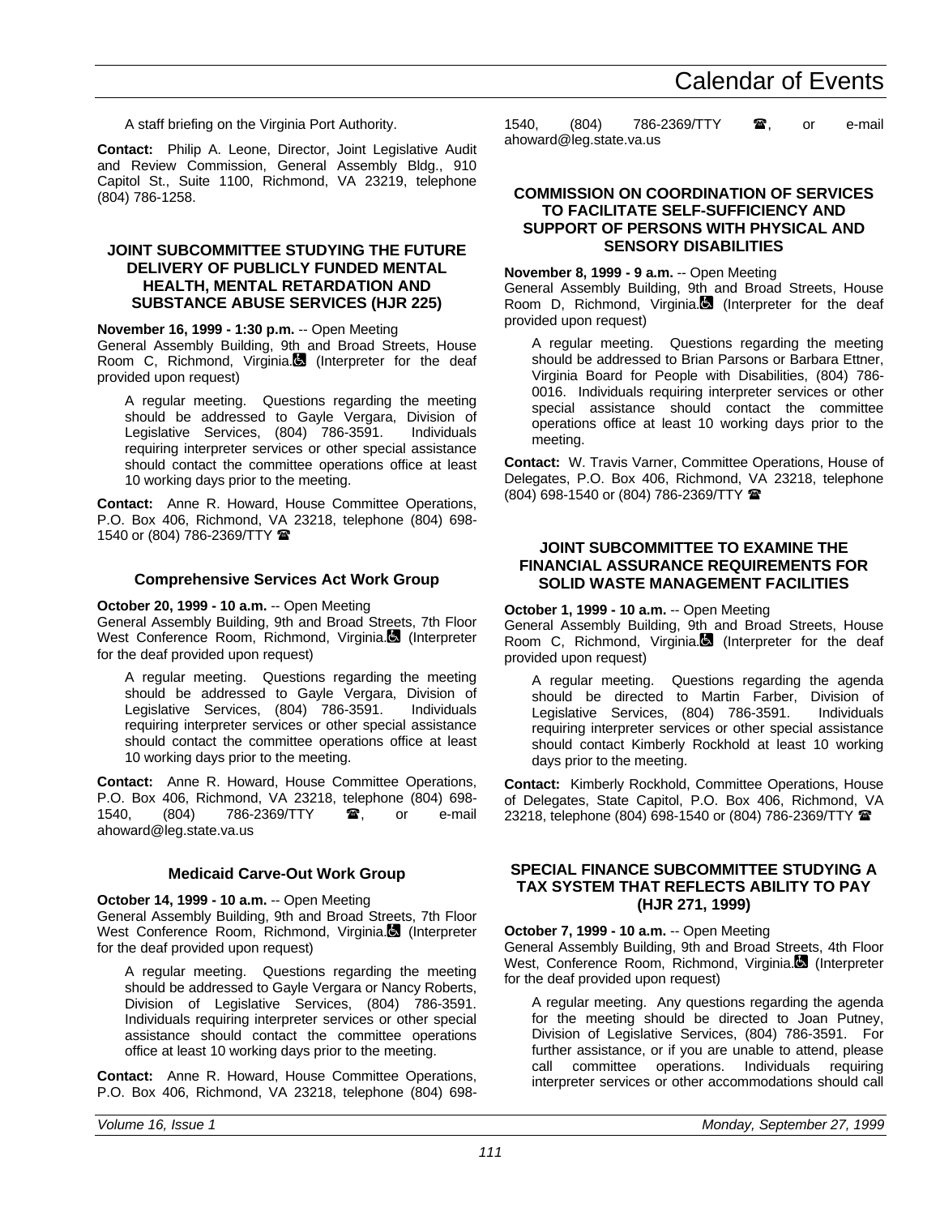A staff briefing on the Virginia Port Authority.

**Contact:** Philip A. Leone, Director, Joint Legislative Audit and Review Commission, General Assembly Bldg., 910 Capitol St., Suite 1100, Richmond, VA 23219, telephone (804) 786-1258.

### JOINT SUBCOMMITTEE STUDYING THE FUTURE DELIVERY OF PUBLICLY FUNDED MENTAL HEALTH, MENTAL RETARDATION AND SUBSTANCE ABUSE SERVICES (HJR 225)

**November 16, 1999 - 1:30 p.m.** -- Open Meeting
General Assembly Building, 9th and Broad Streets, House Room C, Richmond, Virginia. (Interpreter for the deaf provided upon request)

A regular meeting. Questions regarding the meeting should be addressed to Gayle Vergara, Division of Legislative Services, (804) 786-3591. Individuals requiring interpreter services or other special assistance should contact the committee operations office at least 10 working days prior to the meeting.

**Contact:** Anne R. Howard, House Committee Operations, P.O. Box 406, Richmond, VA 23218, telephone (804) 698-1540 or (804) 786-2369/TTY ☎

#### Comprehensive Services Act Work Group

**October 20, 1999 - 10 a.m.** -- Open Meeting
General Assembly Building, 9th and Broad Streets, 7th Floor West Conference Room, Richmond, Virginia. (Interpreter for the deaf provided upon request)

A regular meeting. Questions regarding the meeting should be addressed to Gayle Vergara, Division of Legislative Services, (804) 786-3591. Individuals requiring interpreter services or other special assistance should contact the committee operations office at least 10 working days prior to the meeting.

**Contact:** Anne R. Howard, House Committee Operations, P.O. Box 406, Richmond, VA 23218, telephone (804) 698-1540, (804) 786-2369/TTY ☎, or e-mail ahoward@leg.state.va.us

#### Medicaid Carve-Out Work Group

**October 14, 1999 - 10 a.m.** -- Open Meeting
General Assembly Building, 9th and Broad Streets, 7th Floor West Conference Room, Richmond, Virginia. (Interpreter for the deaf provided upon request)

A regular meeting. Questions regarding the meeting should be addressed to Gayle Vergara or Nancy Roberts, Division of Legislative Services, (804) 786-3591. Individuals requiring interpreter services or other special assistance should contact the committee operations office at least 10 working days prior to the meeting.

**Contact:** Anne R. Howard, House Committee Operations, P.O. Box 406, Richmond, VA 23218, telephone (804) 698-1540, (804) 786-2369/TTY ☎, or e-mail ahoward@leg.state.va.us

### COMMISSION ON COORDINATION OF SERVICES TO FACILITATE SELF-SUFFICIENCY AND SUPPORT OF PERSONS WITH PHYSICAL AND SENSORY DISABILITIES

**November 8, 1999 - 9 a.m.** -- Open Meeting
General Assembly Building, 9th and Broad Streets, House Room D, Richmond, Virginia. (Interpreter for the deaf provided upon request)

A regular meeting. Questions regarding the meeting should be addressed to Brian Parsons or Barbara Ettner, Virginia Board for People with Disabilities, (804) 786-0016. Individuals requiring interpreter services or other special assistance should contact the committee operations office at least 10 working days prior to the meeting.

**Contact:** W. Travis Varner, Committee Operations, House of Delegates, P.O. Box 406, Richmond, VA 23218, telephone (804) 698-1540 or (804) 786-2369/TTY ☎

### JOINT SUBCOMMITTEE TO EXAMINE THE FINANCIAL ASSURANCE REQUIREMENTS FOR SOLID WASTE MANAGEMENT FACILITIES

**October 1, 1999 - 10 a.m.** -- Open Meeting
General Assembly Building, 9th and Broad Streets, House Room C, Richmond, Virginia. (Interpreter for the deaf provided upon request)

A regular meeting. Questions regarding the agenda should be directed to Martin Farber, Division of Legislative Services, (804) 786-3591. Individuals requiring interpreter services or other special assistance should contact Kimberly Rockhold at least 10 working days prior to the meeting.

**Contact:** Kimberly Rockhold, Committee Operations, House of Delegates, State Capitol, P.O. Box 406, Richmond, VA 23218, telephone (804) 698-1540 or (804) 786-2369/TTY ☎

### SPECIAL FINANCE SUBCOMMITTEE STUDYING A TAX SYSTEM THAT REFLECTS ABILITY TO PAY (HJR 271, 1999)

**October 7, 1999 - 10 a.m.** -- Open Meeting
General Assembly Building, 9th and Broad Streets, 4th Floor West, Conference Room, Richmond, Virginia. (Interpreter for the deaf provided upon request)

A regular meeting. Any questions regarding the agenda for the meeting should be directed to Joan Putney, Division of Legislative Services, (804) 786-3591. For further assistance, or if you are unable to attend, please call committee operations. Individuals requiring interpreter services or other accommodations should call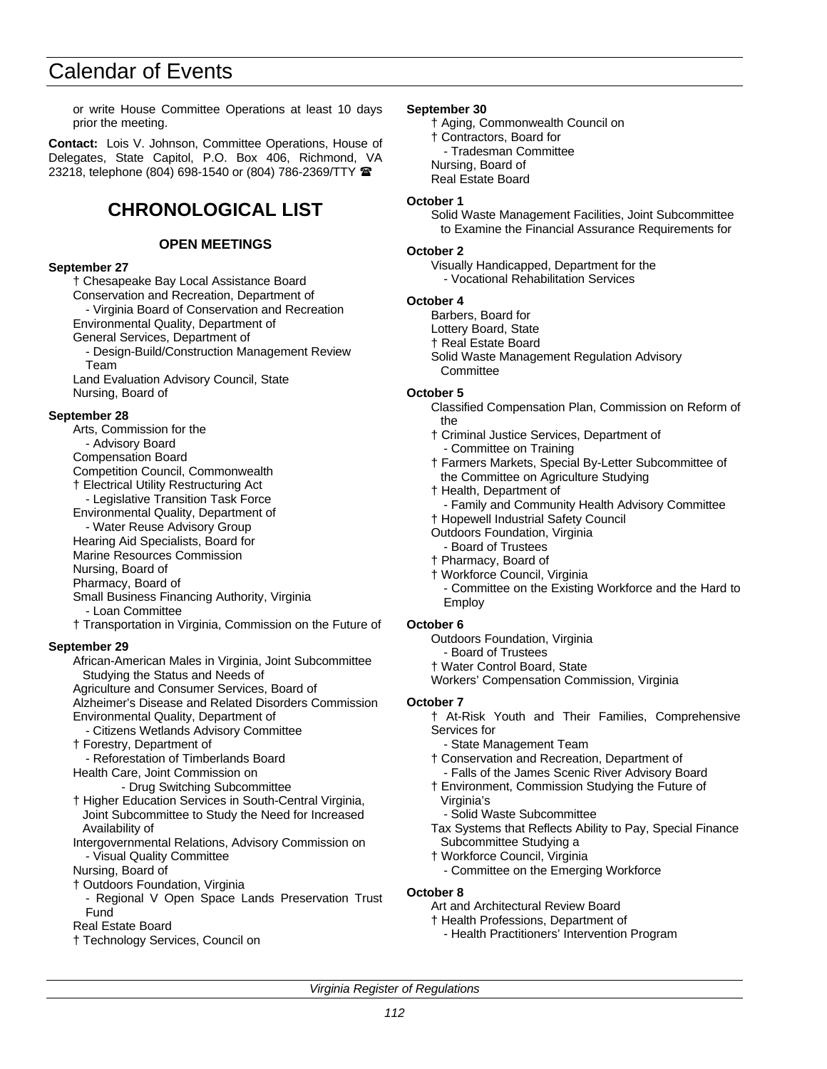or write House Committee Operations at least 10 days prior the meeting.

**Contact:** Lois V. Johnson, Committee Operations, House of Delegates, State Capitol, P.O. Box 406, Richmond, VA 23218, telephone (804) 698-1540 or (804) 786-2369/TTY ☎

## CHRONOLOGICAL LIST

### OPEN MEETINGS

**September 27**

† Chesapeake Bay Local Assistance Board
Conservation and Recreation, Department of
- Virginia Board of Conservation and Recreation
Environmental Quality, Department of
General Services, Department of
- Design-Build/Construction Management Review Team
Land Evaluation Advisory Council, State
Nursing, Board of

**September 28**

Arts, Commission for the
- Advisory Board
Compensation Board
Competition Council, Commonwealth
† Electrical Utility Restructuring Act
- Legislative Transition Task Force
Environmental Quality, Department of
- Water Reuse Advisory Group
Hearing Aid Specialists, Board for
Marine Resources Commission
Nursing, Board of
Pharmacy, Board of
Small Business Financing Authority, Virginia
- Loan Committee
† Transportation in Virginia, Commission on the Future of

**September 29**

African-American Males in Virginia, Joint Subcommittee Studying the Status and Needs of
Agriculture and Consumer Services, Board of
Alzheimer's Disease and Related Disorders Commission
Environmental Quality, Department of
- Citizens Wetlands Advisory Committee
† Forestry, Department of
- Reforestation of Timberlands Board
Health Care, Joint Commission on
- Drug Switching Subcommittee
† Higher Education Services in South-Central Virginia, Joint Subcommittee to Study the Need for Increased Availability of
Intergovernmental Relations, Advisory Commission on
- Visual Quality Committee
Nursing, Board of
† Outdoors Foundation, Virginia
- Regional V Open Space Lands Preservation Trust Fund
Real Estate Board
† Technology Services, Council on

**September 30**

† Aging, Commonwealth Council on
† Contractors, Board for
- Tradesman Committee
Nursing, Board of
Real Estate Board

**October 1**

Solid Waste Management Facilities, Joint Subcommittee to Examine the Financial Assurance Requirements for

**October 2**

Visually Handicapped, Department for the
- Vocational Rehabilitation Services

**October 4**

Barbers, Board for
Lottery Board, State
† Real Estate Board
Solid Waste Management Regulation Advisory Committee

**October 5**

Classified Compensation Plan, Commission on Reform of the
† Criminal Justice Services, Department of
- Committee on Training
† Farmers Markets, Special By-Letter Subcommittee of the Committee on Agriculture Studying
† Health, Department of
- Family and Community Health Advisory Committee
† Hopewell Industrial Safety Council
Outdoors Foundation, Virginia
- Board of Trustees
† Pharmacy, Board of
† Workforce Council, Virginia
- Committee on the Existing Workforce and the Hard to Employ

**October 6**

Outdoors Foundation, Virginia
- Board of Trustees
† Water Control Board, State
Workers' Compensation Commission, Virginia

**October 7**

† At-Risk Youth and Their Families, Comprehensive Services for
- State Management Team
† Conservation and Recreation, Department of
- Falls of the James Scenic River Advisory Board
† Environment, Commission Studying the Future of Virginia's
- Solid Waste Subcommittee
Tax Systems that Reflects Ability to Pay, Special Finance Subcommittee Studying a
† Workforce Council, Virginia
- Committee on the Emerging Workforce

**October 8**

Art and Architectural Review Board
† Health Professions, Department of
- Health Practitioners' Intervention Program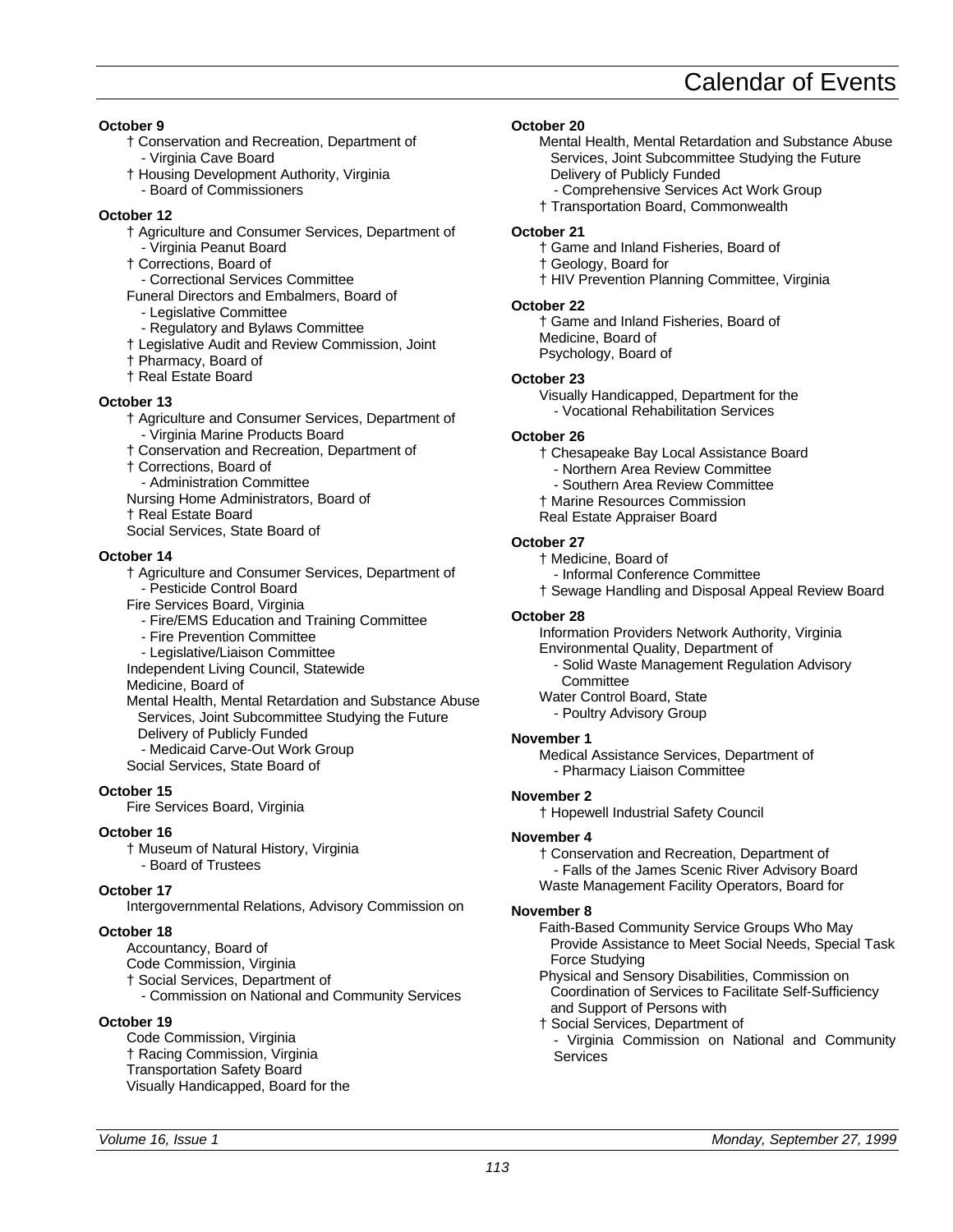# Calendar of Events

**October 9**

† Conservation and Recreation, Department of
- Virginia Cave Board

† Housing Development Authority, Virginia
- Board of Commissioners

**October 12**

† Agriculture and Consumer Services, Department of
- Virginia Peanut Board

† Corrections, Board of
- Correctional Services Committee

Funeral Directors and Embalmers, Board of
- Legislative Committee
- Regulatory and Bylaws Committee

† Legislative Audit and Review Commission, Joint

† Pharmacy, Board of

† Real Estate Board

**October 13**

† Agriculture and Consumer Services, Department of
- Virginia Marine Products Board

† Conservation and Recreation, Department of

† Corrections, Board of
- Administration Committee

Nursing Home Administrators, Board of

† Real Estate Board

Social Services, State Board of

**October 14**

† Agriculture and Consumer Services, Department of
- Pesticide Control Board

Fire Services Board, Virginia
- Fire/EMS Education and Training Committee
- Fire Prevention Committee
- Legislative/Liaison Committee

Independent Living Council, Statewide

Medicine, Board of

Mental Health, Mental Retardation and Substance Abuse Services, Joint Subcommittee Studying the Future Delivery of Publicly Funded
- Medicaid Carve-Out Work Group

Social Services, State Board of

**October 15**

Fire Services Board, Virginia

**October 16**

† Museum of Natural History, Virginia
- Board of Trustees

**October 17**

Intergovernmental Relations, Advisory Commission on

**October 18**

Accountancy, Board of

Code Commission, Virginia

† Social Services, Department of
- Commission on National and Community Services

**October 19**

Code Commission, Virginia

† Racing Commission, Virginia

Transportation Safety Board

Visually Handicapped, Board for the

**October 20**

Mental Health, Mental Retardation and Substance Abuse Services, Joint Subcommittee Studying the Future Delivery of Publicly Funded
- Comprehensive Services Act Work Group

† Transportation Board, Commonwealth

**October 21**

† Game and Inland Fisheries, Board of

† Geology, Board for

† HIV Prevention Planning Committee, Virginia

**October 22**

† Game and Inland Fisheries, Board of

Medicine, Board of

Psychology, Board of

**October 23**

Visually Handicapped, Department for the
- Vocational Rehabilitation Services

**October 26**

† Chesapeake Bay Local Assistance Board
- Northern Area Review Committee
- Southern Area Review Committee

† Marine Resources Commission

Real Estate Appraiser Board

**October 27**

† Medicine, Board of
- Informal Conference Committee

† Sewage Handling and Disposal Appeal Review Board

**October 28**

Information Providers Network Authority, Virginia

Environmental Quality, Department of
- Solid Waste Management Regulation Advisory Committee

Water Control Board, State
- Poultry Advisory Group

**November 1**

Medical Assistance Services, Department of
- Pharmacy Liaison Committee

**November 2**

† Hopewell Industrial Safety Council

**November 4**

† Conservation and Recreation, Department of
- Falls of the James Scenic River Advisory Board

Waste Management Facility Operators, Board for

**November 8**

Faith-Based Community Service Groups Who May Provide Assistance to Meet Social Needs, Special Task Force Studying

Physical and Sensory Disabilities, Commission on Coordination of Services to Facilitate Self-Sufficiency and Support of Persons with

† Social Services, Department of
- Virginia Commission on National and Community Services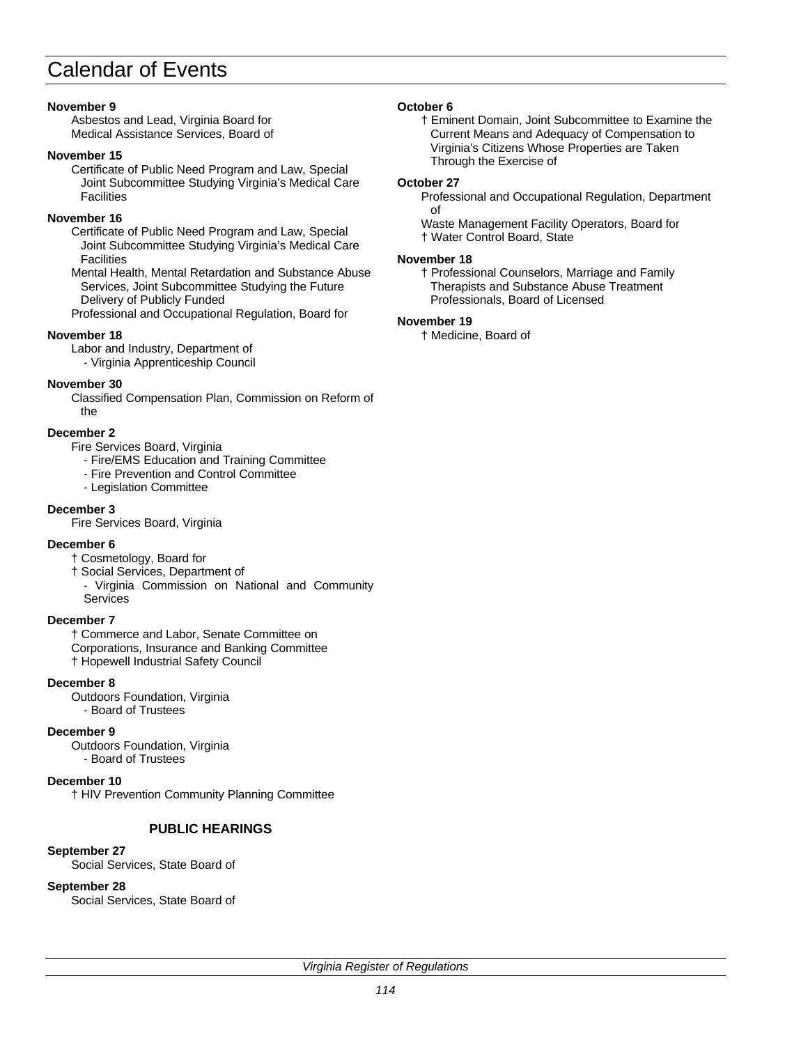# Calendar of Events

**November 9**

Asbestos and Lead, Virginia Board for
Medical Assistance Services, Board of

**November 15**

Certificate of Public Need Program and Law, Special Joint Subcommittee Studying Virginia's Medical Care Facilities

**November 16**

Certificate of Public Need Program and Law, Special Joint Subcommittee Studying Virginia's Medical Care Facilities

Mental Health, Mental Retardation and Substance Abuse Services, Joint Subcommittee Studying the Future Delivery of Publicly Funded

Professional and Occupational Regulation, Board for

**November 18**

Labor and Industry, Department of
- Virginia Apprenticeship Council

**November 30**

Classified Compensation Plan, Commission on Reform of the

**December 2**

Fire Services Board, Virginia
- Fire/EMS Education and Training Committee
- Fire Prevention and Control Committee
- Legislation Committee

**December 3**

Fire Services Board, Virginia

**December 6**

† Cosmetology, Board for

† Social Services, Department of
- Virginia Commission on National and Community Services

**December 7**

† Commerce and Labor, Senate Committee on
Corporations, Insurance and Banking Committee

† Hopewell Industrial Safety Council

**December 8**

Outdoors Foundation, Virginia
- Board of Trustees

**December 9**

Outdoors Foundation, Virginia
- Board of Trustees

**December 10**

† HIV Prevention Community Planning Committee

## PUBLIC HEARINGS

**September 27**

Social Services, State Board of

**September 28**

Social Services, State Board of

**October 6**

† Eminent Domain, Joint Subcommittee to Examine the Current Means and Adequacy of Compensation to Virginia's Citizens Whose Properties are Taken Through the Exercise of

**October 27**

Professional and Occupational Regulation, Department of

Waste Management Facility Operators, Board for

† Water Control Board, State

**November 18**

† Professional Counselors, Marriage and Family Therapists and Substance Abuse Treatment Professionals, Board of Licensed

**November 19**

† Medicine, Board of